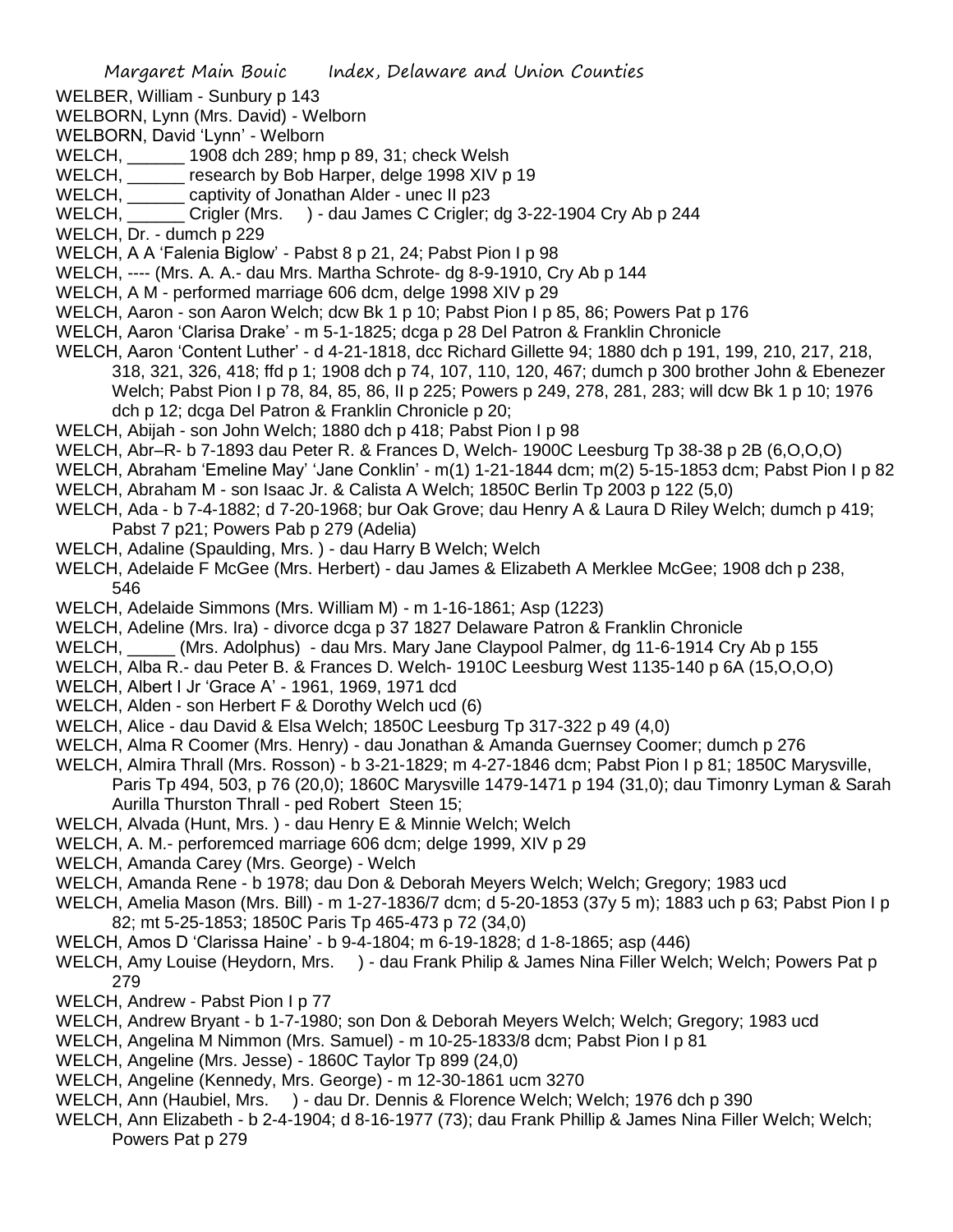WELBER, William - Sunbury p 143

WELBORN, Lynn (Mrs. David) - Welborn

WELBORN, David 'Lynn' - Welborn

WELCH, ______ 1908 dch 289; hmp p 89, 31; check Welsh

WELCH, ______ research by Bob Harper, delge 1998 XIV p 19

WELCH, ______ captivity of Jonathan Alder - unec II p23

WELCH, ______ Crigler (Mrs. ) - dau James C Crigler; dg 3-22-1904 Cry Ab p 244

WELCH, Dr. - dumch p 229

WELCH, A A 'Falenia Biglow' - Pabst 8 p 21, 24; Pabst Pion I p 98

WELCH, ---- (Mrs. A. A.- dau Mrs. Martha Schrote- dg 8-9-1910, Cry Ab p 144

WELCH, A M - performed marriage 606 dcm, delge 1998 XIV p 29

WELCH, Aaron - son Aaron Welch; dcw Bk 1 p 10; Pabst Pion I p 85, 86; Powers Pat p 176

WELCH, Aaron 'Clarisa Drake' - m 5-1-1825; dcga p 28 Del Patron & Franklin Chronicle

WELCH, Aaron 'Content Luther' - d 4-21-1818, dcc Richard Gillette 94; 1880 dch p 191, 199, 210, 217, 218, 318, 321, 326, 418; ffd p 1; 1908 dch p 74, 107, 110, 120, 467; dumch p 300 brother John & Ebenezer Welch; Pabst Pion I p 78, 84, 85, 86, II p 225; Powers p 249, 278, 281, 283; will dcw Bk 1 p 10; 1976 dch p 12; dcga Del Patron & Franklin Chronicle p 20;

WELCH, Abijah - son John Welch; 1880 dch p 418; Pabst Pion I p 98

WELCH, Abr–R- b 7-1893 dau Peter R. & Frances D, Welch- 1900C Leesburg Tp 38-38 p 2B (6,O,O,O)

WELCH, Abraham 'Emeline May' 'Jane Conklin' - m(1) 1-21-1844 dcm; m(2) 5-15-1853 dcm; Pabst Pion I p 82

WELCH, Abraham M - son Isaac Jr. & Calista A Welch; 1850C Berlin Tp 2003 p 122 (5,0)

WELCH, Ada - b 7-4-1882; d 7-20-1968; bur Oak Grove; dau Henry A & Laura D Riley Welch; dumch p 419; Pabst 7 p21; Powers Pab p 279 (Adelia)

WELCH, Adaline (Spaulding, Mrs. ) - dau Harry B Welch; Welch

WELCH, Adelaide F McGee (Mrs. Herbert) - dau James & Elizabeth A Merklee McGee; 1908 dch p 238, 546

WELCH, Adelaide Simmons (Mrs. William M) - m 1-16-1861; Asp (1223)

WELCH, Adeline (Mrs. Ira) - divorce dcga p 37 1827 Delaware Patron & Franklin Chronicle

WELCH, _____ (Mrs. Adolphus) - dau Mrs. Mary Jane Claypool Palmer, dg 11-6-1914 Cry Ab p 155

WELCH, Alba R.- dau Peter B. & Frances D. Welch- 1910C Leesburg West 1135-140 p 6A (15,O,O,O)

WELCH, Albert I Jr 'Grace A' - 1961, 1969, 1971 dcd

WELCH, Alden - son Herbert F & Dorothy Welch ucd (6)

WELCH, Alice - dau David & Elsa Welch; 1850C Leesburg Tp 317-322 p 49 (4,0)

WELCH, Alma R Coomer (Mrs. Henry) - dau Jonathan & Amanda Guernsey Coomer; dumch p 276

WELCH, Almira Thrall (Mrs. Rosson) - b 3-21-1829; m 4-27-1846 dcm; Pabst Pion I p 81; 1850C Marysville, Paris Tp 494, 503, p 76 (20,0); 1860C Marysville 1479-1471 p 194 (31,0); dau Timonry Lyman & Sarah Aurilla Thurston Thrall - ped Robert Steen 15;

WELCH, Alvada (Hunt, Mrs. ) - dau Henry E & Minnie Welch; Welch

WELCH, A. M.- perforemced marriage 606 dcm; delge 1999, XIV p 29

WELCH, Amanda Carey (Mrs. George) - Welch

WELCH, Amanda Rene - b 1978; dau Don & Deborah Meyers Welch; Welch; Gregory; 1983 ucd

WELCH, Amelia Mason (Mrs. Bill) - m 1-27-1836/7 dcm; d 5-20-1853 (37y 5 m); 1883 uch p 63; Pabst Pion I p 82; mt 5-25-1853; 1850C Paris Tp 465-473 p 72 (34,0)

WELCH, Amos D 'Clarissa Haine' - b 9-4-1804; m 6-19-1828; d 1-8-1865; asp (446)

WELCH, Amy Louise (Heydorn, Mrs. ) - dau Frank Philip & James Nina Filler Welch; Welch; Powers Pat p 279

WELCH, Andrew - Pabst Pion I p 77

WELCH, Andrew Bryant - b 1-7-1980; son Don & Deborah Meyers Welch; Welch; Gregory; 1983 ucd

WELCH, Angelina M Nimmon (Mrs. Samuel) - m 10-25-1833/8 dcm; Pabst Pion I p 81

WELCH, Angeline (Mrs. Jesse) - 1860C Taylor Tp 899 (24,0)

WELCH, Angeline (Kennedy, Mrs. George) - m 12-30-1861 ucm 3270

WELCH, Ann (Haubiel, Mrs. ) - dau Dr. Dennis & Florence Welch; Welch; 1976 dch p 390

WELCH, Ann Elizabeth - b 2-4-1904; d 8-16-1977 (73); dau Frank Phillip & James Nina Filler Welch; Welch; Powers Pat p 279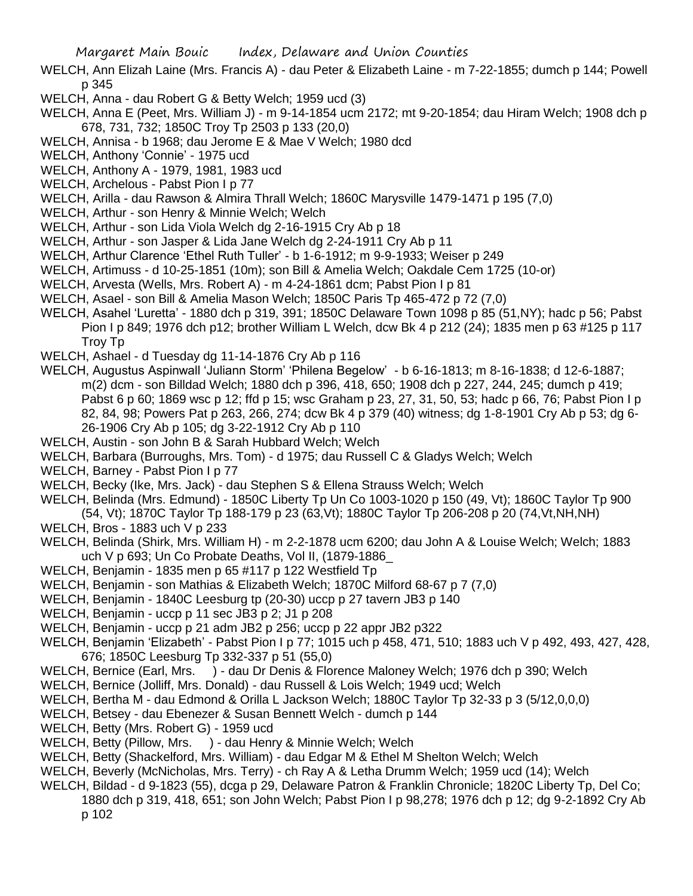WELCH, Ann Elizah Laine (Mrs. Francis A) - dau Peter & Elizabeth Laine - m 7-22-1855; dumch p 144; Powell p 345

WELCH, Anna - dau Robert G & Betty Welch; 1959 ucd (3)

WELCH, Anna E (Peet, Mrs. William J) - m 9-14-1854 ucm 2172; mt 9-20-1854; dau Hiram Welch; 1908 dch p 678, 731, 732; 1850C Troy Tp 2503 p 133 (20,0)

WELCH, Annisa - b 1968; dau Jerome E & Mae V Welch; 1980 dcd

WELCH, Anthony 'Connie' - 1975 ucd

WELCH, Anthony A - 1979, 1981, 1983 ucd

WELCH, Archelous - Pabst Pion I p 77

WELCH, Arilla - dau Rawson & Almira Thrall Welch; 1860C Marysville 1479-1471 p 195 (7,0)

WELCH, Arthur - son Henry & Minnie Welch; Welch

WELCH, Arthur - son Lida Viola Welch dg 2-16-1915 Cry Ab p 18

WELCH, Arthur - son Jasper & Lida Jane Welch dg 2-24-1911 Cry Ab p 11

WELCH, Arthur Clarence 'Ethel Ruth Tuller' - b 1-6-1912; m 9-9-1933; Weiser p 249

WELCH, Artimuss - d 10-25-1851 (10m); son Bill & Amelia Welch; Oakdale Cem 1725 (10-or)

WELCH, Arvesta (Wells, Mrs. Robert A) - m 4-24-1861 dcm; Pabst Pion I p 81

WELCH, Asael - son Bill & Amelia Mason Welch; 1850C Paris Tp 465-472 p 72 (7,0)

WELCH, Asahel 'Luretta' - 1880 dch p 319, 391; 1850C Delaware Town 1098 p 85 (51,NY); hadc p 56; Pabst Pion I p 849; 1976 dch p12; brother William L Welch, dcw Bk 4 p 212 (24); 1835 men p 63 #125 p 117 Troy Tp

WELCH, Ashael - d Tuesday dg 11-14-1876 Cry Ab p 116

WELCH, Augustus Aspinwall 'Juliann Storm' 'Philena Begelow' - b 6-16-1813; m 8-16-1838; d 12-6-1887; m(2) dcm - son Billdad Welch; 1880 dch p 396, 418, 650; 1908 dch p 227, 244, 245; dumch p 419; Pabst 6 p 60; 1869 wsc p 12; ffd p 15; wsc Graham p 23, 27, 31, 50, 53; hadc p 66, 76; Pabst Pion I p 82, 84, 98; Powers Pat p 263, 266, 274; dcw Bk 4 p 379 (40) witness; dg 1-8-1901 Cry Ab p 53; dg 6-26-1906 Cry Ab p 105; dg 3-22-1912 Cry Ab p 110

WELCH, Austin - son John B & Sarah Hubbard Welch; Welch

WELCH, Barbara (Burroughs, Mrs. Tom) - d 1975; dau Russell C & Gladys Welch; Welch

WELCH, Barney - Pabst Pion I p 77

WELCH, Becky (Ike, Mrs. Jack) - dau Stephen S & Ellena Strauss Welch; Welch

WELCH, Belinda (Mrs. Edmund) - 1850C Liberty Tp Un Co 1003-1020 p 150 (49, Vt); 1860C Taylor Tp 900 (54, Vt); 1870C Taylor Tp 188-179 p 23 (63,Vt); 1880C Taylor Tp 206-208 p 20 (74,Vt,NH,NH)

WELCH, Bros - 1883 uch V p 233

WELCH, Belinda (Shirk, Mrs. William H) - m 2-2-1878 ucm 6200; dau John A & Louise Welch; Welch; 1883 uch V p 693; Un Co Probate Deaths, Vol II, (1879-1886_

WELCH, Benjamin - 1835 men p 65 #117 p 122 Westfield Tp

WELCH, Benjamin - son Mathias & Elizabeth Welch; 1870C Milford 68-67 p 7 (7,0)

WELCH, Benjamin - 1840C Leesburg tp (20-30) uccp p 27 tavern JB3 p 140

WELCH, Benjamin - uccp p 11 sec JB3 p 2; J1 p 208

WELCH, Benjamin - uccp p 21 adm JB2 p 256; uccp p 22 appr JB2 p322

WELCH, Benjamin 'Elizabeth' - Pabst Pion I p 77; 1015 uch p 458, 471, 510; 1883 uch V p 492, 493, 427, 428, 676; 1850C Leesburg Tp 332-337 p 51 (55,0)

WELCH, Bernice (Earl, Mrs. ) - dau Dr Denis & Florence Maloney Welch; 1976 dch p 390; Welch

WELCH, Bernice (Jolliff, Mrs. Donald) - dau Russell & Lois Welch; 1949 ucd; Welch

WELCH, Bertha M - dau Edmond & Orilla L Jackson Welch; 1880C Taylor Tp 32-33 p 3 (5/12,0,0,0)

WELCH, Betsey - dau Ebenezer & Susan Bennett Welch - dumch p 144

WELCH, Betty (Mrs. Robert G) - 1959 ucd

WELCH, Betty (Pillow, Mrs. ) - dau Henry & Minnie Welch; Welch

WELCH, Betty (Shackelford, Mrs. William) - dau Edgar M & Ethel M Shelton Welch; Welch

WELCH, Beverly (McNicholas, Mrs. Terry) - ch Ray A & Letha Drumm Welch; 1959 ucd (14); Welch

WELCH, Bildad - d 9-1823 (55), dcga p 29, Delaware Patron & Franklin Chronicle; 1820C Liberty Tp, Del Co; 1880 dch p 319, 418, 651; son John Welch; Pabst Pion I p 98,278; 1976 dch p 12; dg 9-2-1892 Cry Ab p 102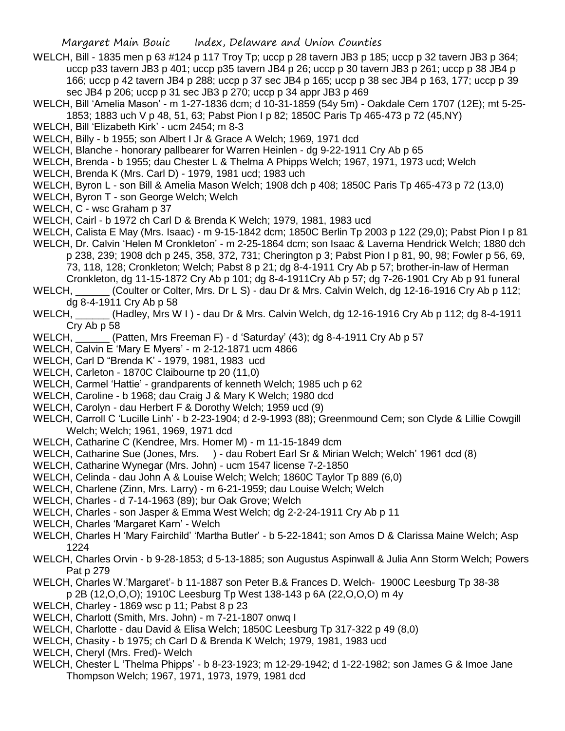WELCH, Bill - 1835 men p 63 #124 p 117 Troy Tp; uccp p 28 tavern JB3 p 185; uccp p 32 tavern JB3 p 364; uccp p33 tavern JB3 p 401; uccp p35 tavern JB4 p 26; uccp p 30 tavern JB3 p 261; uccp p 38 JB4 p 166; uccp p 42 tavern JB4 p 288; uccp p 37 sec JB4 p 165; uccp p 38 sec JB4 p 163, 177; uccp p 39 sec JB4 p 206; uccp p 31 sec JB3 p 270; uccp p 34 appr JB3 p 469

WELCH, Bill 'Amelia Mason' - m 1-27-1836 dcm; d 10-31-1859 (54y 5m) - Oakdale Cem 1707 (12E); mt 5-25-1853; 1883 uch V p 48, 51, 63; Pabst Pion I p 82; 1850C Paris Tp 465-473 p 72 (45,NY)

WELCH, Bill 'Elizabeth Kirk' - ucm 2454; m 8-3

WELCH, Billy - b 1955; son Albert I Jr & Grace A Welch; 1969, 1971 dcd

WELCH, Blanche - honorary pallbearer for Warren Heinlen - dg 9-22-1911 Cry Ab p 65

WELCH, Brenda - b 1955; dau Chester L & Thelma A Phipps Welch; 1967, 1971, 1973 ucd; Welch

WELCH, Brenda K (Mrs. Carl D) - 1979, 1981 ucd; 1983 uch

WELCH, Byron L - son Bill & Amelia Mason Welch; 1908 dch p 408; 1850C Paris Tp 465-473 p 72 (13,0)

WELCH, Byron T - son George Welch; Welch

WELCH, C - wsc Graham p 37

WELCH, Cairl - b 1972 ch Carl D & Brenda K Welch; 1979, 1981, 1983 ucd

WELCH, Calista E May (Mrs. Isaac) - m 9-15-1842 dcm; 1850C Berlin Tp 2003 p 122 (29,0); Pabst Pion I p 81

WELCH, Dr. Calvin 'Helen M Cronkleton' - m 2-25-1864 dcm; son Isaac & Laverna Hendrick Welch; 1880 dch p 238, 239; 1908 dch p 245, 358, 372, 731; Cherington p 3; Pabst Pion I p 81, 90, 98; Fowler p 56, 69, 73, 118, 128; Cronkleton; Welch; Pabst 8 p 21; dg 8-4-1911 Cry Ab p 57; brother-in-law of Herman Cronkleton, dg 11-15-1872 Cry Ab p 101; dg 8-4-1911Cry Ab p 57; dg 7-26-1901 Cry Ab p 91 funeral

WELCH, ______ (Coulter or Colter, Mrs. Dr L S) - dau Dr & Mrs. Calvin Welch, dg 12-16-1916 Cry Ab p 112; dg 8-4-1911 Cry Ab p 58

WELCH, ______ (Hadley, Mrs W I ) - dau Dr & Mrs. Calvin Welch, dg 12-16-1916 Cry Ab p 112; dg 8-4-1911 Cry Ab p 58

WELCH, ______ (Patten, Mrs Freeman F) - d 'Saturday' (43); dg 8-4-1911 Cry Ab p 57

WELCH, Calvin E 'Mary E Myers' - m 2-12-1871 ucm 4866

WELCH, Carl D "Brenda K' - 1979, 1981, 1983 ucd

WELCH, Carleton - 1870C Claibourne tp 20 (11,0)

WELCH, Carmel 'Hattie' - grandparents of kenneth Welch; 1985 uch p 62

WELCH, Caroline - b 1968; dau Craig J & Mary K Welch; 1980 dcd

WELCH, Carolyn - dau Herbert F & Dorothy Welch; 1959 ucd (9)

WELCH, Carroll C 'Lucille Linh' - b 2-23-1904; d 2-9-1993 (88); Greenmound Cem; son Clyde & Lillie Cowgill Welch; Welch; 1961, 1969, 1971 dcd

WELCH, Catharine C (Kendree, Mrs. Homer M) - m 11-15-1849 dcm

WELCH, Catharine Sue (Jones, Mrs. ) - dau Robert Earl Sr & Mirian Welch; Welch' 1961 dcd (8)

WELCH, Catharine Wynegar (Mrs. John) - ucm 1547 license 7-2-1850

WELCH, Celinda - dau John A & Louise Welch; Welch; 1860C Taylor Tp 889 (6,0)

WELCH, Charlene (Zinn, Mrs. Larry) - m 6-21-1959; dau Louise Welch; Welch

WELCH, Charles - d 7-14-1963 (89); bur Oak Grove; Welch

WELCH, Charles - son Jasper & Emma West Welch; dg 2-2-24-1911 Cry Ab p 11

WELCH, Charles 'Margaret Karn' - Welch

WELCH, Charles H 'Mary Fairchild' 'Martha Butler' - b 5-22-1841; son Amos D & Clarissa Maine Welch; Asp 1224

WELCH, Charles Orvin - b 9-28-1853; d 5-13-1885; son Augustus Aspinwall & Julia Ann Storm Welch; Powers Pat p 279

WELCH, Charles W.'Margaret'- b 11-1887 son Peter B.& Frances D. Welch- 1900C Leesburg Tp 38-38 p 2B (12,O,O,O); 1910C Leesburg Tp West 138-143 p 6A (22,O,O,O) m 4y

WELCH, Charley - 1869 wsc p 11; Pabst 8 p 23

WELCH, Charlott (Smith, Mrs. John) - m 7-21-1807 onwq I

WELCH, Charlotte - dau David & Elisa Welch; 1850C Leesburg Tp 317-322 p 49 (8,0)

WELCH, Chasity - b 1975; ch Carl D & Brenda K Welch; 1979, 1981, 1983 ucd

WELCH, Cheryl (Mrs. Fred)- Welch

WELCH, Chester L 'Thelma Phipps' - b 8-23-1923; m 12-29-1942; d 1-22-1982; son James G & Imoe Jane Thompson Welch; 1967, 1971, 1973, 1979, 1981 dcd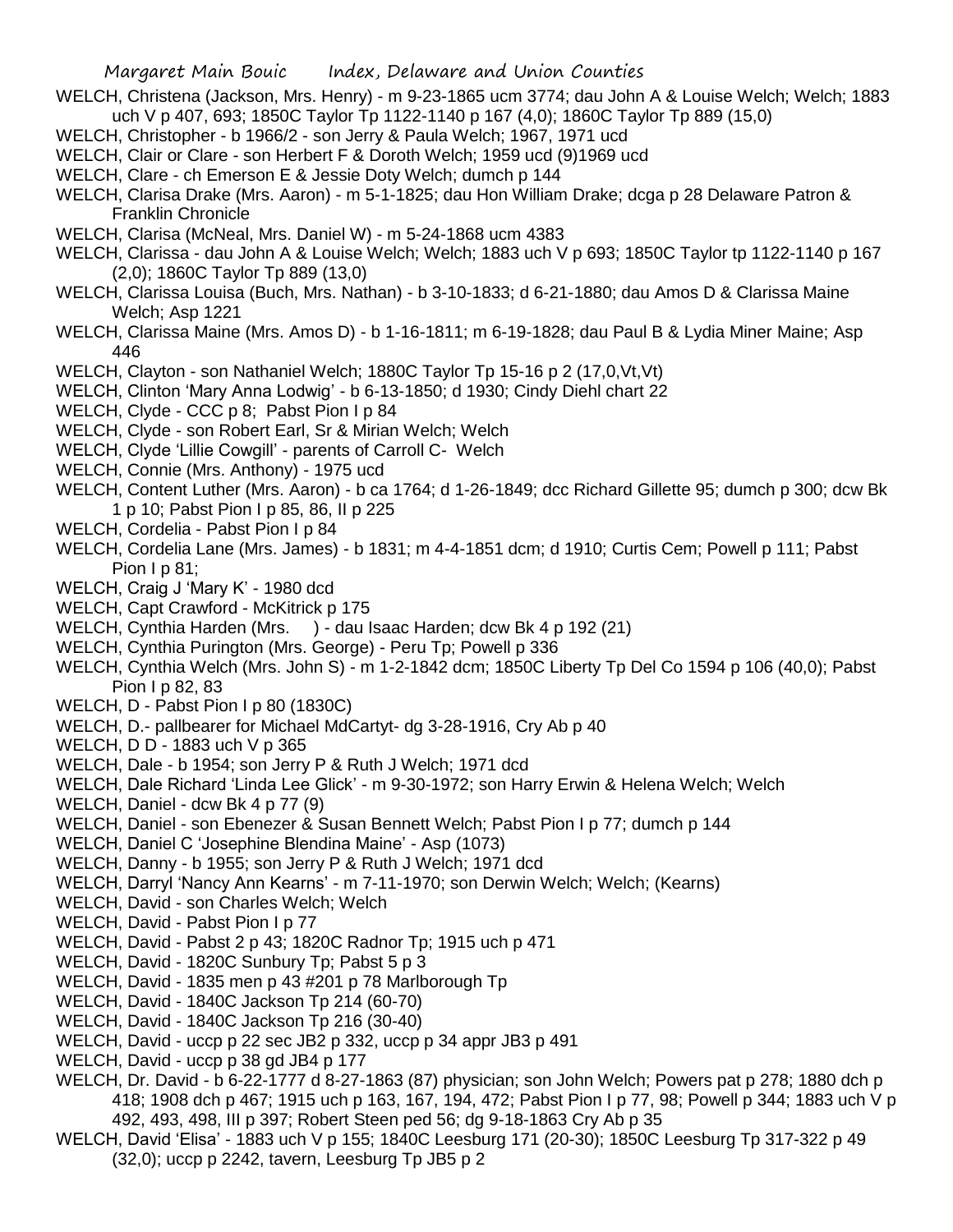WELCH, Christena (Jackson, Mrs. Henry) - m 9-23-1865 ucm 3774; dau John A & Louise Welch; Welch; 1883 uch V p 407, 693; 1850C Taylor Tp 1122-1140 p 167 (4,0); 1860C Taylor Tp 889 (15,0)

WELCH, Christopher - b 1966/2 - son Jerry & Paula Welch; 1967, 1971 ucd

WELCH, Clair or Clare - son Herbert F & Doroth Welch; 1959 ucd (9)1969 ucd

WELCH, Clare - ch Emerson E & Jessie Doty Welch; dumch p 144

WELCH, Clarisa Drake (Mrs. Aaron) - m 5-1-1825; dau Hon William Drake; dcga p 28 Delaware Patron & Franklin Chronicle

WELCH, Clarisa (McNeal, Mrs. Daniel W) - m 5-24-1868 ucm 4383

WELCH, Clarissa - dau John A & Louise Welch; Welch; 1883 uch V p 693; 1850C Taylor tp 1122-1140 p 167 (2,0); 1860C Taylor Tp 889 (13,0)

WELCH, Clarissa Louisa (Buch, Mrs. Nathan) - b 3-10-1833; d 6-21-1880; dau Amos D & Clarissa Maine Welch; Asp 1221

WELCH, Clarissa Maine (Mrs. Amos D) - b 1-16-1811; m 6-19-1828; dau Paul B & Lydia Miner Maine; Asp 446

WELCH, Clayton - son Nathaniel Welch; 1880C Taylor Tp 15-16 p 2 (17,0,Vt,Vt)

WELCH, Clinton 'Mary Anna Lodwig' - b 6-13-1850; d 1930; Cindy Diehl chart 22

WELCH, Clyde - CCC p 8; Pabst Pion I p 84

WELCH, Clyde - son Robert Earl, Sr & Mirian Welch; Welch

WELCH, Clyde 'Lillie Cowgill' - parents of Carroll C- Welch

WELCH, Connie (Mrs. Anthony) - 1975 ucd

WELCH, Content Luther (Mrs. Aaron) - b ca 1764; d 1-26-1849; dcc Richard Gillette 95; dumch p 300; dcw Bk 1 p 10; Pabst Pion I p 85, 86, II p 225

WELCH, Cordelia - Pabst Pion I p 84

WELCH, Cordelia Lane (Mrs. James) - b 1831; m 4-4-1851 dcm; d 1910; Curtis Cem; Powell p 111; Pabst Pion I p 81;

WELCH, Craig J 'Mary K' - 1980 dcd

WELCH, Capt Crawford - McKitrick p 175

WELCH, Cynthia Harden (Mrs. ) - dau Isaac Harden; dcw Bk 4 p 192 (21)

WELCH, Cynthia Purington (Mrs. George) - Peru Tp; Powell p 336

WELCH, Cynthia Welch (Mrs. John S) - m 1-2-1842 dcm; 1850C Liberty Tp Del Co 1594 p 106 (40,0); Pabst Pion I p 82, 83

WELCH, D - Pabst Pion I p 80 (1830C)

WELCH, D.- pallbearer for Michael MdCartyt- dg 3-28-1916, Cry Ab p 40

WELCH, D D - 1883 uch V p 365

WELCH, Dale - b 1954; son Jerry P & Ruth J Welch; 1971 dcd

WELCH, Dale Richard 'Linda Lee Glick' - m 9-30-1972; son Harry Erwin & Helena Welch; Welch

WELCH, Daniel - dcw Bk 4 p 77 (9)

WELCH, Daniel - son Ebenezer & Susan Bennett Welch; Pabst Pion I p 77; dumch p 144

WELCH, Daniel C 'Josephine Blendina Maine' - Asp (1073)

WELCH, Danny - b 1955; son Jerry P & Ruth J Welch; 1971 dcd

WELCH, Darryl 'Nancy Ann Kearns' - m 7-11-1970; son Derwin Welch; Welch; (Kearns)

WELCH, David - son Charles Welch; Welch

WELCH, David - Pabst Pion I p 77

WELCH, David - Pabst 2 p 43; 1820C Radnor Tp; 1915 uch p 471

WELCH, David - 1820C Sunbury Tp; Pabst 5 p 3

WELCH, David - 1835 men p 43 #201 p 78 Marlborough Tp

WELCH, David - 1840C Jackson Tp 214 (60-70)

WELCH, David - 1840C Jackson Tp 216 (30-40)

WELCH, David - uccp p 22 sec JB2 p 332, uccp p 34 appr JB3 p 491

WELCH, David - uccp p 38 gd JB4 p 177

WELCH, Dr. David - b 6-22-1777 d 8-27-1863 (87) physician; son John Welch; Powers pat p 278; 1880 dch p 418; 1908 dch p 467; 1915 uch p 163, 167, 194, 472; Pabst Pion I p 77, 98; Powell p 344; 1883 uch V p 492, 493, 498, III p 397; Robert Steen ped 56; dg 9-18-1863 Cry Ab p 35

WELCH, David 'Elisa' - 1883 uch V p 155; 1840C Leesburg 171 (20-30); 1850C Leesburg Tp 317-322 p 49 (32,0); uccp p 2242, tavern, Leesburg Tp JB5 p 2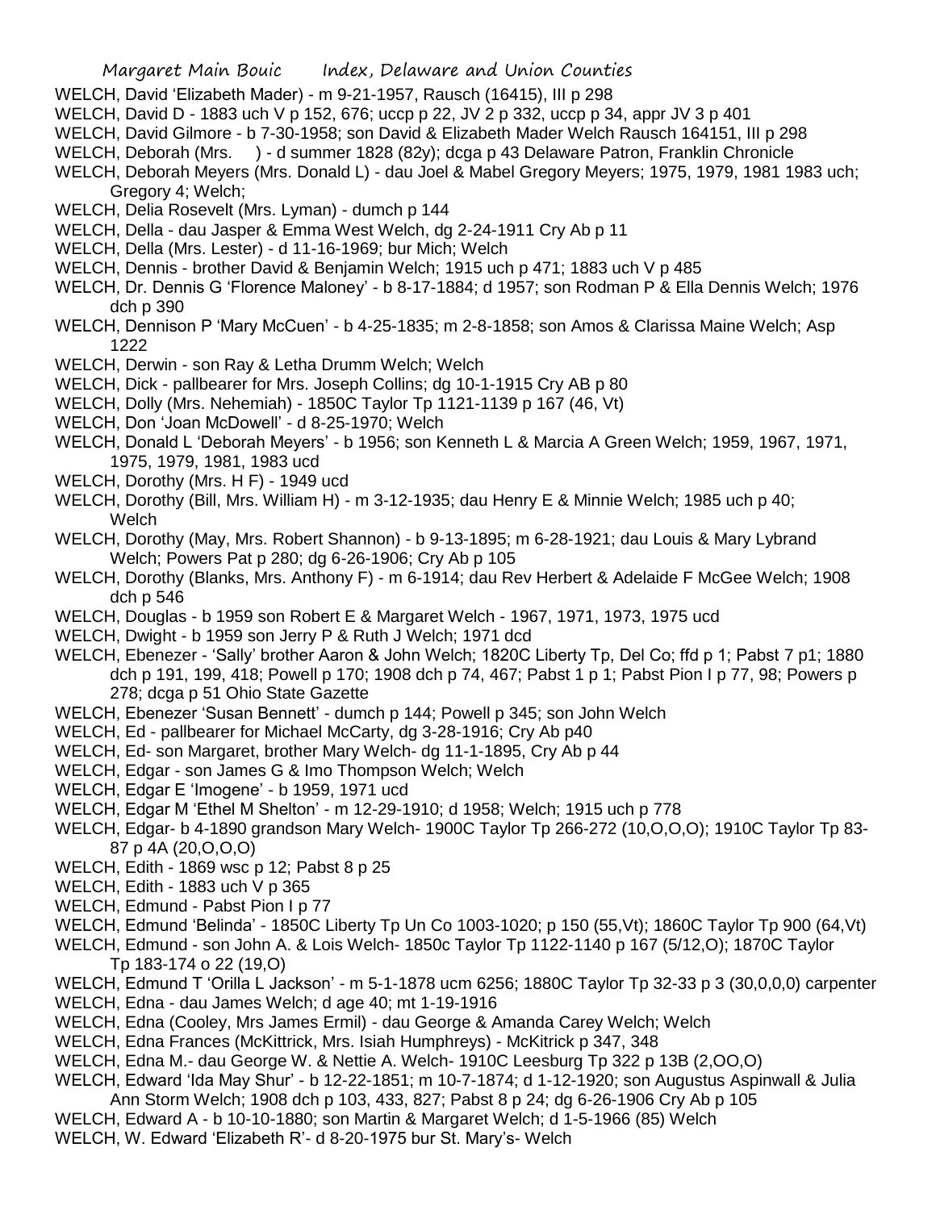WELCH, David 'Elizabeth Mader) - m 9-21-1957, Rausch (16415), III p 298

WELCH, David D - 1883 uch V p 152, 676; uccp p 22, JV 2 p 332, uccp p 34, appr JV 3 p 401

WELCH, David Gilmore - b 7-30-1958; son David & Elizabeth Mader Welch Rausch 164151, III p 298

WELCH, Deborah (Mrs. ) - d summer 1828 (82y); dcga p 43 Delaware Patron, Franklin Chronicle

WELCH, Deborah Meyers (Mrs. Donald L) - dau Joel & Mabel Gregory Meyers; 1975, 1979, 1981 1983 uch; Gregory 4; Welch;

WELCH, Delia Rosevelt (Mrs. Lyman) - dumch p 144

WELCH, Della - dau Jasper & Emma West Welch, dg 2-24-1911 Cry Ab p 11

WELCH, Della (Mrs. Lester) - d 11-16-1969; bur Mich; Welch

WELCH, Dennis - brother David & Benjamin Welch; 1915 uch p 471; 1883 uch V p 485

WELCH, Dr. Dennis G 'Florence Maloney' - b 8-17-1884; d 1957; son Rodman P & Ella Dennis Welch; 1976 dch p 390

WELCH, Dennison P 'Mary McCuen' - b 4-25-1835; m 2-8-1858; son Amos & Clarissa Maine Welch; Asp 1222

WELCH, Derwin - son Ray & Letha Drumm Welch; Welch

WELCH, Dick - pallbearer for Mrs. Joseph Collins; dg 10-1-1915 Cry AB p 80

WELCH, Dolly (Mrs. Nehemiah) - 1850C Taylor Tp 1121-1139 p 167 (46, Vt)

WELCH, Don 'Joan McDowell' - d 8-25-1970; Welch

WELCH, Donald L 'Deborah Meyers' - b 1956; son Kenneth L & Marcia A Green Welch; 1959, 1967, 1971, 1975, 1979, 1981, 1983 ucd

WELCH, Dorothy (Mrs. H F) - 1949 ucd

WELCH, Dorothy (Bill, Mrs. William H) - m 3-12-1935; dau Henry E & Minnie Welch; 1985 uch p 40; Welch

WELCH, Dorothy (May, Mrs. Robert Shannon) - b 9-13-1895; m 6-28-1921; dau Louis & Mary Lybrand Welch; Powers Pat p 280; dg 6-26-1906; Cry Ab p 105

WELCH, Dorothy (Blanks, Mrs. Anthony F) - m 6-1914; dau Rev Herbert & Adelaide F McGee Welch; 1908 dch p 546

WELCH, Douglas - b 1959 son Robert E & Margaret Welch - 1967, 1971, 1973, 1975 ucd

WELCH, Dwight - b 1959 son Jerry P & Ruth J Welch; 1971 dcd

WELCH, Ebenezer - 'Sally' brother Aaron & John Welch; 1820C Liberty Tp, Del Co; ffd p 1; Pabst 7 p1; 1880 dch p 191, 199, 418; Powell p 170; 1908 dch p 74, 467; Pabst 1 p 1; Pabst Pion I p 77, 98; Powers p 278; dcga p 51 Ohio State Gazette

WELCH, Ebenezer 'Susan Bennett' - dumch p 144; Powell p 345; son John Welch

WELCH, Ed - pallbearer for Michael McCarty, dg 3-28-1916; Cry Ab p40

WELCH, Ed- son Margaret, brother Mary Welch- dg 11-1-1895, Cry Ab p 44

WELCH, Edgar - son James G & Imo Thompson Welch; Welch

WELCH, Edgar E 'Imogene' - b 1959, 1971 ucd

WELCH, Edgar M 'Ethel M Shelton' - m 12-29-1910; d 1958; Welch; 1915 uch p 778

WELCH, Edgar- b 4-1890 grandson Mary Welch- 1900C Taylor Tp 266-272 (10,O,O,O); 1910C Taylor Tp 83-87 p 4A (20,O,O,O)

WELCH, Edith - 1869 wsc p 12; Pabst 8 p 25

WELCH, Edith - 1883 uch V p 365

WELCH, Edmund - Pabst Pion I p 77

WELCH, Edmund 'Belinda' - 1850C Liberty Tp Un Co 1003-1020; p 150 (55,Vt); 1860C Taylor Tp 900 (64,Vt)

WELCH, Edmund - son John A. & Lois Welch- 1850c Taylor Tp 1122-1140 p 167 (5/12,O); 1870C Taylor Tp 183-174 o 22 (19,O)

WELCH, Edmund T 'Orilla L Jackson' - m 5-1-1878 ucm 6256; 1880C Taylor Tp 32-33 p 3 (30,0,0,0) carpenter

WELCH, Edna - dau James Welch; d age 40; mt 1-19-1916

WELCH, Edna (Cooley, Mrs James Ermil) - dau George & Amanda Carey Welch; Welch

WELCH, Edna Frances (McKittrick, Mrs. Isiah Humphreys) - McKitrick p 347, 348

WELCH, Edna M.- dau George W. & Nettie A. Welch- 1910C Leesburg Tp 322 p 13B (2,OO,O)

WELCH, Edward 'Ida May Shur' - b 12-22-1851; m 10-7-1874; d 1-12-1920; son Augustus Aspinwall & Julia Ann Storm Welch; 1908 dch p 103, 433, 827; Pabst 8 p 24; dg 6-26-1906 Cry Ab p 105

WELCH, Edward A - b 10-10-1880; son Martin & Margaret Welch; d 1-5-1966 (85) Welch

WELCH, W. Edward 'Elizabeth R'- d 8-20-1975 bur St. Mary's- Welch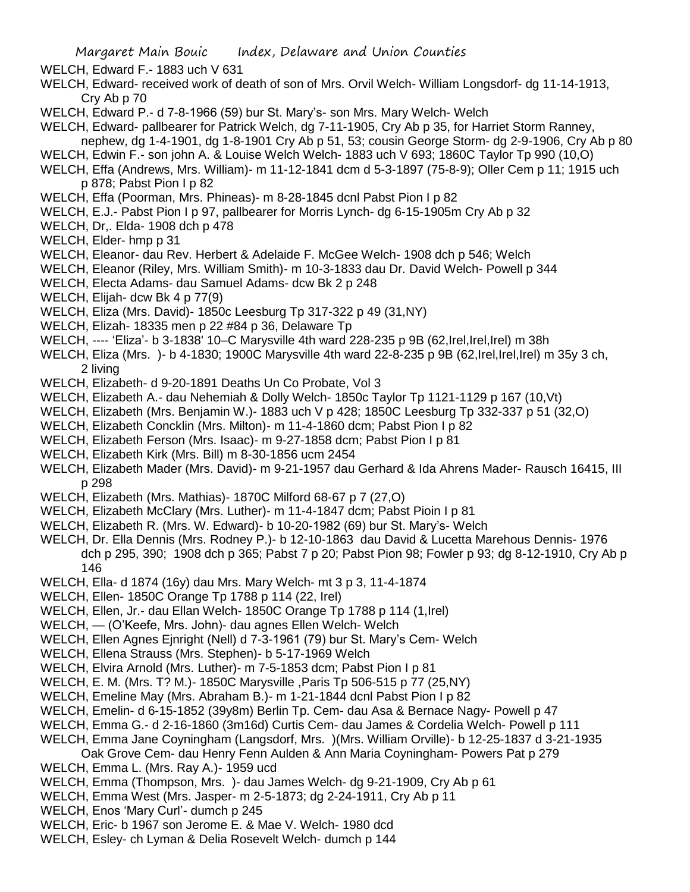WELCH, Edward F.- 1883 uch V 631

WELCH, Edward- received work of death of son of Mrs. Orvil Welch- William Longsdorf- dg 11-14-1913, Cry Ab p 70

WELCH, Edward P.- d 7-8-1966 (59) bur St. Mary's- son Mrs. Mary Welch- Welch

WELCH, Edward- pallbearer for Patrick Welch, dg 7-11-1905, Cry Ab p 35, for Harriet Storm Ranney, nephew, dg 1-4-1901, dg 1-8-1901 Cry Ab p 51, 53; cousin George Storm- dg 2-9-1906, Cry Ab p 80

WELCH, Edwin F.- son john A. & Louise Welch Welch- 1883 uch V 693; 1860C Taylor Tp 990 (10,O)

WELCH, Effa (Andrews, Mrs. William)- m 11-12-1841 dcm d 5-3-1897 (75-8-9); Oller Cem p 11; 1915 uch p 878; Pabst Pion I p 82

WELCH, Effa (Poorman, Mrs. Phineas)- m 8-28-1845 dcnl Pabst Pion I p 82

WELCH, E.J.- Pabst Pion I p 97, pallbearer for Morris Lynch- dg 6-15-1905m Cry Ab p 32

WELCH, Dr,. Elda- 1908 dch p 478

WELCH, Elder- hmp p 31

WELCH, Eleanor- dau Rev. Herbert & Adelaide F. McGee Welch- 1908 dch p 546; Welch

WELCH, Eleanor (Riley, Mrs. William Smith)- m 10-3-1833 dau Dr. David Welch- Powell p 344

WELCH, Electa Adams- dau Samuel Adams- dcw Bk 2 p 248

WELCH, Elijah- dcw Bk 4 p 77(9)

WELCH, Eliza (Mrs. David)- 1850c Leesburg Tp 317-322 p 49 (31,NY)

WELCH, Elizah- 18335 men p 22 #84 p 36, Delaware Tp

WELCH, ---- 'Eliza'- b 3-1838' 10–C Marysville 4th ward 228-235 p 9B (62,Irel,Irel,Irel) m 38h

WELCH, Eliza (Mrs. )- b 4-1830; 1900C Marysville 4th ward 22-8-235 p 9B (62,Irel,Irel,Irel) m 35y 3 ch, 2 living

WELCH, Elizabeth- d 9-20-1891 Deaths Un Co Probate, Vol 3

WELCH, Elizabeth A.- dau Nehemiah & Dolly Welch- 1850c Taylor Tp 1121-1129 p 167 (10,Vt)

WELCH, Elizabeth (Mrs. Benjamin W.)- 1883 uch V p 428; 1850C Leesburg Tp 332-337 p 51 (32,O)

WELCH, Elizabeth Concklin (Mrs. Milton)- m 11-4-1860 dcm; Pabst Pion I p 82

WELCH, Elizabeth Ferson (Mrs. Isaac)- m 9-27-1858 dcm; Pabst Pion I p 81

WELCH, Elizabeth Kirk (Mrs. Bill) m 8-30-1856 ucm 2454

WELCH, Elizabeth Mader (Mrs. David)- m 9-21-1957 dau Gerhard & Ida Ahrens Mader- Rausch 16415, III p 298

WELCH, Elizabeth (Mrs. Mathias)- 1870C Milford 68-67 p 7 (27,O)

WELCH, Elizabeth McClary (Mrs. Luther)- m 11-4-1847 dcm; Pabst Pioin I p 81

WELCH, Elizabeth R. (Mrs. W. Edward)- b 10-20-1982 (69) bur St. Mary's- Welch

WELCH, Dr. Ella Dennis (Mrs. Rodney P.)- b 12-10-1863 dau David & Lucetta Marehous Dennis- 1976 dch p 295, 390; 1908 dch p 365; Pabst 7 p 20; Pabst Pion 98; Fowler p 93; dg 8-12-1910, Cry Ab p 146

WELCH, Ella- d 1874 (16y) dau Mrs. Mary Welch- mt 3 p 3, 11-4-1874

WELCH, Ellen- 1850C Orange Tp 1788 p 114 (22, Irel)

WELCH, Ellen, Jr.- dau Ellan Welch- 1850C Orange Tp 1788 p 114 (1,Irel)

WELCH, — (O'Keefe, Mrs. John)- dau agnes Ellen Welch- Welch

WELCH, Ellen Agnes Ejnright (Nell) d 7-3-1961 (79) bur St. Mary's Cem- Welch

WELCH, Ellena Strauss (Mrs. Stephen)- b 5-17-1969 Welch

WELCH, Elvira Arnold (Mrs. Luther)- m 7-5-1853 dcm; Pabst Pion I p 81

WELCH, E. M. (Mrs. T? M.)- 1850C Marysville ,Paris Tp 506-515 p 77 (25,NY)

WELCH, Emeline May (Mrs. Abraham B.)- m 1-21-1844 dcnl Pabst Pion I p 82

WELCH, Emelin- d 6-15-1852 (39y8m) Berlin Tp. Cem- dau Asa & Bernace Nagy- Powell p 47

WELCH, Emma G.- d 2-16-1860 (3m16d) Curtis Cem- dau James & Cordelia Welch- Powell p 111

WELCH, Emma Jane Coyningham (Langsdorf, Mrs. )(Mrs. William Orville)- b 12-25-1837 d 3-21-1935 Oak Grove Cem- dau Henry Fenn Aulden & Ann Maria Coyningham- Powers Pat p 279

WELCH, Emma L. (Mrs. Ray A.)- 1959 ucd

WELCH, Emma (Thompson, Mrs. )- dau James Welch- dg 9-21-1909, Cry Ab p 61

WELCH, Emma West (Mrs. Jasper- m 2-5-1873; dg 2-24-1911, Cry Ab p 11

WELCH, Enos 'Mary Curl'- dumch p 245

WELCH, Eric- b 1967 son Jerome E. & Mae V. Welch- 1980 dcd

WELCH, Esley- ch Lyman & Delia Rosevelt Welch- dumch p 144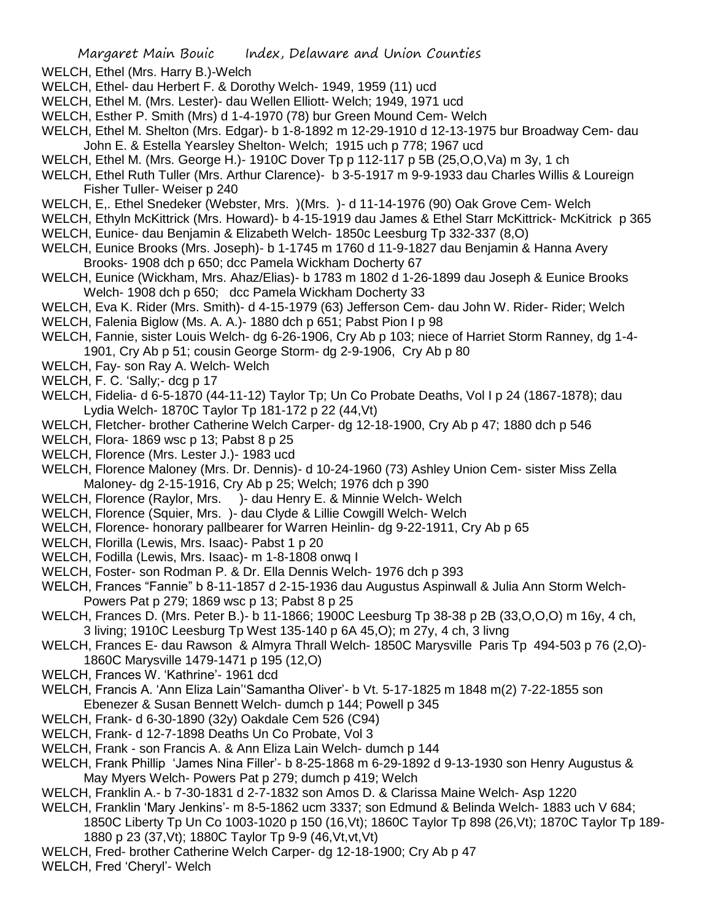WELCH, Ethel (Mrs. Harry B.)-Welch

WELCH, Ethel- dau Herbert F. & Dorothy Welch- 1949, 1959 (11) ucd

WELCH, Ethel M. (Mrs. Lester)- dau Wellen Elliott- Welch; 1949, 1971 ucd

WELCH, Esther P. Smith (Mrs) d 1-4-1970 (78) bur Green Mound Cem- Welch

WELCH, Ethel M. Shelton (Mrs. Edgar)- b 1-8-1892 m 12-29-1910 d 12-13-1975 bur Broadway Cem- dau John E. & Estella Yearsley Shelton- Welch; 1915 uch p 778; 1967 ucd

WELCH, Ethel M. (Mrs. George H.)- 1910C Dover Tp p 112-117 p 5B (25,O,O,Va) m 3y, 1 ch

WELCH, Ethel Ruth Tuller (Mrs. Arthur Clarence)- b 3-5-1917 m 9-9-1933 dau Charles Willis & Loureign Fisher Tuller- Weiser p 240

WELCH, E,. Ethel Snedeker (Webster, Mrs. )(Mrs. )- d 11-14-1976 (90) Oak Grove Cem- Welch

WELCH, Ethyln McKittrick (Mrs. Howard)- b 4-15-1919 dau James & Ethel Starr McKittrick- McKitrick p 365

WELCH, Eunice- dau Benjamin & Elizabeth Welch- 1850c Leesburg Tp 332-337 (8,O)

WELCH, Eunice Brooks (Mrs. Joseph)- b 1-1745 m 1760 d 11-9-1827 dau Benjamin & Hanna Avery Brooks- 1908 dch p 650; dcc Pamela Wickham Docherty 67

WELCH, Eunice (Wickham, Mrs. Ahaz/Elias)- b 1783 m 1802 d 1-26-1899 dau Joseph & Eunice Brooks Welch- 1908 dch p 650; dcc Pamela Wickham Docherty 33

WELCH, Eva K. Rider (Mrs. Smith)- d 4-15-1979 (63) Jefferson Cem- dau John W. Rider- Rider; Welch

WELCH, Falenia Biglow (Ms. A. A.)- 1880 dch p 651; Pabst Pion I p 98

WELCH, Fannie, sister Louis Welch- dg 6-26-1906, Cry Ab p 103; niece of Harriet Storm Ranney, dg 1-4-1901, Cry Ab p 51; cousin George Storm- dg 2-9-1906, Cry Ab p 80

WELCH, Fay- son Ray A. Welch- Welch

WELCH, F. C. 'Sally;- dcg p 17

WELCH, Fidelia- d 6-5-1870 (44-11-12) Taylor Tp; Un Co Probate Deaths, Vol I p 24 (1867-1878); dau Lydia Welch- 1870C Taylor Tp 181-172 p 22 (44,Vt)

WELCH, Fletcher- brother Catherine Welch Carper- dg 12-18-1900, Cry Ab p 47; 1880 dch p 546

WELCH, Flora- 1869 wsc p 13; Pabst 8 p 25

WELCH, Florence (Mrs. Lester J.)- 1983 ucd

WELCH, Florence Maloney (Mrs. Dr. Dennis)- d 10-24-1960 (73) Ashley Union Cem- sister Miss Zella Maloney- dg 2-15-1916, Cry Ab p 25; Welch; 1976 dch p 390

WELCH, Florence (Raylor, Mrs. )- dau Henry E. & Minnie Welch- Welch

WELCH, Florence (Squier, Mrs. )- dau Clyde & Lillie Cowgill Welch- Welch

WELCH, Florence- honorary pallbearer for Warren Heinlin- dg 9-22-1911, Cry Ab p 65

WELCH, Florilla (Lewis, Mrs. Isaac)- Pabst 1 p 20

WELCH, Fodilla (Lewis, Mrs. Isaac)- m 1-8-1808 onwq I

WELCH, Foster- son Rodman P. & Dr. Ella Dennis Welch- 1976 dch p 393

WELCH, Frances "Fannie" b 8-11-1857 d 2-15-1936 dau Augustus Aspinwall & Julia Ann Storm Welch- Powers Pat p 279; 1869 wsc p 13; Pabst 8 p 25

WELCH, Frances D. (Mrs. Peter B.)- b 11-1866; 1900C Leesburg Tp 38-38 p 2B (33,O,O,O) m 16y, 4 ch, 3 living; 1910C Leesburg Tp West 135-140 p 6A 45,O); m 27y, 4 ch, 3 livng

WELCH, Frances E- dau Rawson & Almyra Thrall Welch- 1850C Marysville Paris Tp 494-503 p 76 (2,O)- 1860C Marysville 1479-1471 p 195 (12,O)

WELCH, Frances W. 'Kathrine'- 1961 dcd

WELCH, Francis A. 'Ann Eliza Lain''Samantha Oliver'- b Vt. 5-17-1825 m 1848 m(2) 7-22-1855 son Ebenezer & Susan Bennett Welch- dumch p 144; Powell p 345

WELCH, Frank- d 6-30-1890 (32y) Oakdale Cem 526 (C94)

WELCH, Frank- d 12-7-1898 Deaths Un Co Probate, Vol 3

WELCH, Frank - son Francis A. & Ann Eliza Lain Welch- dumch p 144

WELCH, Frank Phillip 'James Nina Filler'- b 8-25-1868 m 6-29-1892 d 9-13-1930 son Henry Augustus & May Myers Welch- Powers Pat p 279; dumch p 419; Welch

WELCH, Franklin A.- b 7-30-1831 d 2-7-1832 son Amos D. & Clarissa Maine Welch- Asp 1220

WELCH, Franklin 'Mary Jenkins'- m 8-5-1862 ucm 3337; son Edmund & Belinda Welch- 1883 uch V 684; 1850C Liberty Tp Un Co 1003-1020 p 150 (16,Vt); 1860C Taylor Tp 898 (26,Vt); 1870C Taylor Tp 189-1880 p 23 (37,Vt); 1880C Taylor Tp 9-9 (46,Vt,vt,Vt)

WELCH, Fred- brother Catherine Welch Carper- dg 12-18-1900; Cry Ab p 47

WELCH, Fred 'Cheryl'- Welch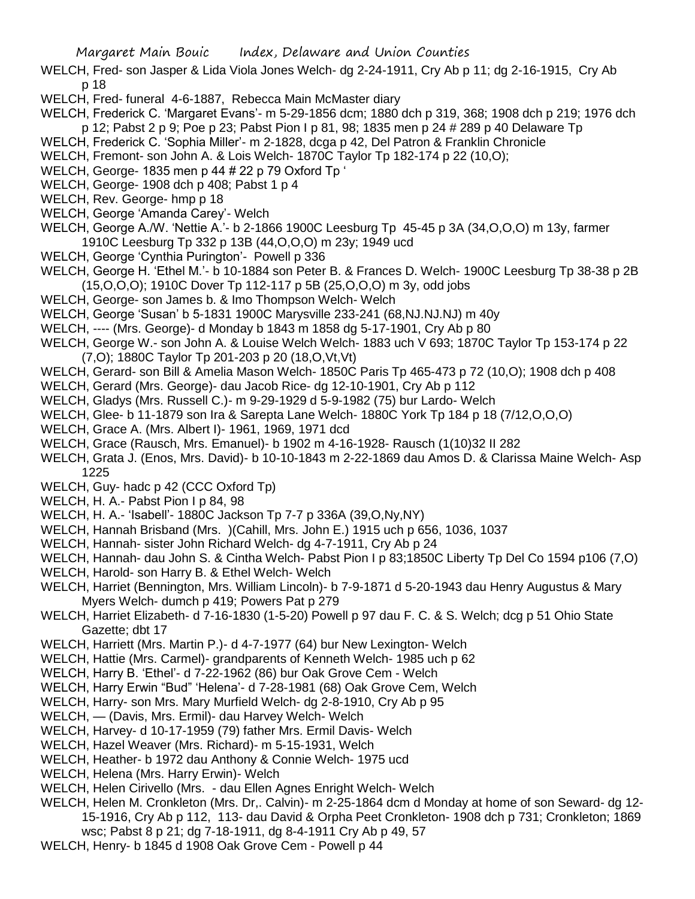WELCH, Fred- son Jasper & Lida Viola Jones Welch- dg 2-24-1911, Cry Ab p 11; dg 2-16-1915, Cry Ab p 18

WELCH, Fred- funeral 4-6-1887, Rebecca Main McMaster diary

WELCH, Frederick C. 'Margaret Evans'- m 5-29-1856 dcm; 1880 dch p 319, 368; 1908 dch p 219; 1976 dch p 12; Pabst 2 p 9; Poe p 23; Pabst Pion I p 81, 98; 1835 men p 24 # 289 p 40 Delaware Tp

WELCH, Frederick C. 'Sophia Miller'- m 2-1828, dcga p 42, Del Patron & Franklin Chronicle

WELCH, Fremont- son John A. & Lois Welch- 1870C Taylor Tp 182-174 p 22 (10,O);

WELCH, George- 1835 men p 44 # 22 p 79 Oxford Tp '

WELCH, George- 1908 dch p 408; Pabst 1 p 4

WELCH, Rev. George- hmp p 18

WELCH, George 'Amanda Carey'- Welch

WELCH, George A./W. 'Nettie A.'- b 2-1866 1900C Leesburg Tp 45-45 p 3A (34,O,O,O) m 13y, farmer 1910C Leesburg Tp 332 p 13B (44,O,O,O) m 23y; 1949 ucd

WELCH, George 'Cynthia Purington'- Powell p 336

WELCH, George H. 'Ethel M.'- b 10-1884 son Peter B. & Frances D. Welch- 1900C Leesburg Tp 38-38 p 2B (15,O,O,O); 1910C Dover Tp 112-117 p 5B (25,O,O,O) m 3y, odd jobs

WELCH, George- son James b. & Imo Thompson Welch- Welch

WELCH, George 'Susan' b 5-1831 1900C Marysville 233-241 (68,NJ.NJ.NJ) m 40y

WELCH, ---- (Mrs. George)- d Monday b 1843 m 1858 dg 5-17-1901, Cry Ab p 80

WELCH, George W.- son John A. & Louise Welch Welch- 1883 uch V 693; 1870C Taylor Tp 153-174 p 22 (7,O); 1880C Taylor Tp 201-203 p 20 (18,O,Vt,Vt)

WELCH, Gerard- son Bill & Amelia Mason Welch- 1850C Paris Tp 465-473 p 72 (10,O); 1908 dch p 408

WELCH, Gerard (Mrs. George)- dau Jacob Rice- dg 12-10-1901, Cry Ab p 112

WELCH, Gladys (Mrs. Russell C.)- m 9-29-1929 d 5-9-1982 (75) bur Lardo- Welch

WELCH, Glee- b 11-1879 son Ira & Sarepta Lane Welch- 1880C York Tp 184 p 18 (7/12,O,O,O)

WELCH, Grace A. (Mrs. Albert I)- 1961, 1969, 1971 dcd

WELCH, Grace (Rausch, Mrs. Emanuel)- b 1902 m 4-16-1928- Rausch (1(10)32 II 282

WELCH, Grata J. (Enos, Mrs. David)- b 10-10-1843 m 2-22-1869 dau Amos D. & Clarissa Maine Welch- Asp 1225

WELCH, Guy- hadc p 42 (CCC Oxford Tp)

WELCH, H. A.- Pabst Pion I p 84, 98

WELCH, H. A.- 'Isabell'- 1880C Jackson Tp 7-7 p 336A (39,O,Ny,NY)

WELCH, Hannah Brisband (Mrs. )(Cahill, Mrs. John E.) 1915 uch p 656, 1036, 1037

WELCH, Hannah- sister John Richard Welch- dg 4-7-1911, Cry Ab p 24

WELCH, Hannah- dau John S. & Cintha Welch- Pabst Pion I p 83;1850C Liberty Tp Del Co 1594 p106 (7,O)

WELCH, Harold- son Harry B. & Ethel Welch- Welch

WELCH, Harriet (Bennington, Mrs. William Lincoln)- b 7-9-1871 d 5-20-1943 dau Henry Augustus & Mary Myers Welch- dumch p 419; Powers Pat p 279

WELCH, Harriet Elizabeth- d 7-16-1830 (1-5-20) Powell p 97 dau F. C. & S. Welch; dcg p 51 Ohio State Gazette; dbt 17

WELCH, Harriett (Mrs. Martin P.)- d 4-7-1977 (64) bur New Lexington- Welch

WELCH, Hattie (Mrs. Carmel)- grandparents of Kenneth Welch- 1985 uch p 62

WELCH, Harry B. 'Ethel'- d 7-22-1962 (86) bur Oak Grove Cem - Welch

WELCH, Harry Erwin "Bud" 'Helena'- d 7-28-1981 (68) Oak Grove Cem, Welch

WELCH, Harry- son Mrs. Mary Murfield Welch- dg 2-8-1910, Cry Ab p 95

WELCH, — (Davis, Mrs. Ermil)- dau Harvey Welch- Welch

WELCH, Harvey- d 10-17-1959 (79) father Mrs. Ermil Davis- Welch

WELCH, Hazel Weaver (Mrs. Richard)- m 5-15-1931, Welch

WELCH, Heather- b 1972 dau Anthony & Connie Welch- 1975 ucd

WELCH, Helena (Mrs. Harry Erwin)- Welch

WELCH, Helen Cirivello (Mrs. - dau Ellen Agnes Enright Welch- Welch

WELCH, Helen M. Cronkleton (Mrs. Dr,. Calvin)- m 2-25-1864 dcm d Monday at home of son Seward- dg 12-15-1916, Cry Ab p 112, 113- dau David & Orpha Peet Cronkleton- 1908 dch p 731; Cronkleton; 1869 wsc; Pabst 8 p 21; dg 7-18-1911, dg 8-4-1911 Cry Ab p 49, 57

WELCH, Henry- b 1845 d 1908 Oak Grove Cem - Powell p 44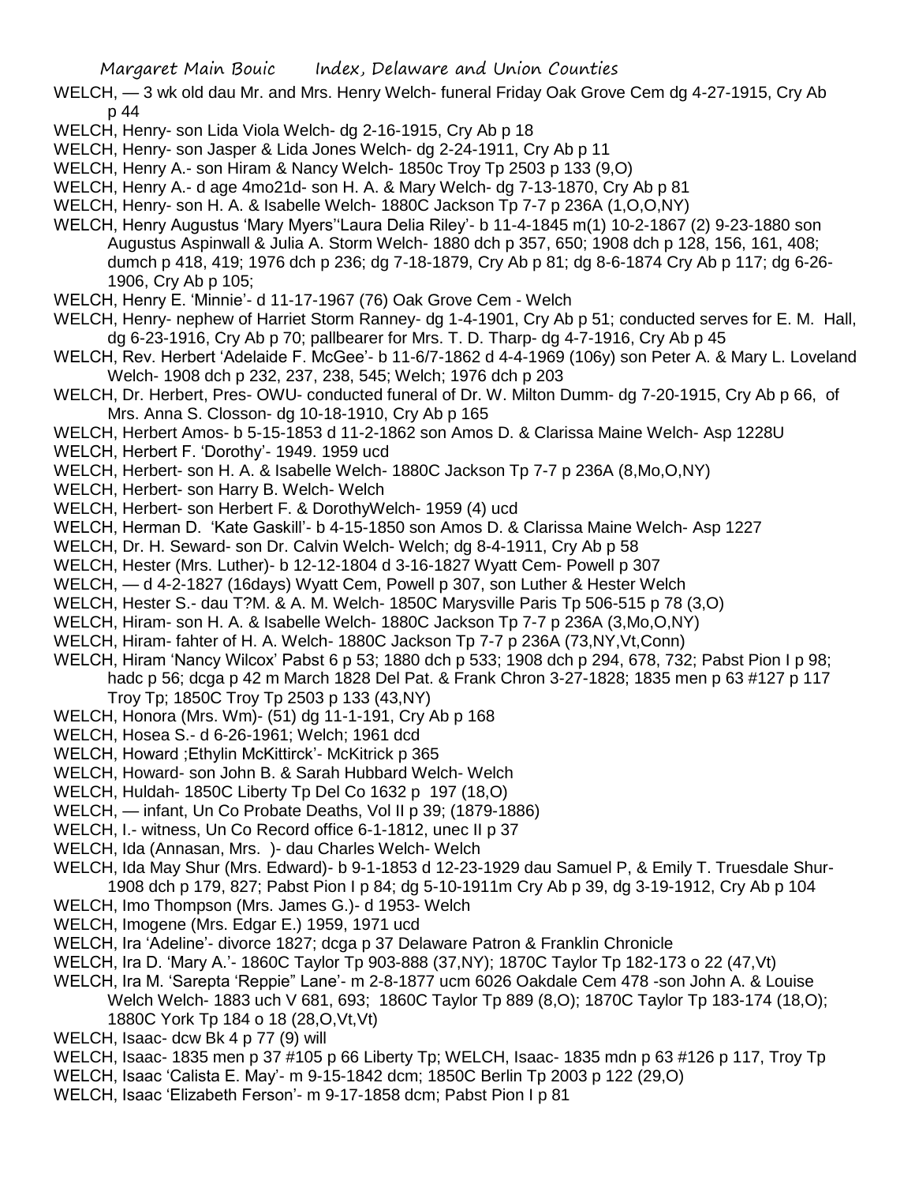WELCH, — 3 wk old dau Mr. and Mrs. Henry Welch- funeral Friday Oak Grove Cem dg 4-27-1915, Cry Ab p 44

WELCH, Henry- son Lida Viola Welch- dg 2-16-1915, Cry Ab p 18

WELCH, Henry- son Jasper & Lida Jones Welch- dg 2-24-1911, Cry Ab p 11

WELCH, Henry A.- son Hiram & Nancy Welch- 1850c Troy Tp 2503 p 133 (9,O)

WELCH, Henry A.- d age 4mo21d- son H. A. & Mary Welch- dg 7-13-1870, Cry Ab p 81

WELCH, Henry- son H. A. & Isabelle Welch- 1880C Jackson Tp 7-7 p 236A (1,O,O,NY)

WELCH, Henry Augustus 'Mary Myers''Laura Delia Riley'- b 11-4-1845 m(1) 10-2-1867 (2) 9-23-1880 son Augustus Aspinwall & Julia A. Storm Welch- 1880 dch p 357, 650; 1908 dch p 128, 156, 161, 408; dumch p 418, 419; 1976 dch p 236; dg 7-18-1879, Cry Ab p 81; dg 8-6-1874 Cry Ab p 117; dg 6-26-1906, Cry Ab p 105;

WELCH, Henry E. 'Minnie'- d 11-17-1967 (76) Oak Grove Cem - Welch

WELCH, Henry- nephew of Harriet Storm Ranney- dg 1-4-1901, Cry Ab p 51; conducted serves for E. M. Hall, dg 6-23-1916, Cry Ab p 70; pallbearer for Mrs. T. D. Tharp- dg 4-7-1916, Cry Ab p 45

WELCH, Rev. Herbert 'Adelaide F. McGee'- b 11-6/7-1862 d 4-4-1969 (106y) son Peter A. & Mary L. Loveland Welch- 1908 dch p 232, 237, 238, 545; Welch; 1976 dch p 203

WELCH, Dr. Herbert, Pres- OWU- conducted funeral of Dr. W. Milton Dumm- dg 7-20-1915, Cry Ab p 66, of Mrs. Anna S. Closson- dg 10-18-1910, Cry Ab p 165

WELCH, Herbert Amos- b 5-15-1853 d 11-2-1862 son Amos D. & Clarissa Maine Welch- Asp 1228U

WELCH, Herbert F. 'Dorothy'- 1949. 1959 ucd

WELCH, Herbert- son H. A. & Isabelle Welch- 1880C Jackson Tp 7-7 p 236A (8,Mo,O,NY)

WELCH, Herbert- son Harry B. Welch- Welch

WELCH, Herbert- son Herbert F. & DorothyWelch- 1959 (4) ucd

WELCH, Herman D. 'Kate Gaskill'- b 4-15-1850 son Amos D. & Clarissa Maine Welch- Asp 1227

WELCH, Dr. H. Seward- son Dr. Calvin Welch- Welch; dg 8-4-1911, Cry Ab p 58

WELCH, Hester (Mrs. Luther)- b 12-12-1804 d 3-16-1827 Wyatt Cem- Powell p 307

WELCH, — d 4-2-1827 (16days) Wyatt Cem, Powell p 307, son Luther & Hester Welch

WELCH, Hester S.- dau T?M. & A. M. Welch- 1850C Marysville Paris Tp 506-515 p 78 (3,O)

WELCH, Hiram- son H. A. & Isabelle Welch- 1880C Jackson Tp 7-7 p 236A (3,Mo,O,NY)

WELCH, Hiram- fahter of H. A. Welch- 1880C Jackson Tp 7-7 p 236A (73,NY,Vt,Conn)

WELCH, Hiram 'Nancy Wilcox' Pabst 6 p 53; 1880 dch p 533; 1908 dch p 294, 678, 732; Pabst Pion I p 98; hadc p 56; dcga p 42 m March 1828 Del Pat. & Frank Chron 3-27-1828; 1835 men p 63 #127 p 117 Troy Tp; 1850C Troy Tp 2503 p 133 (43,NY)

WELCH, Honora (Mrs. Wm)- (51) dg 11-1-191, Cry Ab p 168

WELCH, Hosea S.- d 6-26-1961; Welch; 1961 dcd

WELCH, Howard ;Ethylin McKittirck'- McKitrick p 365

WELCH, Howard- son John B. & Sarah Hubbard Welch- Welch

WELCH, Huldah- 1850C Liberty Tp Del Co 1632 p 197 (18,O)

WELCH, — infant, Un Co Probate Deaths, Vol II p 39; (1879-1886)

WELCH, I.- witness, Un Co Record office 6-1-1812, unec II p 37

WELCH, Ida (Annasan, Mrs. )- dau Charles Welch- Welch

WELCH, Ida May Shur (Mrs. Edward)- b 9-1-1853 d 12-23-1929 dau Samuel P, & Emily T. Truesdale Shur- 1908 dch p 179, 827; Pabst Pion I p 84; dg 5-10-1911m Cry Ab p 39, dg 3-19-1912, Cry Ab p 104

WELCH, Imo Thompson (Mrs. James G.)- d 1953- Welch

WELCH, Imogene (Mrs. Edgar E.) 1959, 1971 ucd

WELCH, Ira 'Adeline'- divorce 1827; dcga p 37 Delaware Patron & Franklin Chronicle

WELCH, Ira D. 'Mary A.'- 1860C Taylor Tp 903-888 (37,NY); 1870C Taylor Tp 182-173 o 22 (47,Vt)

WELCH, Ira M. 'Sarepta 'Reppie" Lane'- m 2-8-1877 ucm 6026 Oakdale Cem 478 -son John A. & Louise Welch Welch- 1883 uch V 681, 693; 1860C Taylor Tp 889 (8,O); 1870C Taylor Tp 183-174 (18,O); 1880C York Tp 184 o 18 (28,O,Vt,Vt)

WELCH, Isaac- dcw Bk 4 p 77 (9) will

WELCH, Isaac- 1835 men p 37 #105 p 66 Liberty Tp; WELCH, Isaac- 1835 mdn p 63 #126 p 117, Troy Tp

WELCH, Isaac 'Calista E. May'- m 9-15-1842 dcm; 1850C Berlin Tp 2003 p 122 (29,O)

WELCH, Isaac 'Elizabeth Ferson'- m 9-17-1858 dcm; Pabst Pion I p 81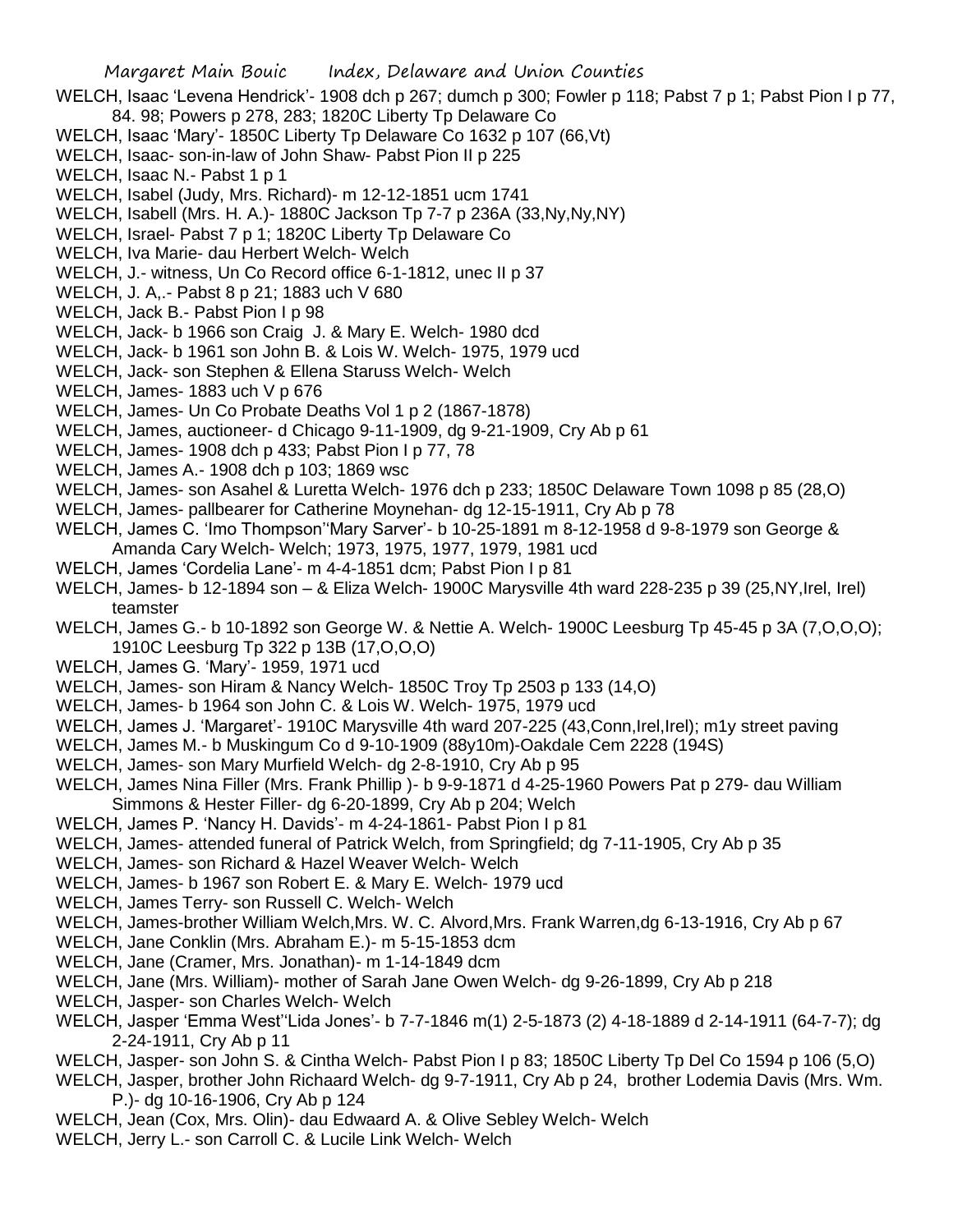WELCH, Isaac 'Levena Hendrick'- 1908 dch p 267; dumch p 300; Fowler p 118; Pabst 7 p 1; Pabst Pion I p 77, 84. 98; Powers p 278, 283; 1820C Liberty Tp Delaware Co

WELCH, Isaac 'Mary'- 1850C Liberty Tp Delaware Co 1632 p 107 (66,Vt)

WELCH, Isaac- son-in-law of John Shaw- Pabst Pion II p 225

WELCH, Isaac N.- Pabst 1 p 1

WELCH, Isabel (Judy, Mrs. Richard)- m 12-12-1851 ucm 1741

WELCH, Isabell (Mrs. H. A.)- 1880C Jackson Tp 7-7 p 236A (33,Ny,Ny,NY)

WELCH, Israel- Pabst 7 p 1; 1820C Liberty Tp Delaware Co

WELCH, Iva Marie- dau Herbert Welch- Welch

WELCH, J.- witness, Un Co Record office 6-1-1812, unec II p 37

WELCH, J. A,.- Pabst 8 p 21; 1883 uch V 680

WELCH, Jack B.- Pabst Pion I p 98

WELCH, Jack- b 1966 son Craig J. & Mary E. Welch- 1980 dcd

WELCH, Jack- b 1961 son John B. & Lois W. Welch- 1975, 1979 ucd

WELCH, Jack- son Stephen & Ellena Staruss Welch- Welch

WELCH, James- 1883 uch V p 676

WELCH, James- Un Co Probate Deaths Vol 1 p 2 (1867-1878)

WELCH, James, auctioneer- d Chicago 9-11-1909, dg 9-21-1909, Cry Ab p 61

WELCH, James- 1908 dch p 433; Pabst Pion I p 77, 78

WELCH, James A.- 1908 dch p 103; 1869 wsc

WELCH, James- son Asahel & Luretta Welch- 1976 dch p 233; 1850C Delaware Town 1098 p 85 (28,O)

WELCH, James- pallbearer for Catherine Moynehan- dg 12-15-1911, Cry Ab p 78

WELCH, James C. 'Imo Thompson''Mary Sarver'- b 10-25-1891 m 8-12-1958 d 9-8-1979 son George & Amanda Cary Welch- Welch; 1973, 1975, 1977, 1979, 1981 ucd

WELCH, James 'Cordelia Lane'- m 4-4-1851 dcm; Pabst Pion I p 81

WELCH, James- b 12-1894 son – & Eliza Welch- 1900C Marysville 4th ward 228-235 p 39 (25,NY,Irel, Irel) teamster

WELCH, James G.- b 10-1892 son George W. & Nettie A. Welch- 1900C Leesburg Tp 45-45 p 3A (7,O,O,O); 1910C Leesburg Tp 322 p 13B (17,O,O,O)

WELCH, James G. 'Mary'- 1959, 1971 ucd

WELCH, James- son Hiram & Nancy Welch- 1850C Troy Tp 2503 p 133 (14,O)

WELCH, James- b 1964 son John C. & Lois W. Welch- 1975, 1979 ucd

WELCH, James J. 'Margaret'- 1910C Marysville 4th ward 207-225 (43,Conn,Irel,Irel); m1y street paving

WELCH, James M.- b Muskingum Co d 9-10-1909 (88y10m)-Oakdale Cem 2228 (194S)

WELCH, James- son Mary Murfield Welch- dg 2-8-1910, Cry Ab p 95

WELCH, James Nina Filler (Mrs. Frank Phillip )- b 9-9-1871 d 4-25-1960 Powers Pat p 279- dau William Simmons & Hester Filler- dg 6-20-1899, Cry Ab p 204; Welch

WELCH, James P. 'Nancy H. Davids'- m 4-24-1861- Pabst Pion I p 81

WELCH, James- attended funeral of Patrick Welch, from Springfield; dg 7-11-1905, Cry Ab p 35

WELCH, James- son Richard & Hazel Weaver Welch- Welch

WELCH, James- b 1967 son Robert E. & Mary E. Welch- 1979 ucd

WELCH, James Terry- son Russell C. Welch- Welch

WELCH, James-brother William Welch,Mrs. W. C. Alvord,Mrs. Frank Warren,dg 6-13-1916, Cry Ab p 67

WELCH, Jane Conklin (Mrs. Abraham E.)- m 5-15-1853 dcm

WELCH, Jane (Cramer, Mrs. Jonathan)- m 1-14-1849 dcm

WELCH, Jane (Mrs. William)- mother of Sarah Jane Owen Welch- dg 9-26-1899, Cry Ab p 218

WELCH, Jasper- son Charles Welch- Welch

WELCH, Jasper 'Emma West''Lida Jones'- b 7-7-1846 m(1) 2-5-1873 (2) 4-18-1889 d 2-14-1911 (64-7-7); dg 2-24-1911, Cry Ab p 11

WELCH, Jasper- son John S. & Cintha Welch- Pabst Pion I p 83; 1850C Liberty Tp Del Co 1594 p 106 (5,O)

WELCH, Jasper, brother John Richaard Welch- dg 9-7-1911, Cry Ab p 24, brother Lodemia Davis (Mrs. Wm. P.)- dg 10-16-1906, Cry Ab p 124

WELCH, Jean (Cox, Mrs. Olin)- dau Edwaard A. & Olive Sebley Welch- Welch

WELCH, Jerry L.- son Carroll C. & Lucile Link Welch- Welch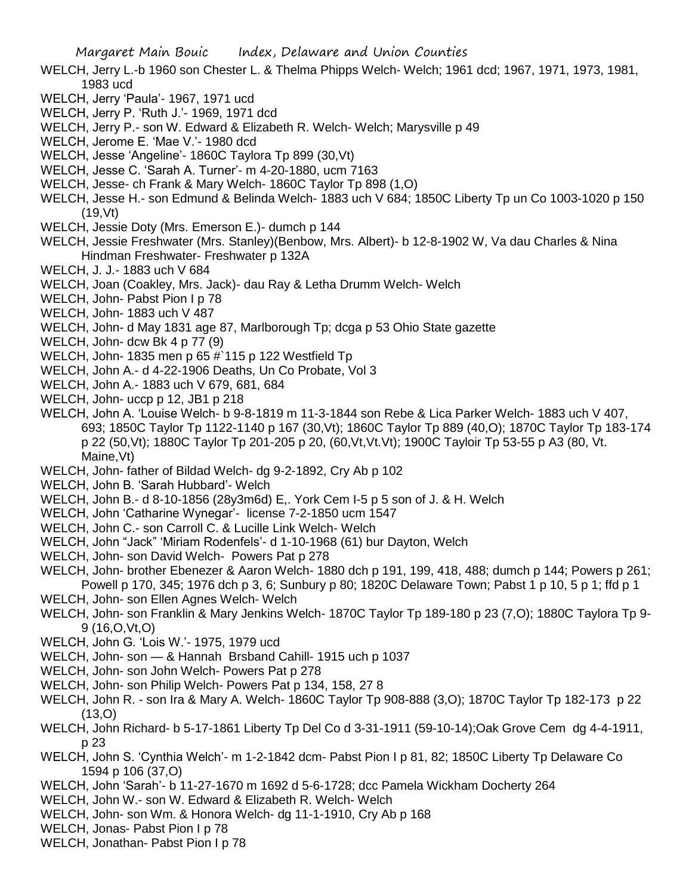WELCH, Jerry L.-b 1960 son Chester L. & Thelma Phipps Welch- Welch; 1961 dcd; 1967, 1971, 1973, 1981, 1983 ucd

WELCH, Jerry 'Paula'- 1967, 1971 ucd

WELCH, Jerry P. 'Ruth J.'- 1969, 1971 dcd

WELCH, Jerry P.- son W. Edward & Elizabeth R. Welch- Welch; Marysville p 49

WELCH, Jerome E. 'Mae V.'- 1980 dcd

WELCH, Jesse 'Angeline'- 1860C Taylora Tp 899 (30,Vt)

WELCH, Jesse C. 'Sarah A. Turner'- m 4-20-1880, ucm 7163

WELCH, Jesse- ch Frank & Mary Welch- 1860C Taylor Tp 898 (1,O)

WELCH, Jesse H.- son Edmund & Belinda Welch- 1883 uch V 684; 1850C Liberty Tp un Co 1003-1020 p 150 (19,Vt)

WELCH, Jessie Doty (Mrs. Emerson E.)- dumch p 144

WELCH, Jessie Freshwater (Mrs. Stanley)(Benbow, Mrs. Albert)- b 12-8-1902 W, Va dau Charles & Nina Hindman Freshwater- Freshwater p 132A

WELCH, J. J.- 1883 uch V 684

WELCH, Joan (Coakley, Mrs. Jack)- dau Ray & Letha Drumm Welch- Welch

WELCH, John- Pabst Pion I p 78

WELCH, John- 1883 uch V 487

WELCH, John- d May 1831 age 87, Marlborough Tp; dcga p 53 Ohio State gazette

WELCH, John- dcw Bk 4 p 77 (9)

WELCH, John- 1835 men p 65 #`115 p 122 Westfield Tp

WELCH, John A.- d 4-22-1906 Deaths, Un Co Probate, Vol 3

WELCH, John A.- 1883 uch V 679, 681, 684

WELCH, John- uccp p 12, JB1 p 218

WELCH, John A. 'Louise Welch- b 9-8-1819 m 11-3-1844 son Rebe & Lica Parker Welch- 1883 uch V 407, 693; 1850C Taylor Tp 1122-1140 p 167 (30,Vt); 1860C Taylor Tp 889 (40,O); 1870C Taylor Tp 183-174 p 22 (50,Vt); 1880C Taylor Tp 201-205 p 20, (60,Vt,Vt.Vt); 1900C Tayloir Tp 53-55 p A3 (80, Vt. Maine,Vt)

WELCH, John- father of Bildad Welch- dg 9-2-1892, Cry Ab p 102

WELCH, John B. 'Sarah Hubbard'- Welch

WELCH, John B.- d 8-10-1856 (28y3m6d) E,. York Cem I-5 p 5 son of J. & H. Welch

WELCH, John 'Catharine Wynegar'- license 7-2-1850 ucm 1547

WELCH, John C.- son Carroll C. & Lucille Link Welch- Welch

WELCH, John "Jack" 'Miriam Rodenfels'- d 1-10-1968 (61) bur Dayton, Welch

WELCH, John- son David Welch- Powers Pat p 278

WELCH, John- brother Ebenezer & Aaron Welch- 1880 dch p 191, 199, 418, 488; dumch p 144; Powers p 261; Powell p 170, 345; 1976 dch p 3, 6; Sunbury p 80; 1820C Delaware Town; Pabst 1 p 10, 5 p 1; ffd p 1

WELCH, John- son Ellen Agnes Welch- Welch

WELCH, John- son Franklin & Mary Jenkins Welch- 1870C Taylor Tp 189-180 p 23 (7,O); 1880C Taylora Tp 9-9 (16,O,Vt,O)

WELCH, John G. 'Lois W.'- 1975, 1979 ucd

WELCH, John- son — & Hannah Brsband Cahill- 1915 uch p 1037

WELCH, John- son John Welch- Powers Pat p 278

WELCH, John- son Philip Welch- Powers Pat p 134, 158, 27 8

WELCH, John R. - son Ira & Mary A. Welch- 1860C Taylor Tp 908-888 (3,O); 1870C Taylor Tp 182-173 p 22 (13,O)

WELCH, John Richard- b 5-17-1861 Liberty Tp Del Co d 3-31-1911 (59-10-14);Oak Grove Cem dg 4-4-1911, p 23

WELCH, John S. 'Cynthia Welch'- m 1-2-1842 dcm- Pabst Pion I p 81, 82; 1850C Liberty Tp Delaware Co 1594 p 106 (37,O)

WELCH, John 'Sarah'- b 11-27-1670 m 1692 d 5-6-1728; dcc Pamela Wickham Docherty 264

WELCH, John W.- son W. Edward & Elizabeth R. Welch- Welch

WELCH, John- son Wm. & Honora Welch- dg 11-1-1910, Cry Ab p 168

WELCH, Jonas- Pabst Pion I p 78

WELCH, Jonathan- Pabst Pion I p 78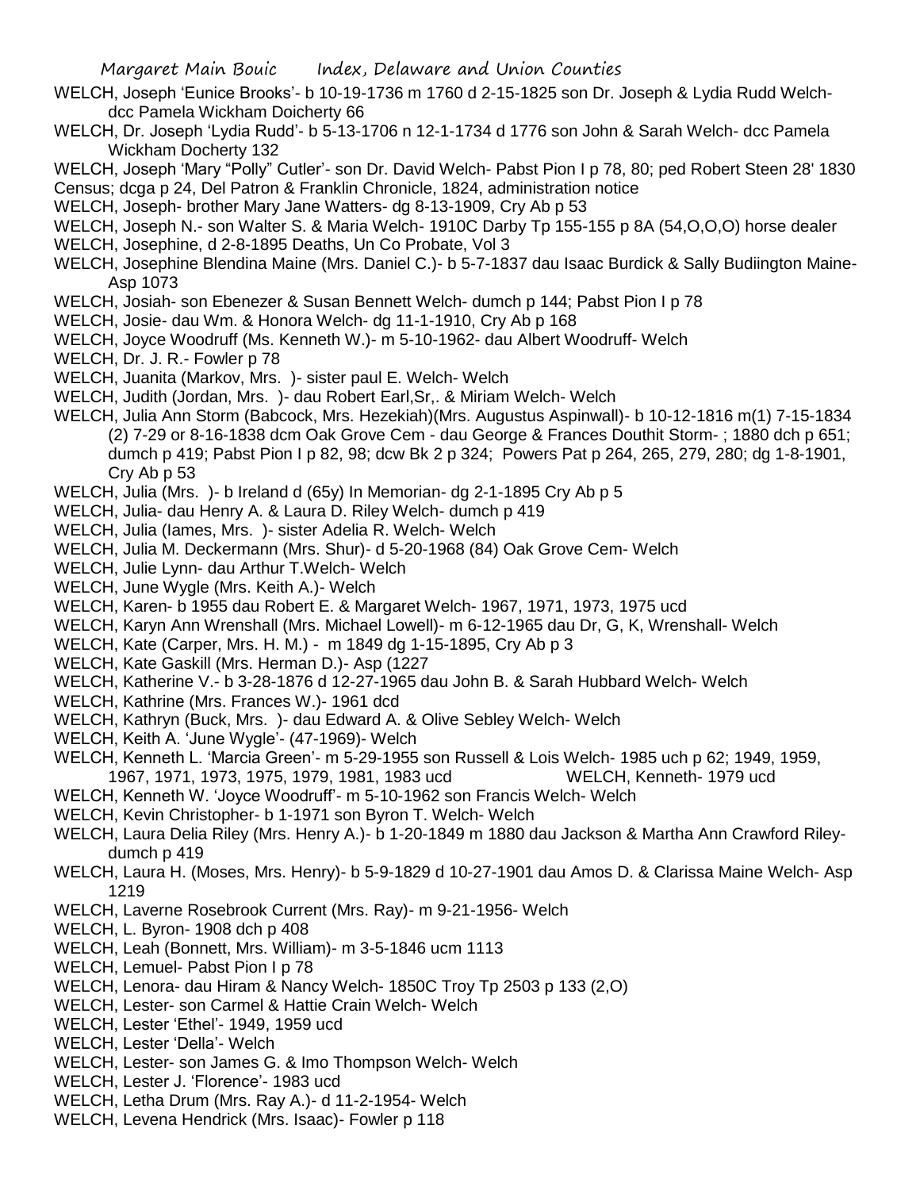WELCH, Joseph 'Eunice Brooks'- b 10-19-1736 m 1760 d 2-15-1825 son Dr. Joseph & Lydia Rudd Welch- dcc Pamela Wickham Doicherty 66

WELCH, Dr. Joseph 'Lydia Rudd'- b 5-13-1706 n 12-1-1734 d 1776 son John & Sarah Welch- dcc Pamela Wickham Docherty 132

WELCH, Joseph 'Mary "Polly" Cutler'- son Dr. David Welch- Pabst Pion I p 78, 80; ped Robert Steen 28' 1830 Census; dcga p 24, Del Patron & Franklin Chronicle, 1824, administration notice

WELCH, Joseph- brother Mary Jane Watters- dg 8-13-1909, Cry Ab p 53

WELCH, Joseph N.- son Walter S. & Maria Welch- 1910C Darby Tp 155-155 p 8A (54,O,O,O) horse dealer

WELCH, Josephine, d 2-8-1895 Deaths, Un Co Probate, Vol 3

WELCH, Josephine Blendina Maine (Mrs. Daniel C.)- b 5-7-1837 dau Isaac Burdick & Sally Budiington Maine- Asp 1073

WELCH, Josiah- son Ebenezer & Susan Bennett Welch- dumch p 144; Pabst Pion I p 78

WELCH, Josie- dau Wm. & Honora Welch- dg 11-1-1910, Cry Ab p 168

WELCH, Joyce Woodruff (Ms. Kenneth W.)- m 5-10-1962- dau Albert Woodruff- Welch

WELCH, Dr. J. R.- Fowler p 78

WELCH, Juanita (Markov, Mrs. )- sister paul E. Welch- Welch

WELCH, Judith (Jordan, Mrs. )- dau Robert Earl,Sr,. & Miriam Welch- Welch

WELCH, Julia Ann Storm (Babcock, Mrs. Hezekiah)(Mrs. Augustus Aspinwall)- b 10-12-1816 m(1) 7-15-1834 (2) 7-29 or 8-16-1838 dcm Oak Grove Cem - dau George & Frances Douthit Storm- ; 1880 dch p 651; dumch p 419; Pabst Pion I p 82, 98; dcw Bk 2 p 324; Powers Pat p 264, 265, 279, 280; dg 1-8-1901, Cry Ab p 53

WELCH, Julia (Mrs. )- b Ireland d (65y) In Memorian- dg 2-1-1895 Cry Ab p 5

WELCH, Julia- dau Henry A. & Laura D. Riley Welch- dumch p 419

WELCH, Julia (Iames, Mrs. )- sister Adelia R. Welch- Welch

WELCH, Julia M. Deckermann (Mrs. Shur)- d 5-20-1968 (84) Oak Grove Cem- Welch

WELCH, Julie Lynn- dau Arthur T.Welch- Welch

WELCH, June Wygle (Mrs. Keith A.)- Welch

WELCH, Karen- b 1955 dau Robert E. & Margaret Welch- 1967, 1971, 1973, 1975 ucd

WELCH, Karyn Ann Wrenshall (Mrs. Michael Lowell)- m 6-12-1965 dau Dr, G, K, Wrenshall- Welch

WELCH, Kate (Carper, Mrs. H. M.) - m 1849 dg 1-15-1895, Cry Ab p 3

WELCH, Kate Gaskill (Mrs. Herman D.)- Asp (1227

WELCH, Katherine V.- b 3-28-1876 d 12-27-1965 dau John B. & Sarah Hubbard Welch- Welch

WELCH, Kathrine (Mrs. Frances W.)- 1961 dcd

WELCH, Kathryn (Buck, Mrs. )- dau Edward A. & Olive Sebley Welch- Welch

WELCH, Keith A. 'June Wygle'- (47-1969)- Welch

WELCH, Kenneth L. 'Marcia Green'- m 5-29-1955 son Russell & Lois Welch- 1985 uch p 62; 1949, 1959, 1967, 1971, 1973, 1975, 1979, 1981, 1983 ucd

WELCH, Kenneth- 1979 ucd

WELCH, Kenneth W. 'Joyce Woodruff'- m 5-10-1962 son Francis Welch- Welch

WELCH, Kevin Christopher- b 1-1971 son Byron T. Welch- Welch

WELCH, Laura Delia Riley (Mrs. Henry A.)- b 1-20-1849 m 1880 dau Jackson & Martha Ann Crawford Riley- dumch p 419

WELCH, Laura H. (Moses, Mrs. Henry)- b 5-9-1829 d 10-27-1901 dau Amos D. & Clarissa Maine Welch- Asp 1219

WELCH, Laverne Rosebrook Current (Mrs. Ray)- m 9-21-1956- Welch

WELCH, L. Byron- 1908 dch p 408

WELCH, Leah (Bonnett, Mrs. William)- m 3-5-1846 ucm 1113

WELCH, Lemuel- Pabst Pion I p 78

WELCH, Lenora- dau Hiram & Nancy Welch- 1850C Troy Tp 2503 p 133 (2,O)

WELCH, Lester- son Carmel & Hattie Crain Welch- Welch

WELCH, Lester 'Ethel'- 1949, 1959 ucd

WELCH, Lester 'Della'- Welch

WELCH, Lester- son James G. & Imo Thompson Welch- Welch

WELCH, Lester J. 'Florence'- 1983 ucd

WELCH, Letha Drum (Mrs. Ray A.)- d 11-2-1954- Welch

WELCH, Levena Hendrick (Mrs. Isaac)- Fowler p 118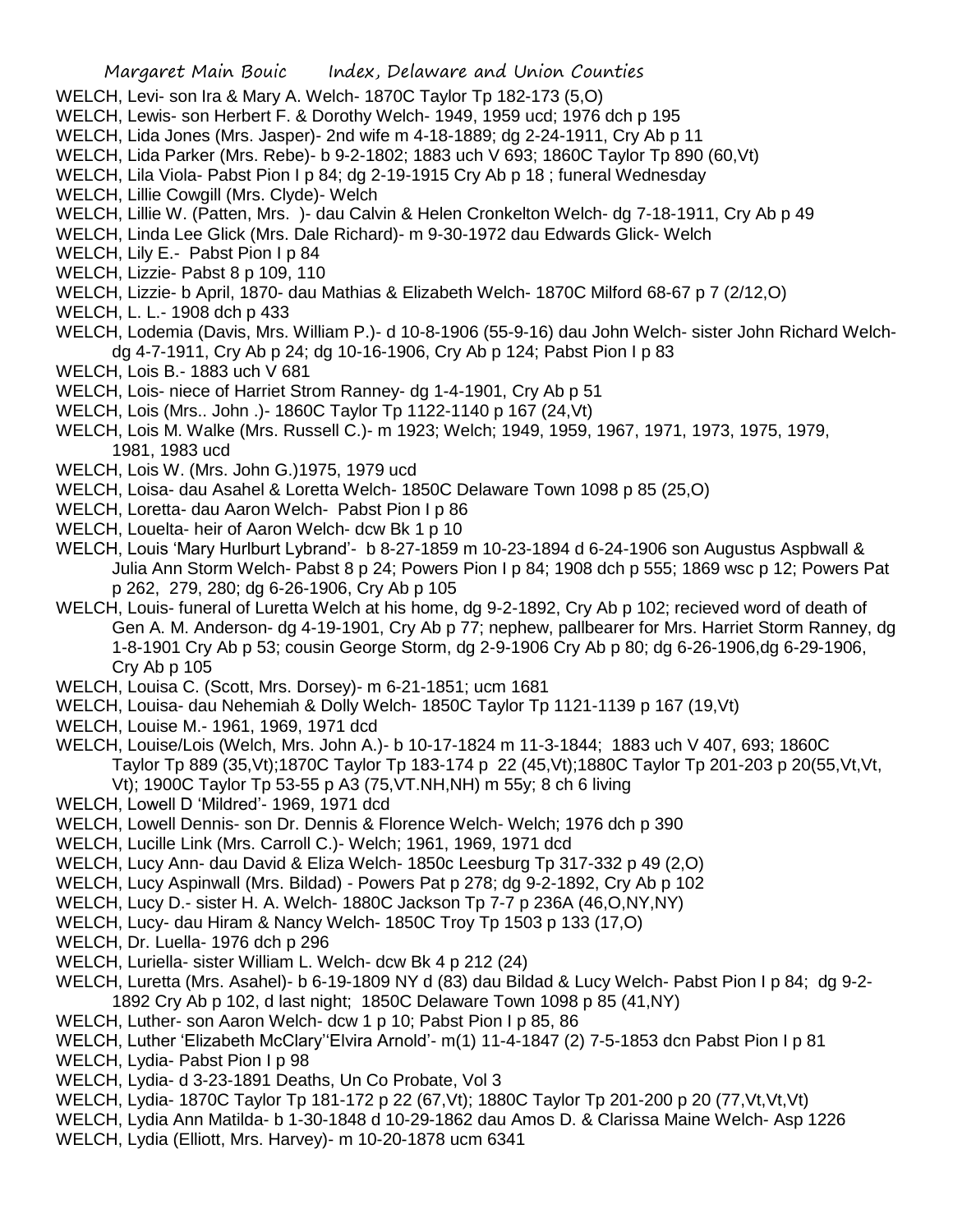WELCH, Levi- son Ira & Mary A. Welch- 1870C Taylor Tp 182-173 (5,O)

WELCH, Lewis- son Herbert F. & Dorothy Welch- 1949, 1959 ucd; 1976 dch p 195

WELCH, Lida Jones (Mrs. Jasper)- 2nd wife m 4-18-1889; dg 2-24-1911, Cry Ab p 11

WELCH, Lida Parker (Mrs. Rebe)- b 9-2-1802; 1883 uch V 693; 1860C Taylor Tp 890 (60,Vt)

WELCH, Lila Viola- Pabst Pion I p 84; dg 2-19-1915 Cry Ab p 18 ; funeral Wednesday

WELCH, Lillie Cowgill (Mrs. Clyde)- Welch

WELCH, Lillie W. (Patten, Mrs. )- dau Calvin & Helen Cronkelton Welch- dg 7-18-1911, Cry Ab p 49

WELCH, Linda Lee Glick (Mrs. Dale Richard)- m 9-30-1972 dau Edwards Glick- Welch

WELCH, Lily E.- Pabst Pion I p 84

WELCH, Lizzie- Pabst 8 p 109, 110

WELCH, Lizzie- b April, 1870- dau Mathias & Elizabeth Welch- 1870C Milford 68-67 p 7 (2/12,O)

WELCH, L. L.- 1908 dch p 433

WELCH, Lodemia (Davis, Mrs. William P.)- d 10-8-1906 (55-9-16) dau John Welch- sister John Richard Welch- dg 4-7-1911, Cry Ab p 24; dg 10-16-1906, Cry Ab p 124; Pabst Pion I p 83

WELCH, Lois B.- 1883 uch V 681

WELCH, Lois- niece of Harriet Strom Ranney- dg 1-4-1901, Cry Ab p 51

WELCH, Lois (Mrs.. John .)- 1860C Taylor Tp 1122-1140 p 167 (24,Vt)

WELCH, Lois M. Walke (Mrs. Russell C.)- m 1923; Welch; 1949, 1959, 1967, 1971, 1973, 1975, 1979, 1981, 1983 ucd

WELCH, Lois W. (Mrs. John G.)1975, 1979 ucd

WELCH, Loisa- dau Asahel & Loretta Welch- 1850C Delaware Town 1098 p 85 (25,O)

WELCH, Loretta- dau Aaron Welch- Pabst Pion I p 86

WELCH, Louelta- heir of Aaron Welch- dcw Bk 1 p 10

WELCH, Louis 'Mary Hurlburt Lybrand'- b 8-27-1859 m 10-23-1894 d 6-24-1906 son Augustus Aspbwall & Julia Ann Storm Welch- Pabst 8 p 24; Powers Pion I p 84; 1908 dch p 555; 1869 wsc p 12; Powers Pat p 262, 279, 280; dg 6-26-1906, Cry Ab p 105

WELCH, Louis- funeral of Luretta Welch at his home, dg 9-2-1892, Cry Ab p 102; recieved word of death of Gen A. M. Anderson- dg 4-19-1901, Cry Ab p 77; nephew, pallbearer for Mrs. Harriet Storm Ranney, dg 1-8-1901 Cry Ab p 53; cousin George Storm, dg 2-9-1906 Cry Ab p 80; dg 6-26-1906,dg 6-29-1906, Cry Ab p 105

WELCH, Louisa C. (Scott, Mrs. Dorsey)- m 6-21-1851; ucm 1681

WELCH, Louisa- dau Nehemiah & Dolly Welch- 1850C Taylor Tp 1121-1139 p 167 (19,Vt)

WELCH, Louise M.- 1961, 1969, 1971 dcd

WELCH, Louise/Lois (Welch, Mrs. John A.)- b 10-17-1824 m 11-3-1844; 1883 uch V 407, 693; 1860C Taylor Tp 889 (35,Vt);1870C Taylor Tp 183-174 p 22 (45,Vt);1880C Taylor Tp 201-203 p 20(55,Vt,Vt, Vt); 1900C Taylor Tp 53-55 p A3 (75,VT.NH,NH) m 55y; 8 ch 6 living

WELCH, Lowell D 'Mildred'- 1969, 1971 dcd

WELCH, Lowell Dennis- son Dr. Dennis & Florence Welch- Welch; 1976 dch p 390

WELCH, Lucille Link (Mrs. Carroll C.)- Welch; 1961, 1969, 1971 dcd

WELCH, Lucy Ann- dau David & Eliza Welch- 1850c Leesburg Tp 317-332 p 49 (2,O)

WELCH, Lucy Aspinwall (Mrs. Bildad) - Powers Pat p 278; dg 9-2-1892, Cry Ab p 102

WELCH, Lucy D.- sister H. A. Welch- 1880C Jackson Tp 7-7 p 236A (46,O,NY,NY)

WELCH, Lucy- dau Hiram & Nancy Welch- 1850C Troy Tp 1503 p 133 (17,O)

WELCH, Dr. Luella- 1976 dch p 296

WELCH, Luriella- sister William L. Welch- dcw Bk 4 p 212 (24)

WELCH, Luretta (Mrs. Asahel)- b 6-19-1809 NY d (83) dau Bildad & Lucy Welch- Pabst Pion I p 84; dg 9-2-1892 Cry Ab p 102, d last night; 1850C Delaware Town 1098 p 85 (41,NY)

WELCH, Luther- son Aaron Welch- dcw 1 p 10; Pabst Pion I p 85, 86

WELCH, Luther 'Elizabeth McClary''Elvira Arnold'- m(1) 11-4-1847 (2) 7-5-1853 dcn Pabst Pion I p 81

WELCH, Lydia- Pabst Pion I p 98

WELCH, Lydia- d 3-23-1891 Deaths, Un Co Probate, Vol 3

WELCH, Lydia- 1870C Taylor Tp 181-172 p 22 (67,Vt); 1880C Taylor Tp 201-200 p 20 (77,Vt,Vt,Vt)

WELCH, Lydia Ann Matilda- b 1-30-1848 d 10-29-1862 dau Amos D. & Clarissa Maine Welch- Asp 1226

WELCH, Lydia (Elliott, Mrs. Harvey)- m 10-20-1878 ucm 6341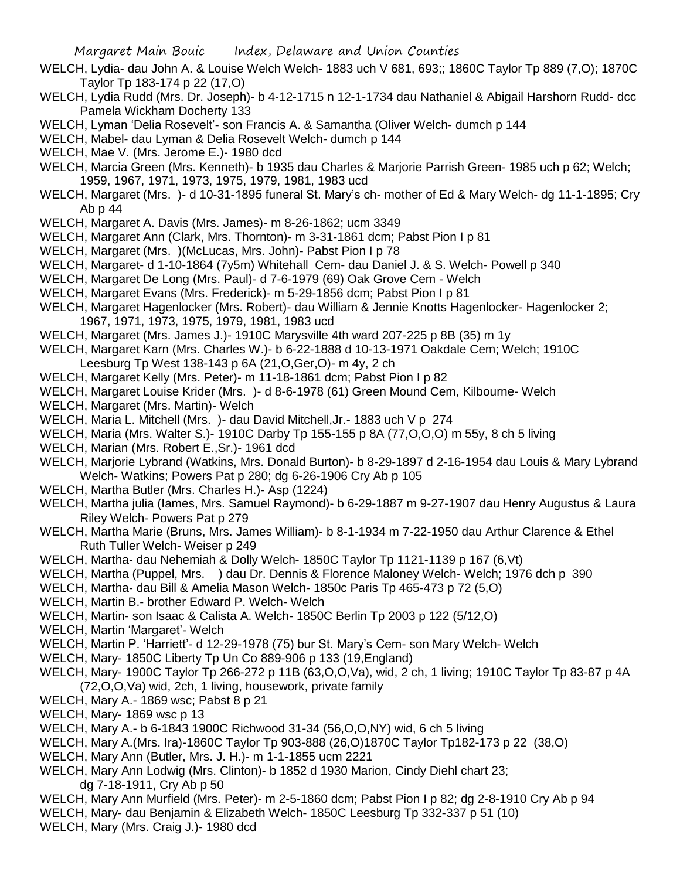WELCH, Lydia- dau John A. & Louise Welch Welch- 1883 uch V 681, 693;; 1860C Taylor Tp 889 (7,O); 1870C Taylor Tp 183-174 p 22 (17,O)

WELCH, Lydia Rudd (Mrs. Dr. Joseph)- b 4-12-1715 n 12-1-1734 dau Nathaniel & Abigail Harshorn Rudd- dcc Pamela Wickham Docherty 133

WELCH, Lyman 'Delia Rosevelt'- son Francis A. & Samantha (Oliver Welch- dumch p 144

WELCH, Mabel- dau Lyman & Delia Rosevelt Welch- dumch p 144

WELCH, Mae V. (Mrs. Jerome E.)- 1980 dcd

WELCH, Marcia Green (Mrs. Kenneth)- b 1935 dau Charles & Marjorie Parrish Green- 1985 uch p 62; Welch; 1959, 1967, 1971, 1973, 1975, 1979, 1981, 1983 ucd

WELCH, Margaret (Mrs. )- d 10-31-1895 funeral St. Mary's ch- mother of Ed & Mary Welch- dg 11-1-1895; Cry Ab p 44

WELCH, Margaret A. Davis (Mrs. James)- m 8-26-1862; ucm 3349

WELCH, Margaret Ann (Clark, Mrs. Thornton)- m 3-31-1861 dcm; Pabst Pion I p 81

WELCH, Margaret (Mrs. )(McLucas, Mrs. John)- Pabst Pion I p 78

WELCH, Margaret- d 1-10-1864 (7y5m) Whitehall Cem- dau Daniel J. & S. Welch- Powell p 340

WELCH, Margaret De Long (Mrs. Paul)- d 7-6-1979 (69) Oak Grove Cem - Welch

WELCH, Margaret Evans (Mrs. Frederick)- m 5-29-1856 dcm; Pabst Pion I p 81

WELCH, Margaret Hagenlocker (Mrs. Robert)- dau William & Jennie Knotts Hagenlocker- Hagenlocker 2; 1967, 1971, 1973, 1975, 1979, 1981, 1983 ucd

WELCH, Margaret (Mrs. James J.)- 1910C Marysville 4th ward 207-225 p 8B (35) m 1y

WELCH, Margaret Karn (Mrs. Charles W.)- b 6-22-1888 d 10-13-1971 Oakdale Cem; Welch; 1910C Leesburg Tp West 138-143 p 6A (21,O,Ger,O)- m 4y, 2 ch

WELCH, Margaret Kelly (Mrs. Peter)- m 11-18-1861 dcm; Pabst Pion I p 82

WELCH, Margaret Louise Krider (Mrs. )- d 8-6-1978 (61) Green Mound Cem, Kilbourne- Welch

WELCH, Margaret (Mrs. Martin)- Welch

WELCH, Maria L. Mitchell (Mrs. )- dau David Mitchell,Jr.- 1883 uch V p 274

WELCH, Maria (Mrs. Walter S.)- 1910C Darby Tp 155-155 p 8A (77,O,O,O) m 55y, 8 ch 5 living

WELCH, Marian (Mrs. Robert E.,Sr.)- 1961 dcd

WELCH, Marjorie Lybrand (Watkins, Mrs. Donald Burton)- b 8-29-1897 d 2-16-1954 dau Louis & Mary Lybrand Welch- Watkins; Powers Pat p 280; dg 6-26-1906 Cry Ab p 105

WELCH, Martha Butler (Mrs. Charles H.)- Asp (1224)

WELCH, Martha julia (Iames, Mrs. Samuel Raymond)- b 6-29-1887 m 9-27-1907 dau Henry Augustus & Laura Riley Welch- Powers Pat p 279

WELCH, Martha Marie (Bruns, Mrs. James William)- b 8-1-1934 m 7-22-1950 dau Arthur Clarence & Ethel Ruth Tuller Welch- Weiser p 249

WELCH, Martha- dau Nehemiah & Dolly Welch- 1850C Taylor Tp 1121-1139 p 167 (6,Vt)

WELCH, Martha (Puppel, Mrs. ) dau Dr. Dennis & Florence Maloney Welch- Welch; 1976 dch p 390

WELCH, Martha- dau Bill & Amelia Mason Welch- 1850c Paris Tp 465-473 p 72 (5,O)

WELCH, Martin B.- brother Edward P. Welch- Welch

WELCH, Martin- son Isaac & Calista A. Welch- 1850C Berlin Tp 2003 p 122 (5/12,O)

WELCH, Martin 'Margaret'- Welch

WELCH, Martin P. 'Harriett'- d 12-29-1978 (75) bur St. Mary's Cem- son Mary Welch- Welch

WELCH, Mary- 1850C Liberty Tp Un Co 889-906 p 133 (19,England)

WELCH, Mary- 1900C Taylor Tp 266-272 p 11B (63,O,O,Va), wid, 2 ch, 1 living; 1910C Taylor Tp 83-87 p 4A (72,O,O,Va) wid, 2ch, 1 living, housework, private family

WELCH, Mary A.- 1869 wsc; Pabst 8 p 21

WELCH, Mary- 1869 wsc p 13

WELCH, Mary A.- b 6-1843 1900C Richwood 31-34 (56,O,O,NY) wid, 6 ch 5 living

WELCH, Mary A.(Mrs. Ira)-1860C Taylor Tp 903-888 (26,O)1870C Taylor Tp182-173 p 22 (38,O)

WELCH, Mary Ann (Butler, Mrs. J. H.)- m 1-1-1855 ucm 2221

WELCH, Mary Ann Lodwig (Mrs. Clinton)- b 1852 d 1930 Marion, Cindy Diehl chart 23; dg 7-18-1911, Cry Ab p 50

WELCH, Mary Ann Murfield (Mrs. Peter)- m 2-5-1860 dcm; Pabst Pion I p 82; dg 2-8-1910 Cry Ab p 94

WELCH, Mary- dau Benjamin & Elizabeth Welch- 1850C Leesburg Tp 332-337 p 51 (10)

WELCH, Mary (Mrs. Craig J.)- 1980 dcd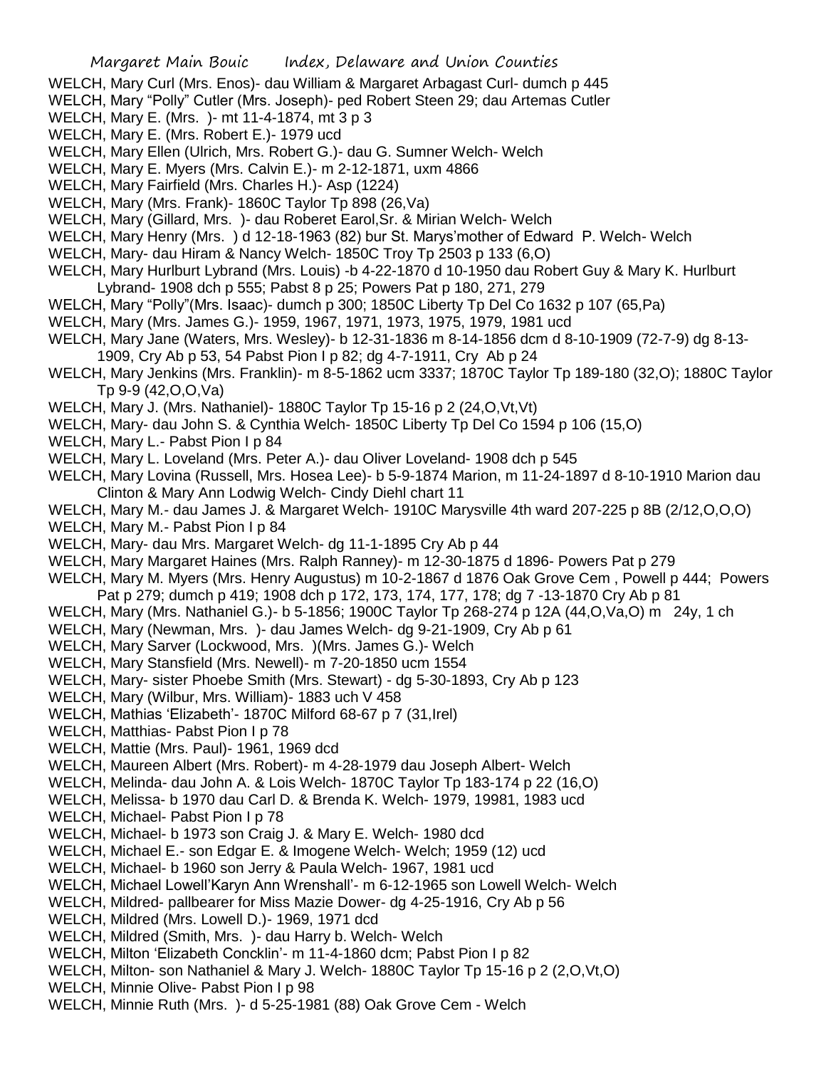WELCH, Mary Curl (Mrs. Enos)- dau William & Margaret Arbagast Curl- dumch p 445
WELCH, Mary "Polly" Cutler (Mrs. Joseph)- ped Robert Steen 29; dau Artemas Cutler
WELCH, Mary E. (Mrs. )- mt 11-4-1874, mt 3 p 3
WELCH, Mary E. (Mrs. Robert E.)- 1979 ucd
WELCH, Mary Ellen (Ulrich, Mrs. Robert G.)- dau G. Sumner Welch- Welch
WELCH, Mary E. Myers (Mrs. Calvin E.)- m 2-12-1871, uxm 4866
WELCH, Mary Fairfield (Mrs. Charles H.)- Asp (1224)
WELCH, Mary (Mrs. Frank)- 1860C Taylor Tp 898 (26,Va)
WELCH, Mary (Gillard, Mrs. )- dau Roberet Earol,Sr. & Mirian Welch- Welch
WELCH, Mary Henry (Mrs. ) d 12-18-1963 (82) bur St. Marys'mother of Edward P. Welch- Welch
WELCH, Mary- dau Hiram & Nancy Welch- 1850C Troy Tp 2503 p 133 (6,O)
WELCH, Mary Hurlburt Lybrand (Mrs. Louis) -b 4-22-1870 d 10-1950 dau Robert Guy & Mary K. Hurlburt Lybrand- 1908 dch p 555; Pabst 8 p 25; Powers Pat p 180, 271, 279
WELCH, Mary "Polly"(Mrs. Isaac)- dumch p 300; 1850C Liberty Tp Del Co 1632 p 107 (65,Pa)
WELCH, Mary (Mrs. James G.)- 1959, 1967, 1971, 1973, 1975, 1979, 1981 ucd
WELCH, Mary Jane (Waters, Mrs. Wesley)- b 12-31-1836 m 8-14-1856 dcm d 8-10-1909 (72-7-9) dg 8-13-1909, Cry Ab p 53, 54 Pabst Pion I p 82; dg 4-7-1911, Cry Ab p 24
WELCH, Mary Jenkins (Mrs. Franklin)- m 8-5-1862 ucm 3337; 1870C Taylor Tp 189-180 (32,O); 1880C Taylor Tp 9-9 (42,O,O,Va)
WELCH, Mary J. (Mrs. Nathaniel)- 1880C Taylor Tp 15-16 p 2 (24,O,Vt,Vt)
WELCH, Mary- dau John S. & Cynthia Welch- 1850C Liberty Tp Del Co 1594 p 106 (15,O)
WELCH, Mary L.- Pabst Pion I p 84
WELCH, Mary L. Loveland (Mrs. Peter A.)- dau Oliver Loveland- 1908 dch p 545
WELCH, Mary Lovina (Russell, Mrs. Hosea Lee)- b 5-9-1874 Marion, m 11-24-1897 d 8-10-1910 Marion dau Clinton & Mary Ann Lodwig Welch- Cindy Diehl chart 11
WELCH, Mary M.- dau James J. & Margaret Welch- 1910C Marysville 4th ward 207-225 p 8B (2/12,O,O,O)
WELCH, Mary M.- Pabst Pion I p 84
WELCH, Mary- dau Mrs. Margaret Welch- dg 11-1-1895 Cry Ab p 44
WELCH, Mary Margaret Haines (Mrs. Ralph Ranney)- m 12-30-1875 d 1896- Powers Pat p 279
WELCH, Mary M. Myers (Mrs. Henry Augustus) m 10-2-1867 d 1876 Oak Grove Cem , Powell p 444; Powers Pat p 279; dumch p 419; 1908 dch p 172, 173, 174, 177, 178; dg 7 -13-1870 Cry Ab p 81
WELCH, Mary (Mrs. Nathaniel G.)- b 5-1856; 1900C Taylor Tp 268-274 p 12A (44,O,Va,O) m 24y, 1 ch
WELCH, Mary (Newman, Mrs. )- dau James Welch- dg 9-21-1909, Cry Ab p 61
WELCH, Mary Sarver (Lockwood, Mrs. )(Mrs. James G.)- Welch
WELCH, Mary Stansfield (Mrs. Newell)- m 7-20-1850 ucm 1554
WELCH, Mary- sister Phoebe Smith (Mrs. Stewart) - dg 5-30-1893, Cry Ab p 123
WELCH, Mary (Wilbur, Mrs. William)- 1883 uch V 458
WELCH, Mathias 'Elizabeth'- 1870C Milford 68-67 p 7 (31,Irel)
WELCH, Matthias- Pabst Pion I p 78
WELCH, Mattie (Mrs. Paul)- 1961, 1969 dcd
WELCH, Maureen Albert (Mrs. Robert)- m 4-28-1979 dau Joseph Albert- Welch
WELCH, Melinda- dau John A. & Lois Welch- 1870C Taylor Tp 183-174 p 22 (16,O)
WELCH, Melissa- b 1970 dau Carl D. & Brenda K. Welch- 1979, 19981, 1983 ucd
WELCH, Michael- Pabst Pion I p 78
WELCH, Michael- b 1973 son Craig J. & Mary E. Welch- 1980 dcd
WELCH, Michael E.- son Edgar E. & Imogene Welch- Welch; 1959 (12) ucd
WELCH, Michael- b 1960 son Jerry & Paula Welch- 1967, 1981 ucd
WELCH, Michael Lowell'Karyn Ann Wrenshall'- m 6-12-1965 son Lowell Welch- Welch
WELCH, Mildred- pallbearer for Miss Mazie Dower- dg 4-25-1916, Cry Ab p 56
WELCH, Mildred (Mrs. Lowell D.)- 1969, 1971 dcd
WELCH, Mildred (Smith, Mrs. )- dau Harry b. Welch- Welch
WELCH, Milton 'Elizabeth Concklin'- m 11-4-1860 dcm; Pabst Pion I p 82
WELCH, Milton- son Nathaniel & Mary J. Welch- 1880C Taylor Tp 15-16 p 2 (2,O,Vt,O)
WELCH, Minnie Olive- Pabst Pion I p 98
WELCH, Minnie Ruth (Mrs. )- d 5-25-1981 (88) Oak Grove Cem - Welch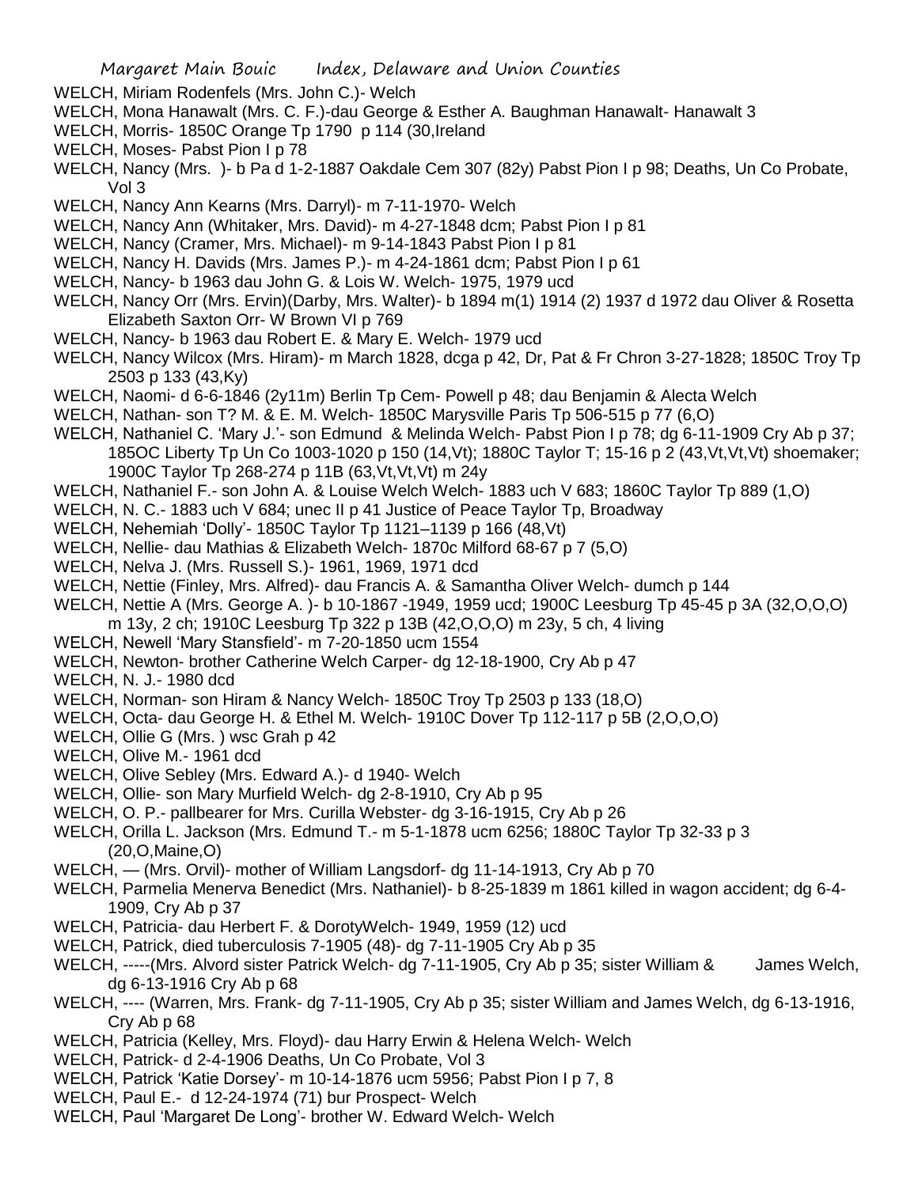WELCH, Miriam Rodenfels (Mrs. John C.)- Welch

WELCH, Mona Hanawalt (Mrs. C. F.)-dau George & Esther A. Baughman Hanawalt- Hanawalt 3

WELCH, Morris- 1850C Orange Tp 1790 p 114 (30,Ireland

WELCH, Moses- Pabst Pion I p 78

WELCH, Nancy (Mrs. )- b Pa d 1-2-1887 Oakdale Cem 307 (82y) Pabst Pion I p 98; Deaths, Un Co Probate, Vol 3

WELCH, Nancy Ann Kearns (Mrs. Darryl)- m 7-11-1970- Welch

WELCH, Nancy Ann (Whitaker, Mrs. David)- m 4-27-1848 dcm; Pabst Pion I p 81

WELCH, Nancy (Cramer, Mrs. Michael)- m 9-14-1843 Pabst Pion I p 81

WELCH, Nancy H. Davids (Mrs. James P.)- m 4-24-1861 dcm; Pabst Pion I p 61

WELCH, Nancy- b 1963 dau John G. & Lois W. Welch- 1975, 1979 ucd

WELCH, Nancy Orr (Mrs. Ervin)(Darby, Mrs. Walter)- b 1894 m(1) 1914 (2) 1937 d 1972 dau Oliver & Rosetta Elizabeth Saxton Orr- W Brown VI p 769

WELCH, Nancy- b 1963 dau Robert E. & Mary E. Welch- 1979 ucd

WELCH, Nancy Wilcox (Mrs. Hiram)- m March 1828, dcga p 42, Dr, Pat & Fr Chron 3-27-1828; 1850C Troy Tp 2503 p 133 (43,Ky)

WELCH, Naomi- d 6-6-1846 (2y11m) Berlin Tp Cem- Powell p 48; dau Benjamin & Alecta Welch

WELCH, Nathan- son T? M. & E. M. Welch- 1850C Marysville Paris Tp 506-515 p 77 (6,O)

WELCH, Nathaniel C. 'Mary J.'- son Edmund & Melinda Welch- Pabst Pion I p 78; dg 6-11-1909 Cry Ab p 37; 185OC Liberty Tp Un Co 1003-1020 p 150 (14,Vt); 1880C Taylor T; 15-16 p 2 (43,Vt,Vt,Vt) shoemaker; 1900C Taylor Tp 268-274 p 11B (63,Vt,Vt,Vt) m 24y

WELCH, Nathaniel F.- son John A. & Louise Welch Welch- 1883 uch V 683; 1860C Taylor Tp 889 (1,O)

WELCH, N. C.- 1883 uch V 684; unec II p 41 Justice of Peace Taylor Tp, Broadway

WELCH, Nehemiah 'Dolly'- 1850C Taylor Tp 1121–1139 p 166 (48,Vt)

WELCH, Nellie- dau Mathias & Elizabeth Welch- 1870c Milford 68-67 p 7 (5,O)

WELCH, Nelva J. (Mrs. Russell S.)- 1961, 1969, 1971 dcd

WELCH, Nettie (Finley, Mrs. Alfred)- dau Francis A. & Samantha Oliver Welch- dumch p 144

WELCH, Nettie A (Mrs. George A. )- b 10-1867 -1949, 1959 ucd; 1900C Leesburg Tp 45-45 p 3A (32,O,O,O) m 13y, 2 ch; 1910C Leesburg Tp 322 p 13B (42,O,O,O) m 23y, 5 ch, 4 living

WELCH, Newell 'Mary Stansfield'- m 7-20-1850 ucm 1554

WELCH, Newton- brother Catherine Welch Carper- dg 12-18-1900, Cry Ab p 47

WELCH, N. J.- 1980 dcd

WELCH, Norman- son Hiram & Nancy Welch- 1850C Troy Tp 2503 p 133 (18,O)

WELCH, Octa- dau George H. & Ethel M. Welch- 1910C Dover Tp 112-117 p 5B (2,O,O,O)

WELCH, Ollie G (Mrs. ) wsc Grah p 42

WELCH, Olive M.- 1961 dcd

WELCH, Olive Sebley (Mrs. Edward A.)- d 1940- Welch

WELCH, Ollie- son Mary Murfield Welch- dg 2-8-1910, Cry Ab p 95

WELCH, O. P.- pallbearer for Mrs. Curilla Webster- dg 3-16-1915, Cry Ab p 26

WELCH, Orilla L. Jackson (Mrs. Edmund T.- m 5-1-1878 ucm 6256; 1880C Taylor Tp 32-33 p 3 (20,O,Maine,O)

WELCH, — (Mrs. Orvil)- mother of William Langsdorf- dg 11-14-1913, Cry Ab p 70

WELCH, Parmelia Menerva Benedict (Mrs. Nathaniel)- b 8-25-1839 m 1861 killed in wagon accident; dg 6-4-1909, Cry Ab p 37

WELCH, Patricia- dau Herbert F. & DorotyWelch- 1949, 1959 (12) ucd

WELCH, Patrick, died tuberculosis 7-1905 (48)- dg 7-11-1905 Cry Ab p 35

WELCH, -----(Mrs. Alvord sister Patrick Welch- dg 7-11-1905, Cry Ab p 35; sister William & James Welch, dg 6-13-1916 Cry Ab p 68

WELCH, ---- (Warren, Mrs. Frank- dg 7-11-1905, Cry Ab p 35; sister William and James Welch, dg 6-13-1916, Cry Ab p 68

WELCH, Patricia (Kelley, Mrs. Floyd)- dau Harry Erwin & Helena Welch- Welch

WELCH, Patrick- d 2-4-1906 Deaths, Un Co Probate, Vol 3

WELCH, Patrick 'Katie Dorsey'- m 10-14-1876 ucm 5956; Pabst Pion I p 7, 8

WELCH, Paul E.- d 12-24-1974 (71) bur Prospect- Welch

WELCH, Paul 'Margaret De Long'- brother W. Edward Welch- Welch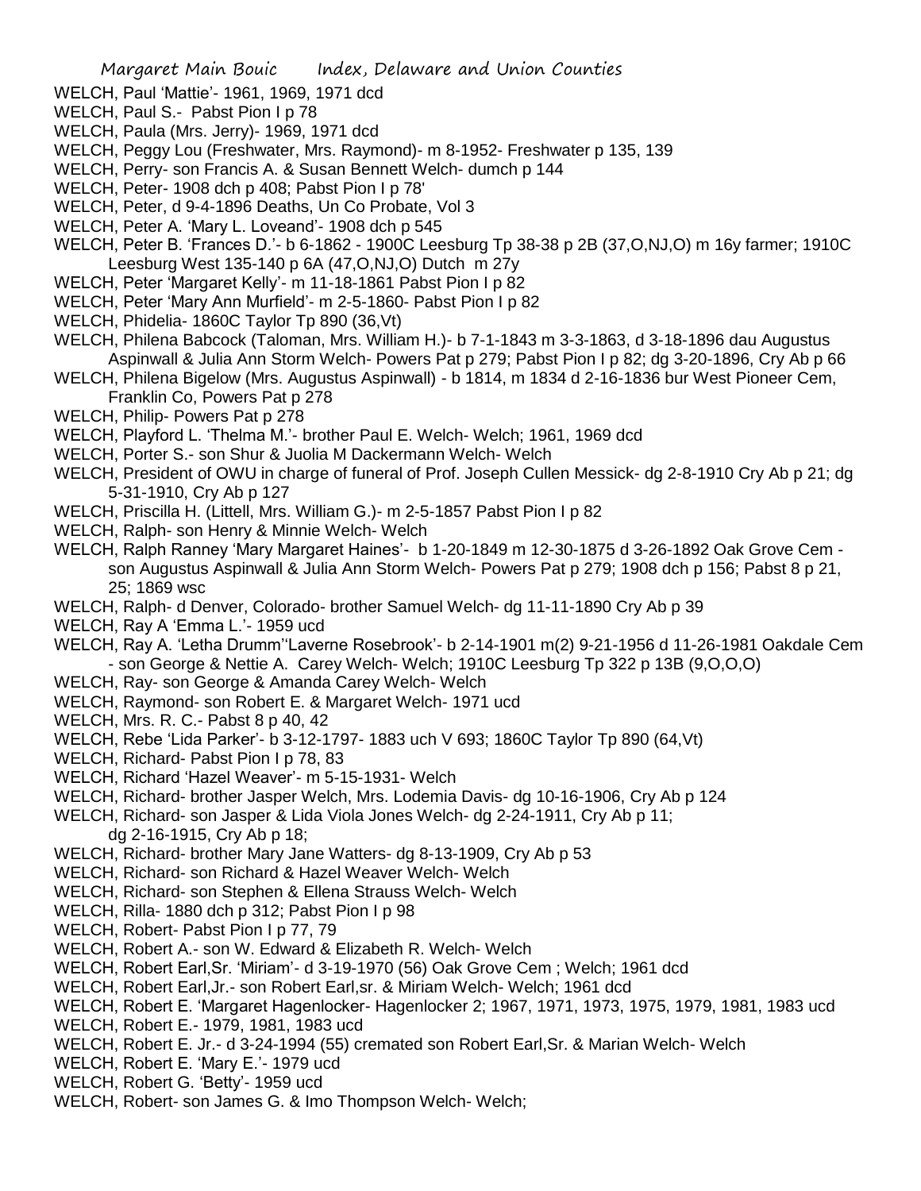WELCH, Paul 'Mattie'- 1961, 1969, 1971 dcd

WELCH, Paul S.- Pabst Pion I p 78

WELCH, Paula (Mrs. Jerry)- 1969, 1971 dcd

WELCH, Peggy Lou (Freshwater, Mrs. Raymond)- m 8-1952- Freshwater p 135, 139

WELCH, Perry- son Francis A. & Susan Bennett Welch- dumch p 144

WELCH, Peter- 1908 dch p 408; Pabst Pion I p 78'

WELCH, Peter, d 9-4-1896 Deaths, Un Co Probate, Vol 3

WELCH, Peter A. 'Mary L. Loveand'- 1908 dch p 545

WELCH, Peter B. 'Frances D.'- b 6-1862 - 1900C Leesburg Tp 38-38 p 2B (37,O,NJ,O) m 16y farmer; 1910C Leesburg West 135-140 p 6A (47,O,NJ,O) Dutch m 27y

WELCH, Peter 'Margaret Kelly'- m 11-18-1861 Pabst Pion I p 82

WELCH, Peter 'Mary Ann Murfield'- m 2-5-1860- Pabst Pion I p 82

WELCH, Phidelia- 1860C Taylor Tp 890 (36,Vt)

WELCH, Philena Babcock (Taloman, Mrs. William H.)- b 7-1-1843 m 3-3-1863, d 3-18-1896 dau Augustus Aspinwall & Julia Ann Storm Welch- Powers Pat p 279; Pabst Pion I p 82; dg 3-20-1896, Cry Ab p 66

WELCH, Philena Bigelow (Mrs. Augustus Aspinwall) - b 1814, m 1834 d 2-16-1836 bur West Pioneer Cem, Franklin Co, Powers Pat p 278

WELCH, Philip- Powers Pat p 278

WELCH, Playford L. 'Thelma M.'- brother Paul E. Welch- Welch; 1961, 1969 dcd

WELCH, Porter S.- son Shur & Juolia M Dackermann Welch- Welch

WELCH, President of OWU in charge of funeral of Prof. Joseph Cullen Messick- dg 2-8-1910 Cry Ab p 21; dg 5-31-1910, Cry Ab p 127

WELCH, Priscilla H. (Littell, Mrs. William G.)- m 2-5-1857 Pabst Pion I p 82

WELCH, Ralph- son Henry & Minnie Welch- Welch

WELCH, Ralph Ranney 'Mary Margaret Haines'- b 1-20-1849 m 12-30-1875 d 3-26-1892 Oak Grove Cem - son Augustus Aspinwall & Julia Ann Storm Welch- Powers Pat p 279; 1908 dch p 156; Pabst 8 p 21, 25; 1869 wsc

WELCH, Ralph- d Denver, Colorado- brother Samuel Welch- dg 11-11-1890 Cry Ab p 39

WELCH, Ray A 'Emma L.'- 1959 ucd

WELCH, Ray A. 'Letha Drumm''Laverne Rosebrook'- b 2-14-1901 m(2) 9-21-1956 d 11-26-1981 Oakdale Cem - son George & Nettie A. Carey Welch- Welch; 1910C Leesburg Tp 322 p 13B (9,O,O,O)

WELCH, Ray- son George & Amanda Carey Welch- Welch

WELCH, Raymond- son Robert E. & Margaret Welch- 1971 ucd

WELCH, Mrs. R. C.- Pabst 8 p 40, 42

WELCH, Rebe 'Lida Parker'- b 3-12-1797- 1883 uch V 693; 1860C Taylor Tp 890 (64,Vt)

WELCH, Richard- Pabst Pion I p 78, 83

WELCH, Richard 'Hazel Weaver'- m 5-15-1931- Welch

WELCH, Richard- brother Jasper Welch, Mrs. Lodemia Davis- dg 10-16-1906, Cry Ab p 124

WELCH, Richard- son Jasper & Lida Viola Jones Welch- dg 2-24-1911, Cry Ab p 11; dg 2-16-1915, Cry Ab p 18;

WELCH, Richard- brother Mary Jane Watters- dg 8-13-1909, Cry Ab p 53

WELCH, Richard- son Richard & Hazel Weaver Welch- Welch

WELCH, Richard- son Stephen & Ellena Strauss Welch- Welch

WELCH, Rilla- 1880 dch p 312; Pabst Pion I p 98

WELCH, Robert- Pabst Pion I p 77, 79

WELCH, Robert A.- son W. Edward & Elizabeth R. Welch- Welch

WELCH, Robert Earl,Sr. 'Miriam'- d 3-19-1970 (56) Oak Grove Cem ; Welch; 1961 dcd

WELCH, Robert Earl,Jr.- son Robert Earl,sr. & Miriam Welch- Welch; 1961 dcd

WELCH, Robert E. 'Margaret Hagenlocker- Hagenlocker 2; 1967, 1971, 1973, 1975, 1979, 1981, 1983 ucd

WELCH, Robert E.- 1979, 1981, 1983 ucd

WELCH, Robert E. Jr.- d 3-24-1994 (55) cremated son Robert Earl,Sr. & Marian Welch- Welch

WELCH, Robert E. 'Mary E.'- 1979 ucd

WELCH, Robert G. 'Betty'- 1959 ucd

WELCH, Robert- son James G. & Imo Thompson Welch- Welch;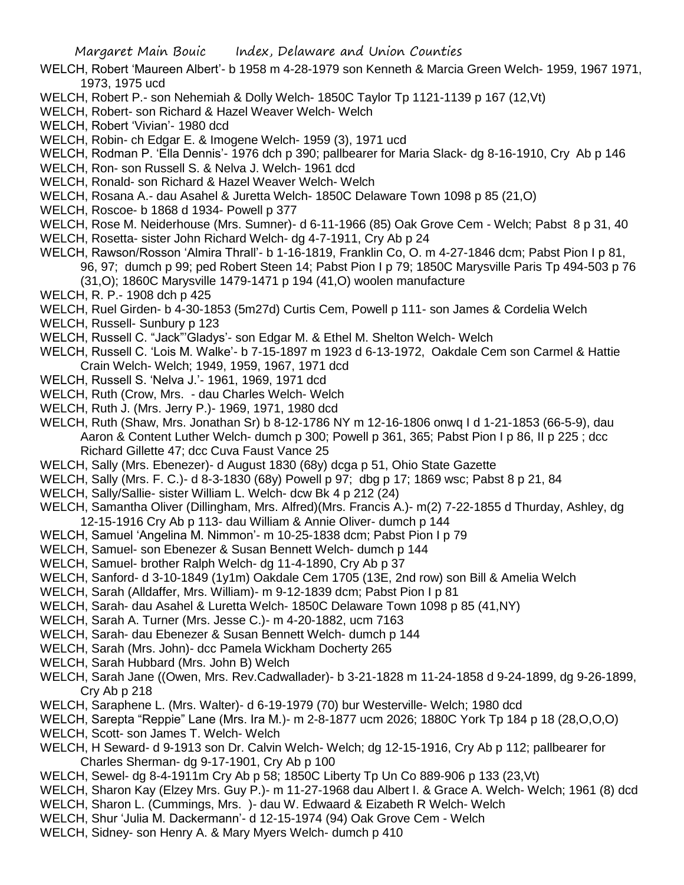WELCH, Robert 'Maureen Albert'- b 1958 m 4-28-1979 son Kenneth & Marcia Green Welch- 1959, 1967 1971, 1973, 1975 ucd

WELCH, Robert P.- son Nehemiah & Dolly Welch- 1850C Taylor Tp 1121-1139 p 167 (12,Vt)

WELCH, Robert- son Richard & Hazel Weaver Welch- Welch

WELCH, Robert 'Vivian'- 1980 dcd

WELCH, Robin- ch Edgar E. & Imogene Welch- 1959 (3), 1971 ucd

WELCH, Rodman P. 'Ella Dennis'- 1976 dch p 390; pallbearer for Maria Slack- dg 8-16-1910, Cry Ab p 146

WELCH, Ron- son Russell S. & Nelva J. Welch- 1961 dcd

WELCH, Ronald- son Richard & Hazel Weaver Welch- Welch

WELCH, Rosana A.- dau Asahel & Juretta Welch- 1850C Delaware Town 1098 p 85 (21,O)

WELCH, Roscoe- b 1868 d 1934- Powell p 377

WELCH, Rose M. Neiderhouse (Mrs. Sumner)- d 6-11-1966 (85) Oak Grove Cem - Welch; Pabst 8 p 31, 40

WELCH, Rosetta- sister John Richard Welch- dg 4-7-1911, Cry Ab p 24

WELCH, Rawson/Rosson 'Almira Thrall'- b 1-16-1819, Franklin Co, O. m 4-27-1846 dcm; Pabst Pion I p 81, 96, 97; dumch p 99; ped Robert Steen 14; Pabst Pion I p 79; 1850C Marysville Paris Tp 494-503 p 76 (31,O); 1860C Marysville 1479-1471 p 194 (41,O) woolen manufacture

WELCH, R. P.- 1908 dch p 425

WELCH, Ruel Girden- b 4-30-1853 (5m27d) Curtis Cem, Powell p 111- son James & Cordelia Welch

WELCH, Russell- Sunbury p 123

WELCH, Russell C. "Jack"'Gladys'- son Edgar M. & Ethel M. Shelton Welch- Welch

WELCH, Russell C. 'Lois M. Walke'- b 7-15-1897 m 1923 d 6-13-1972, Oakdale Cem son Carmel & Hattie Crain Welch- Welch; 1949, 1959, 1967, 1971 dcd

WELCH, Russell S. 'Nelva J.'- 1961, 1969, 1971 dcd

WELCH, Ruth (Crow, Mrs. - dau Charles Welch- Welch

WELCH, Ruth J. (Mrs. Jerry P.)- 1969, 1971, 1980 dcd

WELCH, Ruth (Shaw, Mrs. Jonathan Sr) b 8-12-1786 NY m 12-16-1806 onwq I d 1-21-1853 (66-5-9), dau Aaron & Content Luther Welch- dumch p 300; Powell p 361, 365; Pabst Pion I p 86, II p 225 ; dcc Richard Gillette 47; dcc Cuva Faust Vance 25

WELCH, Sally (Mrs. Ebenezer)- d August 1830 (68y) dcga p 51, Ohio State Gazette

WELCH, Sally (Mrs. F. C.)- d 8-3-1830 (68y) Powell p 97; dbg p 17; 1869 wsc; Pabst 8 p 21, 84

WELCH, Sally/Sallie- sister William L. Welch- dcw Bk 4 p 212 (24)

WELCH, Samantha Oliver (Dillingham, Mrs. Alfred)(Mrs. Francis A.)- m(2) 7-22-1855 d Thurday, Ashley, dg 12-15-1916 Cry Ab p 113- dau William & Annie Oliver- dumch p 144

WELCH, Samuel 'Angelina M. Nimmon'- m 10-25-1838 dcm; Pabst Pion I p 79

WELCH, Samuel- son Ebenezer & Susan Bennett Welch- dumch p 144

WELCH, Samuel- brother Ralph Welch- dg 11-4-1890, Cry Ab p 37

WELCH, Sanford- d 3-10-1849 (1y1m) Oakdale Cem 1705 (13E, 2nd row) son Bill & Amelia Welch

WELCH, Sarah (Alldaffer, Mrs. William)- m 9-12-1839 dcm; Pabst Pion I p 81

WELCH, Sarah- dau Asahel & Luretta Welch- 1850C Delaware Town 1098 p 85 (41,NY)

WELCH, Sarah A. Turner (Mrs. Jesse C.)- m 4-20-1882, ucm 7163

WELCH, Sarah- dau Ebenezer & Susan Bennett Welch- dumch p 144

WELCH, Sarah (Mrs. John)- dcc Pamela Wickham Docherty 265

WELCH, Sarah Hubbard (Mrs. John B) Welch

WELCH, Sarah Jane ((Owen, Mrs. Rev.Cadwallader)- b 3-21-1828 m 11-24-1858 d 9-24-1899, dg 9-26-1899, Cry Ab p 218

WELCH, Saraphene L. (Mrs. Walter)- d 6-19-1979 (70) bur Westerville- Welch; 1980 dcd

WELCH, Sarepta "Reppie" Lane (Mrs. Ira M.)- m 2-8-1877 ucm 2026; 1880C York Tp 184 p 18 (28,O,O,O)

WELCH, Scott- son James T. Welch- Welch

WELCH, H Seward- d 9-1913 son Dr. Calvin Welch- Welch; dg 12-15-1916, Cry Ab p 112; pallbearer for Charles Sherman- dg 9-17-1901, Cry Ab p 100

WELCH, Sewel- dg 8-4-1911m Cry Ab p 58; 1850C Liberty Tp Un Co 889-906 p 133 (23,Vt)

WELCH, Sharon Kay (Elzey Mrs. Guy P.)- m 11-27-1968 dau Albert I. & Grace A. Welch- Welch; 1961 (8) dcd

WELCH, Sharon L. (Cummings, Mrs. )- dau W. Edwaard & Eizabeth R Welch- Welch

WELCH, Shur 'Julia M. Dackermann'- d 12-15-1974 (94) Oak Grove Cem - Welch

WELCH, Sidney- son Henry A. & Mary Myers Welch- dumch p 410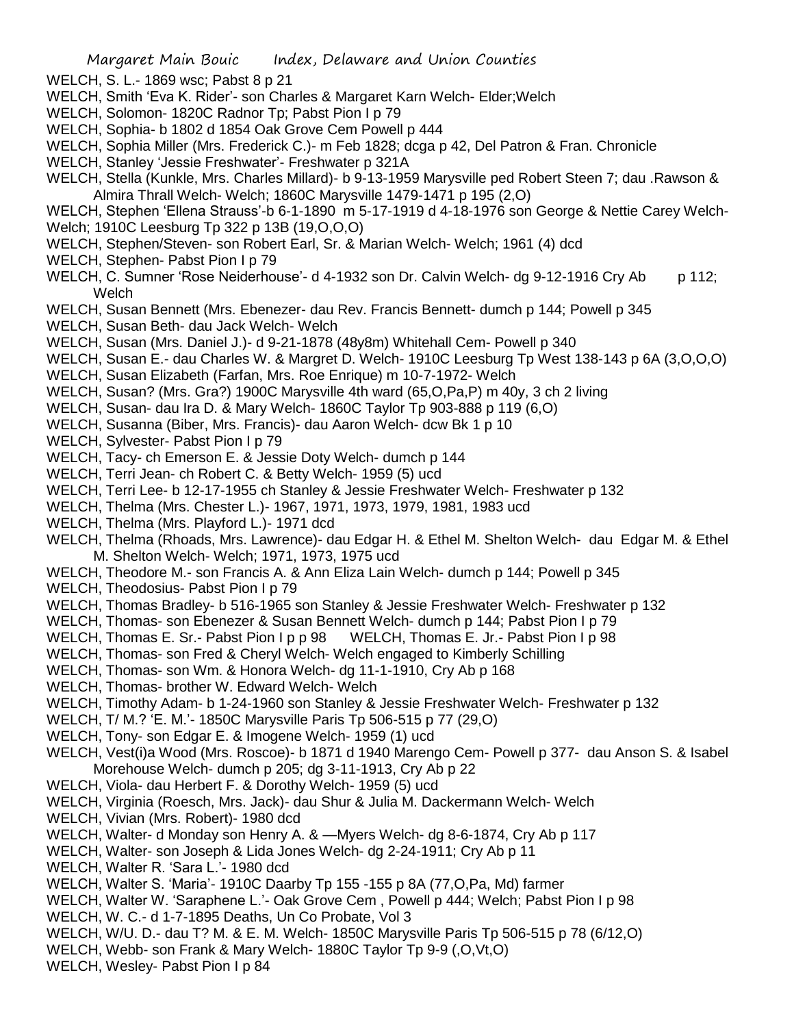WELCH, S. L.- 1869 wsc; Pabst 8 p 21

WELCH, Smith 'Eva K. Rider'- son Charles & Margaret Karn Welch- Elder;Welch

WELCH, Solomon- 1820C Radnor Tp; Pabst Pion I p 79

WELCH, Sophia- b 1802 d 1854 Oak Grove Cem Powell p 444

WELCH, Sophia Miller (Mrs. Frederick C.)- m Feb 1828; dcga p 42, Del Patron & Fran. Chronicle

WELCH, Stanley 'Jessie Freshwater'- Freshwater p 321A

WELCH, Stella (Kunkle, Mrs. Charles Millard)- b 9-13-1959 Marysville ped Robert Steen 7; dau .Rawson & Almira Thrall Welch- Welch; 1860C Marysville 1479-1471 p 195 (2,O)

WELCH, Stephen 'Ellena Strauss'-b 6-1-1890 m 5-17-1919 d 4-18-1976 son George & Nettie Carey Welch- Welch; 1910C Leesburg Tp 322 p 13B (19,O,O,O)

WELCH, Stephen/Steven- son Robert Earl, Sr. & Marian Welch- Welch; 1961 (4) dcd

WELCH, Stephen- Pabst Pion I p 79

WELCH, C. Sumner 'Rose Neiderhouse'- d 4-1932 son Dr. Calvin Welch- dg 9-12-1916 Cry Ab p 112; Welch

WELCH, Susan Bennett (Mrs. Ebenezer- dau Rev. Francis Bennett- dumch p 144; Powell p 345

WELCH, Susan Beth- dau Jack Welch- Welch

WELCH, Susan (Mrs. Daniel J.)- d 9-21-1878 (48y8m) Whitehall Cem- Powell p 340

WELCH, Susan E.- dau Charles W. & Margret D. Welch- 1910C Leesburg Tp West 138-143 p 6A (3,O,O,O)

WELCH, Susan Elizabeth (Farfan, Mrs. Roe Enrique) m 10-7-1972- Welch

WELCH, Susan? (Mrs. Gra?) 1900C Marysville 4th ward (65,O,Pa,P) m 40y, 3 ch 2 living

WELCH, Susan- dau Ira D. & Mary Welch- 1860C Taylor Tp 903-888 p 119 (6,O)

WELCH, Susanna (Biber, Mrs. Francis)- dau Aaron Welch- dcw Bk 1 p 10

WELCH, Sylvester- Pabst Pion I p 79

WELCH, Tacy- ch Emerson E. & Jessie Doty Welch- dumch p 144

WELCH, Terri Jean- ch Robert C. & Betty Welch- 1959 (5) ucd

WELCH, Terri Lee- b 12-17-1955 ch Stanley & Jessie Freshwater Welch- Freshwater p 132

WELCH, Thelma (Mrs. Chester L.)- 1967, 1971, 1973, 1979, 1981, 1983 ucd

WELCH, Thelma (Mrs. Playford L.)- 1971 dcd

WELCH, Thelma (Rhoads, Mrs. Lawrence)- dau Edgar H. & Ethel M. Shelton Welch- dau Edgar M. & Ethel M. Shelton Welch- Welch; 1971, 1973, 1975 ucd

WELCH, Theodore M.- son Francis A. & Ann Eliza Lain Welch- dumch p 144; Powell p 345

WELCH, Theodosius- Pabst Pion I p 79

WELCH, Thomas Bradley- b 516-1965 son Stanley & Jessie Freshwater Welch- Freshwater p 132

WELCH, Thomas- son Ebenezer & Susan Bennett Welch- dumch p 144; Pabst Pion I p 79

WELCH, Thomas E. Sr.- Pabst Pion I p p 98 WELCH, Thomas E. Jr.- Pabst Pion I p 98

WELCH, Thomas- son Fred & Cheryl Welch- Welch engaged to Kimberly Schilling

WELCH, Thomas- son Wm. & Honora Welch- dg 11-1-1910, Cry Ab p 168

WELCH, Thomas- brother W. Edward Welch- Welch

WELCH, Timothy Adam- b 1-24-1960 son Stanley & Jessie Freshwater Welch- Freshwater p 132

WELCH, T/ M.? 'E. M.'- 1850C Marysville Paris Tp 506-515 p 77 (29,O)

WELCH, Tony- son Edgar E. & Imogene Welch- 1959 (1) ucd

WELCH, Vest(i)a Wood (Mrs. Roscoe)- b 1871 d 1940 Marengo Cem- Powell p 377- dau Anson S. & Isabel Morehouse Welch- dumch p 205; dg 3-11-1913, Cry Ab p 22

WELCH, Viola- dau Herbert F. & Dorothy Welch- 1959 (5) ucd

WELCH, Virginia (Roesch, Mrs. Jack)- dau Shur & Julia M. Dackermann Welch- Welch

WELCH, Vivian (Mrs. Robert)- 1980 dcd

WELCH, Walter- d Monday son Henry A. & —Myers Welch- dg 8-6-1874, Cry Ab p 117

WELCH, Walter- son Joseph & Lida Jones Welch- dg 2-24-1911; Cry Ab p 11

WELCH, Walter R. 'Sara L.'- 1980 dcd

WELCH, Walter S. 'Maria'- 1910C Daarby Tp 155 -155 p 8A (77,O,Pa, Md) farmer

WELCH, Walter W. 'Saraphene L.'- Oak Grove Cem , Powell p 444; Welch; Pabst Pion I p 98

WELCH, W. C.- d 1-7-1895 Deaths, Un Co Probate, Vol 3

WELCH, W/U. D.- dau T? M. & E. M. Welch- 1850C Marysville Paris Tp 506-515 p 78 (6/12,O)

WELCH, Webb- son Frank & Mary Welch- 1880C Taylor Tp 9-9 (,O,Vt,O)

WELCH, Wesley- Pabst Pion I p 84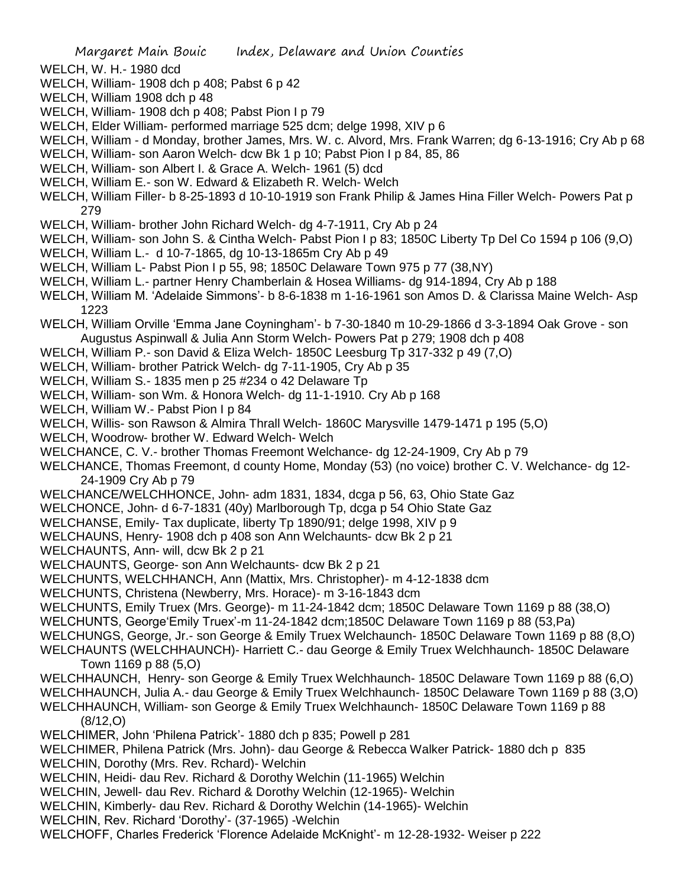WELCH, W. H.- 1980 dcd

WELCH, William- 1908 dch p 408; Pabst 6 p 42

WELCH, William 1908 dch p 48

WELCH, William- 1908 dch p 408; Pabst Pion I p 79

WELCH, Elder William- performed marriage 525 dcm; delge 1998, XIV p 6

WELCH, William - d Monday, brother James, Mrs. W. c. Alvord, Mrs. Frank Warren; dg 6-13-1916; Cry Ab p 68

WELCH, William- son Aaron Welch- dcw Bk 1 p 10; Pabst Pion I p 84, 85, 86

WELCH, William- son Albert I. & Grace A. Welch- 1961 (5) dcd

WELCH, William E.- son W. Edward & Elizabeth R. Welch- Welch

WELCH, William Filler- b 8-25-1893 d 10-10-1919 son Frank Philip & James Hina Filler Welch- Powers Pat p 279

WELCH, William- brother John Richard Welch- dg 4-7-1911, Cry Ab p 24

WELCH, William- son John S. & Cintha Welch- Pabst Pion I p 83; 1850C Liberty Tp Del Co 1594 p 106 (9,O)

WELCH, William L.- d 10-7-1865, dg 10-13-1865m Cry Ab p 49

WELCH, William L- Pabst Pion I p 55, 98; 1850C Delaware Town 975 p 77 (38,NY)

WELCH, William L.- partner Henry Chamberlain & Hosea Williams- dg 914-1894, Cry Ab p 188

WELCH, William M. 'Adelaide Simmons'- b 8-6-1838 m 1-16-1961 son Amos D. & Clarissa Maine Welch- Asp 1223

WELCH, William Orville 'Emma Jane Coyningham'- b 7-30-1840 m 10-29-1866 d 3-3-1894 Oak Grove - son Augustus Aspinwall & Julia Ann Storm Welch- Powers Pat p 279; 1908 dch p 408

WELCH, William P.- son David & Eliza Welch- 1850C Leesburg Tp 317-332 p 49 (7,O)

WELCH, William- brother Patrick Welch- dg 7-11-1905, Cry Ab p 35

WELCH, William S.- 1835 men p 25 #234 o 42 Delaware Tp

WELCH, William- son Wm. & Honora Welch- dg 11-1-1910. Cry Ab p 168

WELCH, William W.- Pabst Pion I p 84

WELCH, Willis- son Rawson & Almira Thrall Welch- 1860C Marysville 1479-1471 p 195 (5,O)

WELCH, Woodrow- brother W. Edward Welch- Welch

WELCHANCE, C. V.- brother Thomas Freemont Welchance- dg 12-24-1909, Cry Ab p 79

WELCHANCE, Thomas Freemont, d county Home, Monday (53) (no voice) brother C. V. Welchance- dg 12-24-1909 Cry Ab p 79

WELCHANCE/WELCHHONCE, John- adm 1831, 1834, dcga p 56, 63, Ohio State Gaz

WELCHONCE, John- d 6-7-1831 (40y) Marlborough Tp, dcga p 54 Ohio State Gaz

WELCHANSE, Emily- Tax duplicate, liberty Tp 1890/91; delge 1998, XIV p 9

WELCHAUNS, Henry- 1908 dch p 408 son Ann Welchaunts- dcw Bk 2 p 21

WELCHAUNTS, Ann- will, dcw Bk 2 p 21

WELCHAUNTS, George- son Ann Welchaunts- dcw Bk 2 p 21

WELCHUNTS, WELCHHANCH, Ann (Mattix, Mrs. Christopher)- m 4-12-1838 dcm

WELCHUNTS, Christena (Newberry, Mrs. Horace)- m 3-16-1843 dcm

WELCHUNTS, Emily Truex (Mrs. George)- m 11-24-1842 dcm; 1850C Delaware Town 1169 p 88 (38,O)

WELCHUNTS, George'Emily Truex'-m 11-24-1842 dcm;1850C Delaware Town 1169 p 88 (53,Pa)

WELCHUNGS, George, Jr.- son George & Emily Truex Welchaunch- 1850C Delaware Town 1169 p 88 (8,O)

WELCHAUNTS (WELCHHAUNCH)- Harriett C.- dau George & Emily Truex Welchhaunch- 1850C Delaware Town 1169 p 88 (5,O)

WELCHHAUNCH, Henry- son George & Emily Truex Welchhaunch- 1850C Delaware Town 1169 p 88 (6,O)

WELCHHAUNCH, Julia A.- dau George & Emily Truex Welchhaunch- 1850C Delaware Town 1169 p 88 (3,O)

WELCHHAUNCH, William- son George & Emily Truex Welchhaunch- 1850C Delaware Town 1169 p 88 (8/12,O)

WELCHIMER, John 'Philena Patrick'- 1880 dch p 835; Powell p 281

WELCHIMER, Philena Patrick (Mrs. John)- dau George & Rebecca Walker Patrick- 1880 dch p 835

WELCHIN, Dorothy (Mrs. Rev. Rchard)- Welchin

WELCHIN, Heidi- dau Rev. Richard & Dorothy Welchin (11-1965) Welchin

WELCHIN, Jewell- dau Rev. Richard & Dorothy Welchin (12-1965)- Welchin

WELCHIN, Kimberly- dau Rev. Richard & Dorothy Welchin (14-1965)- Welchin

WELCHIN, Rev. Richard 'Dorothy'- (37-1965) -Welchin

WELCHOFF, Charles Frederick 'Florence Adelaide McKnight'- m 12-28-1932- Weiser p 222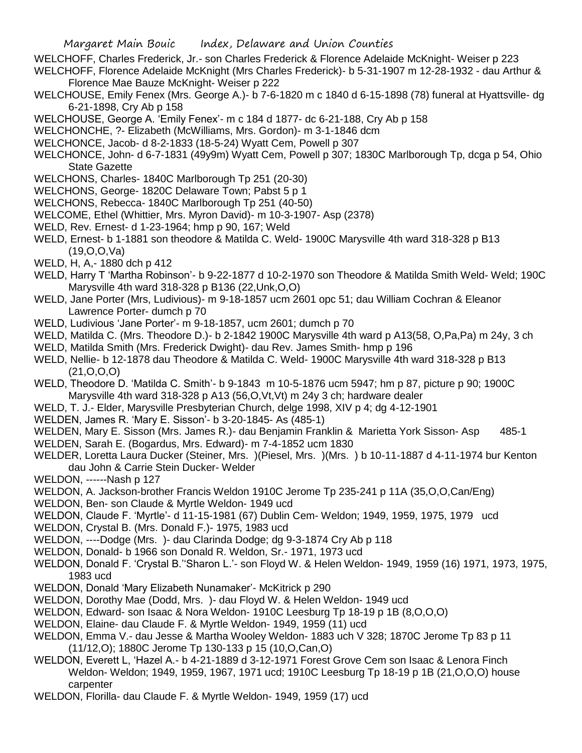WELCHOFF, Charles Frederick, Jr.- son Charles Frederick & Florence Adelaide McKnight- Weiser p 223

WELCHOFF, Florence Adelaide McKnight (Mrs Charles Frederick)- b 5-31-1907 m 12-28-1932 - dau Arthur & Florence Mae Bauze McKnight- Weiser p 222

WELCHOUSE, Emily Fenex (Mrs. George A.)- b 7-6-1820 m c 1840 d 6-15-1898 (78) funeral at Hyattsville- dg 6-21-1898, Cry Ab p 158

WELCHOUSE, George A. 'Emily Fenex'- m c 184 d 1877- dc 6-21-188, Cry Ab p 158

WELCHONCHE, ?- Elizabeth (McWilliams, Mrs. Gordon)- m 3-1-1846 dcm

WELCHONCE, Jacob- d 8-2-1833 (18-5-24) Wyatt Cem, Powell p 307

WELCHONCE, John- d 6-7-1831 (49y9m) Wyatt Cem, Powell p 307; 1830C Marlborough Tp, dcga p 54, Ohio State Gazette

WELCHONS, Charles- 1840C Marlborough Tp 251 (20-30)

WELCHONS, George- 1820C Delaware Town; Pabst 5 p 1

WELCHONS, Rebecca- 1840C Marlborough Tp 251 (40-50)

WELCOME, Ethel (Whittier, Mrs. Myron David)- m 10-3-1907- Asp (2378)

WELD, Rev. Ernest- d 1-23-1964; hmp p 90, 167; Weld

WELD, Ernest- b 1-1881 son theodore & Matilda C. Weld- 1900C Marysville 4th ward 318-328 p B13 (19,O,O,Va)

WELD, H, A,- 1880 dch p 412

WELD, Harry T 'Martha Robinson'- b 9-22-1877 d 10-2-1970 son Theodore & Matilda Smith Weld- Weld; 190C Marysville 4th ward 318-328 p B136 (22,Unk,O,O)

WELD, Jane Porter (Mrs, Ludivious)- m 9-18-1857 ucm 2601 opc 51; dau William Cochran & Eleanor Lawrence Porter- dumch p 70

WELD, Ludivious 'Jane Porter'- m 9-18-1857, ucm 2601; dumch p 70

WELD, Matilda C. (Mrs. Theodore D.)- b 2-1842 1900C Marysville 4th ward p A13(58, O,Pa,Pa) m 24y, 3 ch

WELD, Matilda Smith (Mrs. Frederick Dwight)- dau Rev. James Smith- hmp p 196

WELD, Nellie- b 12-1878 dau Theodore & Matilda C. Weld- 1900C Marysville 4th ward 318-328 p B13 (21,O,O,O)

WELD, Theodore D. 'Matilda C. Smith'- b 9-1843 m 10-5-1876 ucm 5947; hm p 87, picture p 90; 1900C Marysville 4th ward 318-328 p A13 (56,O,Vt,Vt) m 24y 3 ch; hardware dealer

WELD, T. J.- Elder, Marysville Presbyterian Church, delge 1998, XIV p 4; dg 4-12-1901

WELDEN, James R. 'Mary E. Sisson'- b 3-20-1845- As (485-1)

WELDEN, Mary E. Sisson (Mrs. James R.)- dau Benjamin Franklin & Marietta York Sisson- Asp 485-1

WELDEN, Sarah E. (Bogardus, Mrs. Edward)- m 7-4-1852 ucm 1830

WELDER, Loretta Laura Ducker (Steiner, Mrs. )(Piesel, Mrs. )(Mrs. ) b 10-11-1887 d 4-11-1974 bur Kenton dau John & Carrie Stein Ducker- Welder

WELDON, ------Nash p 127

WELDON, A. Jackson-brother Francis Weldon 1910C Jerome Tp 235-241 p 11A (35,O,O,Can/Eng)

WELDON, Ben- son Claude & Myrtle Weldon- 1949 ucd

WELDON, Claude F. 'Myrtle'- d 11-15-1981 (67) Dublin Cem- Weldon; 1949, 1959, 1975, 1979 ucd

WELDON, Crystal B. (Mrs. Donald F.)- 1975, 1983 ucd

WELDON, ----Dodge (Mrs. )- dau Clarinda Dodge; dg 9-3-1874 Cry Ab p 118

WELDON, Donald- b 1966 son Donald R. Weldon, Sr.- 1971, 1973 ucd

WELDON, Donald F. 'Crystal B.''Sharon L.'- son Floyd W. & Helen Weldon- 1949, 1959 (16) 1971, 1973, 1975, 1983 ucd

WELDON, Donald 'Mary Elizabeth Nunamaker'- McKitrick p 290

WELDON, Dorothy Mae (Dodd, Mrs. )- dau Floyd W. & Helen Weldon- 1949 ucd

WELDON, Edward- son Isaac & Nora Weldon- 1910C Leesburg Tp 18-19 p 1B (8,O,O,O)

WELDON, Elaine- dau Claude F. & Myrtle Weldon- 1949, 1959 (11) ucd

WELDON, Emma V.- dau Jesse & Martha Wooley Weldon- 1883 uch V 328; 1870C Jerome Tp 83 p 11 (11/12,O); 1880C Jerome Tp 130-133 p 15 (10,O,Can,O)

WELDON, Everett L, 'Hazel A.- b 4-21-1889 d 3-12-1971 Forest Grove Cem son Isaac & Lenora Finch Weldon- Weldon; 1949, 1959, 1967, 1971 ucd; 1910C Leesburg Tp 18-19 p 1B (21,O,O,O) house carpenter

WELDON, Florilla- dau Claude F. & Myrtle Weldon- 1949, 1959 (17) ucd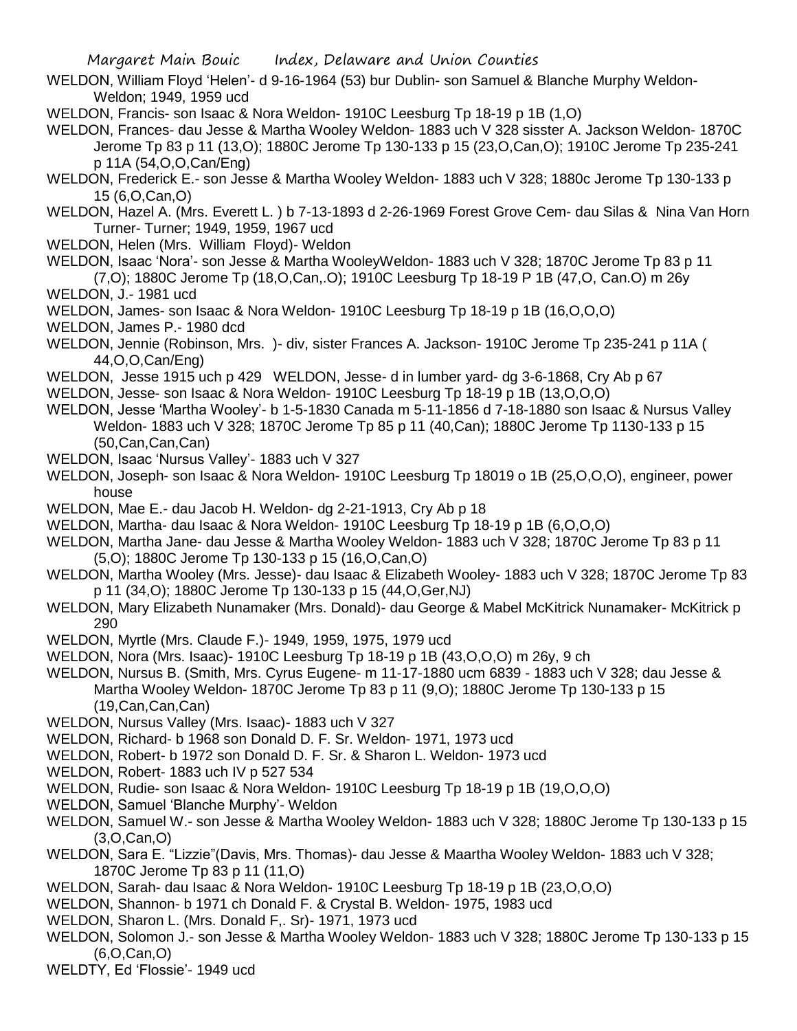WELDON, William Floyd 'Helen'- d 9-16-1964 (53) bur Dublin- son Samuel & Blanche Murphy Weldon- Weldon; 1949, 1959 ucd

WELDON, Francis- son Isaac & Nora Weldon- 1910C Leesburg Tp 18-19 p 1B (1,O)

WELDON, Frances- dau Jesse & Martha Wooley Weldon- 1883 uch V 328 sisster A. Jackson Weldon- 1870C Jerome Tp 83 p 11 (13,O); 1880C Jerome Tp 130-133 p 15 (23,O,Can,O); 1910C Jerome Tp 235-241 p 11A (54,O,O,Can/Eng)

WELDON, Frederick E.- son Jesse & Martha Wooley Weldon- 1883 uch V 328; 1880c Jerome Tp 130-133 p 15 (6,O,Can,O)

WELDON, Hazel A. (Mrs. Everett L. ) b 7-13-1893 d 2-26-1969 Forest Grove Cem- dau Silas & Nina Van Horn Turner- Turner; 1949, 1959, 1967 ucd

WELDON, Helen (Mrs. William Floyd)- Weldon

WELDON, Isaac 'Nora'- son Jesse & Martha WooleyWeldon- 1883 uch V 328; 1870C Jerome Tp 83 p 11 (7,O); 1880C Jerome Tp (18,O,Can,.O); 1910C Leesburg Tp 18-19 P 1B (47,O, Can.O) m 26y

WELDON, J.- 1981 ucd

WELDON, James- son Isaac & Nora Weldon- 1910C Leesburg Tp 18-19 p 1B (16,O,O,O)

WELDON, James P.- 1980 dcd

WELDON, Jennie (Robinson, Mrs. )- div, sister Frances A. Jackson- 1910C Jerome Tp 235-241 p 11A ( 44,O,O,Can/Eng)

WELDON, Jesse 1915 uch p 429 WELDON, Jesse- d in lumber yard- dg 3-6-1868, Cry Ab p 67

WELDON, Jesse- son Isaac & Nora Weldon- 1910C Leesburg Tp 18-19 p 1B (13,O,O,O)

WELDON, Jesse 'Martha Wooley'- b 1-5-1830 Canada m 5-11-1856 d 7-18-1880 son Isaac & Nursus Valley Weldon- 1883 uch V 328; 1870C Jerome Tp 85 p 11 (40,Can); 1880C Jerome Tp 1130-133 p 15 (50,Can,Can,Can)

WELDON, Isaac 'Nursus Valley'- 1883 uch V 327

WELDON, Joseph- son Isaac & Nora Weldon- 1910C Leesburg Tp 18019 o 1B (25,O,O,O), engineer, power house

WELDON, Mae E.- dau Jacob H. Weldon- dg 2-21-1913, Cry Ab p 18

WELDON, Martha- dau Isaac & Nora Weldon- 1910C Leesburg Tp 18-19 p 1B (6,O,O,O)

WELDON, Martha Jane- dau Jesse & Martha Wooley Weldon- 1883 uch V 328; 1870C Jerome Tp 83 p 11 (5,O); 1880C Jerome Tp 130-133 p 15 (16,O,Can,O)

WELDON, Martha Wooley (Mrs. Jesse)- dau Isaac & Elizabeth Wooley- 1883 uch V 328; 1870C Jerome Tp 83 p 11 (34,O); 1880C Jerome Tp 130-133 p 15 (44,O,Ger,NJ)

WELDON, Mary Elizabeth Nunamaker (Mrs. Donald)- dau George & Mabel McKitrick Nunamaker- McKitrick p 290

WELDON, Myrtle (Mrs. Claude F.)- 1949, 1959, 1975, 1979 ucd

WELDON, Nora (Mrs. Isaac)- 1910C Leesburg Tp 18-19 p 1B (43,O,O,O) m 26y, 9 ch

WELDON, Nursus B. (Smith, Mrs. Cyrus Eugene- m 11-17-1880 ucm 6839 - 1883 uch V 328; dau Jesse & Martha Wooley Weldon- 1870C Jerome Tp 83 p 11 (9,O); 1880C Jerome Tp 130-133 p 15 (19,Can,Can,Can)

WELDON, Nursus Valley (Mrs. Isaac)- 1883 uch V 327

WELDON, Richard- b 1968 son Donald D. F. Sr. Weldon- 1971, 1973 ucd

WELDON, Robert- b 1972 son Donald D. F. Sr. & Sharon L. Weldon- 1973 ucd

WELDON, Robert- 1883 uch IV p 527 534

WELDON, Rudie- son Isaac & Nora Weldon- 1910C Leesburg Tp 18-19 p 1B (19,O,O,O)

WELDON, Samuel 'Blanche Murphy'- Weldon

WELDON, Samuel W.- son Jesse & Martha Wooley Weldon- 1883 uch V 328; 1880C Jerome Tp 130-133 p 15 (3,O,Can,O)

WELDON, Sara E. "Lizzie"(Davis, Mrs. Thomas)- dau Jesse & Maartha Wooley Weldon- 1883 uch V 328; 1870C Jerome Tp 83 p 11 (11,O)

WELDON, Sarah- dau Isaac & Nora Weldon- 1910C Leesburg Tp 18-19 p 1B (23,O,O,O)

WELDON, Shannon- b 1971 ch Donald F. & Crystal B. Weldon- 1975, 1983 ucd

WELDON, Sharon L. (Mrs. Donald F,. Sr)- 1971, 1973 ucd

WELDON, Solomon J.- son Jesse & Martha Wooley Weldon- 1883 uch V 328; 1880C Jerome Tp 130-133 p 15 (6,O,Can,O)

WELDTY, Ed 'Flossie'- 1949 ucd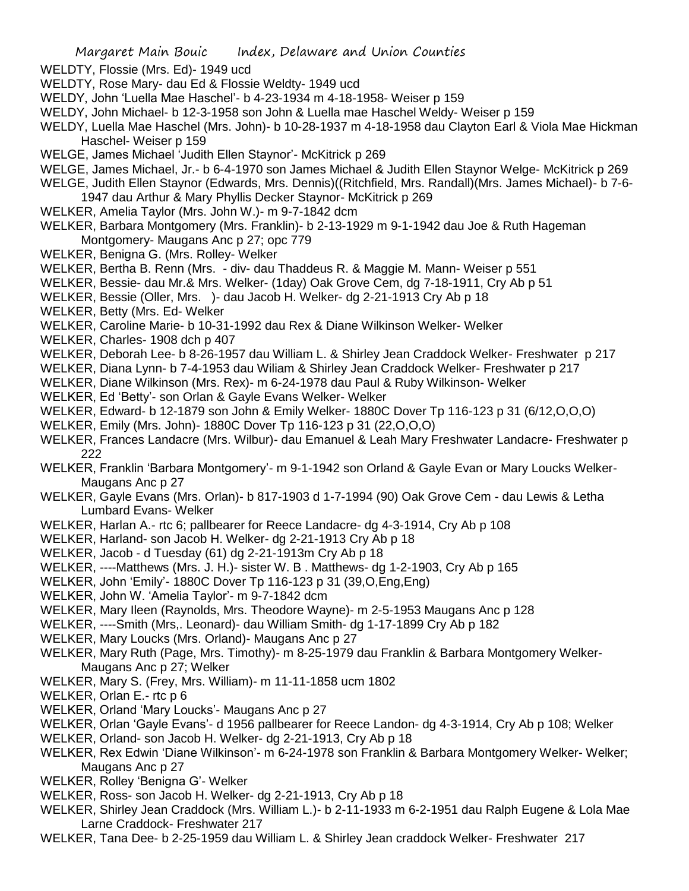WELDTY, Flossie (Mrs. Ed)- 1949 ucd

WELDTY, Rose Mary- dau Ed & Flossie Weldty- 1949 ucd

WELDY, John 'Luella Mae Haschel'- b 4-23-1934 m 4-18-1958- Weiser p 159

WELDY, John Michael- b 12-3-1958 son John & Luella mae Haschel Weldy- Weiser p 159

WELDY, Luella Mae Haschel (Mrs. John)- b 10-28-1937 m 4-18-1958 dau Clayton Earl & Viola Mae Hickman Haschel- Weiser p 159

WELGE, James Michael 'Judith Ellen Staynor'- McKitrick p 269

WELGE, James Michael, Jr.- b 6-4-1970 son James Michael & Judith Ellen Staynor Welge- McKitrick p 269

WELGE, Judith Ellen Staynor (Edwards, Mrs. Dennis)((Ritchfield, Mrs. Randall)(Mrs. James Michael)- b 7-6-1947 dau Arthur & Mary Phyllis Decker Staynor- McKitrick p 269

WELKER, Amelia Taylor (Mrs. John W.)- m 9-7-1842 dcm

WELKER, Barbara Montgomery (Mrs. Franklin)- b 2-13-1929 m 9-1-1942 dau Joe & Ruth Hageman Montgomery- Maugans Anc p 27; opc 779

WELKER, Benigna G. (Mrs. Rolley- Welker

WELKER, Bertha B. Renn (Mrs.  - div- dau Thaddeus R. & Maggie M. Mann- Weiser p 551

WELKER, Bessie- dau Mr.& Mrs. Welker- (1day) Oak Grove Cem, dg 7-18-1911, Cry Ab p 51

WELKER, Bessie (Oller, Mrs.  )- dau Jacob H. Welker- dg 2-21-1913 Cry Ab p 18

WELKER, Betty (Mrs. Ed- Welker

WELKER, Caroline Marie- b 10-31-1992 dau Rex & Diane Wilkinson Welker- Welker

WELKER, Charles- 1908 dch p 407

WELKER, Deborah Lee- b 8-26-1957 dau William L. & Shirley Jean Craddock Welker- Freshwater p 217

WELKER, Diana Lynn- b 7-4-1953 dau Wiliam & Shirley Jean Craddock Welker- Freshwater p 217

WELKER, Diane Wilkinson (Mrs. Rex)- m 6-24-1978 dau Paul & Ruby Wilkinson- Welker

WELKER, Ed 'Betty'- son Orlan & Gayle Evans Welker- Welker

WELKER, Edward- b 12-1879 son John & Emily Welker- 1880C Dover Tp 116-123 p 31 (6/12,O,O,O)

WELKER, Emily (Mrs. John)- 1880C Dover Tp 116-123 p 31 (22,O,O,O)

WELKER, Frances Landacre (Mrs. Wilbur)- dau Emanuel & Leah Mary Freshwater Landacre- Freshwater p 222

WELKER, Franklin 'Barbara Montgomery'- m 9-1-1942 son Orland & Gayle Evan or Mary Loucks Welker- Maugans Anc p 27

WELKER, Gayle Evans (Mrs. Orlan)- b 817-1903 d 1-7-1994 (90) Oak Grove Cem - dau Lewis & Letha Lumbard Evans- Welker

WELKER, Harlan A.- rtc 6; pallbearer for Reece Landacre- dg 4-3-1914, Cry Ab p 108

WELKER, Harland- son Jacob H. Welker- dg 2-21-1913 Cry Ab p 18

WELKER, Jacob - d Tuesday (61) dg 2-21-1913m Cry Ab p 18

WELKER, ----Matthews (Mrs. J. H.)- sister W. B . Matthews- dg 1-2-1903, Cry Ab p 165

WELKER, John 'Emily'- 1880C Dover Tp 116-123 p 31 (39,O,Eng,Eng)

WELKER, John W. 'Amelia Taylor'- m 9-7-1842 dcm

WELKER, Mary Ileen (Raynolds, Mrs. Theodore Wayne)- m 2-5-1953 Maugans Anc p 128

WELKER, ----Smith (Mrs,. Leonard)- dau William Smith- dg 1-17-1899 Cry Ab p 182

WELKER, Mary Loucks (Mrs. Orland)- Maugans Anc p 27

WELKER, Mary Ruth (Page, Mrs. Timothy)- m 8-25-1979 dau Franklin & Barbara Montgomery Welker- Maugans Anc p 27; Welker

WELKER, Mary S. (Frey, Mrs. William)- m 11-11-1858 ucm 1802

WELKER, Orlan E.- rtc p 6

WELKER, Orland 'Mary Loucks'- Maugans Anc p 27

WELKER, Orlan 'Gayle Evans'- d 1956 pallbearer for Reece Landon- dg 4-3-1914, Cry Ab p 108; Welker

WELKER, Orland- son Jacob H. Welker- dg 2-21-1913, Cry Ab p 18

WELKER, Rex Edwin 'Diane Wilkinson'- m 6-24-1978 son Franklin & Barbara Montgomery Welker- Welker; Maugans Anc p 27

WELKER, Rolley 'Benigna G'- Welker

WELKER, Ross- son Jacob H. Welker- dg 2-21-1913, Cry Ab p 18

WELKER, Shirley Jean Craddock (Mrs. William L.)- b 2-11-1933 m 6-2-1951 dau Ralph Eugene & Lola Mae Larne Craddock- Freshwater 217

WELKER, Tana Dee- b 2-25-1959 dau William L. & Shirley Jean craddock Welker- Freshwater 217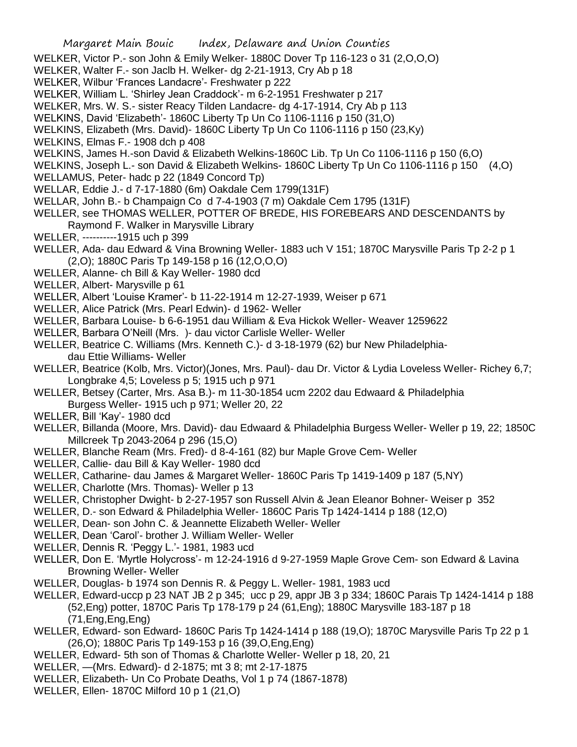WELKER, Victor P.- son John & Emily Welker- 1880C Dover Tp 116-123 o 31 (2,O,O,O)

WELKER, Walter F.- son Jaclb H. Welker- dg 2-21-1913, Cry Ab p 18

WELKER, Wilbur 'Frances Landacre'- Freshwater p 222

WELKER, William L. 'Shirley Jean Craddock'- m 6-2-1951 Freshwater p 217

WELKER, Mrs. W. S.- sister Reacy Tilden Landacre- dg 4-17-1914, Cry Ab p 113

WELKINS, David 'Elizabeth'- 1860C Liberty Tp Un Co 1106-1116 p 150 (31,O)

WELKINS, Elizabeth (Mrs. David)- 1860C Liberty Tp Un Co 1106-1116 p 150 (23,Ky)

WELKINS, Elmas F.- 1908 dch p 408

WELKINS, James H.-son David & Elizabeth Welkins-1860C Lib. Tp Un Co 1106-1116 p 150 (6,O)

WELKINS, Joseph L.- son David & Elizabeth Welkins- 1860C Liberty Tp Un Co 1106-1116 p 150 (4,O)

WELLAMUS, Peter- hadc p 22 (1849 Concord Tp)

WELLAR, Eddie J.- d 7-17-1880 (6m) Oakdale Cem 1799(131F)

WELLAR, John B.- b Champaign Co d 7-4-1903 (7 m) Oakdale Cem 1795 (131F)

WELLER, see THOMAS WELLER, POTTER OF BREDE, HIS FOREBEARS AND DESCENDANTS by Raymond F. Walker in Marysville Library

WELLER, ----------1915 uch p 399

WELLER, Ada- dau Edward & Vina Browning Weller- 1883 uch V 151; 1870C Marysville Paris Tp 2-2 p 1 (2,O); 1880C Paris Tp 149-158 p 16 (12,O,O,O)

WELLER, Alanne- ch Bill & Kay Weller- 1980 dcd

WELLER, Albert- Marysville p 61

WELLER, Albert 'Louise Kramer'- b 11-22-1914 m 12-27-1939, Weiser p 671

WELLER, Alice Patrick (Mrs. Pearl Edwin)- d 1962- Weller

WELLER, Barbara Louise- b 6-6-1951 dau William & Eva Hickok Weller- Weaver 1259622

WELLER, Barbara O'Neill (Mrs. )- dau victor Carlisle Weller- Weller

WELLER, Beatrice C. Williams (Mrs. Kenneth C.)- d 3-18-1979 (62) bur New Philadelphia- dau Ettie Williams- Weller

WELLER, Beatrice (Kolb, Mrs. Victor)(Jones, Mrs. Paul)- dau Dr. Victor & Lydia Loveless Weller- Richey 6,7; Longbrake 4,5; Loveless p 5; 1915 uch p 971

WELLER, Betsey (Carter, Mrs. Asa B.)- m 11-30-1854 ucm 2202 dau Edwaard & Philadelphia Burgess Weller- 1915 uch p 971; Weller 20, 22

WELLER, Bill 'Kay'- 1980 dcd

WELLER, Billanda (Moore, Mrs. David)- dau Edwaard & Philadelphia Burgess Weller- Weller p 19, 22; 1850C Millcreek Tp 2043-2064 p 296 (15,O)

WELLER, Blanche Ream (Mrs. Fred)- d 8-4-161 (82) bur Maple Grove Cem- Weller

WELLER, Callie- dau Bill & Kay Weller- 1980 dcd

WELLER, Catharine- dau James & Margaret Weller- 1860C Paris Tp 1419-1409 p 187 (5,NY)

WELLER, Charlotte (Mrs. Thomas)- Weller p 13

WELLER, Christopher Dwight- b 2-27-1957 son Russell Alvin & Jean Eleanor Bohner- Weiser p 352

WELLER, D.- son Edward & Philadelphia Weller- 1860C Paris Tp 1424-1414 p 188 (12,O)

WELLER, Dean- son John C. & Jeannette Elizabeth Weller- Weller

WELLER, Dean 'Carol'- brother J. William Weller- Weller

WELLER, Dennis R. 'Peggy L.'- 1981, 1983 ucd

WELLER, Don E. 'Myrtle Holycross'- m 12-24-1916 d 9-27-1959 Maple Grove Cem- son Edward & Lavina Browning Weller- Weller

WELLER, Douglas- b 1974 son Dennis R. & Peggy L. Weller- 1981, 1983 ucd

WELLER, Edward-uccp p 23 NAT JB 2 p 345; ucc p 29, appr JB 3 p 334; 1860C Parais Tp 1424-1414 p 188 (52,Eng) potter, 1870C Paris Tp 178-179 p 24 (61,Eng); 1880C Marysville 183-187 p 18 (71,Eng,Eng,Eng)

WELLER, Edward- son Edward- 1860C Paris Tp 1424-1414 p 188 (19,O); 1870C Marysville Paris Tp 22 p 1 (26,O); 1880C Paris Tp 149-153 p 16 (39,O,Eng,Eng)

WELLER, Edward- 5th son of Thomas & Charlotte Weller- Weller p 18, 20, 21

WELLER, —(Mrs. Edward)- d 2-1875; mt 3 8; mt 2-17-1875

WELLER, Elizabeth- Un Co Probate Deaths, Vol 1 p 74 (1867-1878)

WELLER, Ellen- 1870C Milford 10 p 1 (21,O)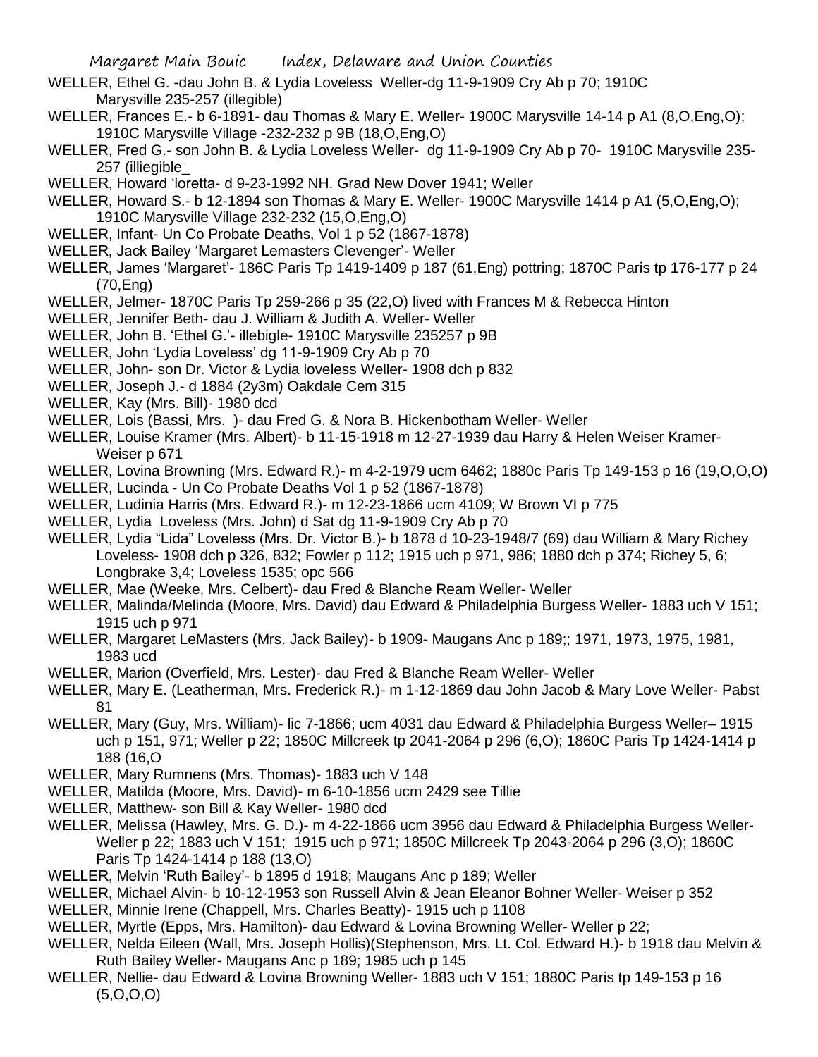WELLER, Ethel G. -dau John B. & Lydia Loveless Weller-dg 11-9-1909 Cry Ab p 70; 1910C Marysville 235-257 (illegible)

WELLER, Frances E.- b 6-1891- dau Thomas & Mary E. Weller- 1900C Marysville 14-14 p A1 (8,O,Eng,O); 1910C Marysville Village -232-232 p 9B (18,O,Eng,O)

WELLER, Fred G.- son John B. & Lydia Loveless Weller- dg 11-9-1909 Cry Ab p 70- 1910C Marysville 235-257 (illiegible_

WELLER, Howard 'loretta- d 9-23-1992 NH. Grad New Dover 1941; Weller

WELLER, Howard S.- b 12-1894 son Thomas & Mary E. Weller- 1900C Marysville 1414 p A1 (5,O,Eng,O); 1910C Marysville Village 232-232 (15,O,Eng,O)

WELLER, Infant- Un Co Probate Deaths, Vol 1 p 52 (1867-1878)

WELLER, Jack Bailey 'Margaret Lemasters Clevenger'- Weller

WELLER, James 'Margaret'- 186C Paris Tp 1419-1409 p 187 (61,Eng) pottring; 1870C Paris tp 176-177 p 24 (70,Eng)

WELLER, Jelmer- 1870C Paris Tp 259-266 p 35 (22,O) lived with Frances M & Rebecca Hinton

WELLER, Jennifer Beth- dau J. William & Judith A. Weller- Weller

WELLER, John B. 'Ethel G.'- illebigle- 1910C Marysville 235257 p 9B

WELLER, John 'Lydia Loveless' dg 11-9-1909 Cry Ab p 70

WELLER, John- son Dr. Victor & Lydia loveless Weller- 1908 dch p 832

WELLER, Joseph J.- d 1884 (2y3m) Oakdale Cem 315

WELLER, Kay (Mrs. Bill)- 1980 dcd

WELLER, Lois (Bassi, Mrs. )- dau Fred G. & Nora B. Hickenbotham Weller- Weller

WELLER, Louise Kramer (Mrs. Albert)- b 11-15-1918 m 12-27-1939 dau Harry & Helen Weiser Kramer- Weiser p 671

WELLER, Lovina Browning (Mrs. Edward R.)- m 4-2-1979 ucm 6462; 1880c Paris Tp 149-153 p 16 (19,O,O,O)

WELLER, Lucinda - Un Co Probate Deaths Vol 1 p 52 (1867-1878)

WELLER, Ludinia Harris (Mrs. Edward R.)- m 12-23-1866 ucm 4109; W Brown VI p 775

WELLER, Lydia Loveless (Mrs. John) d Sat dg 11-9-1909 Cry Ab p 70

WELLER, Lydia "Lida" Loveless (Mrs. Dr. Victor B.)- b 1878 d 10-23-1948/7 (69) dau William & Mary Richey Loveless- 1908 dch p 326, 832; Fowler p 112; 1915 uch p 971, 986; 1880 dch p 374; Richey 5, 6; Longbrake 3,4; Loveless 1535; opc 566

WELLER, Mae (Weeke, Mrs. Celbert)- dau Fred & Blanche Ream Weller- Weller

WELLER, Malinda/Melinda (Moore, Mrs. David) dau Edward & Philadelphia Burgess Weller- 1883 uch V 151; 1915 uch p 971

WELLER, Margaret LeMasters (Mrs. Jack Bailey)- b 1909- Maugans Anc p 189;; 1971, 1973, 1975, 1981, 1983 ucd

WELLER, Marion (Overfield, Mrs. Lester)- dau Fred & Blanche Ream Weller- Weller

WELLER, Mary E. (Leatherman, Mrs. Frederick R.)- m 1-12-1869 dau John Jacob & Mary Love Weller- Pabst 81

WELLER, Mary (Guy, Mrs. William)- lic 7-1866; ucm 4031 dau Edward & Philadelphia Burgess Weller– 1915 uch p 151, 971; Weller p 22; 1850C Millcreek tp 2041-2064 p 296 (6,O); 1860C Paris Tp 1424-1414 p 188 (16,O

WELLER, Mary Rumnens (Mrs. Thomas)- 1883 uch V 148

WELLER, Matilda (Moore, Mrs. David)- m 6-10-1856 ucm 2429 see Tillie

WELLER, Matthew- son Bill & Kay Weller- 1980 dcd

WELLER, Melissa (Hawley, Mrs. G. D.)- m 4-22-1866 ucm 3956 dau Edward & Philadelphia Burgess Weller- Weller p 22; 1883 uch V 151; 1915 uch p 971; 1850C Millcreek Tp 2043-2064 p 296 (3,O); 1860C Paris Tp 1424-1414 p 188 (13,O)

WELLER, Melvin 'Ruth Bailey'- b 1895 d 1918; Maugans Anc p 189; Weller

WELLER, Michael Alvin- b 10-12-1953 son Russell Alvin & Jean Eleanor Bohner Weller- Weiser p 352

WELLER, Minnie Irene (Chappell, Mrs. Charles Beatty)- 1915 uch p 1108

WELLER, Myrtle (Epps, Mrs. Hamilton)- dau Edward & Lovina Browning Weller- Weller p 22;

WELLER, Nelda Eileen (Wall, Mrs. Joseph Hollis)(Stephenson, Mrs. Lt. Col. Edward H.)- b 1918 dau Melvin & Ruth Bailey Weller- Maugans Anc p 189; 1985 uch p 145

WELLER, Nellie- dau Edward & Lovina Browning Weller- 1883 uch V 151; 1880C Paris tp 149-153 p 16 (5,O,O,O)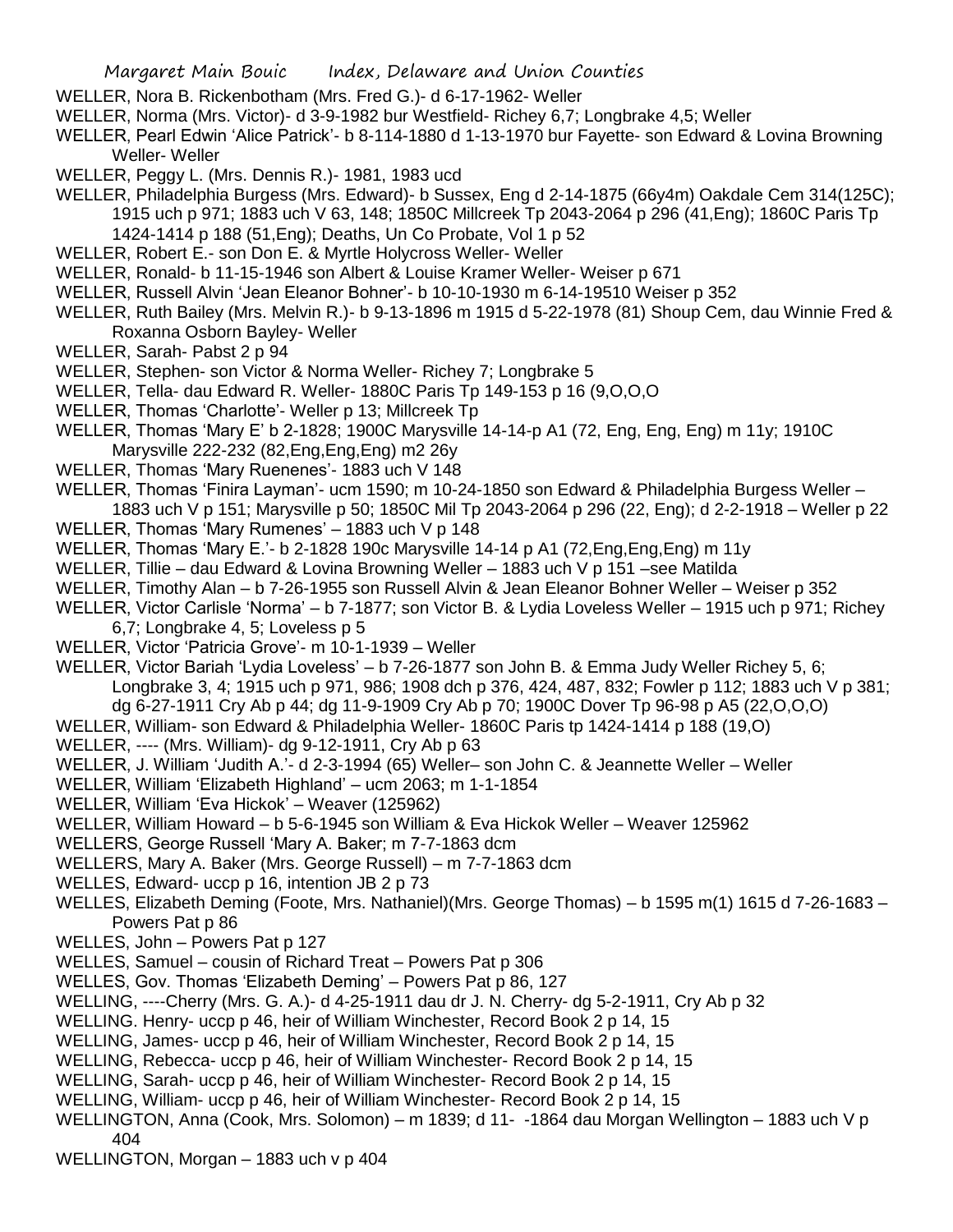WELLER, Nora B. Rickenbotham (Mrs. Fred G.)- d 6-17-1962- Weller

WELLER, Norma (Mrs. Victor)- d 3-9-1982 bur Westfield- Richey 6,7; Longbrake 4,5; Weller

WELLER, Pearl Edwin 'Alice Patrick'- b 8-114-1880 d 1-13-1970 bur Fayette- son Edward & Lovina Browning Weller- Weller

WELLER, Peggy L. (Mrs. Dennis R.)- 1981, 1983 ucd

WELLER, Philadelphia Burgess (Mrs. Edward)- b Sussex, Eng d 2-14-1875 (66y4m) Oakdale Cem 314(125C); 1915 uch p 971; 1883 uch V 63, 148; 1850C Millcreek Tp 2043-2064 p 296 (41,Eng); 1860C Paris Tp 1424-1414 p 188 (51,Eng); Deaths, Un Co Probate, Vol 1 p 52

WELLER, Robert E.- son Don E. & Myrtle Holycross Weller- Weller

WELLER, Ronald- b 11-15-1946 son Albert & Louise Kramer Weller- Weiser p 671

WELLER, Russell Alvin 'Jean Eleanor Bohner'- b 10-10-1930 m 6-14-19510 Weiser p 352

WELLER, Ruth Bailey (Mrs. Melvin R.)- b 9-13-1896 m 1915 d 5-22-1978 (81) Shoup Cem, dau Winnie Fred & Roxanna Osborn Bayley- Weller

WELLER, Sarah- Pabst 2 p 94

WELLER, Stephen- son Victor & Norma Weller- Richey 7; Longbrake 5

WELLER, Tella- dau Edward R. Weller- 1880C Paris Tp 149-153 p 16 (9,O,O,O

WELLER, Thomas 'Charlotte'- Weller p 13; Millcreek Tp

WELLER, Thomas 'Mary E' b 2-1828; 1900C Marysville 14-14-p A1 (72, Eng, Eng, Eng) m 11y; 1910C Marysville 222-232 (82,Eng,Eng,Eng) m2 26y

WELLER, Thomas 'Mary Ruenenes'- 1883 uch V 148

WELLER, Thomas 'Finira Layman'- ucm 1590; m 10-24-1850 son Edward & Philadelphia Burgess Weller – 1883 uch V p 151; Marysville p 50; 1850C Mil Tp 2043-2064 p 296 (22, Eng); d 2-2-1918 – Weller p 22

WELLER, Thomas 'Mary Rumenes' – 1883 uch V p 148

WELLER, Thomas 'Mary E.'- b 2-1828 190c Marysville 14-14 p A1 (72,Eng,Eng,Eng) m 11y

WELLER, Tillie – dau Edward & Lovina Browning Weller – 1883 uch V p 151 –see Matilda

WELLER, Timothy Alan – b 7-26-1955 son Russell Alvin & Jean Eleanor Bohner Weller – Weiser p 352

WELLER, Victor Carlisle 'Norma' – b 7-1877; son Victor B. & Lydia Loveless Weller – 1915 uch p 971; Richey 6,7; Longbrake 4, 5; Loveless p 5

WELLER, Victor 'Patricia Grove'- m 10-1-1939 – Weller

WELLER, Victor Bariah 'Lydia Loveless' – b 7-26-1877 son John B. & Emma Judy Weller Richey 5, 6; Longbrake 3, 4; 1915 uch p 971, 986; 1908 dch p 376, 424, 487, 832; Fowler p 112; 1883 uch V p 381; dg 6-27-1911 Cry Ab p 44; dg 11-9-1909 Cry Ab p 70; 1900C Dover Tp 96-98 p A5 (22,O,O,O)

WELLER, William- son Edward & Philadelphia Weller- 1860C Paris tp 1424-1414 p 188 (19,O)

WELLER, ---- (Mrs. William)- dg 9-12-1911, Cry Ab p 63

WELLER, J. William 'Judith A.'- d 2-3-1994 (65) Weller– son John C. & Jeannette Weller – Weller

WELLER, William 'Elizabeth Highland' – ucm 2063; m 1-1-1854

WELLER, William 'Eva Hickok' – Weaver (125962)

WELLER, William Howard – b 5-6-1945 son William & Eva Hickok Weller – Weaver 125962

WELLERS, George Russell 'Mary A. Baker; m 7-7-1863 dcm

WELLERS, Mary A. Baker (Mrs. George Russell) – m 7-7-1863 dcm

WELLES, Edward- uccp p 16, intention JB 2 p 73

WELLES, Elizabeth Deming (Foote, Mrs. Nathaniel)(Mrs. George Thomas) – b 1595 m(1) 1615 d 7-26-1683 – Powers Pat p 86

WELLES, John – Powers Pat p 127

WELLES, Samuel – cousin of Richard Treat – Powers Pat p 306

WELLES, Gov. Thomas 'Elizabeth Deming' – Powers Pat p 86, 127

WELLING, ----Cherry (Mrs. G. A.)- d 4-25-1911 dau dr J. N. Cherry- dg 5-2-1911, Cry Ab p 32

WELLING. Henry- uccp p 46, heir of William Winchester, Record Book 2 p 14, 15

WELLING, James- uccp p 46, heir of William Winchester, Record Book 2 p 14, 15

WELLING, Rebecca- uccp p 46, heir of William Winchester- Record Book 2 p 14, 15

WELLING, Sarah- uccp p 46, heir of William Winchester- Record Book 2 p 14, 15

WELLING, William- uccp p 46, heir of William Winchester- Record Book 2 p 14, 15

WELLINGTON, Anna (Cook, Mrs. Solomon) – m 1839; d 11- -1864 dau Morgan Wellington – 1883 uch V p 404

WELLINGTON, Morgan – 1883 uch v p 404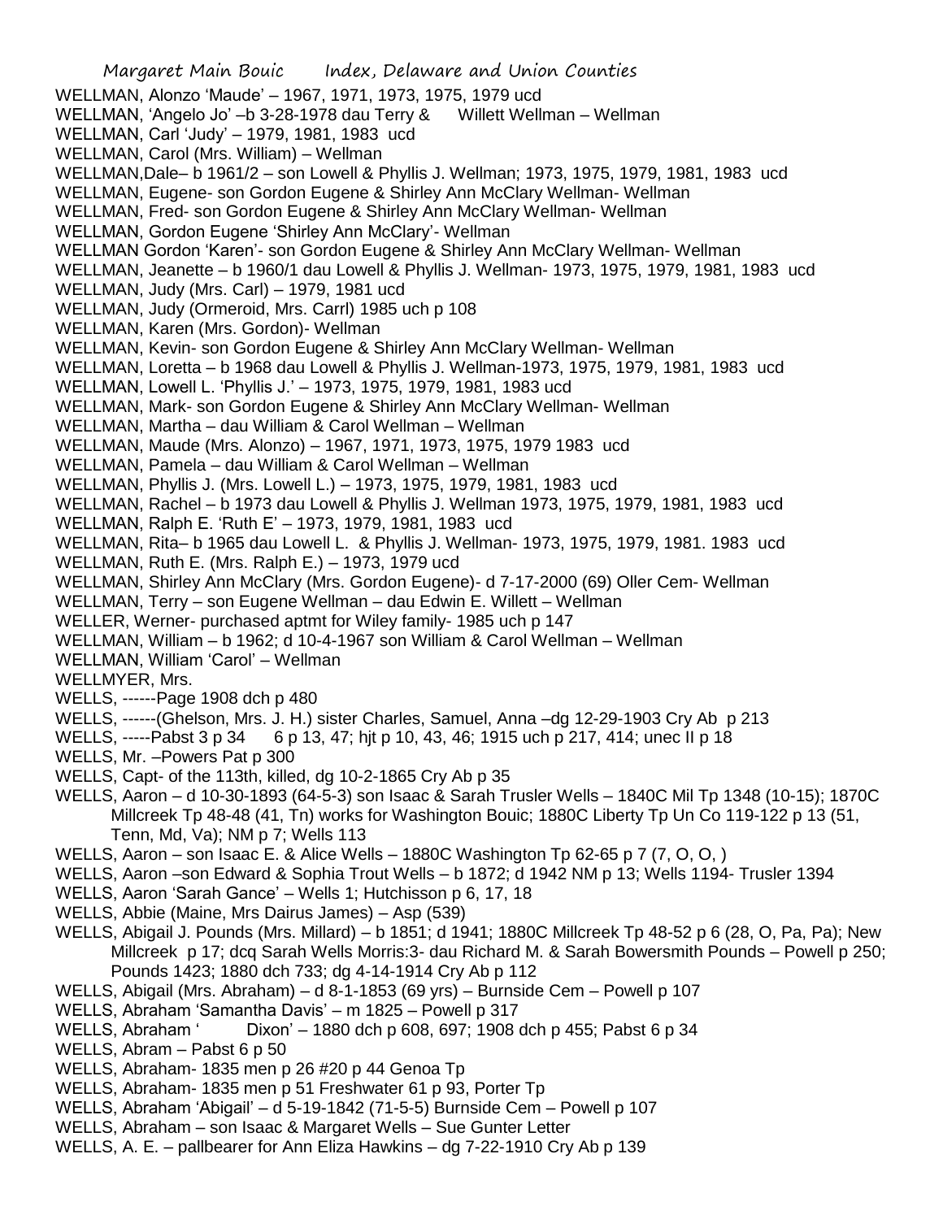WELLMAN, Alonzo 'Maude' – 1967, 1971, 1973, 1975, 1979 ucd

WELLMAN, 'Angelo Jo' –b 3-28-1978 dau Terry & Willett Wellman – Wellman

WELLMAN, Carl 'Judy' – 1979, 1981, 1983 ucd

WELLMAN, Carol (Mrs. William) – Wellman

WELLMAN,Dale– b 1961/2 – son Lowell & Phyllis J. Wellman; 1973, 1975, 1979, 1981, 1983 ucd

WELLMAN, Eugene- son Gordon Eugene & Shirley Ann McClary Wellman- Wellman

WELLMAN, Fred- son Gordon Eugene & Shirley Ann McClary Wellman- Wellman

WELLMAN, Gordon Eugene 'Shirley Ann McClary'- Wellman

WELLMAN Gordon 'Karen'- son Gordon Eugene & Shirley Ann McClary Wellman- Wellman

WELLMAN, Jeanette – b 1960/1 dau Lowell & Phyllis J. Wellman- 1973, 1975, 1979, 1981, 1983 ucd

WELLMAN, Judy (Mrs. Carl) – 1979, 1981 ucd

WELLMAN, Judy (Ormeroid, Mrs. Carrl) 1985 uch p 108

WELLMAN, Karen (Mrs. Gordon)- Wellman

WELLMAN, Kevin- son Gordon Eugene & Shirley Ann McClary Wellman- Wellman

WELLMAN, Loretta – b 1968 dau Lowell & Phyllis J. Wellman-1973, 1975, 1979, 1981, 1983 ucd

WELLMAN, Lowell L. 'Phyllis J.' – 1973, 1975, 1979, 1981, 1983 ucd

WELLMAN, Mark- son Gordon Eugene & Shirley Ann McClary Wellman- Wellman

WELLMAN, Martha – dau William & Carol Wellman – Wellman

WELLMAN, Maude (Mrs. Alonzo) – 1967, 1971, 1973, 1975, 1979 1983 ucd

WELLMAN, Pamela – dau William & Carol Wellman – Wellman

WELLMAN, Phyllis J. (Mrs. Lowell L.) – 1973, 1975, 1979, 1981, 1983 ucd

WELLMAN, Rachel – b 1973 dau Lowell & Phyllis J. Wellman 1973, 1975, 1979, 1981, 1983 ucd

WELLMAN, Ralph E. 'Ruth E' – 1973, 1979, 1981, 1983 ucd

WELLMAN, Rita– b 1965 dau Lowell L. & Phyllis J. Wellman- 1973, 1975, 1979, 1981. 1983 ucd

WELLMAN, Ruth E. (Mrs. Ralph E.) – 1973, 1979 ucd

WELLMAN, Shirley Ann McClary (Mrs. Gordon Eugene)- d 7-17-2000 (69) Oller Cem- Wellman

WELLMAN, Terry – son Eugene Wellman – dau Edwin E. Willett – Wellman

WELLER, Werner- purchased aptmt for Wiley family- 1985 uch p 147

WELLMAN, William – b 1962; d 10-4-1967 son William & Carol Wellman – Wellman

WELLMAN, William 'Carol' – Wellman

WELLMYER, Mrs.

WELLS, ------Page 1908 dch p 480

WELLS, ------(Ghelson, Mrs. J. H.) sister Charles, Samuel, Anna –dg 12-29-1903 Cry Ab p 213

WELLS, -----Pabst 3 p 34 6 p 13, 47; hjt p 10, 43, 46; 1915 uch p 217, 414; unec II p 18

WELLS, Mr. –Powers Pat p 300

WELLS, Capt- of the 113th, killed, dg 10-2-1865 Cry Ab p 35

WELLS, Aaron – d 10-30-1893 (64-5-3) son Isaac & Sarah Trusler Wells – 1840C Mil Tp 1348 (10-15); 1870C Millcreek Tp 48-48 (41, Tn) works for Washington Bouic; 1880C Liberty Tp Un Co 119-122 p 13 (51, Tenn, Md, Va); NM p 7; Wells 113

WELLS, Aaron – son Isaac E. & Alice Wells – 1880C Washington Tp 62-65 p 7 (7, O, O, )

WELLS, Aaron –son Edward & Sophia Trout Wells – b 1872; d 1942 NM p 13; Wells 1194- Trusler 1394

WELLS, Aaron 'Sarah Gance' – Wells 1; Hutchisson p 6, 17, 18

WELLS, Abbie (Maine, Mrs Dairus James) – Asp (539)

WELLS, Abigail J. Pounds (Mrs. Millard) – b 1851; d 1941; 1880C Millcreek Tp 48-52 p 6 (28, O, Pa, Pa); New Millcreek p 17; dcq Sarah Wells Morris:3- dau Richard M. & Sarah Bowersmith Pounds – Powell p 250; Pounds 1423; 1880 dch 733; dg 4-14-1914 Cry Ab p 112

WELLS, Abigail (Mrs. Abraham) – d 8-1-1853 (69 yrs) – Burnside Cem – Powell p 107

WELLS, Abraham 'Samantha Davis' – m 1825 – Powell p 317

WELLS, Abraham ' Dixon' – 1880 dch p 608, 697; 1908 dch p 455; Pabst 6 p 34

WELLS, Abram – Pabst 6 p 50

WELLS, Abraham- 1835 men p 26 #20 p 44 Genoa Tp

WELLS, Abraham- 1835 men p 51 Freshwater 61 p 93, Porter Tp

WELLS, Abraham 'Abigail' – d 5-19-1842 (71-5-5) Burnside Cem – Powell p 107

WELLS, Abraham – son Isaac & Margaret Wells – Sue Gunter Letter

WELLS, A. E. – pallbearer for Ann Eliza Hawkins – dg 7-22-1910 Cry Ab p 139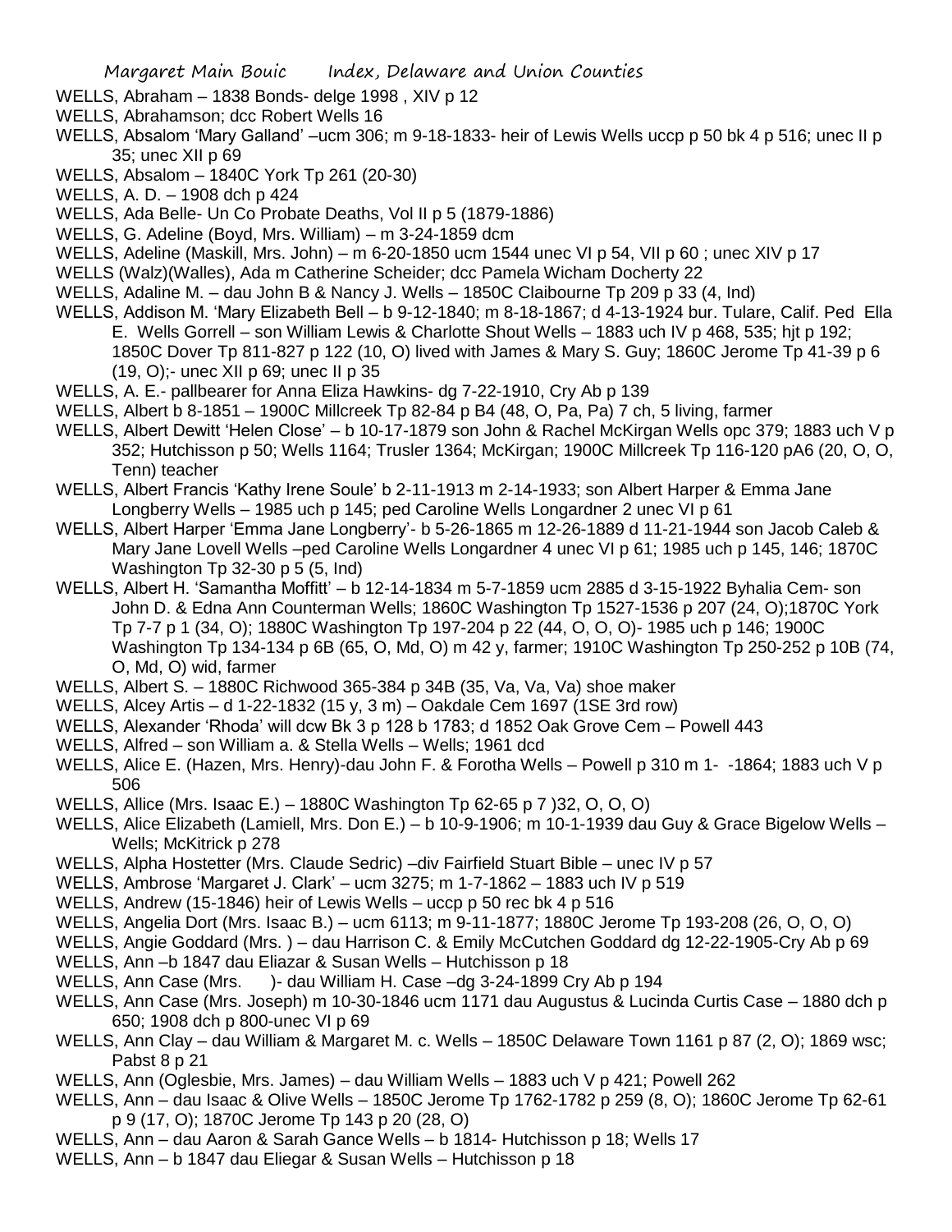WELLS, Abraham – 1838 Bonds- delge 1998 , XIV p 12

WELLS, Abrahamson; dcc Robert Wells 16

WELLS, Absalom 'Mary Galland' –ucm 306; m 9-18-1833- heir of Lewis Wells uccp p 50 bk 4 p 516; unec II p 35; unec XII p 69

WELLS, Absalom – 1840C York Tp 261 (20-30)

WELLS, A. D. – 1908 dch p 424

WELLS, Ada Belle- Un Co Probate Deaths, Vol II p 5 (1879-1886)

WELLS, G. Adeline (Boyd, Mrs. William) – m 3-24-1859 dcm

WELLS, Adeline (Maskill, Mrs. John) – m 6-20-1850 ucm 1544 unec VI p 54, VII p 60 ; unec XIV p 17

WELLS (Walz)(Walles), Ada m Catherine Scheider; dcc Pamela Wicham Docherty 22

WELLS, Adaline M. – dau John B & Nancy J. Wells – 1850C Claibourne Tp 209 p 33 (4, Ind)

WELLS, Addison M. 'Mary Elizabeth Bell – b 9-12-1840; m 8-18-1867; d 4-13-1924 bur. Tulare, Calif. Ped Ella E. Wells Gorrell – son William Lewis & Charlotte Shout Wells – 1883 uch IV p 468, 535; hjt p 192; 1850C Dover Tp 811-827 p 122 (10, O) lived with James & Mary S. Guy; 1860C Jerome Tp 41-39 p 6 (19, O);- unec XII p 69; unec II p 35

WELLS, A. E.- pallbearer for Anna Eliza Hawkins- dg 7-22-1910, Cry Ab p 139

WELLS, Albert b 8-1851 – 1900C Millcreek Tp 82-84 p B4 (48, O, Pa, Pa) 7 ch, 5 living, farmer

WELLS, Albert Dewitt 'Helen Close' – b 10-17-1879 son John & Rachel McKirgan Wells opc 379; 1883 uch V p 352; Hutchisson p 50; Wells 1164; Trusler 1364; McKirgan; 1900C Millcreek Tp 116-120 pA6 (20, O, O, Tenn) teacher

WELLS, Albert Francis 'Kathy Irene Soule' b 2-11-1913 m 2-14-1933; son Albert Harper & Emma Jane Longberry Wells – 1985 uch p 145; ped Caroline Wells Longardner 2 unec VI p 61

WELLS, Albert Harper 'Emma Jane Longberry'- b 5-26-1865 m 12-26-1889 d 11-21-1944 son Jacob Caleb & Mary Jane Lovell Wells –ped Caroline Wells Longardner 4 unec VI p 61; 1985 uch p 145, 146; 1870C Washington Tp 32-30 p 5 (5, Ind)

WELLS, Albert H. 'Samantha Moffitt' – b 12-14-1834 m 5-7-1859 ucm 2885 d 3-15-1922 Byhalia Cem- son John D. & Edna Ann Counterman Wells; 1860C Washington Tp 1527-1536 p 207 (24, O);1870C York Tp 7-7 p 1 (34, O); 1880C Washington Tp 197-204 p 22 (44, O, O, O)- 1985 uch p 146; 1900C Washington Tp 134-134 p 6B (65, O, Md, O) m 42 y, farmer; 1910C Washington Tp 250-252 p 10B (74, O, Md, O) wid, farmer

WELLS, Albert S. – 1880C Richwood 365-384 p 34B (35, Va, Va, Va) shoe maker

WELLS, Alcey Artis – d 1-22-1832 (15 y, 3 m) – Oakdale Cem 1697 (1SE 3rd row)

WELLS, Alexander 'Rhoda' will dcw Bk 3 p 128 b 1783; d 1852 Oak Grove Cem – Powell 443

WELLS, Alfred – son William a. & Stella Wells – Wells; 1961 dcd

WELLS, Alice E. (Hazen, Mrs. Henry)-dau John F. & Forotha Wells – Powell p 310 m 1- -1864; 1883 uch V p 506

WELLS, Allice (Mrs. Isaac E.) – 1880C Washington Tp 62-65 p 7 )32, O, O, O)

WELLS, Alice Elizabeth (Lamiell, Mrs. Don E.) – b 10-9-1906; m 10-1-1939 dau Guy & Grace Bigelow Wells – Wells; McKitrick p 278

WELLS, Alpha Hostetter (Mrs. Claude Sedric) –div Fairfield Stuart Bible – unec IV p 57

WELLS, Ambrose 'Margaret J. Clark' – ucm 3275; m 1-7-1862 – 1883 uch IV p 519

WELLS, Andrew (15-1846) heir of Lewis Wells – uccp p 50 rec bk 4 p 516

WELLS, Angelia Dort (Mrs. Isaac B.) – ucm 6113; m 9-11-1877; 1880C Jerome Tp 193-208 (26, O, O, O)

WELLS, Angie Goddard (Mrs. ) – dau Harrison C. & Emily McCutchen Goddard dg 12-22-1905-Cry Ab p 69

WELLS, Ann –b 1847 dau Eliazar & Susan Wells – Hutchisson p 18

WELLS, Ann Case (Mrs. )- dau William H. Case –dg 3-24-1899 Cry Ab p 194

WELLS, Ann Case (Mrs. Joseph) m 10-30-1846 ucm 1171 dau Augustus & Lucinda Curtis Case – 1880 dch p 650; 1908 dch p 800-unec VI p 69

WELLS, Ann Clay – dau William & Margaret M. c. Wells – 1850C Delaware Town 1161 p 87 (2, O); 1869 wsc; Pabst 8 p 21

WELLS, Ann (Oglesbie, Mrs. James) – dau William Wells – 1883 uch V p 421; Powell 262

WELLS, Ann – dau Isaac & Olive Wells – 1850C Jerome Tp 1762-1782 p 259 (8, O); 1860C Jerome Tp 62-61 p 9 (17, O); 1870C Jerome Tp 143 p 20 (28, O)

WELLS, Ann – dau Aaron & Sarah Gance Wells – b 1814- Hutchisson p 18; Wells 17

WELLS, Ann – b 1847 dau Eliegar & Susan Wells – Hutchisson p 18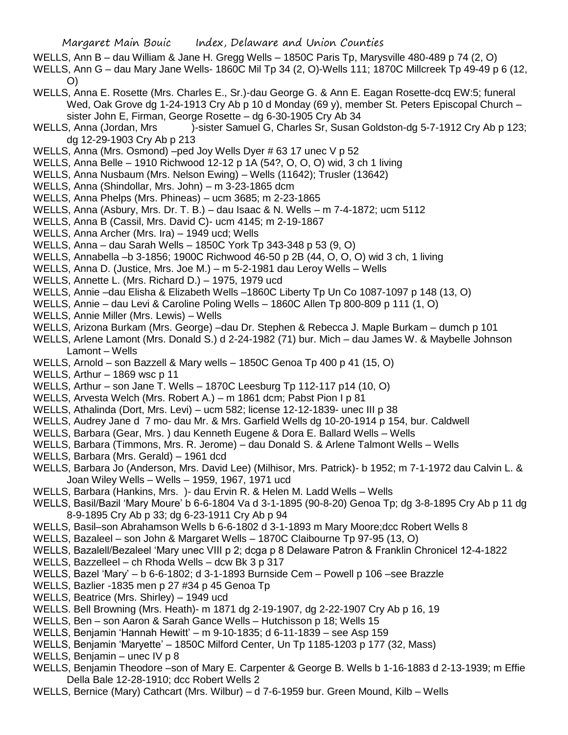WELLS, Ann B – dau William & Jane H. Gregg Wells – 1850C Paris Tp, Marysville 480-489 p 74 (2, O)

WELLS, Ann G – dau Mary Jane Wells- 1860C Mil Tp 34 (2, O)-Wells 111; 1870C Millcreek Tp 49-49 p 6 (12, O)

WELLS, Anna E. Rosette (Mrs. Charles E., Sr.)-dau George G. & Ann E. Eagan Rosette-dcq EW:5; funeral Wed, Oak Grove dg 1-24-1913 Cry Ab p 10 d Monday (69 y), member St. Peters Episcopal Church – sister John E, Firman, George Rosette – dg 6-30-1905 Cry Ab 34

WELLS, Anna (Jordan, Mrs )-sister Samuel G, Charles Sr, Susan Goldston-dg 5-7-1912 Cry Ab p 123; dg 12-29-1903 Cry Ab p 213

WELLS, Anna (Mrs. Osmond) –ped Joy Wells Dyer # 63 17 unec V p 52

WELLS, Anna Belle – 1910 Richwood 12-12 p 1A (54?, O, O, O) wid, 3 ch 1 living

WELLS, Anna Nusbaum (Mrs. Nelson Ewing) – Wells (11642); Trusler (13642)

WELLS, Anna (Shindollar, Mrs. John) – m 3-23-1865 dcm

WELLS, Anna Phelps (Mrs. Phineas) – ucm 3685; m 2-23-1865

WELLS, Anna (Asbury, Mrs. Dr. T. B.) – dau Isaac & N. Wells – m 7-4-1872; ucm 5112

WELLS, Anna B (Cassil, Mrs. David C)- ucm 4145; m 2-19-1867

WELLS, Anna Archer (Mrs. Ira) – 1949 ucd; Wells

WELLS, Anna – dau Sarah Wells – 1850C York Tp 343-348 p 53 (9, O)

WELLS, Annabella –b 3-1856; 1900C Richwood 46-50 p 2B (44, O, O, O) wid 3 ch, 1 living

WELLS, Anna D. (Justice, Mrs. Joe M.) – m 5-2-1981 dau Leroy Wells – Wells

WELLS, Annette L. (Mrs. Richard D.) – 1975, 1979 ucd

WELLS, Annie –dau Elisha & Elizabeth Wells –1860C Liberty Tp Un Co 1087-1097 p 148 (13, O)

WELLS, Annie – dau Levi & Caroline Poling Wells – 1860C Allen Tp 800-809 p 111 (1, O)

WELLS, Annie Miller (Mrs. Lewis) – Wells

WELLS, Arizona Burkam (Mrs. George) –dau Dr. Stephen & Rebecca J. Maple Burkam – dumch p 101

WELLS, Arlene Lamont (Mrs. Donald S.) d 2-24-1982 (71) bur. Mich – dau James W. & Maybelle Johnson Lamont – Wells

WELLS, Arnold – son Bazzell & Mary wells – 1850C Genoa Tp 400 p 41 (15, O)

WELLS, Arthur – 1869 wsc p 11

WELLS, Arthur – son Jane T. Wells – 1870C Leesburg Tp 112-117 p14 (10, O)

WELLS, Arvesta Welch (Mrs. Robert A.) – m 1861 dcm; Pabst Pion I p 81

WELLS, Athalinda (Dort, Mrs. Levi) – ucm 582; license 12-12-1839- unec III p 38

WELLS, Audrey Jane d 7 mo- dau Mr. & Mrs. Garfield Wells dg 10-20-1914 p 154, bur. Caldwell

WELLS, Barbara (Gear, Mrs. ) dau Kenneth Eugene & Dora E. Ballard Wells – Wells

WELLS, Barbara (Timmons, Mrs. R. Jerome) – dau Donald S. & Arlene Talmont Wells – Wells

WELLS, Barbara (Mrs. Gerald) – 1961 dcd

WELLS, Barbara Jo (Anderson, Mrs. David Lee) (Milhisor, Mrs. Patrick)- b 1952; m 7-1-1972 dau Calvin L. & Joan Wiley Wells – Wells – 1959, 1967, 1971 ucd

WELLS, Barbara (Hankins, Mrs. )- dau Ervin R. & Helen M. Ladd Wells – Wells

WELLS, Basil/Bazil 'Mary Moure' b 6-6-1804 Va d 3-1-1895 (90-8-20) Genoa Tp; dg 3-8-1895 Cry Ab p 11 dg 8-9-1895 Cry Ab p 33; dg 6-23-1911 Cry Ab p 94

WELLS, Basil–son Abrahamson Wells b 6-6-1802 d 3-1-1893 m Mary Moore;dcc Robert Wells 8

WELLS, Bazaleel – son John & Margaret Wells – 1870C Claibourne Tp 97-95 (13, O)

WELLS, Bazalell/Bezaleel 'Mary unec VIII p 2; dcga p 8 Delaware Patron & Franklin Chronicel 12-4-1822

WELLS, Bazzelleel – ch Rhoda Wells – dcw Bk 3 p 317

WELLS, Bazel 'Mary' – b 6-6-1802; d 3-1-1893 Burnside Cem – Powell p 106 –see Brazzle

WELLS, Bazlier -1835 men p 27 #34 p 45 Genoa Tp

WELLS, Beatrice (Mrs. Shirley) – 1949 ucd

WELLS. Bell Browning (Mrs. Heath)- m 1871 dg 2-19-1907, dg 2-22-1907 Cry Ab p 16, 19

WELLS, Ben – son Aaron & Sarah Gance Wells – Hutchisson p 18; Wells 15

WELLS, Benjamin 'Hannah Hewitt' – m 9-10-1835; d 6-11-1839 – see Asp 159

WELLS, Benjamin 'Maryette' – 1850C Milford Center, Un Tp 1185-1203 p 177 (32, Mass)

WELLS, Benjamin – unec IV p 8

WELLS, Benjamin Theodore –son of Mary E. Carpenter & George B. Wells b 1-16-1883 d 2-13-1939; m Effie Della Bale 12-28-1910; dcc Robert Wells 2

WELLS, Bernice (Mary) Cathcart (Mrs. Wilbur) – d 7-6-1959 bur. Green Mound, Kilb – Wells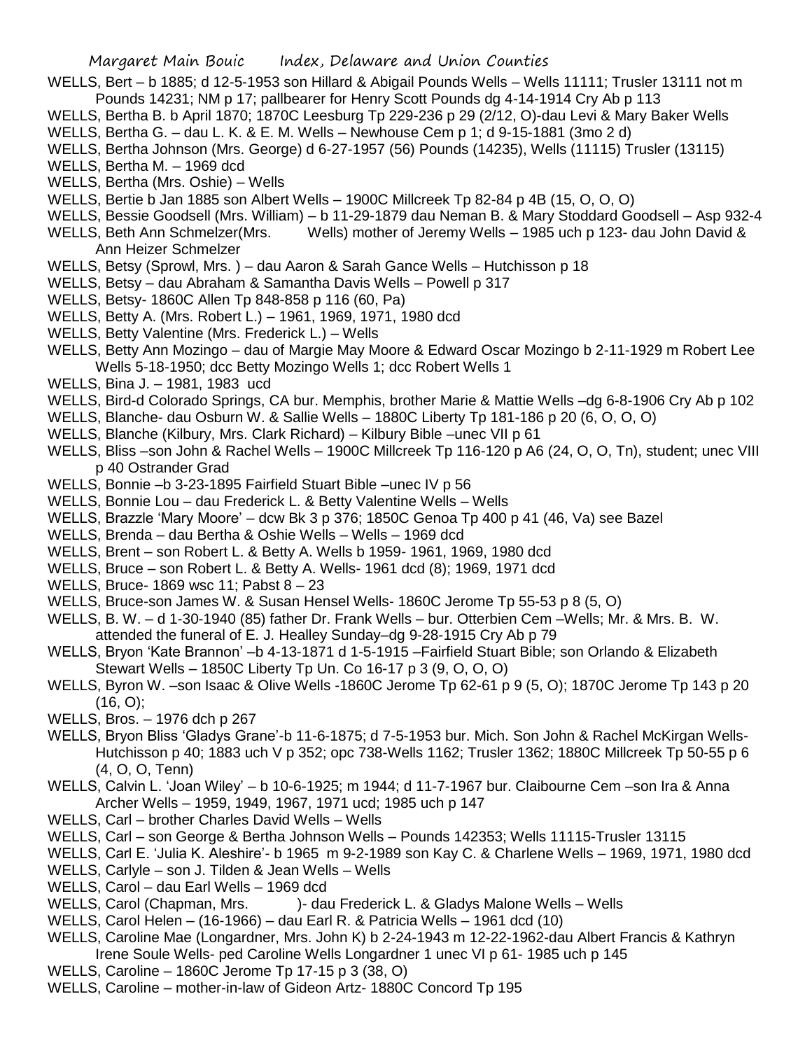WELLS, Bert – b 1885; d 12-5-1953 son Hillard & Abigail Pounds Wells – Wells 11111; Trusler 13111 not m Pounds 14231; NM p 17; pallbearer for Henry Scott Pounds dg 4-14-1914 Cry Ab p 113

WELLS, Bertha B. b April 1870; 1870C Leesburg Tp 229-236 p 29 (2/12, O)-dau Levi & Mary Baker Wells

WELLS, Bertha G. – dau L. K. & E. M. Wells – Newhouse Cem p 1; d 9-15-1881 (3mo 2 d)

WELLS, Bertha Johnson (Mrs. George) d 6-27-1957 (56) Pounds (14235), Wells (11115) Trusler (13115)

WELLS, Bertha M. – 1969 dcd

WELLS, Bertha (Mrs. Oshie) – Wells

WELLS, Bertie b Jan 1885 son Albert Wells – 1900C Millcreek Tp 82-84 p 4B (15, O, O, O)

WELLS, Bessie Goodsell (Mrs. William) – b 11-29-1879 dau Neman B. & Mary Stoddard Goodsell – Asp 932-4

WELLS, Beth Ann Schmelzer(Mrs. Wells) mother of Jeremy Wells – 1985 uch p 123- dau John David & Ann Heizer Schmelzer

WELLS, Betsy (Sprowl, Mrs. ) – dau Aaron & Sarah Gance Wells – Hutchisson p 18

WELLS, Betsy – dau Abraham & Samantha Davis Wells – Powell p 317

WELLS, Betsy- 1860C Allen Tp 848-858 p 116 (60, Pa)

WELLS, Betty A. (Mrs. Robert L.) – 1961, 1969, 1971, 1980 dcd

WELLS, Betty Valentine (Mrs. Frederick L.) – Wells

WELLS, Betty Ann Mozingo – dau of Margie May Moore & Edward Oscar Mozingo b 2-11-1929 m Robert Lee Wells 5-18-1950; dcc Betty Mozingo Wells 1; dcc Robert Wells 1

WELLS, Bina J. – 1981, 1983 ucd

WELLS, Bird-d Colorado Springs, CA bur. Memphis, brother Marie & Mattie Wells –dg 6-8-1906 Cry Ab p 102

WELLS, Blanche- dau Osburn W. & Sallie Wells – 1880C Liberty Tp 181-186 p 20 (6, O, O, O)

WELLS, Blanche (Kilbury, Mrs. Clark Richard) – Kilbury Bible –unec VII p 61

WELLS, Bliss –son John & Rachel Wells – 1900C Millcreek Tp 116-120 p A6 (24, O, O, Tn), student; unec VIII p 40 Ostrander Grad

WELLS, Bonnie –b 3-23-1895 Fairfield Stuart Bible –unec IV p 56

WELLS, Bonnie Lou – dau Frederick L. & Betty Valentine Wells – Wells

WELLS, Brazzle 'Mary Moore' – dcw Bk 3 p 376; 1850C Genoa Tp 400 p 41 (46, Va) see Bazel

WELLS, Brenda – dau Bertha & Oshie Wells – Wells – 1969 dcd

WELLS, Brent – son Robert L. & Betty A. Wells b 1959- 1961, 1969, 1980 dcd

WELLS, Bruce – son Robert L. & Betty A. Wells- 1961 dcd (8); 1969, 1971 dcd

WELLS, Bruce- 1869 wsc 11; Pabst 8 – 23

WELLS, Bruce-son James W. & Susan Hensel Wells- 1860C Jerome Tp 55-53 p 8 (5, O)

WELLS, B. W. – d 1-30-1940 (85) father Dr. Frank Wells – bur. Otterbien Cem –Wells; Mr. & Mrs. B. W. attended the funeral of E. J. Healley Sunday–dg 9-28-1915 Cry Ab p 79

WELLS, Bryon 'Kate Brannon' –b 4-13-1871 d 1-5-1915 –Fairfield Stuart Bible; son Orlando & Elizabeth Stewart Wells – 1850C Liberty Tp Un. Co 16-17 p 3 (9, O, O, O)

WELLS, Byron W. –son Isaac & Olive Wells -1860C Jerome Tp 62-61 p 9 (5, O); 1870C Jerome Tp 143 p 20 (16, O);

WELLS, Bros. – 1976 dch p 267

WELLS, Bryon Bliss 'Gladys Grane'-b 11-6-1875; d 7-5-1953 bur. Mich. Son John & Rachel McKirgan Wells-Hutchisson p 40; 1883 uch V p 352; opc 738-Wells 1162; Trusler 1362; 1880C Millcreek Tp 50-55 p 6 (4, O, O, Tenn)

WELLS, Calvin L. 'Joan Wiley' – b 10-6-1925; m 1944; d 11-7-1967 bur. Claibourne Cem –son Ira & Anna Archer Wells – 1959, 1949, 1967, 1971 ucd; 1985 uch p 147

WELLS, Carl – brother Charles David Wells – Wells

WELLS, Carl – son George & Bertha Johnson Wells – Pounds 142353; Wells 11115-Trusler 13115

WELLS, Carl E. 'Julia K. Aleshire'- b 1965 m 9-2-1989 son Kay C. & Charlene Wells – 1969, 1971, 1980 dcd

WELLS, Carlyle – son J. Tilden & Jean Wells – Wells

WELLS, Carol – dau Earl Wells – 1969 dcd

WELLS, Carol (Chapman, Mrs. )- dau Frederick L. & Gladys Malone Wells – Wells

WELLS, Carol Helen – (16-1966) – dau Earl R. & Patricia Wells – 1961 dcd (10)

WELLS, Caroline Mae (Longardner, Mrs. John K) b 2-24-1943 m 12-22-1962-dau Albert Francis & Kathryn Irene Soule Wells- ped Caroline Wells Longardner 1 unec VI p 61- 1985 uch p 145

WELLS, Caroline – 1860C Jerome Tp 17-15 p 3 (38, O)

WELLS, Caroline – mother-in-law of Gideon Artz- 1880C Concord Tp 195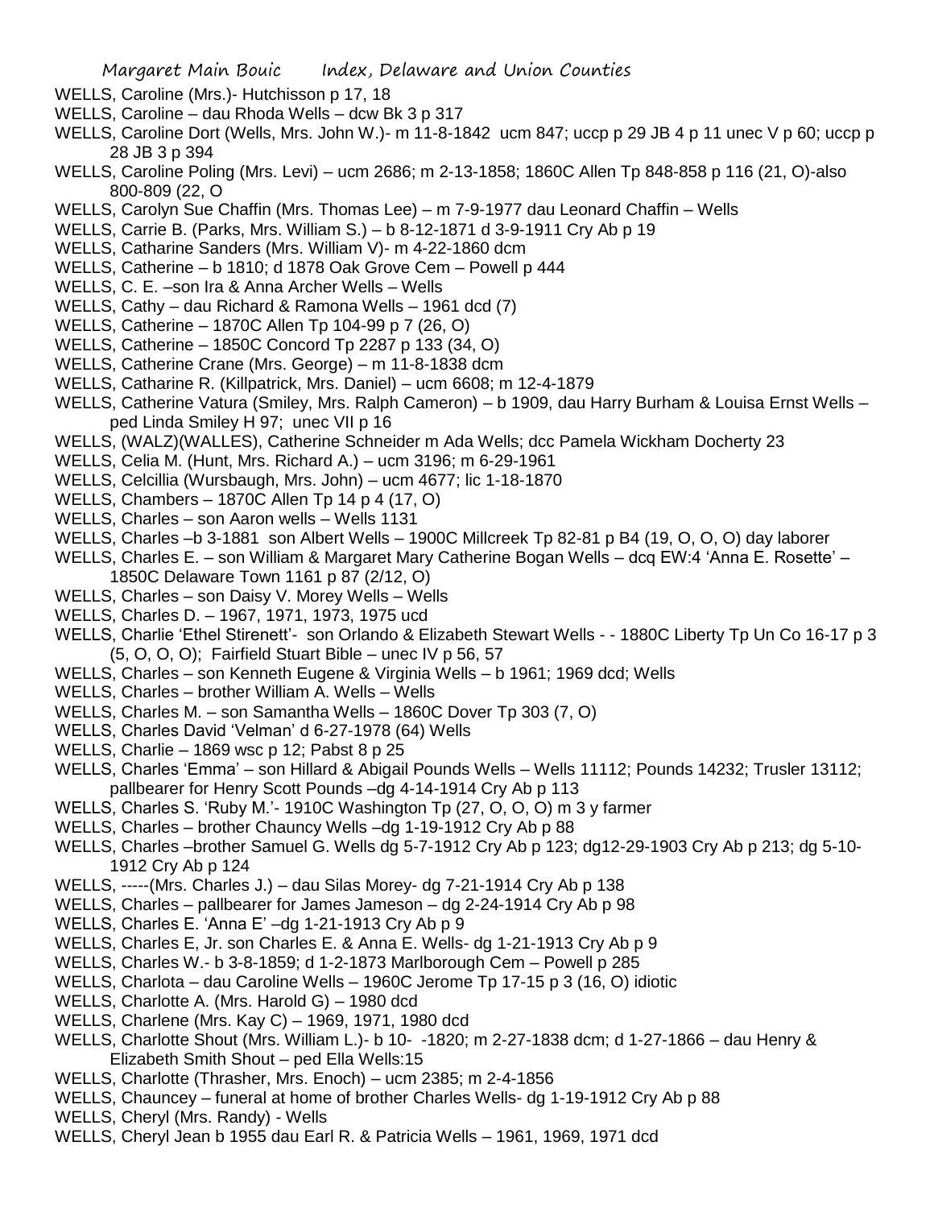WELLS, Caroline (Mrs.)- Hutchisson p 17, 18

WELLS, Caroline – dau Rhoda Wells – dcw Bk 3 p 317

WELLS, Caroline Dort (Wells, Mrs. John W.)- m 11-8-1842 ucm 847; uccp p 29 JB 4 p 11 unec V p 60; uccp p 28 JB 3 p 394

WELLS, Caroline Poling (Mrs. Levi) – ucm 2686; m 2-13-1858; 1860C Allen Tp 848-858 p 116 (21, O)-also 800-809 (22, O

WELLS, Carolyn Sue Chaffin (Mrs. Thomas Lee) – m 7-9-1977 dau Leonard Chaffin – Wells

WELLS, Carrie B. (Parks, Mrs. William S.) – b 8-12-1871 d 3-9-1911 Cry Ab p 19

WELLS, Catharine Sanders (Mrs. William V)- m 4-22-1860 dcm

WELLS, Catherine – b 1810; d 1878 Oak Grove Cem – Powell p 444

WELLS, C. E. –son Ira & Anna Archer Wells – Wells

WELLS, Cathy – dau Richard & Ramona Wells – 1961 dcd (7)

WELLS, Catherine – 1870C Allen Tp 104-99 p 7 (26, O)

WELLS, Catherine – 1850C Concord Tp 2287 p 133 (34, O)

WELLS, Catherine Crane (Mrs. George) – m 11-8-1838 dcm

WELLS, Catharine R. (Killpatrick, Mrs. Daniel) – ucm 6608; m 12-4-1879

WELLS, Catherine Vatura (Smiley, Mrs. Ralph Cameron) – b 1909, dau Harry Burham & Louisa Ernst Wells – ped Linda Smiley H 97; unec VII p 16

WELLS, (WALZ)(WALLES), Catherine Schneider m Ada Wells; dcc Pamela Wickham Docherty 23

WELLS, Celia M. (Hunt, Mrs. Richard A.) – ucm 3196; m 6-29-1961

WELLS, Celcillia (Wursbaugh, Mrs. John) – ucm 4677; lic 1-18-1870

WELLS, Chambers – 1870C Allen Tp 14 p 4 (17, O)

WELLS, Charles – son Aaron wells – Wells 1131

WELLS, Charles –b 3-1881 son Albert Wells – 1900C Millcreek Tp 82-81 p B4 (19, O, O, O) day laborer

WELLS, Charles E. – son William & Margaret Mary Catherine Bogan Wells – dcq EW:4 'Anna E. Rosette' – 1850C Delaware Town 1161 p 87 (2/12, O)

WELLS, Charles – son Daisy V. Morey Wells – Wells

WELLS, Charles D. – 1967, 1971, 1973, 1975 ucd

WELLS, Charlie 'Ethel Stirenett'- son Orlando & Elizabeth Stewart Wells - - 1880C Liberty Tp Un Co 16-17 p 3 (5, O, O, O); Fairfield Stuart Bible – unec IV p 56, 57

WELLS, Charles – son Kenneth Eugene & Virginia Wells – b 1961; 1969 dcd; Wells

WELLS, Charles – brother William A. Wells – Wells

WELLS, Charles M. – son Samantha Wells – 1860C Dover Tp 303 (7, O)

WELLS, Charles David 'Velman' d 6-27-1978 (64) Wells

WELLS, Charlie – 1869 wsc p 12; Pabst 8 p 25

WELLS, Charles 'Emma' – son Hillard & Abigail Pounds Wells – Wells 11112; Pounds 14232; Trusler 13112; pallbearer for Henry Scott Pounds –dg 4-14-1914 Cry Ab p 113

WELLS, Charles S. 'Ruby M.'- 1910C Washington Tp (27, O, O, O) m 3 y farmer

WELLS, Charles – brother Chauncy Wells –dg 1-19-1912 Cry Ab p 88

WELLS, Charles –brother Samuel G. Wells dg 5-7-1912 Cry Ab p 123; dg12-29-1903 Cry Ab p 213; dg 5-10-1912 Cry Ab p 124

WELLS, -----(Mrs. Charles J.) – dau Silas Morey- dg 7-21-1914 Cry Ab p 138

WELLS, Charles – pallbearer for James Jameson – dg 2-24-1914 Cry Ab p 98

WELLS, Charles E. 'Anna E' –dg 1-21-1913 Cry Ab p 9

WELLS, Charles E, Jr. son Charles E. & Anna E. Wells- dg 1-21-1913 Cry Ab p 9

WELLS, Charles W.- b 3-8-1859; d 1-2-1873 Marlborough Cem – Powell p 285

WELLS, Charlota – dau Caroline Wells – 1960C Jerome Tp 17-15 p 3 (16, O) idiotic

WELLS, Charlotte A. (Mrs. Harold G) – 1980 dcd

WELLS, Charlene (Mrs. Kay C) – 1969, 1971, 1980 dcd

WELLS, Charlotte Shout (Mrs. William L.)- b 10- -1820; m 2-27-1838 dcm; d 1-27-1866 – dau Henry & Elizabeth Smith Shout – ped Ella Wells:15

WELLS, Charlotte (Thrasher, Mrs. Enoch) – ucm 2385; m 2-4-1856

WELLS, Chauncey – funeral at home of brother Charles Wells- dg 1-19-1912 Cry Ab p 88

WELLS, Cheryl (Mrs. Randy) - Wells

WELLS, Cheryl Jean b 1955 dau Earl R. & Patricia Wells – 1961, 1969, 1971 dcd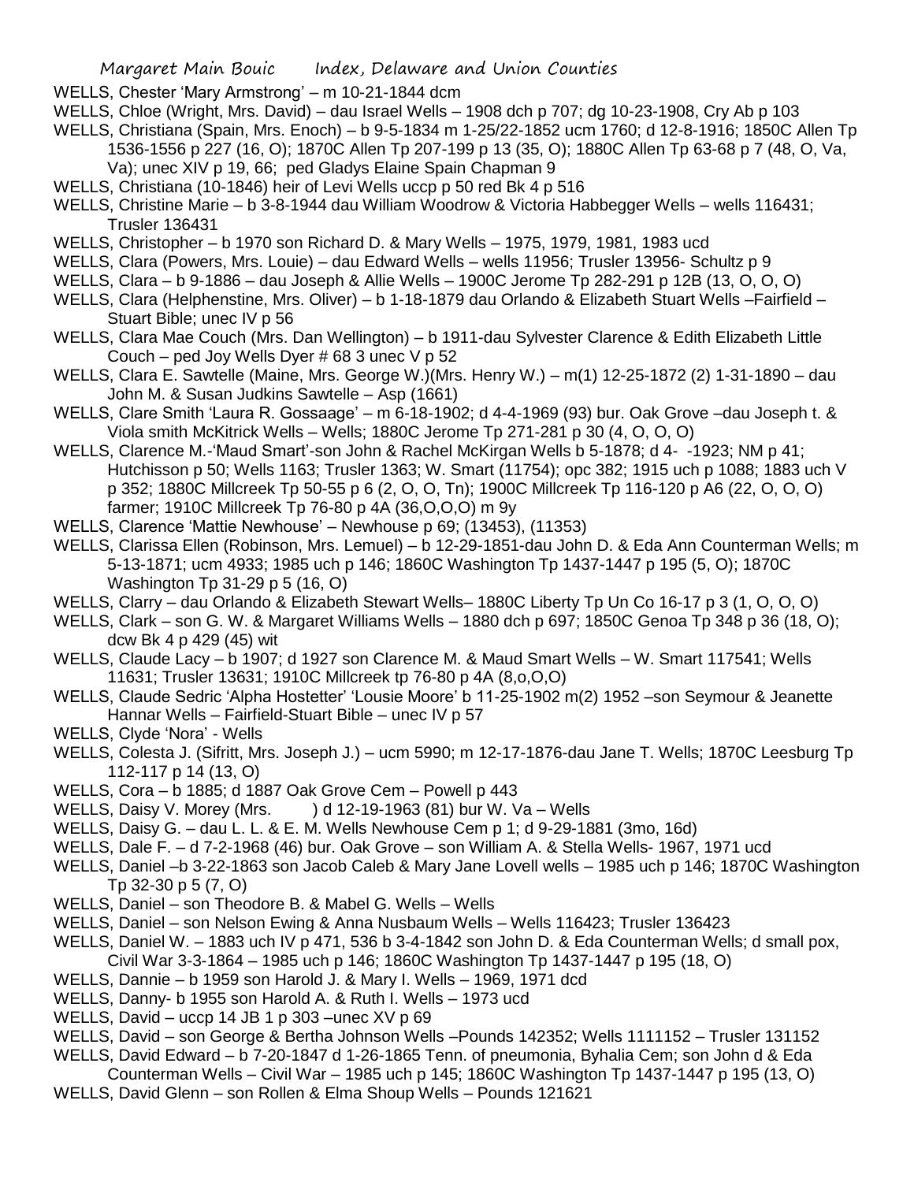WELLS, Chester 'Mary Armstrong' – m 10-21-1844 dcm

WELLS, Chloe (Wright, Mrs. David) – dau Israel Wells – 1908 dch p 707; dg 10-23-1908, Cry Ab p 103

WELLS, Christiana (Spain, Mrs. Enoch) – b 9-5-1834 m 1-25/22-1852 ucm 1760; d 12-8-1916; 1850C Allen Tp 1536-1556 p 227 (16, O); 1870C Allen Tp 207-199 p 13 (35, O); 1880C Allen Tp 63-68 p 7 (48, O, Va, Va); unec XIV p 19, 66; ped Gladys Elaine Spain Chapman 9

WELLS, Christiana (10-1846) heir of Levi Wells uccp p 50 red Bk 4 p 516

WELLS, Christine Marie – b 3-8-1944 dau William Woodrow & Victoria Habbegger Wells – wells 116431; Trusler 136431

WELLS, Christopher – b 1970 son Richard D. & Mary Wells – 1975, 1979, 1981, 1983 ucd

WELLS, Clara (Powers, Mrs. Louie) – dau Edward Wells – wells 11956; Trusler 13956- Schultz p 9

WELLS, Clara – b 9-1886 – dau Joseph & Allie Wells – 1900C Jerome Tp 282-291 p 12B (13, O, O, O)

WELLS, Clara (Helphenstine, Mrs. Oliver) – b 1-18-1879 dau Orlando & Elizabeth Stuart Wells –Fairfield – Stuart Bible; unec IV p 56

WELLS, Clara Mae Couch (Mrs. Dan Wellington) – b 1911-dau Sylvester Clarence & Edith Elizabeth Little Couch – ped Joy Wells Dyer # 68 3 unec V p 52

WELLS, Clara E. Sawtelle (Maine, Mrs. George W.)(Mrs. Henry W.) – m(1) 12-25-1872 (2) 1-31-1890 – dau John M. & Susan Judkins Sawtelle – Asp (1661)

WELLS, Clare Smith 'Laura R. Gossaage' – m 6-18-1902; d 4-4-1969 (93) bur. Oak Grove –dau Joseph t. & Viola smith McKitrick Wells – Wells; 1880C Jerome Tp 271-281 p 30 (4, O, O, O)

WELLS, Clarence M.-'Maud Smart'-son John & Rachel McKirgan Wells b 5-1878; d 4- -1923; NM p 41; Hutchisson p 50; Wells 1163; Trusler 1363; W. Smart (11754); opc 382; 1915 uch p 1088; 1883 uch V p 352; 1880C Millcreek Tp 50-55 p 6 (2, O, O, Tn); 1900C Millcreek Tp 116-120 p A6 (22, O, O, O) farmer; 1910C Millcreek Tp 76-80 p 4A (36,O,O,O) m 9y

WELLS, Clarence 'Mattie Newhouse' – Newhouse p 69; (13453), (11353)

WELLS, Clarissa Ellen (Robinson, Mrs. Lemuel) – b 12-29-1851-dau John D. & Eda Ann Counterman Wells; m 5-13-1871; ucm 4933; 1985 uch p 146; 1860C Washington Tp 1437-1447 p 195 (5, O); 1870C Washington Tp 31-29 p 5 (16, O)

WELLS, Clarry – dau Orlando & Elizabeth Stewart Wells– 1880C Liberty Tp Un Co 16-17 p 3 (1, O, O, O)

WELLS, Clark – son G. W. & Margaret Williams Wells – 1880 dch p 697; 1850C Genoa Tp 348 p 36 (18, O); dcw Bk 4 p 429 (45) wit

WELLS, Claude Lacy – b 1907; d 1927 son Clarence M. & Maud Smart Wells – W. Smart 117541; Wells 11631; Trusler 13631; 1910C Millcreek tp 76-80 p 4A (8,o,O,O)

WELLS, Claude Sedric 'Alpha Hostetter' 'Lousie Moore' b 11-25-1902 m(2) 1952 –son Seymour & Jeanette Hannar Wells – Fairfield-Stuart Bible – unec IV p 57

WELLS, Clyde 'Nora' - Wells

WELLS, Colesta J. (Sifritt, Mrs. Joseph J.) – ucm 5990; m 12-17-1876-dau Jane T. Wells; 1870C Leesburg Tp 112-117 p 14 (13, O)

WELLS, Cora – b 1885; d 1887 Oak Grove Cem – Powell p 443

WELLS, Daisy V. Morey (Mrs. &nbsp;&nbsp;&nbsp;&nbsp;&nbsp;&nbsp;&nbsp;) d 12-19-1963 (81) bur W. Va – Wells

WELLS, Daisy G. – dau L. L. & E. M. Wells Newhouse Cem p 1; d 9-29-1881 (3mo, 16d)

WELLS, Dale F. – d 7-2-1968 (46) bur. Oak Grove – son William A. & Stella Wells- 1967, 1971 ucd

WELLS, Daniel –b 3-22-1863 son Jacob Caleb & Mary Jane Lovell wells – 1985 uch p 146; 1870C Washington Tp 32-30 p 5 (7, O)

WELLS, Daniel – son Theodore B. & Mabel G. Wells – Wells

WELLS, Daniel – son Nelson Ewing & Anna Nusbaum Wells – Wells 116423; Trusler 136423

WELLS, Daniel W. – 1883 uch IV p 471, 536 b 3-4-1842 son John D. & Eda Counterman Wells; d small pox, Civil War 3-3-1864 – 1985 uch p 146; 1860C Washington Tp 1437-1447 p 195 (18, O)

WELLS, Dannie – b 1959 son Harold J. & Mary I. Wells – 1969, 1971 dcd

WELLS, Danny- b 1955 son Harold A. & Ruth I. Wells – 1973 ucd

WELLS, David – uccp 14 JB 1 p 303 –unec XV p 69

WELLS, David – son George & Bertha Johnson Wells –Pounds 142352; Wells 1111152 – Trusler 131152

WELLS, David Edward – b 7-20-1847 d 1-26-1865 Tenn. of pneumonia, Byhalia Cem; son John d & Eda Counterman Wells – Civil War – 1985 uch p 145; 1860C Washington Tp 1437-1447 p 195 (13, O)

WELLS, David Glenn – son Rollen & Elma Shoup Wells – Pounds 121621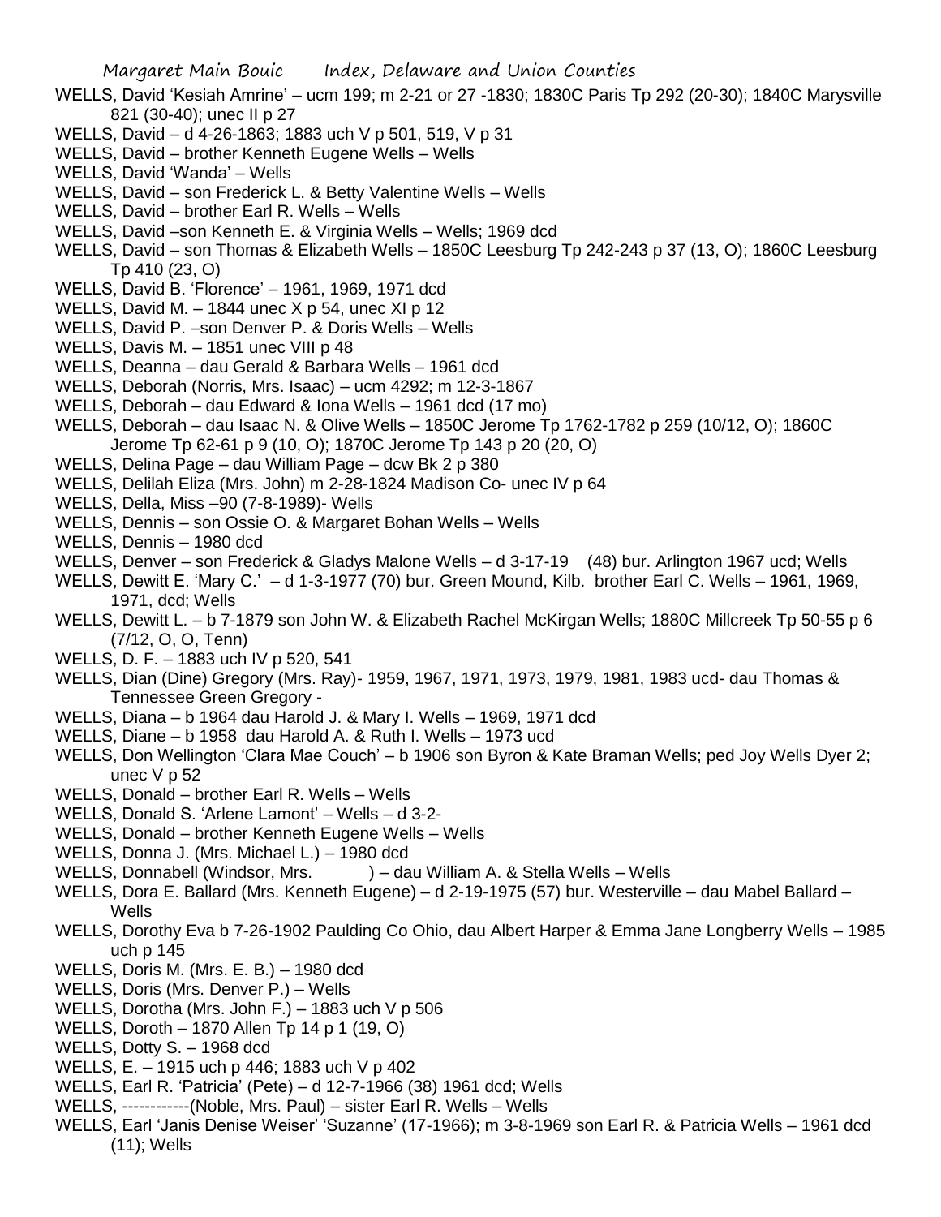WELLS, David 'Kesiah Amrine' – ucm 199; m 2-21 or 27 -1830; 1830C Paris Tp 292 (20-30); 1840C Marysville 821 (30-40); unec II p 27

WELLS, David – d 4-26-1863; 1883 uch V p 501, 519, V p 31

WELLS, David – brother Kenneth Eugene Wells – Wells

WELLS, David 'Wanda' – Wells

WELLS, David – son Frederick L. & Betty Valentine Wells – Wells

WELLS, David – brother Earl R. Wells – Wells

WELLS, David –son Kenneth E. & Virginia Wells – Wells; 1969 dcd

WELLS, David – son Thomas & Elizabeth Wells – 1850C Leesburg Tp 242-243 p 37 (13, O); 1860C Leesburg Tp 410 (23, O)

WELLS, David B. 'Florence' – 1961, 1969, 1971 dcd

WELLS, David M. – 1844 unec X p 54, unec XI p 12

WELLS, David P. –son Denver P. & Doris Wells – Wells

WELLS, Davis M. – 1851 unec VIII p 48

WELLS, Deanna – dau Gerald & Barbara Wells – 1961 dcd

WELLS, Deborah (Norris, Mrs. Isaac) – ucm 4292; m 12-3-1867

WELLS, Deborah – dau Edward & Iona Wells – 1961 dcd (17 mo)

WELLS, Deborah – dau Isaac N. & Olive Wells – 1850C Jerome Tp 1762-1782 p 259 (10/12, O); 1860C Jerome Tp 62-61 p 9 (10, O); 1870C Jerome Tp 143 p 20 (20, O)

WELLS, Delina Page – dau William Page – dcw Bk 2 p 380

WELLS, Delilah Eliza (Mrs. John) m 2-28-1824 Madison Co- unec IV p 64

WELLS, Della, Miss –90 (7-8-1989)- Wells

WELLS, Dennis – son Ossie O. & Margaret Bohan Wells – Wells

WELLS, Dennis – 1980 dcd

WELLS, Denver – son Frederick & Gladys Malone Wells – d 3-17-19 (48) bur. Arlington 1967 ucd; Wells

WELLS, Dewitt E. 'Mary C.' – d 1-3-1977 (70) bur. Green Mound, Kilb. brother Earl C. Wells – 1961, 1969, 1971, dcd; Wells

WELLS, Dewitt L. – b 7-1879 son John W. & Elizabeth Rachel McKirgan Wells; 1880C Millcreek Tp 50-55 p 6 (7/12, O, O, Tenn)

WELLS, D. F. – 1883 uch IV p 520, 541

WELLS, Dian (Dine) Gregory (Mrs. Ray)- 1959, 1967, 1971, 1973, 1979, 1981, 1983 ucd- dau Thomas & Tennessee Green Gregory -

WELLS, Diana – b 1964 dau Harold J. & Mary I. Wells – 1969, 1971 dcd

WELLS, Diane – b 1958 dau Harold A. & Ruth I. Wells – 1973 ucd

WELLS, Don Wellington 'Clara Mae Couch' – b 1906 son Byron & Kate Braman Wells; ped Joy Wells Dyer 2; unec V p 52

WELLS, Donald – brother Earl R. Wells – Wells

WELLS, Donald S. 'Arlene Lamont' – Wells – d 3-2-

WELLS, Donald – brother Kenneth Eugene Wells – Wells

WELLS, Donna J. (Mrs. Michael L.) – 1980 dcd

WELLS, Donnabell (Windsor, Mrs. ) – dau William A. & Stella Wells – Wells

WELLS, Dora E. Ballard (Mrs. Kenneth Eugene) – d 2-19-1975 (57) bur. Westerville – dau Mabel Ballard – Wells

WELLS, Dorothy Eva b 7-26-1902 Paulding Co Ohio, dau Albert Harper & Emma Jane Longberry Wells – 1985 uch p 145

WELLS, Doris M. (Mrs. E. B.) – 1980 dcd

WELLS, Doris (Mrs. Denver P.) – Wells

WELLS, Dorotha (Mrs. John F.) – 1883 uch V p 506

WELLS, Doroth – 1870 Allen Tp 14 p 1 (19, O)

WELLS, Dotty S. – 1968 dcd

WELLS, E. – 1915 uch p 446; 1883 uch V p 402

WELLS, Earl R. 'Patricia' (Pete) – d 12-7-1966 (38) 1961 dcd; Wells

WELLS, ------------(Noble, Mrs. Paul) – sister Earl R. Wells – Wells

WELLS, Earl 'Janis Denise Weiser' 'Suzanne' (17-1966); m 3-8-1969 son Earl R. & Patricia Wells – 1961 dcd (11); Wells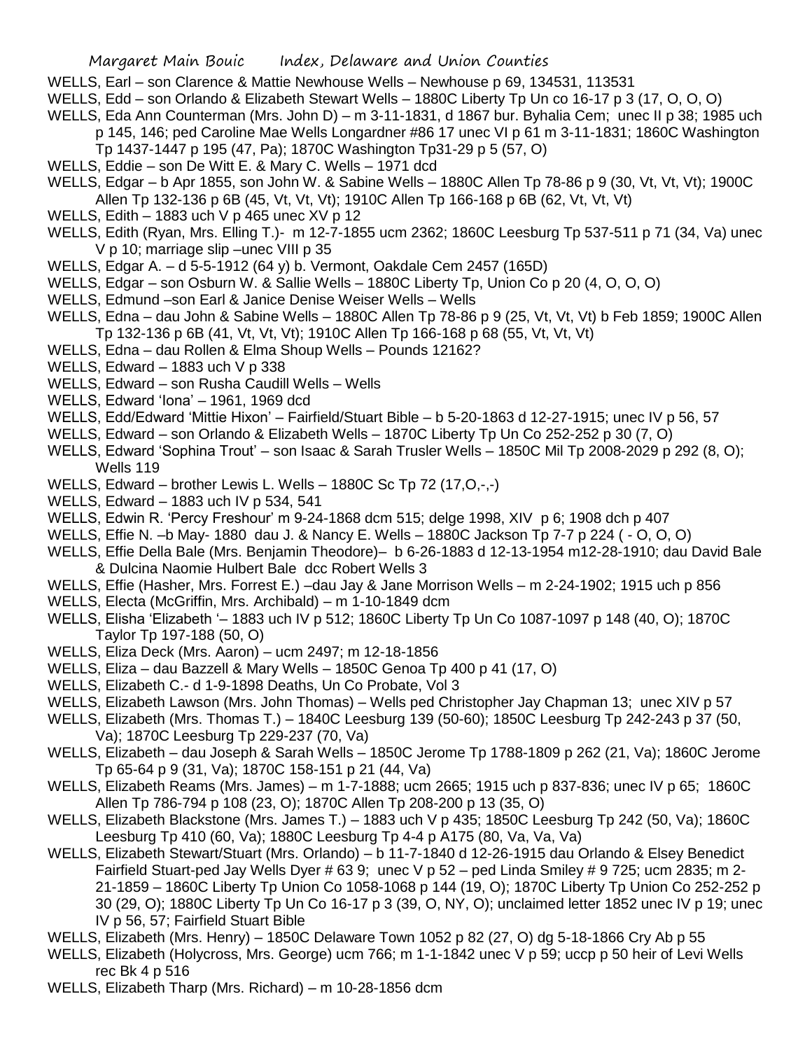WELLS, Earl – son Clarence & Mattie Newhouse Wells – Newhouse p 69, 134531, 113531

WELLS, Edd – son Orlando & Elizabeth Stewart Wells – 1880C Liberty Tp Un co 16-17 p 3 (17, O, O, O)

WELLS, Eda Ann Counterman (Mrs. John D) – m 3-11-1831, d 1867 bur. Byhalia Cem; unec II p 38; 1985 uch p 145, 146; ped Caroline Mae Wells Longardner #86 17 unec VI p 61 m 3-11-1831; 1860C Washington Tp 1437-1447 p 195 (47, Pa); 1870C Washington Tp31-29 p 5 (57, O)

WELLS, Eddie – son De Witt E. & Mary C. Wells – 1971 dcd

WELLS, Edgar – b Apr 1855, son John W. & Sabine Wells – 1880C Allen Tp 78-86 p 9 (30, Vt, Vt, Vt); 1900C Allen Tp 132-136 p 6B (45, Vt, Vt, Vt); 1910C Allen Tp 166-168 p 6B (62, Vt, Vt, Vt)

WELLS, Edith – 1883 uch V p 465 unec XV p 12

WELLS, Edith (Ryan, Mrs. Elling T.)- m 12-7-1855 ucm 2362; 1860C Leesburg Tp 537-511 p 71 (34, Va) unec V p 10; marriage slip –unec VIII p 35

WELLS, Edgar A. – d 5-5-1912 (64 y) b. Vermont, Oakdale Cem 2457 (165D)

WELLS, Edgar – son Osburn W. & Sallie Wells – 1880C Liberty Tp, Union Co p 20 (4, O, O, O)

WELLS, Edmund –son Earl & Janice Denise Weiser Wells – Wells

WELLS, Edna – dau John & Sabine Wells – 1880C Allen Tp 78-86 p 9 (25, Vt, Vt, Vt) b Feb 1859; 1900C Allen Tp 132-136 p 6B (41, Vt, Vt, Vt); 1910C Allen Tp 166-168 p 68 (55, Vt, Vt, Vt)

WELLS, Edna – dau Rollen & Elma Shoup Wells – Pounds 12162?

WELLS, Edward – 1883 uch V p 338

WELLS, Edward – son Rusha Caudill Wells – Wells

WELLS, Edward 'Iona' – 1961, 1969 dcd

WELLS, Edd/Edward 'Mittie Hixon' – Fairfield/Stuart Bible – b 5-20-1863 d 12-27-1915; unec IV p 56, 57

WELLS, Edward – son Orlando & Elizabeth Wells – 1870C Liberty Tp Un Co 252-252 p 30 (7, O)

WELLS, Edward 'Sophina Trout' – son Isaac & Sarah Trusler Wells – 1850C Mil Tp 2008-2029 p 292 (8, O); Wells 119

WELLS, Edward – brother Lewis L. Wells – 1880C Sc Tp 72 (17,O,-,-)

WELLS, Edward – 1883 uch IV p 534, 541

WELLS, Edwin R. 'Percy Freshour' m 9-24-1868 dcm 515; delge 1998, XIV p 6; 1908 dch p 407

WELLS, Effie N. –b May- 1880 dau J. & Nancy E. Wells – 1880C Jackson Tp 7-7 p 224 ( - O, O, O)

WELLS, Effie Della Bale (Mrs. Benjamin Theodore)– b 6-26-1883 d 12-13-1954 m12-28-1910; dau David Bale & Dulcina Naomie Hulbert Bale dcc Robert Wells 3

WELLS, Effie (Hasher, Mrs. Forrest E.) –dau Jay & Jane Morrison Wells – m 2-24-1902; 1915 uch p 856

WELLS, Electa (McGriffin, Mrs. Archibald) – m 1-10-1849 dcm

WELLS, Elisha 'Elizabeth '– 1883 uch IV p 512; 1860C Liberty Tp Un Co 1087-1097 p 148 (40, O); 1870C Taylor Tp 197-188 (50, O)

WELLS, Eliza Deck (Mrs. Aaron) – ucm 2497; m 12-18-1856

WELLS, Eliza – dau Bazzell & Mary Wells – 1850C Genoa Tp 400 p 41 (17, O)

WELLS, Elizabeth C.- d 1-9-1898 Deaths, Un Co Probate, Vol 3

WELLS, Elizabeth Lawson (Mrs. John Thomas) – Wells ped Christopher Jay Chapman 13; unec XIV p 57

WELLS, Elizabeth (Mrs. Thomas T.) – 1840C Leesburg 139 (50-60); 1850C Leesburg Tp 242-243 p 37 (50, Va); 1870C Leesburg Tp 229-237 (70, Va)

WELLS, Elizabeth – dau Joseph & Sarah Wells – 1850C Jerome Tp 1788-1809 p 262 (21, Va); 1860C Jerome Tp 65-64 p 9 (31, Va); 1870C 158-151 p 21 (44, Va)

WELLS, Elizabeth Reams (Mrs. James) – m 1-7-1888; ucm 2665; 1915 uch p 837-836; unec IV p 65; 1860C Allen Tp 786-794 p 108 (23, O); 1870C Allen Tp 208-200 p 13 (35, O)

WELLS, Elizabeth Blackstone (Mrs. James T.) – 1883 uch V p 435; 1850C Leesburg Tp 242 (50, Va); 1860C Leesburg Tp 410 (60, Va); 1880C Leesburg Tp 4-4 p A175 (80, Va, Va, Va)

WELLS, Elizabeth Stewart/Stuart (Mrs. Orlando) – b 11-7-1840 d 12-26-1915 dau Orlando & Elsey Benedict Fairfield Stuart-ped Jay Wells Dyer # 63 9; unec V p 52 – ped Linda Smiley # 9 725; ucm 2835; m 2-21-1859 – 1860C Liberty Tp Union Co 1058-1068 p 144 (19, O); 1870C Liberty Tp Union Co 252-252 p 30 (29, O); 1880C Liberty Tp Un Co 16-17 p 3 (39, O, NY, O); unclaimed letter 1852 unec IV p 19; unec IV p 56, 57; Fairfield Stuart Bible

WELLS, Elizabeth (Mrs. Henry) – 1850C Delaware Town 1052 p 82 (27, O) dg 5-18-1866 Cry Ab p 55

WELLS, Elizabeth (Holycross, Mrs. George) ucm 766; m 1-1-1842 unec V p 59; uccp p 50 heir of Levi Wells rec Bk 4 p 516

WELLS, Elizabeth Tharp (Mrs. Richard) – m 10-28-1856 dcm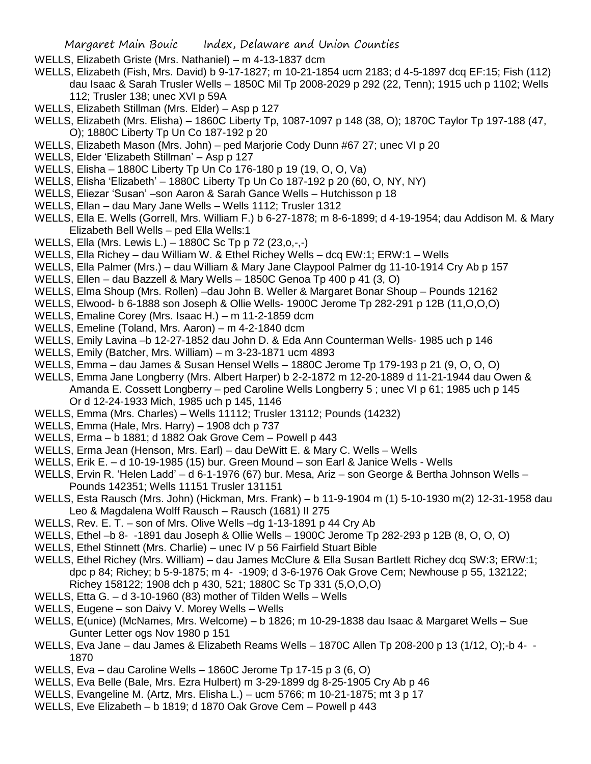WELLS, Elizabeth Griste (Mrs. Nathaniel) – m 4-13-1837 dcm

WELLS, Elizabeth (Fish, Mrs. David) b 9-17-1827; m 10-21-1854 ucm 2183; d 4-5-1897 dcq EF:15; Fish (112) dau Isaac & Sarah Trusler Wells – 1850C Mil Tp 2008-2029 p 292 (22, Tenn); 1915 uch p 1102; Wells 112; Trusler 138; unec XVI p 59A

WELLS, Elizabeth Stillman (Mrs. Elder) – Asp p 127

WELLS, Elizabeth (Mrs. Elisha) – 1860C Liberty Tp, 1087-1097 p 148 (38, O); 1870C Taylor Tp 197-188 (47, O); 1880C Liberty Tp Un Co 187-192 p 20

WELLS, Elizabeth Mason (Mrs. John) – ped Marjorie Cody Dunn #67 27; unec VI p 20

WELLS, Elder 'Elizabeth Stillman' – Asp p 127

WELLS, Elisha – 1880C Liberty Tp Un Co 176-180 p 19 (19, O, O, Va)

WELLS, Elisha 'Elizabeth' – 1880C Liberty Tp Un Co 187-192 p 20 (60, O, NY, NY)

WELLS, Eliezar 'Susan' –son Aaron & Sarah Gance Wells – Hutchisson p 18

WELLS, Ellan – dau Mary Jane Wells – Wells 1112; Trusler 1312

WELLS, Ella E. Wells (Gorrell, Mrs. William F.) b 6-27-1878; m 8-6-1899; d 4-19-1954; dau Addison M. & Mary Elizabeth Bell Wells – ped Ella Wells:1

WELLS, Ella (Mrs. Lewis L.) – 1880C Sc Tp p 72 (23,o,-,-)

WELLS, Ella Richey – dau William W. & Ethel Richey Wells – dcq EW:1; ERW:1 – Wells

WELLS, Ella Palmer (Mrs.) – dau William & Mary Jane Claypool Palmer dg 11-10-1914 Cry Ab p 157

WELLS, Ellen – dau Bazzell & Mary Wells – 1850C Genoa Tp 400 p 41 (3, O)

WELLS, Elma Shoup (Mrs. Rollen) –dau John B. Weller & Margaret Bonar Shoup – Pounds 12162

WELLS, Elwood- b 6-1888 son Joseph & Ollie Wells- 1900C Jerome Tp 282-291 p 12B (11,O,O,O)

WELLS, Emaline Corey (Mrs. Isaac H.) – m 11-2-1859 dcm

WELLS, Emeline (Toland, Mrs. Aaron) – m 4-2-1840 dcm

WELLS, Emily Lavina –b 12-27-1852 dau John D. & Eda Ann Counterman Wells- 1985 uch p 146

WELLS, Emily (Batcher, Mrs. William) – m 3-23-1871 ucm 4893

WELLS, Emma – dau James & Susan Hensel Wells – 1880C Jerome Tp 179-193 p 21 (9, O, O, O)

WELLS, Emma Jane Longberry (Mrs. Albert Harper) b 2-2-1872 m 12-20-1889 d 11-21-1944 dau Owen & Amanda E. Cossett Longberry – ped Caroline Wells Longberry 5 ; unec VI p 61; 1985 uch p 145 Or d 12-24-1933 Mich, 1985 uch p 145, 1146

WELLS, Emma (Mrs. Charles) – Wells 11112; Trusler 13112; Pounds (14232)

WELLS, Emma (Hale, Mrs. Harry) – 1908 dch p 737

WELLS, Erma – b 1881; d 1882 Oak Grove Cem – Powell p 443

WELLS, Erma Jean (Henson, Mrs. Earl) – dau DeWitt E. & Mary C. Wells – Wells

WELLS, Erik E. – d 10-19-1985 (15) bur. Green Mound – son Earl & Janice Wells - Wells

WELLS, Ervin R. 'Helen Ladd' – d 6-1-1976 (67) bur. Mesa, Ariz – son George & Bertha Johnson Wells – Pounds 142351; Wells 11151 Trusler 131151

WELLS, Esta Rausch (Mrs. John) (Hickman, Mrs. Frank) – b 11-9-1904 m (1) 5-10-1930 m(2) 12-31-1958 dau Leo & Magdalena Wolff Rausch – Rausch (1681) II 275

WELLS, Rev. E. T. – son of Mrs. Olive Wells –dg 1-13-1891 p 44 Cry Ab

WELLS, Ethel –b 8- -1891 dau Joseph & Ollie Wells – 1900C Jerome Tp 282-293 p 12B (8, O, O, O)

WELLS, Ethel Stinnett (Mrs. Charlie) – unec IV p 56 Fairfield Stuart Bible

WELLS, Ethel Richey (Mrs. William) – dau James McClure & Ella Susan Bartlett Richey dcq SW:3; ERW:1; dpc p 84; Richey; b 5-9-1875; m 4- -1909; d 3-6-1976 Oak Grove Cem; Newhouse p 55, 132122; Richey 158122; 1908 dch p 430, 521; 1880C Sc Tp 331 (5,O,O,O)

WELLS, Etta G. – d 3-10-1960 (83) mother of Tilden Wells – Wells

WELLS, Eugene – son Daivy V. Morey Wells – Wells

WELLS, E(unice) (McNames, Mrs. Welcome) – b 1826; m 10-29-1838 dau Isaac & Margaret Wells – Sue Gunter Letter ogs Nov 1980 p 151

WELLS, Eva Jane – dau James & Elizabeth Reams Wells – 1870C Allen Tp 208-200 p 13 (1/12, O);-b 4- - 1870

WELLS, Eva – dau Caroline Wells – 1860C Jerome Tp 17-15 p 3 (6, O)

WELLS, Eva Belle (Bale, Mrs. Ezra Hulbert) m 3-29-1899 dg 8-25-1905 Cry Ab p 46

WELLS, Evangeline M. (Artz, Mrs. Elisha L.) – ucm 5766; m 10-21-1875; mt 3 p 17

WELLS, Eve Elizabeth – b 1819; d 1870 Oak Grove Cem – Powell p 443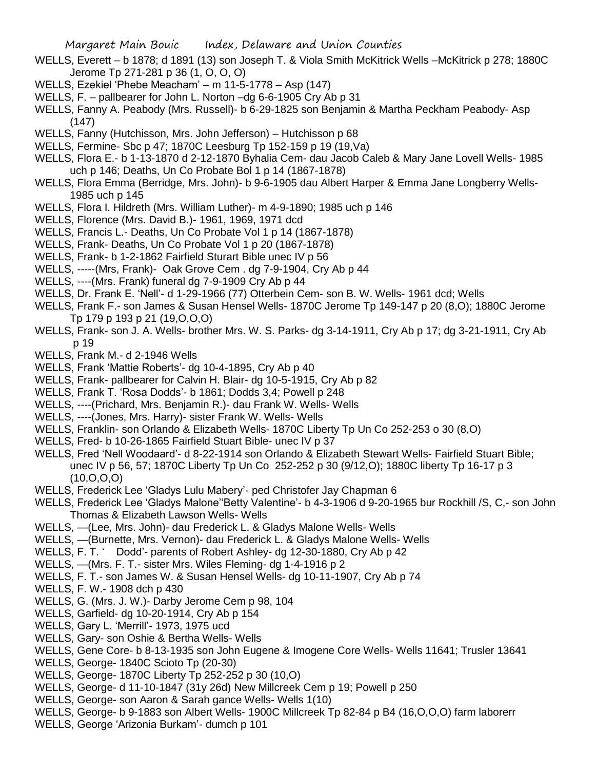WELLS, Everett – b 1878; d 1891 (13) son Joseph T. & Viola Smith McKitrick Wells –McKitrick p 278; 1880C Jerome Tp 271-281 p 36 (1, O, O, O)

WELLS, Ezekiel 'Phebe Meacham' – m 11-5-1778 – Asp (147)

WELLS, F. – pallbearer for John L. Norton –dg 6-6-1905 Cry Ab p 31

WELLS, Fanny A. Peabody (Mrs. Russell)- b 6-29-1825 son Benjamin & Martha Peckham Peabody- Asp (147)

WELLS, Fanny (Hutchisson, Mrs. John Jefferson) – Hutchisson p 68

WELLS, Fermine- Sbc p 47; 1870C Leesburg Tp 152-159 p 19 (19,Va)

WELLS, Flora E.- b 1-13-1870 d 2-12-1870 Byhalia Cem- dau Jacob Caleb & Mary Jane Lovell Wells- 1985 uch p 146; Deaths, Un Co Probate Bol 1 p 14 (1867-1878)

WELLS, Flora Emma (Berridge, Mrs. John)- b 9-6-1905 dau Albert Harper & Emma Jane Longberry Wells- 1985 uch p 145

WELLS, Flora I. Hildreth (Mrs. William Luther)- m 4-9-1890; 1985 uch p 146

WELLS, Florence (Mrs. David B.)- 1961, 1969, 1971 dcd

WELLS, Francis L.- Deaths, Un Co Probate Vol 1 p 14 (1867-1878)

WELLS, Frank- Deaths, Un Co Probate Vol 1 p 20 (1867-1878)

WELLS, Frank- b 1-2-1862 Fairfield Sturart Bible unec IV p 56

WELLS, -----(Mrs, Frank)- Oak Grove Cem . dg 7-9-1904, Cry Ab p 44

WELLS, ----(Mrs. Frank) funeral dg 7-9-1909 Cry Ab p 44

WELLS, Dr. Frank E. 'Nell'- d 1-29-1966 (77) Otterbein Cem- son B. W. Wells- 1961 dcd; Wells

WELLS, Frank F.- son James & Susan Hensel Wells- 1870C Jerome Tp 149-147 p 20 (8,O); 1880C Jerome Tp 179 p 193 p 21 (19,O,O,O)

WELLS, Frank- son J. A. Wells- brother Mrs. W. S. Parks- dg 3-14-1911, Cry Ab p 17; dg 3-21-1911, Cry Ab p 19

WELLS, Frank M.- d 2-1946 Wells

WELLS, Frank 'Mattie Roberts'- dg 10-4-1895, Cry Ab p 40

WELLS, Frank- pallbearer for Calvin H. Blair- dg 10-5-1915, Cry Ab p 82

WELLS, Frank T. 'Rosa Dodds'- b 1861; Dodds 3,4; Powell p 248

WELLS, ----(Prichard, Mrs. Benjamin R.)- dau Frank W. Wells- Wells

WELLS, ----(Jones, Mrs. Harry)- sister Frank W. Wells- Wells

WELLS, Franklin- son Orlando & Elizabeth Wells- 1870C Liberty Tp Un Co 252-253 o 30 (8,O)

WELLS, Fred- b 10-26-1865 Fairfield Stuart Bible- unec IV p 37

WELLS, Fred 'Nell Woodaard'- d 8-22-1914 son Orlando & Elizabeth Stewart Wells- Fairfield Stuart Bible; unec IV p 56, 57; 1870C Liberty Tp Un Co 252-252 p 30 (9/12,O); 1880C liberty Tp 16-17 p 3 (10,O,O,O)

WELLS, Frederick Lee 'Gladys Lulu Mabery'- ped Christofer Jay Chapman 6

WELLS, Frederick Lee 'Gladys Malone''Betty Valentine'- b 4-3-1906 d 9-20-1965 bur Rockhill /S, C,- son John Thomas & Elizabeth Lawson Wells- Wells

WELLS, —(Lee, Mrs. John)- dau Frederick L. & Gladys Malone Wells- Wells

WELLS, —(Burnette, Mrs. Vernon)- dau Frederick L. & Gladys Malone Wells- Wells

WELLS, F. T. ' Dodd'- parents of Robert Ashley- dg 12-30-1880, Cry Ab p 42

WELLS, —(Mrs. F. T.- sister Mrs. Wiles Fleming- dg 1-4-1916 p 2

WELLS, F. T.- son James W. & Susan Hensel Wells- dg 10-11-1907, Cry Ab p 74

WELLS, F. W.- 1908 dch p 430

WELLS, G. (Mrs. J. W.)- Darby Jerome Cem p 98, 104

WELLS, Garfield- dg 10-20-1914, Cry Ab p 154

WELLS, Gary L. 'Merrill'- 1973, 1975 ucd

WELLS, Gary- son Oshie & Bertha Wells- Wells

WELLS, Gene Core- b 8-13-1935 son John Eugene & Imogene Core Wells- Wells 11641; Trusler 13641

WELLS, George- 1840C Scioto Tp (20-30)

WELLS, George- 1870C Liberty Tp 252-252 p 30 (10,O)

WELLS, George- d 11-10-1847 (31y 26d) New Millcreek Cem p 19; Powell p 250

WELLS, George- son Aaron & Sarah gance Wells- Wells 1(10)

WELLS, George- b 9-1883 son Albert Wells- 1900C Millcreek Tp 82-84 p B4 (16,O,O,O) farm laborerr

WELLS, George 'Arizonia Burkam'- dumch p 101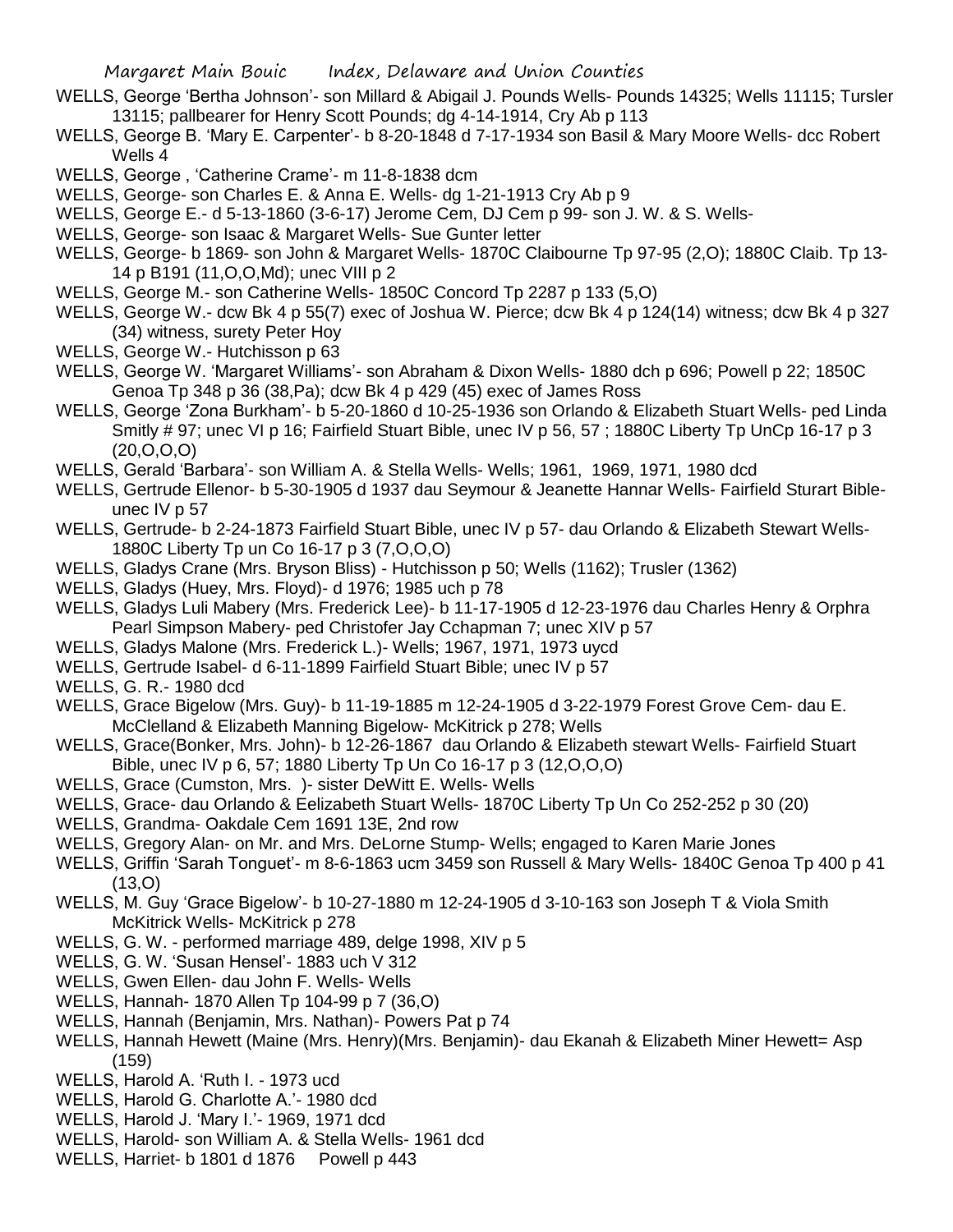WELLS, George 'Bertha Johnson'- son Millard & Abigail J. Pounds Wells- Pounds 14325; Wells 11115; Tursler 13115; pallbearer for Henry Scott Pounds; dg 4-14-1914, Cry Ab p 113

WELLS, George B. 'Mary E. Carpenter'- b 8-20-1848 d 7-17-1934 son Basil & Mary Moore Wells- dcc Robert Wells 4

WELLS, George , 'Catherine Crame'- m 11-8-1838 dcm

WELLS, George- son Charles E. & Anna E. Wells- dg 1-21-1913 Cry Ab p 9

WELLS, George E.- d 5-13-1860 (3-6-17) Jerome Cem, DJ Cem p 99- son J. W. & S. Wells-

WELLS, George- son Isaac & Margaret Wells- Sue Gunter letter

WELLS, George- b 1869- son John & Margaret Wells- 1870C Claibourne Tp 97-95 (2,O); 1880C Claib. Tp 13-14 p B191 (11,O,O,Md); unec VIII p 2

WELLS, George M.- son Catherine Wells- 1850C Concord Tp 2287 p 133 (5,O)

WELLS, George W.- dcw Bk 4 p 55(7) exec of Joshua W. Pierce; dcw Bk 4 p 124(14) witness; dcw Bk 4 p 327 (34) witness, surety Peter Hoy

WELLS, George W.- Hutchisson p 63

WELLS, George W. 'Margaret Williams'- son Abraham & Dixon Wells- 1880 dch p 696; Powell p 22; 1850C Genoa Tp 348 p 36 (38,Pa); dcw Bk 4 p 429 (45) exec of James Ross

WELLS, George 'Zona Burkham'- b 5-20-1860 d 10-25-1936 son Orlando & Elizabeth Stuart Wells- ped Linda Smitly # 97; unec VI p 16; Fairfield Stuart Bible, unec IV p 56, 57 ; 1880C Liberty Tp UnCp 16-17 p 3 (20,O,O,O)

WELLS, Gerald 'Barbara'- son William A. & Stella Wells- Wells; 1961, 1969, 1971, 1980 dcd

WELLS, Gertrude Ellenor- b 5-30-1905 d 1937 dau Seymour & Jeanette Hannar Wells- Fairfield Sturart Bible- unec IV p 57

WELLS, Gertrude- b 2-24-1873 Fairfield Stuart Bible, unec IV p 57- dau Orlando & Elizabeth Stewart Wells- 1880C Liberty Tp un Co 16-17 p 3 (7,O,O,O)

WELLS, Gladys Crane (Mrs. Bryson Bliss) - Hutchisson p 50; Wells (1162); Trusler (1362)

WELLS, Gladys (Huey, Mrs. Floyd)- d 1976; 1985 uch p 78

WELLS, Gladys Luli Mabery (Mrs. Frederick Lee)- b 11-17-1905 d 12-23-1976 dau Charles Henry & Orphra Pearl Simpson Mabery- ped Christofer Jay Cchapman 7; unec XIV p 57

WELLS, Gladys Malone (Mrs. Frederick L.)- Wells; 1967, 1971, 1973 uycd

WELLS, Gertrude Isabel- d 6-11-1899 Fairfield Stuart Bible; unec IV p 57

WELLS, G. R.- 1980 dcd

WELLS, Grace Bigelow (Mrs. Guy)- b 11-19-1885 m 12-24-1905 d 3-22-1979 Forest Grove Cem- dau E. McClelland & Elizabeth Manning Bigelow- McKitrick p 278; Wells

WELLS, Grace(Bonker, Mrs. John)- b 12-26-1867 dau Orlando & Elizabeth stewart Wells- Fairfield Stuart Bible, unec IV p 6, 57; 1880 Liberty Tp Un Co 16-17 p 3 (12,O,O,O)

WELLS, Grace (Cumston, Mrs. )- sister DeWitt E. Wells- Wells

WELLS, Grace- dau Orlando & Eelizabeth Stuart Wells- 1870C Liberty Tp Un Co 252-252 p 30 (20)

WELLS, Grandma- Oakdale Cem 1691 13E, 2nd row

WELLS, Gregory Alan- on Mr. and Mrs. DeLorne Stump- Wells; engaged to Karen Marie Jones

WELLS, Griffin 'Sarah Tonguet'- m 8-6-1863 ucm 3459 son Russell & Mary Wells- 1840C Genoa Tp 400 p 41 (13,O)

WELLS, M. Guy 'Grace Bigelow'- b 10-27-1880 m 12-24-1905 d 3-10-163 son Joseph T & Viola Smith McKitrick Wells- McKitrick p 278

WELLS, G. W. - performed marriage 489, delge 1998, XIV p 5

WELLS, G. W. 'Susan Hensel'- 1883 uch V 312

WELLS, Gwen Ellen- dau John F. Wells- Wells

WELLS, Hannah- 1870 Allen Tp 104-99 p 7 (36,O)

WELLS, Hannah (Benjamin, Mrs. Nathan)- Powers Pat p 74

WELLS, Hannah Hewett (Maine (Mrs. Henry)(Mrs. Benjamin)- dau Ekanah & Elizabeth Miner Hewett= Asp (159)

WELLS, Harold A. 'Ruth I. - 1973 ucd

WELLS, Harold G. Charlotte A.'- 1980 dcd

WELLS, Harold J. 'Mary I.'- 1969, 1971 dcd

WELLS, Harold- son William A. & Stella Wells- 1961 dcd

WELLS, Harriet- b 1801 d 1876 Powell p 443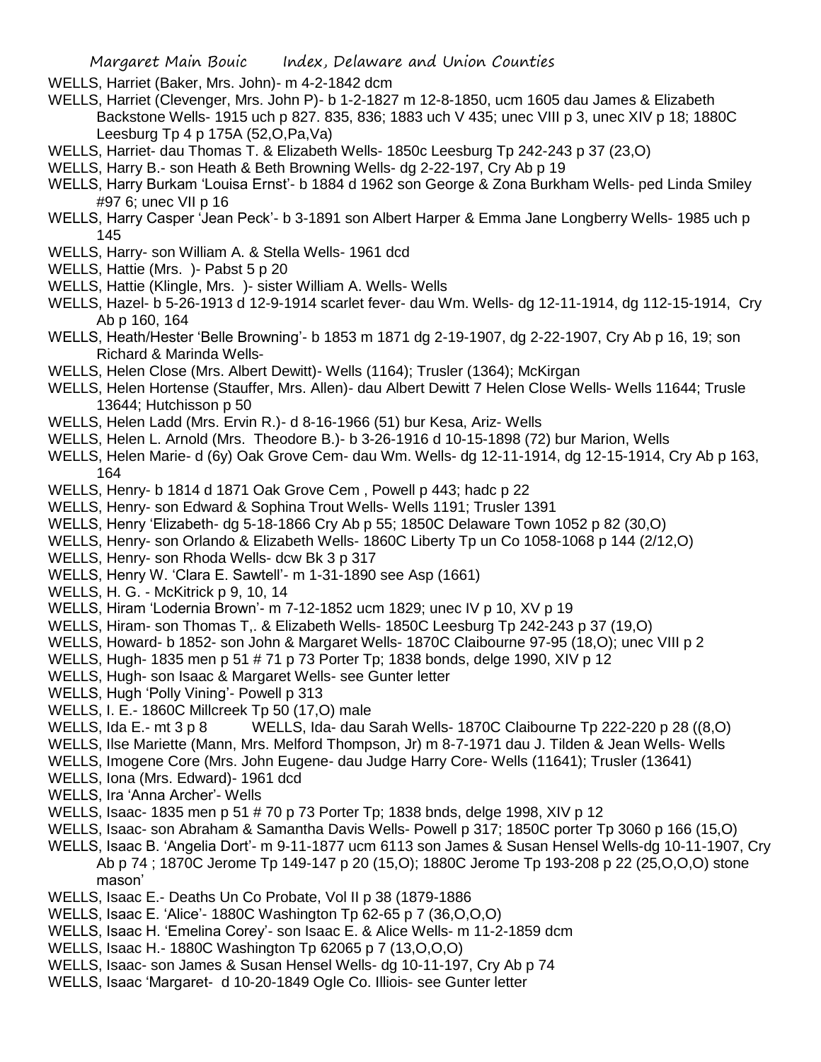WELLS, Harriet (Baker, Mrs. John)- m 4-2-1842 dcm

WELLS, Harriet (Clevenger, Mrs. John P)- b 1-2-1827 m 12-8-1850, ucm 1605 dau James & Elizabeth Backstone Wells- 1915 uch p 827. 835, 836; 1883 uch V 435; unec VIII p 3, unec XIV p 18; 1880C Leesburg Tp 4 p 175A (52,O,Pa,Va)

WELLS, Harriet- dau Thomas T. & Elizabeth Wells- 1850c Leesburg Tp 242-243 p 37 (23,O)

WELLS, Harry B.- son Heath & Beth Browning Wells- dg 2-22-197, Cry Ab p 19

WELLS, Harry Burkam 'Louisa Ernst'- b 1884 d 1962 son George & Zona Burkham Wells- ped Linda Smiley #97 6; unec VII p 16

WELLS, Harry Casper 'Jean Peck'- b 3-1891 son Albert Harper & Emma Jane Longberry Wells- 1985 uch p 145

WELLS, Harry- son William A. & Stella Wells- 1961 dcd

WELLS, Hattie (Mrs. )- Pabst 5 p 20

WELLS, Hattie (Klingle, Mrs. )- sister William A. Wells- Wells

WELLS, Hazel- b 5-26-1913 d 12-9-1914 scarlet fever- dau Wm. Wells- dg 12-11-1914, dg 112-15-1914, Cry Ab p 160, 164

WELLS, Heath/Hester 'Belle Browning'- b 1853 m 1871 dg 2-19-1907, dg 2-22-1907, Cry Ab p 16, 19; son Richard & Marinda Wells-

WELLS, Helen Close (Mrs. Albert Dewitt)- Wells (1164); Trusler (1364); McKirgan

WELLS, Helen Hortense (Stauffer, Mrs. Allen)- dau Albert Dewitt 7 Helen Close Wells- Wells 11644; Trusle 13644; Hutchisson p 50

WELLS, Helen Ladd (Mrs. Ervin R.)- d 8-16-1966 (51) bur Kesa, Ariz- Wells

WELLS, Helen L. Arnold (Mrs. Theodore B.)- b 3-26-1916 d 10-15-1898 (72) bur Marion, Wells

WELLS, Helen Marie- d (6y) Oak Grove Cem- dau Wm. Wells- dg 12-11-1914, dg 12-15-1914, Cry Ab p 163, 164

WELLS, Henry- b 1814 d 1871 Oak Grove Cem , Powell p 443; hadc p 22

WELLS, Henry- son Edward & Sophina Trout Wells- Wells 1191; Trusler 1391

WELLS, Henry 'Elizabeth- dg 5-18-1866 Cry Ab p 55; 1850C Delaware Town 1052 p 82 (30,O)

WELLS, Henry- son Orlando & Elizabeth Wells- 1860C Liberty Tp un Co 1058-1068 p 144 (2/12,O)

WELLS, Henry- son Rhoda Wells- dcw Bk 3 p 317

WELLS, Henry W. 'Clara E. Sawtell'- m 1-31-1890 see Asp (1661)

WELLS, H. G. - McKitrick p 9, 10, 14

WELLS, Hiram 'Lodernia Brown'- m 7-12-1852 ucm 1829; unec IV p 10, XV p 19

WELLS, Hiram- son Thomas T,. & Elizabeth Wells- 1850C Leesburg Tp 242-243 p 37 (19,O)

WELLS, Howard- b 1852- son John & Margaret Wells- 1870C Claibourne 97-95 (18,O); unec VIII p 2

WELLS, Hugh- 1835 men p 51 # 71 p 73 Porter Tp; 1838 bonds, delge 1990, XIV p 12

WELLS, Hugh- son Isaac & Margaret Wells- see Gunter letter

WELLS, Hugh 'Polly Vining'- Powell p 313

WELLS, I. E.- 1860C Millcreek Tp 50 (17,O) male

WELLS, Ida E.- mt 3 p 8 WELLS, Ida- dau Sarah Wells- 1870C Claibourne Tp 222-220 p 28 ((8,O)

WELLS, Ilse Mariette (Mann, Mrs. Melford Thompson, Jr) m 8-7-1971 dau J. Tilden & Jean Wells- Wells

WELLS, Imogene Core (Mrs. John Eugene- dau Judge Harry Core- Wells (11641); Trusler (13641)

WELLS, Iona (Mrs. Edward)- 1961 dcd

WELLS, Ira 'Anna Archer'- Wells

WELLS, Isaac- 1835 men p 51 # 70 p 73 Porter Tp; 1838 bnds, delge 1998, XIV p 12

WELLS, Isaac- son Abraham & Samantha Davis Wells- Powell p 317; 1850C porter Tp 3060 p 166 (15,O)

WELLS, Isaac B. 'Angelia Dort'- m 9-11-1877 ucm 6113 son James & Susan Hensel Wells-dg 10-11-1907, Cry Ab p 74 ; 1870C Jerome Tp 149-147 p 20 (15,O); 1880C Jerome Tp 193-208 p 22 (25,O,O,O) stone mason'

WELLS, Isaac E.- Deaths Un Co Probate, Vol II p 38 (1879-1886

WELLS, Isaac E. 'Alice'- 1880C Washington Tp 62-65 p 7 (36,O,O,O)

WELLS, Isaac H. 'Emelina Corey'- son Isaac E. & Alice Wells- m 11-2-1859 dcm

WELLS, Isaac H.- 1880C Washington Tp 62065 p 7 (13,O,O,O)

WELLS, Isaac- son James & Susan Hensel Wells- dg 10-11-197, Cry Ab p 74

WELLS, Isaac 'Margaret- d 10-20-1849 Ogle Co. Illiois- see Gunter letter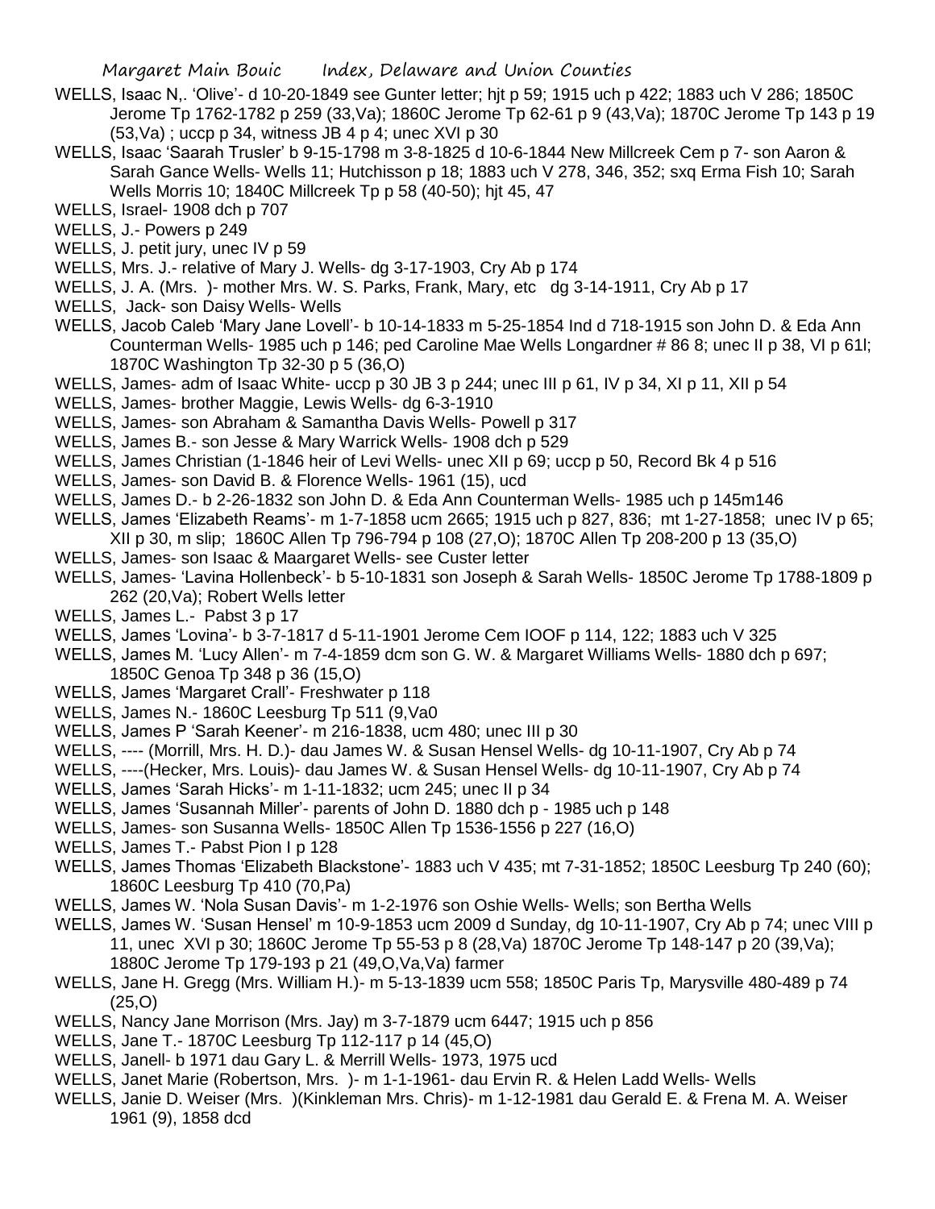WELLS, Isaac N,. 'Olive'- d 10-20-1849 see Gunter letter; hjt p 59; 1915 uch p 422; 1883 uch V 286; 1850C Jerome Tp 1762-1782 p 259 (33,Va); 1860C Jerome Tp 62-61 p 9 (43,Va); 1870C Jerome Tp 143 p 19 (53,Va) ; uccp p 34, witness JB 4 p 4; unec XVI p 30

WELLS, Isaac 'Saarah Trusler' b 9-15-1798 m 3-8-1825 d 10-6-1844 New Millcreek Cem p 7- son Aaron & Sarah Gance Wells- Wells 11; Hutchisson p 18; 1883 uch V 278, 346, 352; sxq Erma Fish 10; Sarah Wells Morris 10; 1840C Millcreek Tp p 58 (40-50); hjt 45, 47

WELLS, Israel- 1908 dch p 707

WELLS, J.- Powers p 249

WELLS, J. petit jury, unec IV p 59

WELLS, Mrs. J.- relative of Mary J. Wells- dg 3-17-1903, Cry Ab p 174

WELLS, J. A. (Mrs. )- mother Mrs. W. S. Parks, Frank, Mary, etc dg 3-14-1911, Cry Ab p 17

WELLS, Jack- son Daisy Wells- Wells

WELLS, Jacob Caleb 'Mary Jane Lovell'- b 10-14-1833 m 5-25-1854 Ind d 718-1915 son John D. & Eda Ann Counterman Wells- 1985 uch p 146; ped Caroline Mae Wells Longardner # 86 8; unec II p 38, VI p 61l; 1870C Washington Tp 32-30 p 5 (36,O)

WELLS, James- adm of Isaac White- uccp p 30 JB 3 p 244; unec III p 61, IV p 34, XI p 11, XII p 54

WELLS, James- brother Maggie, Lewis Wells- dg 6-3-1910

WELLS, James- son Abraham & Samantha Davis Wells- Powell p 317

WELLS, James B.- son Jesse & Mary Warrick Wells- 1908 dch p 529

WELLS, James Christian (1-1846 heir of Levi Wells- unec XII p 69; uccp p 50, Record Bk 4 p 516

WELLS, James- son David B. & Florence Wells- 1961 (15), ucd

WELLS, James D.- b 2-26-1832 son John D. & Eda Ann Counterman Wells- 1985 uch p 145m146

WELLS, James 'Elizabeth Reams'- m 1-7-1858 ucm 2665; 1915 uch p 827, 836; mt 1-27-1858; unec IV p 65; XII p 30, m slip; 1860C Allen Tp 796-794 p 108 (27,O); 1870C Allen Tp 208-200 p 13 (35,O)

WELLS, James- son Isaac & Maargaret Wells- see Custer letter

WELLS, James- 'Lavina Hollenbeck'- b 5-10-1831 son Joseph & Sarah Wells- 1850C Jerome Tp 1788-1809 p 262 (20,Va); Robert Wells letter

WELLS, James L.- Pabst 3 p 17

WELLS, James 'Lovina'- b 3-7-1817 d 5-11-1901 Jerome Cem IOOF p 114, 122; 1883 uch V 325

WELLS, James M. 'Lucy Allen'- m 7-4-1859 dcm son G. W. & Margaret Williams Wells- 1880 dch p 697; 1850C Genoa Tp 348 p 36 (15,O)

WELLS, James 'Margaret Crall'- Freshwater p 118

WELLS, James N.- 1860C Leesburg Tp 511 (9,Va0

WELLS, James P 'Sarah Keener'- m 216-1838, ucm 480; unec III p 30

WELLS, ---- (Morrill, Mrs. H. D.)- dau James W. & Susan Hensel Wells- dg 10-11-1907, Cry Ab p 74

WELLS, ----(Hecker, Mrs. Louis)- dau James W. & Susan Hensel Wells- dg 10-11-1907, Cry Ab p 74

WELLS, James 'Sarah Hicks'- m 1-11-1832; ucm 245; unec II p 34

WELLS, James 'Susannah Miller'- parents of John D. 1880 dch p - 1985 uch p 148

WELLS, James- son Susanna Wells- 1850C Allen Tp 1536-1556 p 227 (16,O)

WELLS, James T.- Pabst Pion I p 128

WELLS, James Thomas 'Elizabeth Blackstone'- 1883 uch V 435; mt 7-31-1852; 1850C Leesburg Tp 240 (60); 1860C Leesburg Tp 410 (70,Pa)

WELLS, James W. 'Nola Susan Davis'- m 1-2-1976 son Oshie Wells- Wells; son Bertha Wells

WELLS, James W. 'Susan Hensel' m 10-9-1853 ucm 2009 d Sunday, dg 10-11-1907, Cry Ab p 74; unec VIII p 11, unec XVI p 30; 1860C Jerome Tp 55-53 p 8 (28,Va) 1870C Jerome Tp 148-147 p 20 (39,Va); 1880C Jerome Tp 179-193 p 21 (49,O,Va,Va) farmer

WELLS, Jane H. Gregg (Mrs. William H.)- m 5-13-1839 ucm 558; 1850C Paris Tp, Marysville 480-489 p 74 (25,O)

WELLS, Nancy Jane Morrison (Mrs. Jay) m 3-7-1879 ucm 6447; 1915 uch p 856

WELLS, Jane T.- 1870C Leesburg Tp 112-117 p 14 (45,O)

WELLS, Janell- b 1971 dau Gary L. & Merrill Wells- 1973, 1975 ucd

WELLS, Janet Marie (Robertson, Mrs. )- m 1-1-1961- dau Ervin R. & Helen Ladd Wells- Wells

WELLS, Janie D. Weiser (Mrs. )(Kinkleman Mrs. Chris)- m 1-12-1981 dau Gerald E. & Frena M. A. Weiser 1961 (9), 1858 dcd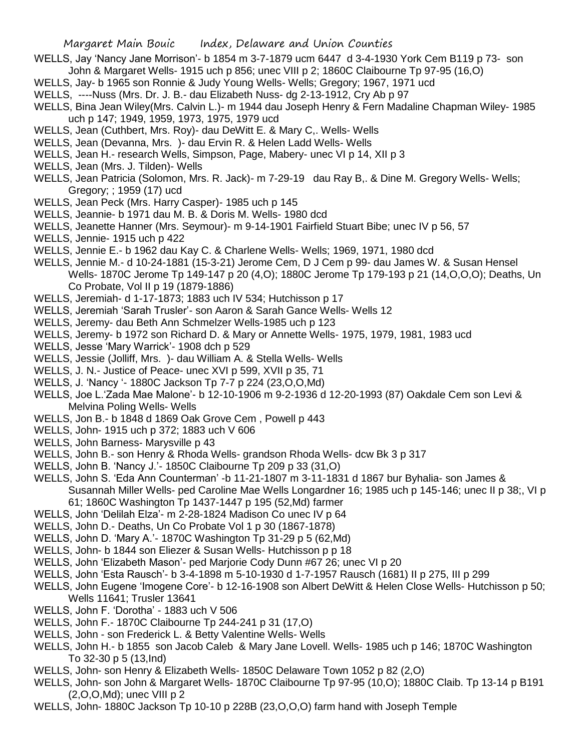WELLS, Jay 'Nancy Jane Morrison'- b 1854 m 3-7-1879 ucm 6447 d 3-4-1930 York Cem B119 p 73- son John & Margaret Wells- 1915 uch p 856; unec VIII p 2; 1860C Claibourne Tp 97-95 (16,O)

WELLS, Jay- b 1965 son Ronnie & Judy Young Wells- Wells; Gregory; 1967, 1971 ucd

WELLS, ----Nuss (Mrs. Dr. J. B.- dau Elizabeth Nuss- dg 2-13-1912, Cry Ab p 97

WELLS, Bina Jean Wiley(Mrs. Calvin L.)- m 1944 dau Joseph Henry & Fern Madaline Chapman Wiley- 1985 uch p 147; 1949, 1959, 1973, 1975, 1979 ucd

WELLS, Jean (Cuthbert, Mrs. Roy)- dau DeWitt E. & Mary C,. Wells- Wells

WELLS, Jean (Devanna, Mrs. )- dau Ervin R. & Helen Ladd Wells- Wells

WELLS, Jean H.- research Wells, Simpson, Page, Mabery- unec VI p 14, XII p 3

WELLS, Jean (Mrs. J. Tilden)- Wells

WELLS, Jean Patricia (Solomon, Mrs. R. Jack)- m 7-29-19 dau Ray B,. & Dine M. Gregory Wells- Wells; Gregory; ; 1959 (17) ucd

WELLS, Jean Peck (Mrs. Harry Casper)- 1985 uch p 145

WELLS, Jeannie- b 1971 dau M. B. & Doris M. Wells- 1980 dcd

WELLS, Jeanette Hanner (Mrs. Seymour)- m 9-14-1901 Fairfield Stuart Bibe; unec IV p 56, 57

WELLS, Jennie- 1915 uch p 422

WELLS, Jennie E.- b 1962 dau Kay C. & Charlene Wells- Wells; 1969, 1971, 1980 dcd

WELLS, Jennie M.- d 10-24-1881 (15-3-21) Jerome Cem, D J Cem p 99- dau James W. & Susan Hensel Wells- 1870C Jerome Tp 149-147 p 20 (4,O); 1880C Jerome Tp 179-193 p 21 (14,O,O,O); Deaths, Un Co Probate, Vol II p 19 (1879-1886)

WELLS, Jeremiah- d 1-17-1873; 1883 uch IV 534; Hutchisson p 17

WELLS, Jeremiah 'Sarah Trusler'- son Aaron & Sarah Gance Wells- Wells 12

WELLS, Jeremy- dau Beth Ann Schmelzer Wells-1985 uch p 123

WELLS, Jeremy- b 1972 son Richard D. & Mary or Annette Wells- 1975, 1979, 1981, 1983 ucd

WELLS, Jesse 'Mary Warrick'- 1908 dch p 529

WELLS, Jessie (Jolliff, Mrs. )- dau William A. & Stella Wells- Wells

WELLS, J. N.- Justice of Peace- unec XVI p 599, XVII p 35, 71

WELLS, J. 'Nancy '- 1880C Jackson Tp 7-7 p 224 (23,O,O,Md)

WELLS, Joe L.'Zada Mae Malone'- b 12-10-1906 m 9-2-1936 d 12-20-1993 (87) Oakdale Cem son Levi & Melvina Poling Wells- Wells

WELLS, Jon B.- b 1848 d 1869 Oak Grove Cem , Powell p 443

WELLS, John- 1915 uch p 372; 1883 uch V 606

WELLS, John Barness- Marysville p 43

WELLS, John B.- son Henry & Rhoda Wells- grandson Rhoda Wells- dcw Bk 3 p 317

WELLS, John B. 'Nancy J.'- 1850C Claibourne Tp 209 p 33 (31,O)

WELLS, John S. 'Eda Ann Counterman' -b 11-21-1807 m 3-11-1831 d 1867 bur Byhalia- son James & Susannah Miller Wells- ped Caroline Mae Wells Longardner 16; 1985 uch p 145-146; unec II p 38;, VI p 61; 1860C Washington Tp 1437-1447 p 195 (52,Md) farmer

WELLS, John 'Delilah Elza'- m 2-28-1824 Madison Co unec IV p 64

WELLS, John D.- Deaths, Un Co Probate Vol 1 p 30 (1867-1878)

WELLS, John D. 'Mary A.'- 1870C Washington Tp 31-29 p 5 (62,Md)

WELLS, John- b 1844 son Eliezer & Susan Wells- Hutchisson p p 18

WELLS, John 'Elizabeth Mason'- ped Marjorie Cody Dunn #67 26; unec VI p 20

WELLS, John 'Esta Rausch'- b 3-4-1898 m 5-10-1930 d 1-7-1957 Rausch (1681) II p 275, III p 299

WELLS, John Eugene 'Imogene Core'- b 12-16-1908 son Albert DeWitt & Helen Close Wells- Hutchisson p 50; Wells 11641; Trusler 13641

WELLS, John F. 'Dorotha' - 1883 uch V 506

WELLS, John F.- 1870C Claibourne Tp 244-241 p 31 (17,O)

WELLS, John - son Frederick L. & Betty Valentine Wells- Wells

WELLS, John H.- b 1855 son Jacob Caleb & Mary Jane Lovell. Wells- 1985 uch p 146; 1870C Washington To 32-30 p 5 (13,Ind)

WELLS, John- son Henry & Elizabeth Wells- 1850C Delaware Town 1052 p 82 (2,O)

WELLS, John- son John & Margaret Wells- 1870C Claibourne Tp 97-95 (10,O); 1880C Claib. Tp 13-14 p B191 (2,O,O,Md); unec VIII p 2

WELLS, John- 1880C Jackson Tp 10-10 p 228B (23,O,O,O) farm hand with Joseph Temple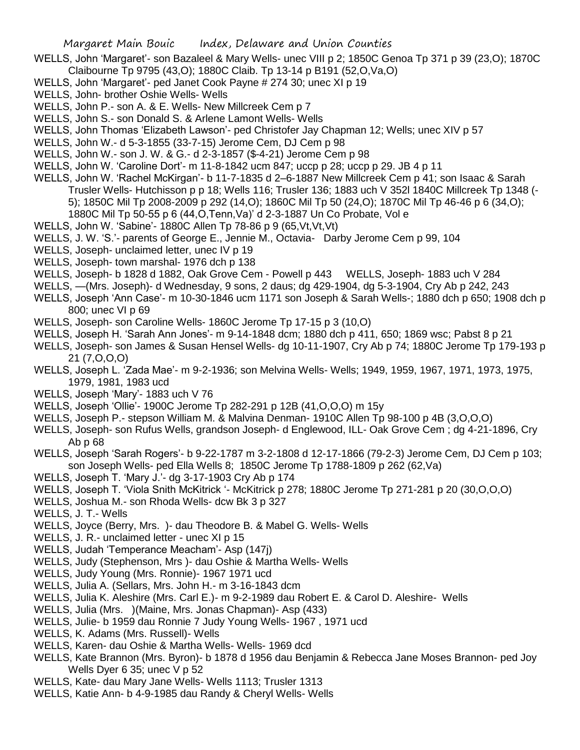WELLS, John 'Margaret'- son Bazaleel & Mary Wells- unec VIII p 2; 1850C Genoa Tp 371 p 39 (23,O); 1870C Claibourne Tp 9795 (43,O); 1880C Claib. Tp 13-14 p B191 (52,O,Va,O)

WELLS, John 'Margaret'- ped Janet Cook Payne # 274 30; unec XI p 19

WELLS, John- brother Oshie Wells- Wells

WELLS, John P.- son A. & E. Wells- New Millcreek Cem p 7

WELLS, John S.- son Donald S. & Arlene Lamont Wells- Wells

WELLS, John Thomas 'Elizabeth Lawson'- ped Christofer Jay Chapman 12; Wells; unec XIV p 57

WELLS, John W.- d 5-3-1855 (33-7-15) Jerome Cem, DJ Cem p 98

WELLS, John W.- son J. W. & G.- d 2-3-1857 ($-4-21) Jerome Cem p 98

WELLS, John W. 'Caroline Dort'- m 11-8-1842 ucm 847; uccp p 28; uccp p 29. JB 4 p 11

WELLS, John W. 'Rachel McKirgan'- b 11-7-1835 d 2–6-1887 New Millcreek Cem p 41; son Isaac & Sarah Trusler Wells- Hutchisson p p 18; Wells 116; Trusler 136; 1883 uch V 352l 1840C Millcreek Tp 1348 (-5); 1850C Mil Tp 2008-2009 p 292 (14,O); 1860C Mil Tp 50 (24,O); 1870C Mil Tp 46-46 p 6 (34,O); 1880C Mil Tp 50-55 p 6 (44,O,Tenn,Va)' d 2-3-1887 Un Co Probate, Vol e

WELLS, John W. 'Sabine'- 1880C Allen Tp 78-86 p 9 (65,Vt,Vt,Vt)

WELLS, J. W. 'S.'- parents of George E., Jennie M., Octavia- Darby Jerome Cem p 99, 104

WELLS, Joseph- unclaimed letter, unec IV p 19

WELLS, Joseph- town marshal- 1976 dch p 138

WELLS, Joseph- b 1828 d 1882, Oak Grove Cem - Powell p 443 WELLS, Joseph- 1883 uch V 284

WELLS, —(Mrs. Joseph)- d Wednesday, 9 sons, 2 daus; dg 429-1904, dg 5-3-1904, Cry Ab p 242, 243

WELLS, Joseph 'Ann Case'- m 10-30-1846 ucm 1171 son Joseph & Sarah Wells-; 1880 dch p 650; 1908 dch p 800; unec VI p 69

WELLS, Joseph- son Caroline Wells- 1860C Jerome Tp 17-15 p 3 (10,O)

WELLS, Joseph H. 'Sarah Ann Jones'- m 9-14-1848 dcm; 1880 dch p 411, 650; 1869 wsc; Pabst 8 p 21

WELLS, Joseph- son James & Susan Hensel Wells- dg 10-11-1907, Cry Ab p 74; 1880C Jerome Tp 179-193 p 21 (7,O,O,O)

WELLS, Joseph L. 'Zada Mae'- m 9-2-1936; son Melvina Wells- Wells; 1949, 1959, 1967, 1971, 1973, 1975, 1979, 1981, 1983 ucd

WELLS, Joseph 'Mary'- 1883 uch V 76

WELLS, Joseph 'Ollie'- 1900C Jerome Tp 282-291 p 12B (41,O,O,O) m 15y

WELLS, Joseph P.- stepson William M. & Malvina Denman- 1910C Allen Tp 98-100 p 4B (3,O,O,O)

WELLS, Joseph- son Rufus Wells, grandson Joseph- d Englewood, ILL- Oak Grove Cem ; dg 4-21-1896, Cry Ab p 68

WELLS, Joseph 'Sarah Rogers'- b 9-22-1787 m 3-2-1808 d 12-17-1866 (79-2-3) Jerome Cem, DJ Cem p 103; son Joseph Wells- ped Ella Wells 8; 1850C Jerome Tp 1788-1809 p 262 (62,Va)

WELLS, Joseph T. 'Mary J.'- dg 3-17-1903 Cry Ab p 174

WELLS, Joseph T. 'Viola Snith McKitrick '- McKitrick p 278; 1880C Jerome Tp 271-281 p 20 (30,O,O,O)

WELLS, Joshua M.- son Rhoda Wells- dcw Bk 3 p 327

WELLS, J. T.- Wells

WELLS, Joyce (Berry, Mrs. )- dau Theodore B. & Mabel G. Wells- Wells

WELLS, J. R.- unclaimed letter - unec XI p 15

WELLS, Judah 'Temperance Meacham'- Asp (147j)

WELLS, Judy (Stephenson, Mrs )- dau Oshie & Martha Wells- Wells

WELLS, Judy Young (Mrs. Ronnie)- 1967 1971 ucd

WELLS, Julia A. (Sellars, Mrs. John H.- m 3-16-1843 dcm

WELLS, Julia K. Aleshire (Mrs. Carl E.)- m 9-2-1989 dau Robert E. & Carol D. Aleshire- Wells

WELLS, Julia (Mrs. )(Maine, Mrs. Jonas Chapman)- Asp (433)

WELLS, Julie- b 1959 dau Ronnie 7 Judy Young Wells- 1967 , 1971 ucd

WELLS, K. Adams (Mrs. Russell)- Wells

WELLS, Karen- dau Oshie & Martha Wells- Wells- 1969 dcd

WELLS, Kate Brannon (Mrs. Byron)- b 1878 d 1956 dau Benjamin & Rebecca Jane Moses Brannon- ped Joy Wells Dyer 6 35; unec V p 52

WELLS, Kate- dau Mary Jane Wells- Wells 1113; Trusler 1313

WELLS, Katie Ann- b 4-9-1985 dau Randy & Cheryl Wells- Wells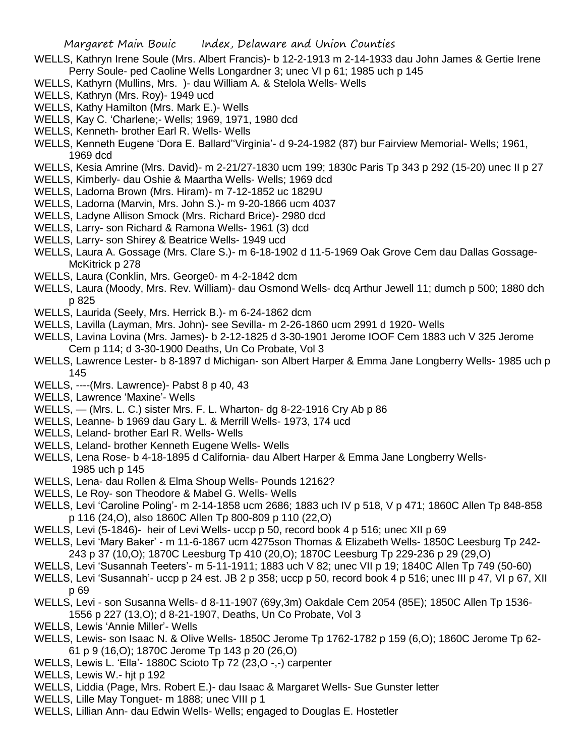WELLS, Kathryn Irene Soule (Mrs. Albert Francis)- b 12-2-1913 m 2-14-1933 dau John James & Gertie Irene Perry Soule- ped Caoline Wells Longardner 3; unec VI p 61; 1985 uch p 145

WELLS, Kathyrn (Mullins, Mrs. )- dau William A. & Stelola Wells- Wells

WELLS, Kathryn (Mrs. Roy)- 1949 ucd

WELLS, Kathy Hamilton (Mrs. Mark E.)- Wells

WELLS, Kay C. 'Charlene;- Wells; 1969, 1971, 1980 dcd

WELLS, Kenneth- brother Earl R. Wells- Wells

WELLS, Kenneth Eugene 'Dora E. Ballard''Virginia'- d 9-24-1982 (87) bur Fairview Memorial- Wells; 1961, 1969 dcd

WELLS, Kesia Amrine (Mrs. David)- m 2-21/27-1830 ucm 199; 1830c Paris Tp 343 p 292 (15-20) unec II p 27

WELLS, Kimberly- dau Oshie & Maartha Wells- Wells; 1969 dcd

WELLS, Ladorna Brown (Mrs. Hiram)- m 7-12-1852 uc 1829U

WELLS, Ladorna (Marvin, Mrs. John S.)- m 9-20-1866 ucm 4037

WELLS, Ladyne Allison Smock (Mrs. Richard Brice)- 2980 dcd

WELLS, Larry- son Richard & Ramona Wells- 1961 (3) dcd

WELLS, Larry- son Shirey & Beatrice Wells- 1949 ucd

WELLS, Laura A. Gossage (Mrs. Clare S.)- m 6-18-1902 d 11-5-1969 Oak Grove Cem dau Dallas Gossage- McKitrick p 278

WELLS, Laura (Conklin, Mrs. George0- m 4-2-1842 dcm

WELLS, Laura (Moody, Mrs. Rev. William)- dau Osmond Wells- dcq Arthur Jewell 11; dumch p 500; 1880 dch p 825

WELLS, Laurida (Seely, Mrs. Herrick B.)- m 6-24-1862 dcm

WELLS, Lavilla (Layman, Mrs. John)- see Sevilla- m 2-26-1860 ucm 2991 d 1920- Wells

WELLS, Lavina Lovina (Mrs. James)- b 2-12-1825 d 3-30-1901 Jerome IOOF Cem 1883 uch V 325 Jerome Cem p 114; d 3-30-1900 Deaths, Un Co Probate, Vol 3

WELLS, Lawrence Lester- b 8-1897 d Michigan- son Albert Harper & Emma Jane Longberry Wells- 1985 uch p 145

WELLS, ----(Mrs. Lawrence)- Pabst 8 p 40, 43

WELLS, Lawrence 'Maxine'- Wells

WELLS, — (Mrs. L. C.) sister Mrs. F. L. Wharton- dg 8-22-1916 Cry Ab p 86

WELLS, Leanne- b 1969 dau Gary L. & Merrill Wells- 1973, 174 ucd

WELLS, Leland- brother Earl R. Wells- Wells

WELLS, Leland- brother Kenneth Eugene Wells- Wells

WELLS, Lena Rose- b 4-18-1895 d California- dau Albert Harper & Emma Jane Longberry Wells- 1985 uch p 145

WELLS, Lena- dau Rollen & Elma Shoup Wells- Pounds 12162?

WELLS, Le Roy- son Theodore & Mabel G. Wells- Wells

WELLS, Levi 'Caroline Poling'- m 2-14-1858 ucm 2686; 1883 uch IV p 518, V p 471; 1860C Allen Tp 848-858 p 116 (24,O), also 1860C Allen Tp 800-809 p 110 (22,O)

WELLS, Levi (5-1846)- heir of Levi Wells- uccp p 50, record book 4 p 516; unec XII p 69

WELLS, Levi 'Mary Baker' - m 11-6-1867 ucm 4275son Thomas & Elizabeth Wells- 1850C Leesburg Tp 242-243 p 37 (10,O); 1870C Leesburg Tp 410 (20,O); 1870C Leesburg Tp 229-236 p 29 (29,O)

WELLS, Levi 'Susannah Teeters'- m 5-11-1911; 1883 uch V 82; unec VII p 19; 1840C Allen Tp 749 (50-60)

WELLS, Levi 'Susannah'- uccp p 24 est. JB 2 p 358; uccp p 50, record book 4 p 516; unec III p 47, VI p 67, XII p 69

WELLS, Levi - son Susanna Wells- d 8-11-1907 (69y,3m) Oakdale Cem 2054 (85E); 1850C Allen Tp 1536-1556 p 227 (13,O); d 8-21-1907, Deaths, Un Co Probate, Vol 3

WELLS, Lewis 'Annie Miller'- Wells

WELLS, Lewis- son Isaac N. & Olive Wells- 1850C Jerome Tp 1762-1782 p 159 (6,O); 1860C Jerome Tp 62-61 p 9 (16,O); 1870C Jerome Tp 143 p 20 (26,O)

WELLS, Lewis L. 'Ella'- 1880C Scioto Tp 72 (23,O -,-) carpenter

WELLS, Lewis W.- hjt p 192

WELLS, Liddia (Page, Mrs. Robert E.)- dau Isaac & Margaret Wells- Sue Gunster letter

WELLS, Lille May Tonguet- m 1888; unec VIII p 1

WELLS, Lillian Ann- dau Edwin Wells- Wells; engaged to Douglas E. Hostetler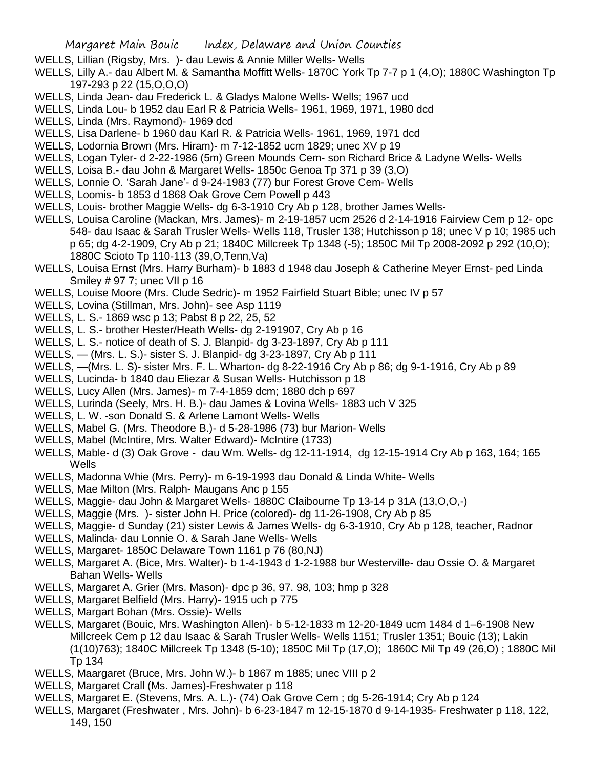WELLS, Lillian (Rigsby, Mrs. )- dau Lewis & Annie Miller Wells- Wells

WELLS, Lilly A.- dau Albert M. & Samantha Moffitt Wells- 1870C York Tp 7-7 p 1 (4,O); 1880C Washington Tp 197-293 p 22 (15,O,O,O)

WELLS, Linda Jean- dau Frederick L. & Gladys Malone Wells- Wells; 1967 ucd

WELLS, Linda Lou- b 1952 dau Earl R & Patricia Wells- 1961, 1969, 1971, 1980 dcd

WELLS, Linda (Mrs. Raymond)- 1969 dcd

WELLS, Lisa Darlene- b 1960 dau Karl R. & Patricia Wells- 1961, 1969, 1971 dcd

WELLS, Lodornia Brown (Mrs. Hiram)- m 7-12-1852 ucm 1829; unec XV p 19

WELLS, Logan Tyler- d 2-22-1986 (5m) Green Mounds Cem- son Richard Brice & Ladyne Wells- Wells

WELLS, Loisa B.- dau John & Margaret Wells- 1850c Genoa Tp 371 p 39 (3,O)

WELLS, Lonnie O. 'Sarah Jane'- d 9-24-1983 (77) bur Forest Grove Cem- Wells

WELLS, Loomis- b 1853 d 1868 Oak Grove Cem Powell p 443

WELLS, Louis- brother Maggie Wells- dg 6-3-1910 Cry Ab p 128, brother James Wells-

WELLS, Louisa Caroline (Mackan, Mrs. James)- m 2-19-1857 ucm 2526 d 2-14-1916 Fairview Cem p 12- opc 548- dau Isaac & Sarah Trusler Wells- Wells 118, Trusler 138; Hutchisson p 18; unec V p 10; 1985 uch p 65; dg 4-2-1909, Cry Ab p 21; 1840C Millcreek Tp 1348 (-5); 1850C Mil Tp 2008-2092 p 292 (10,O); 1880C Scioto Tp 110-113 (39,O,Tenn,Va)

WELLS, Louisa Ernst (Mrs. Harry Burham)- b 1883 d 1948 dau Joseph & Catherine Meyer Ernst- ped Linda Smiley # 97 7; unec VII p 16

WELLS, Louise Moore (Mrs. Clude Sedric)- m 1952 Fairfield Stuart Bible; unec IV p 57

WELLS, Lovina (Stillman, Mrs. John)- see Asp 1119

WELLS, L. S.- 1869 wsc p 13; Pabst 8 p 22, 25, 52

WELLS, L. S.- brother Hester/Heath Wells- dg 2-191907, Cry Ab p 16

WELLS, L. S.- notice of death of S. J. Blanpid- dg 3-23-1897, Cry Ab p 111

WELLS, — (Mrs. L. S.)- sister S. J. Blanpid- dg 3-23-1897, Cry Ab p 111

WELLS, —(Mrs. L. S)- sister Mrs. F. L. Wharton- dg 8-22-1916 Cry Ab p 86; dg 9-1-1916, Cry Ab p 89

WELLS, Lucinda- b 1840 dau Eliezar & Susan Wells- Hutchisson p 18

WELLS, Lucy Allen (Mrs. James)- m 7-4-1859 dcm; 1880 dch p 697

WELLS, Lurinda (Seely, Mrs. H. B.)- dau James & Lovina Wells- 1883 uch V 325

WELLS, L. W. -son Donald S. & Arlene Lamont Wells- Wells

WELLS, Mabel G. (Mrs. Theodore B.)- d 5-28-1986 (73) bur Marion- Wells

WELLS, Mabel (McIntire, Mrs. Walter Edward)- McIntire (1733)

WELLS, Mable- d (3) Oak Grove - dau Wm. Wells- dg 12-11-1914, dg 12-15-1914 Cry Ab p 163, 164; 165 Wells

WELLS, Madonna Whie (Mrs. Perry)- m 6-19-1993 dau Donald & Linda White- Wells

WELLS, Mae Milton (Mrs. Ralph- Maugans Anc p 155

WELLS, Maggie- dau John & Margaret Wells- 1880C Claibourne Tp 13-14 p 31A (13,O,O,-)

WELLS, Maggie (Mrs. )- sister John H. Price (colored)- dg 11-26-1908, Cry Ab p 85

WELLS, Maggie- d Sunday (21) sister Lewis & James Wells- dg 6-3-1910, Cry Ab p 128, teacher, Radnor

WELLS, Malinda- dau Lonnie O. & Sarah Jane Wells- Wells

WELLS, Margaret- 1850C Delaware Town 1161 p 76 (80,NJ)

WELLS, Margaret A. (Bice, Mrs. Walter)- b 1-4-1943 d 1-2-1988 bur Westerville- dau Ossie O. & Margaret Bahan Wells- Wells

WELLS, Margaret A. Grier (Mrs. Mason)- dpc p 36, 97. 98, 103; hmp p 328

WELLS, Margaret Belfield (Mrs. Harry)- 1915 uch p 775

WELLS, Margart Bohan (Mrs. Ossie)- Wells

WELLS, Margaret (Bouic, Mrs. Washington Allen)- b 5-12-1833 m 12-20-1849 ucm 1484 d 1–6-1908 New Millcreek Cem p 12 dau Isaac & Sarah Trusler Wells- Wells 1151; Trusler 1351; Bouic (13); Lakin (1(10)763); 1840C Millcreek Tp 1348 (5-10); 1850C Mil Tp (17,O); 1860C Mil Tp 49 (26,O) ; 1880C Mil Tp 134

WELLS, Maargaret (Bruce, Mrs. John W.)- b 1867 m 1885; unec VIII p 2

WELLS, Margaret Crall (Ms. James)-Freshwater p 118

WELLS, Margaret E. (Stevens, Mrs. A. L.)- (74) Oak Grove Cem ; dg 5-26-1914; Cry Ab p 124

WELLS, Margaret (Freshwater , Mrs. John)- b 6-23-1847 m 12-15-1870 d 9-14-1935- Freshwater p 118, 122, 149, 150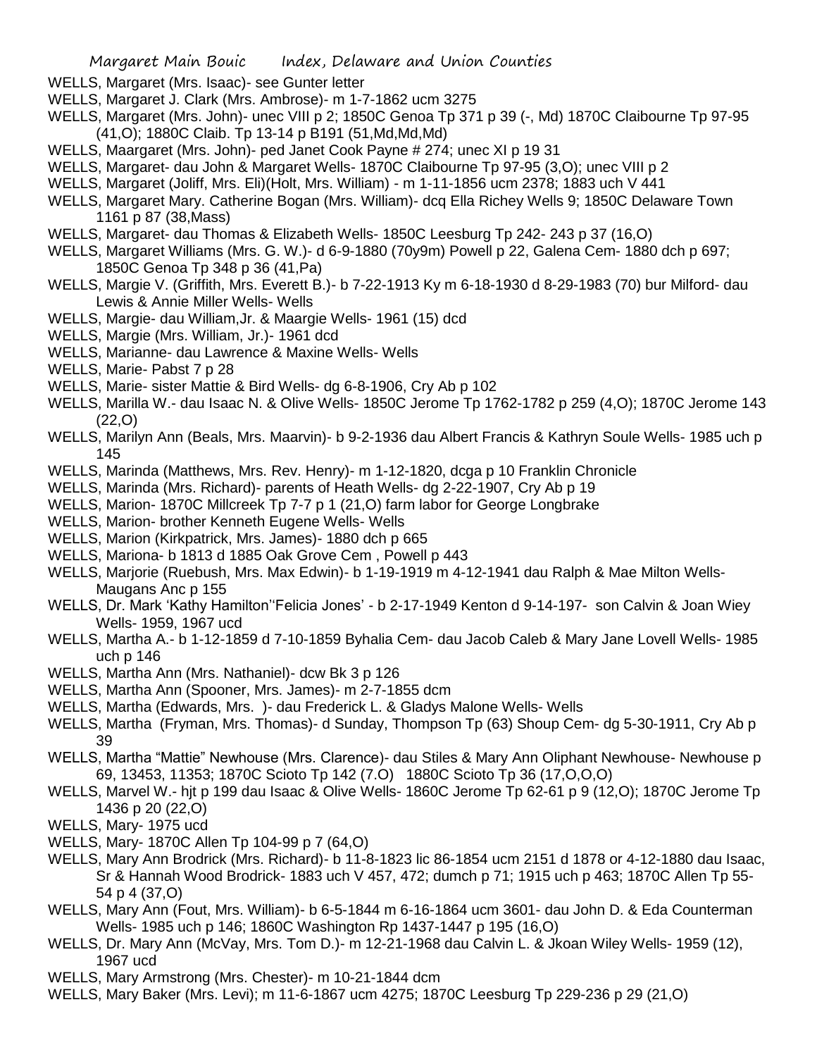WELLS, Margaret (Mrs. Isaac)- see Gunter letter

WELLS, Margaret J. Clark (Mrs. Ambrose)- m 1-7-1862 ucm 3275

WELLS, Margaret (Mrs. John)- unec VIII p 2; 1850C Genoa Tp 371 p 39 (-, Md) 1870C Claibourne Tp 97-95 (41,O); 1880C Claib. Tp 13-14 p B191 (51,Md,Md,Md)

WELLS, Maargaret (Mrs. John)- ped Janet Cook Payne # 274; unec XI p 19 31

WELLS, Margaret- dau John & Margaret Wells- 1870C Claibourne Tp 97-95 (3,O); unec VIII p 2

WELLS, Margaret (Joliff, Mrs. Eli)(Holt, Mrs. William) - m 1-11-1856 ucm 2378; 1883 uch V 441

WELLS, Margaret Mary. Catherine Bogan (Mrs. William)- dcq Ella Richey Wells 9; 1850C Delaware Town 1161 p 87 (38,Mass)

WELLS, Margaret- dau Thomas & Elizabeth Wells- 1850C Leesburg Tp 242- 243 p 37 (16,O)

WELLS, Margaret Williams (Mrs. G. W.)- d 6-9-1880 (70y9m) Powell p 22, Galena Cem- 1880 dch p 697; 1850C Genoa Tp 348 p 36 (41,Pa)

WELLS, Margie V. (Griffith, Mrs. Everett B.)- b 7-22-1913 Ky m 6-18-1930 d 8-29-1983 (70) bur Milford- dau Lewis & Annie Miller Wells- Wells

WELLS, Margie- dau William,Jr. & Maargie Wells- 1961 (15) dcd

WELLS, Margie (Mrs. William, Jr.)- 1961 dcd

WELLS, Marianne- dau Lawrence & Maxine Wells- Wells

WELLS, Marie- Pabst 7 p 28

WELLS, Marie- sister Mattie & Bird Wells- dg 6-8-1906, Cry Ab p 102

WELLS, Marilla W.- dau Isaac N. & Olive Wells- 1850C Jerome Tp 1762-1782 p 259 (4,O); 1870C Jerome 143 (22,O)

WELLS, Marilyn Ann (Beals, Mrs. Maarvin)- b 9-2-1936 dau Albert Francis & Kathryn Soule Wells- 1985 uch p 145

WELLS, Marinda (Matthews, Mrs. Rev. Henry)- m 1-12-1820, dcga p 10 Franklin Chronicle

WELLS, Marinda (Mrs. Richard)- parents of Heath Wells- dg 2-22-1907, Cry Ab p 19

WELLS, Marion- 1870C Millcreek Tp 7-7 p 1 (21,O) farm labor for George Longbrake

WELLS, Marion- brother Kenneth Eugene Wells- Wells

WELLS, Marion (Kirkpatrick, Mrs. James)- 1880 dch p 665

WELLS, Mariona- b 1813 d 1885 Oak Grove Cem , Powell p 443

WELLS, Marjorie (Ruebush, Mrs. Max Edwin)- b 1-19-1919 m 4-12-1941 dau Ralph & Mae Milton Wells- Maugans Anc p 155

WELLS, Dr. Mark 'Kathy Hamilton''Felicia Jones' - b 2-17-1949 Kenton d 9-14-197- son Calvin & Joan Wiey Wells- 1959, 1967 ucd

WELLS, Martha A.- b 1-12-1859 d 7-10-1859 Byhalia Cem- dau Jacob Caleb & Mary Jane Lovell Wells- 1985 uch p 146

WELLS, Martha Ann (Mrs. Nathaniel)- dcw Bk 3 p 126

WELLS, Martha Ann (Spooner, Mrs. James)- m 2-7-1855 dcm

WELLS, Martha (Edwards, Mrs. )- dau Frederick L. & Gladys Malone Wells- Wells

WELLS, Martha (Fryman, Mrs. Thomas)- d Sunday, Thompson Tp (63) Shoup Cem- dg 5-30-1911, Cry Ab p 39

WELLS, Martha "Mattie" Newhouse (Mrs. Clarence)- dau Stiles & Mary Ann Oliphant Newhouse- Newhouse p 69, 13453, 11353; 1870C Scioto Tp 142 (7.O) 1880C Scioto Tp 36 (17,O,O,O)

WELLS, Marvel W.- hjt p 199 dau Isaac & Olive Wells- 1860C Jerome Tp 62-61 p 9 (12,O); 1870C Jerome Tp 1436 p 20 (22,O)

WELLS, Mary- 1975 ucd

WELLS, Mary- 1870C Allen Tp 104-99 p 7 (64,O)

WELLS, Mary Ann Brodrick (Mrs. Richard)- b 11-8-1823 lic 86-1854 ucm 2151 d 1878 or 4-12-1880 dau Isaac, Sr & Hannah Wood Brodrick- 1883 uch V 457, 472; dumch p 71; 1915 uch p 463; 1870C Allen Tp 55-54 p 4 (37,O)

WELLS, Mary Ann (Fout, Mrs. William)- b 6-5-1844 m 6-16-1864 ucm 3601- dau John D. & Eda Counterman Wells- 1985 uch p 146; 1860C Washington Rp 1437-1447 p 195 (16,O)

WELLS, Dr. Mary Ann (McVay, Mrs. Tom D.)- m 12-21-1968 dau Calvin L. & Jkoan Wiley Wells- 1959 (12), 1967 ucd

WELLS, Mary Armstrong (Mrs. Chester)- m 10-21-1844 dcm

WELLS, Mary Baker (Mrs. Levi); m 11-6-1867 ucm 4275; 1870C Leesburg Tp 229-236 p 29 (21,O)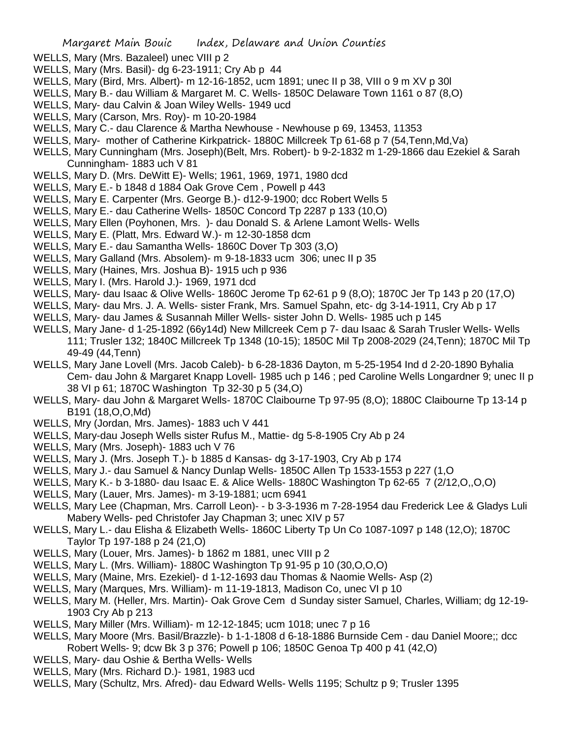WELLS, Mary (Mrs. Bazaleel) unec VIII p 2

WELLS, Mary (Mrs. Basil)- dg 6-23-1911; Cry Ab p 44

WELLS, Mary (Bird, Mrs. Albert)- m 12-16-1852, ucm 1891; unec II p 38, VIII o 9 m XV p 30l

WELLS, Mary B.- dau William & Margaret M. C. Wells- 1850C Delaware Town 1161 o 87 (8,O)

WELLS, Mary- dau Calvin & Joan Wiley Wells- 1949 ucd

WELLS, Mary (Carson, Mrs. Roy)- m 10-20-1984

WELLS, Mary C.- dau Clarence & Martha Newhouse - Newhouse p 69, 13453, 11353

WELLS, Mary- mother of Catherine Kirkpatrick- 1880C Millcreek Tp 61-68 p 7 (54,Tenn,Md,Va)

WELLS, Mary Cunningham (Mrs. Joseph)(Belt, Mrs. Robert)- b 9-2-1832 m 1-29-1866 dau Ezekiel & Sarah Cunningham- 1883 uch V 81

WELLS, Mary D. (Mrs. DeWitt E)- Wells; 1961, 1969, 1971, 1980 dcd

WELLS, Mary E.- b 1848 d 1884 Oak Grove Cem , Powell p 443

WELLS, Mary E. Carpenter (Mrs. George B.)- d12-9-1900; dcc Robert Wells 5

WELLS, Mary E.- dau Catherine Wells- 1850C Concord Tp 2287 p 133 (10,O)

WELLS, Mary Ellen (Poyhonen, Mrs. )- dau Donald S. & Arlene Lamont Wells- Wells

WELLS, Mary E. (Platt, Mrs. Edward W.)- m 12-30-1858 dcm

WELLS, Mary E.- dau Samantha Wells- 1860C Dover Tp 303 (3,O)

WELLS, Mary Galland (Mrs. Absolem)- m 9-18-1833 ucm 306; unec II p 35

WELLS, Mary (Haines, Mrs. Joshua B)- 1915 uch p 936

WELLS, Mary I. (Mrs. Harold J.)- 1969, 1971 dcd

WELLS, Mary- dau Isaac & Olive Wells- 1860C Jerome Tp 62-61 p 9 (8,O); 1870C Jer Tp 143 p 20 (17,O)

WELLS, Mary- dau Mrs. J. A. Wells- sister Frank, Mrs. Samuel Spahn, etc- dg 3-14-1911, Cry Ab p 17

WELLS, Mary- dau James & Susannah Miller Wells- sister John D. Wells- 1985 uch p 145

WELLS, Mary Jane- d 1-25-1892 (66y14d) New Millcreek Cem p 7- dau Isaac & Sarah Trusler Wells- Wells 111; Trusler 132; 1840C Millcreek Tp 1348 (10-15); 1850C Mil Tp 2008-2029 (24,Tenn); 1870C Mil Tp 49-49 (44,Tenn)

WELLS, Mary Jane Lovell (Mrs. Jacob Caleb)- b 6-28-1836 Dayton, m 5-25-1954 Ind d 2-20-1890 Byhalia Cem- dau John & Margaret Knapp Lovell- 1985 uch p 146 ; ped Caroline Wells Longardner 9; unec II p 38 VI p 61; 1870C Washington Tp 32-30 p 5 (34,O)

WELLS, Mary- dau John & Margaret Wells- 1870C Claibourne Tp 97-95 (8,O); 1880C Claibourne Tp 13-14 p B191 (18,O,O,Md)

WELLS, Mry (Jordan, Mrs. James)- 1883 uch V 441

WELLS, Mary-dau Joseph Wells sister Rufus M., Mattie- dg 5-8-1905 Cry Ab p 24

WELLS, Mary (Mrs. Joseph)- 1883 uch V 76

WELLS, Mary J. (Mrs. Joseph T.)- b 1885 d Kansas- dg 3-17-1903, Cry Ab p 174

WELLS, Mary J.- dau Samuel & Nancy Dunlap Wells- 1850C Allen Tp 1533-1553 p 227 (1,O

WELLS, Mary K.- b 3-1880- dau Isaac E. & Alice Wells- 1880C Washington Tp 62-65 7 (2/12,O,,O,O)

WELLS, Mary (Lauer, Mrs. James)- m 3-19-1881; ucm 6941

WELLS, Mary Lee (Chapman, Mrs. Carroll Leon)- - b 3-3-1936 m 7-28-1954 dau Frederick Lee & Gladys Luli Mabery Wells- ped Christofer Jay Chapman 3; unec XIV p 57

WELLS, Mary L.- dau Elisha & Elizabeth Wells- 1860C Liberty Tp Un Co 1087-1097 p 148 (12,O); 1870C Taylor Tp 197-188 p 24 (21,O)

WELLS, Mary (Louer, Mrs. James)- b 1862 m 1881, unec VIII p 2

WELLS, Mary L. (Mrs. William)- 1880C Washington Tp 91-95 p 10 (30,O,O,O)

WELLS, Mary (Maine, Mrs. Ezekiel)- d 1-12-1693 dau Thomas & Naomie Wells- Asp (2)

WELLS, Mary (Marques, Mrs. William)- m 11-19-1813, Madison Co, unec VI p 10

WELLS, Mary M. (Heller, Mrs. Martin)- Oak Grove Cem d Sunday sister Samuel, Charles, William; dg 12-19-1903 Cry Ab p 213

WELLS, Mary Miller (Mrs. William)- m 12-12-1845; ucm 1018; unec 7 p 16

WELLS, Mary Moore (Mrs. Basil/Brazzle)- b 1-1-1808 d 6-18-1886 Burnside Cem - dau Daniel Moore;; dcc Robert Wells- 9; dcw Bk 3 p 376; Powell p 106; 1850C Genoa Tp 400 p 41 (42,O)

WELLS, Mary- dau Oshie & Bertha Wells- Wells

WELLS, Mary (Mrs. Richard D.)- 1981, 1983 ucd

WELLS, Mary (Schultz, Mrs. Afred)- dau Edward Wells- Wells 1195; Schultz p 9; Trusler 1395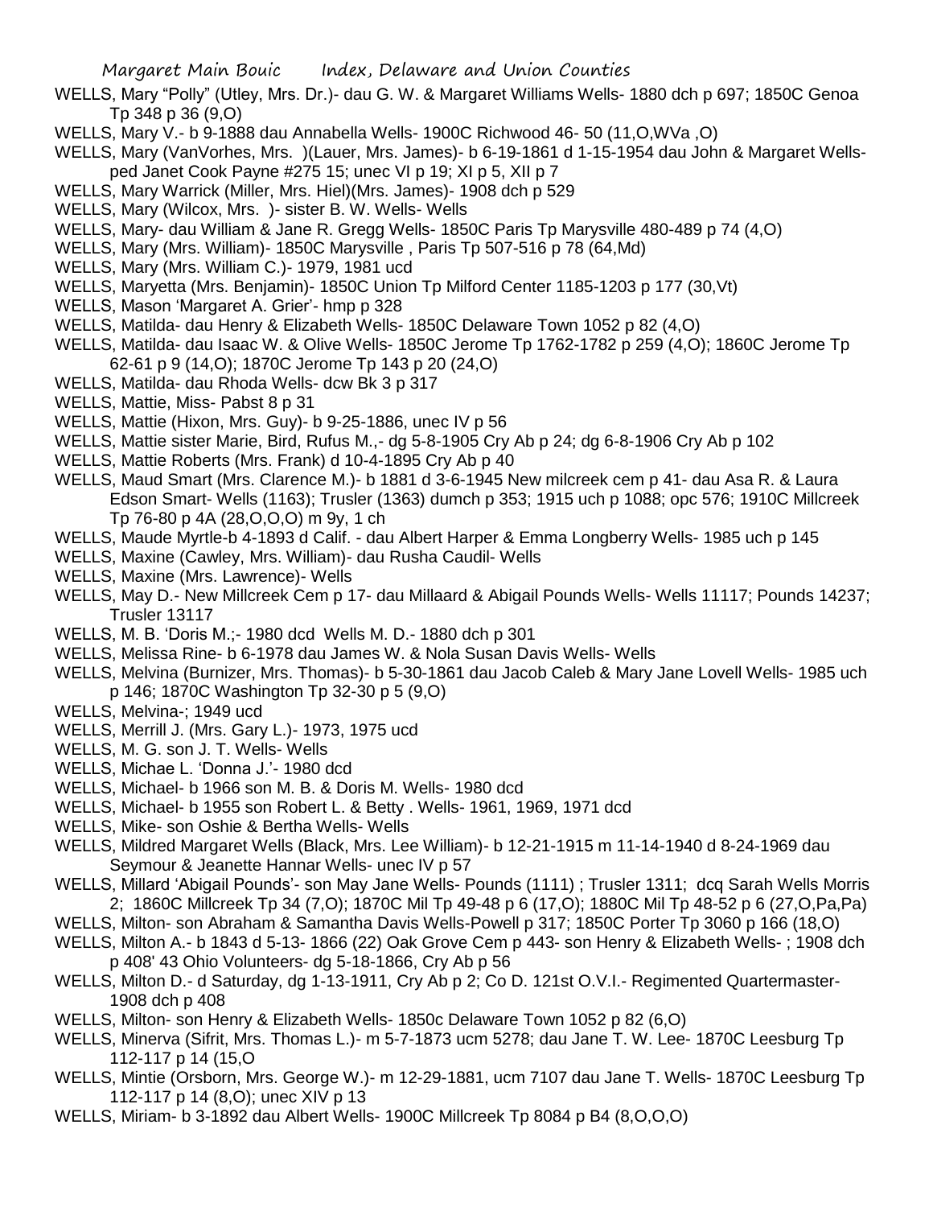WELLS, Mary "Polly" (Utley, Mrs. Dr.)- dau G. W. & Margaret Williams Wells- 1880 dch p 697; 1850C Genoa Tp 348 p 36 (9,O)

WELLS, Mary V.- b 9-1888 dau Annabella Wells- 1900C Richwood 46- 50 (11,O,WVa ,O)

WELLS, Mary (VanVorhes, Mrs. )(Lauer, Mrs. James)- b 6-19-1861 d 1-15-1954 dau John & Margaret Wells- ped Janet Cook Payne #275 15; unec VI p 19; XI p 5, XII p 7

WELLS, Mary Warrick (Miller, Mrs. Hiel)(Mrs. James)- 1908 dch p 529

WELLS, Mary (Wilcox, Mrs. )- sister B. W. Wells- Wells

WELLS, Mary- dau William & Jane R. Gregg Wells- 1850C Paris Tp Marysville 480-489 p 74 (4,O)

WELLS, Mary (Mrs. William)- 1850C Marysville , Paris Tp 507-516 p 78 (64,Md)

WELLS, Mary (Mrs. William C.)- 1979, 1981 ucd

WELLS, Maryetta (Mrs. Benjamin)- 1850C Union Tp Milford Center 1185-1203 p 177 (30,Vt)

WELLS, Mason 'Margaret A. Grier'- hmp p 328

WELLS, Matilda- dau Henry & Elizabeth Wells- 1850C Delaware Town 1052 p 82 (4,O)

WELLS, Matilda- dau Isaac W. & Olive Wells- 1850C Jerome Tp 1762-1782 p 259 (4,O); 1860C Jerome Tp 62-61 p 9 (14,O); 1870C Jerome Tp 143 p 20 (24,O)

WELLS, Matilda- dau Rhoda Wells- dcw Bk 3 p 317

WELLS, Mattie, Miss- Pabst 8 p 31

WELLS, Mattie (Hixon, Mrs. Guy)- b 9-25-1886, unec IV p 56

WELLS, Mattie sister Marie, Bird, Rufus M.,- dg 5-8-1905 Cry Ab p 24; dg 6-8-1906 Cry Ab p 102

WELLS, Mattie Roberts (Mrs. Frank) d 10-4-1895 Cry Ab p 40

WELLS, Maud Smart (Mrs. Clarence M.)- b 1881 d 3-6-1945 New milcreek cem p 41- dau Asa R. & Laura Edson Smart- Wells (1163); Trusler (1363) dumch p 353; 1915 uch p 1088; opc 576; 1910C Millcreek Tp 76-80 p 4A (28,O,O,O) m 9y, 1 ch

WELLS, Maude Myrtle-b 4-1893 d Calif. - dau Albert Harper & Emma Longberry Wells- 1985 uch p 145

WELLS, Maxine (Cawley, Mrs. William)- dau Rusha Caudil- Wells

WELLS, Maxine (Mrs. Lawrence)- Wells

WELLS, May D.- New Millcreek Cem p 17- dau Millaard & Abigail Pounds Wells- Wells 11117; Pounds 14237; Trusler 13117

WELLS, M. B. 'Doris M.;- 1980 dcd Wells M. D.- 1880 dch p 301

WELLS, Melissa Rine- b 6-1978 dau James W. & Nola Susan Davis Wells- Wells

WELLS, Melvina (Burnizer, Mrs. Thomas)- b 5-30-1861 dau Jacob Caleb & Mary Jane Lovell Wells- 1985 uch p 146; 1870C Washington Tp 32-30 p 5 (9,O)

WELLS, Melvina-; 1949 ucd

WELLS, Merrill J. (Mrs. Gary L.)- 1973, 1975 ucd

WELLS, M. G. son J. T. Wells- Wells

WELLS, Michae L. 'Donna J.'- 1980 dcd

WELLS, Michael- b 1966 son M. B. & Doris M. Wells- 1980 dcd

WELLS, Michael- b 1955 son Robert L. & Betty . Wells- 1961, 1969, 1971 dcd

WELLS, Mike- son Oshie & Bertha Wells- Wells

WELLS, Mildred Margaret Wells (Black, Mrs. Lee William)- b 12-21-1915 m 11-14-1940 d 8-24-1969 dau Seymour & Jeanette Hannar Wells- unec IV p 57

WELLS, Millard 'Abigail Pounds'- son May Jane Wells- Pounds (1111) ; Trusler 1311; dcq Sarah Wells Morris 2; 1860C Millcreek Tp 34 (7,O); 1870C Mil Tp 49-48 p 6 (17,O); 1880C Mil Tp 48-52 p 6 (27,O,Pa,Pa)

WELLS, Milton- son Abraham & Samantha Davis Wells-Powell p 317; 1850C Porter Tp 3060 p 166 (18,O)

WELLS, Milton A.- b 1843 d 5-13- 1866 (22) Oak Grove Cem p 443- son Henry & Elizabeth Wells- ; 1908 dch p 408' 43 Ohio Volunteers- dg 5-18-1866, Cry Ab p 56

WELLS, Milton D.- d Saturday, dg 1-13-1911, Cry Ab p 2; Co D. 121st O.V.I.- Regimented Quartermaster- 1908 dch p 408

WELLS, Milton- son Henry & Elizabeth Wells- 1850c Delaware Town 1052 p 82 (6,O)

WELLS, Minerva (Sifrit, Mrs. Thomas L.)- m 5-7-1873 ucm 5278; dau Jane T. W. Lee- 1870C Leesburg Tp 112-117 p 14 (15,O

WELLS, Mintie (Orsborn, Mrs. George W.)- m 12-29-1881, ucm 7107 dau Jane T. Wells- 1870C Leesburg Tp 112-117 p 14 (8,O); unec XIV p 13

WELLS, Miriam- b 3-1892 dau Albert Wells- 1900C Millcreek Tp 8084 p B4 (8,O,O,O)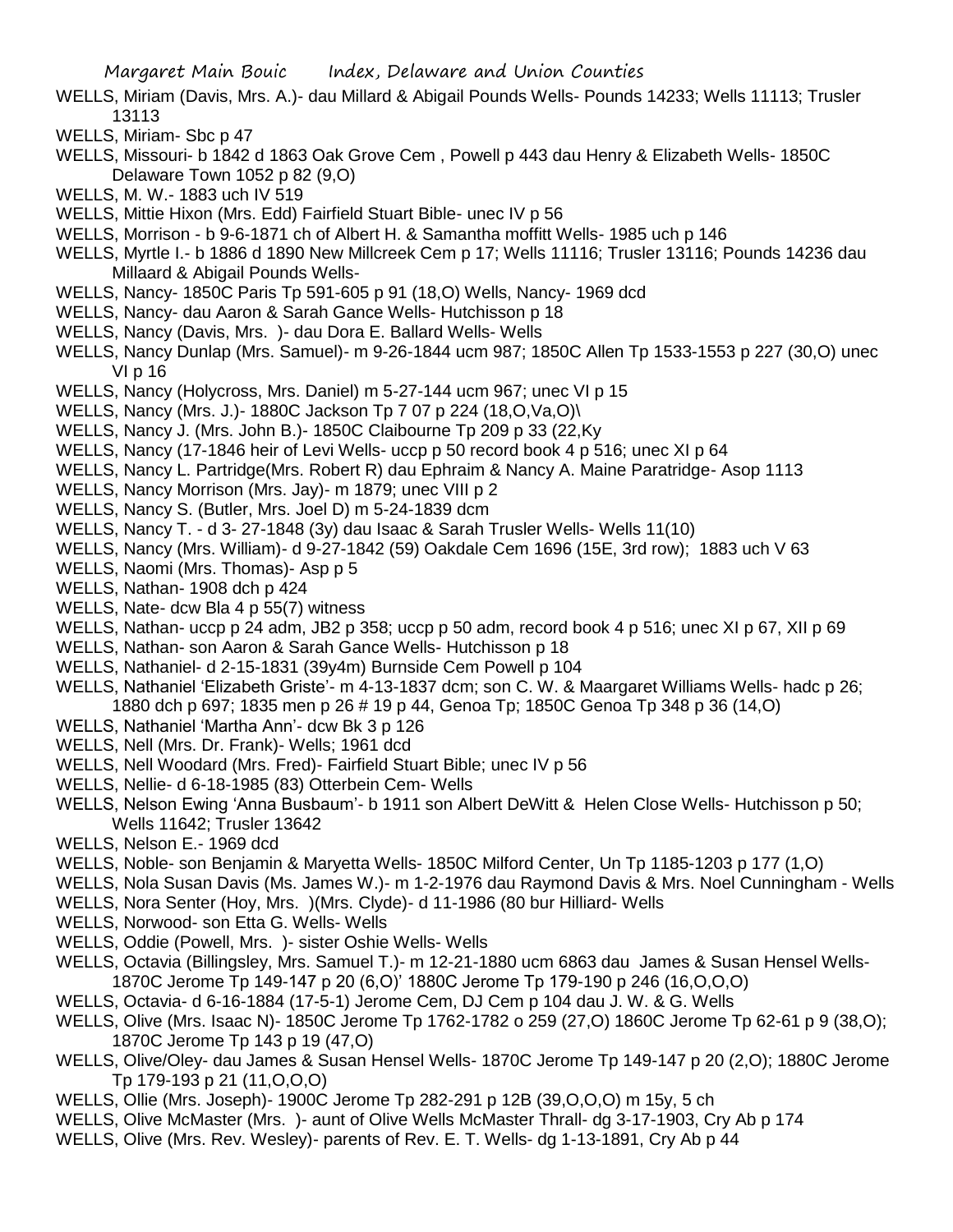WELLS, Miriam (Davis, Mrs. A.)- dau Millard & Abigail Pounds Wells- Pounds 14233; Wells 11113; Trusler 13113

WELLS, Miriam- Sbc p 47

WELLS, Missouri- b 1842 d 1863 Oak Grove Cem , Powell p 443 dau Henry & Elizabeth Wells- 1850C Delaware Town 1052 p 82 (9,O)

WELLS, M. W.- 1883 uch IV 519

WELLS, Mittie Hixon (Mrs. Edd) Fairfield Stuart Bible- unec IV p 56

WELLS, Morrison - b 9-6-1871 ch of Albert H. & Samantha moffitt Wells- 1985 uch p 146

WELLS, Myrtle I.- b 1886 d 1890 New Millcreek Cem p 17; Wells 11116; Trusler 13116; Pounds 14236 dau Millaard & Abigail Pounds Wells-

WELLS, Nancy- 1850C Paris Tp 591-605 p 91 (18,O) Wells, Nancy- 1969 dcd

WELLS, Nancy- dau Aaron & Sarah Gance Wells- Hutchisson p 18

WELLS, Nancy (Davis, Mrs. )- dau Dora E. Ballard Wells- Wells

WELLS, Nancy Dunlap (Mrs. Samuel)- m 9-26-1844 ucm 987; 1850C Allen Tp 1533-1553 p 227 (30,O) unec VI p 16

WELLS, Nancy (Holycross, Mrs. Daniel) m 5-27-144 ucm 967; unec VI p 15

WELLS, Nancy (Mrs. J.)- 1880C Jackson Tp 7 07 p 224 (18,O,Va,O)\

WELLS, Nancy J. (Mrs. John B.)- 1850C Claibourne Tp 209 p 33 (22,Ky

WELLS, Nancy (17-1846 heir of Levi Wells- uccp p 50 record book 4 p 516; unec XI p 64

WELLS, Nancy L. Partridge(Mrs. Robert R) dau Ephraim & Nancy A. Maine Paratridge- Asop 1113

WELLS, Nancy Morrison (Mrs. Jay)- m 1879; unec VIII p 2

WELLS, Nancy S. (Butler, Mrs. Joel D) m 5-24-1839 dcm

WELLS, Nancy T. - d 3- 27-1848 (3y) dau Isaac & Sarah Trusler Wells- Wells 11(10)

WELLS, Nancy (Mrs. William)- d 9-27-1842 (59) Oakdale Cem 1696 (15E, 3rd row); 1883 uch V 63

WELLS, Naomi (Mrs. Thomas)- Asp p 5

WELLS, Nathan- 1908 dch p 424

WELLS, Nate- dcw Bla 4 p 55(7) witness

WELLS, Nathan- uccp p 24 adm, JB2 p 358; uccp p 50 adm, record book 4 p 516; unec XI p 67, XII p 69

WELLS, Nathan- son Aaron & Sarah Gance Wells- Hutchisson p 18

WELLS, Nathaniel- d 2-15-1831 (39y4m) Burnside Cem Powell p 104

WELLS, Nathaniel 'Elizabeth Griste'- m 4-13-1837 dcm; son C. W. & Maargaret Williams Wells- hadc p 26; 1880 dch p 697; 1835 men p 26 # 19 p 44, Genoa Tp; 1850C Genoa Tp 348 p 36 (14,O)

WELLS, Nathaniel 'Martha Ann'- dcw Bk 3 p 126

WELLS, Nell (Mrs. Dr. Frank)- Wells; 1961 dcd

WELLS, Nell Woodard (Mrs. Fred)- Fairfield Stuart Bible; unec IV p 56

WELLS, Nellie- d 6-18-1985 (83) Otterbein Cem- Wells

WELLS, Nelson Ewing 'Anna Busbaum'- b 1911 son Albert DeWitt & Helen Close Wells- Hutchisson p 50; Wells 11642; Trusler 13642

WELLS, Nelson E.- 1969 dcd

WELLS, Noble- son Benjamin & Maryetta Wells- 1850C Milford Center, Un Tp 1185-1203 p 177 (1,O)

WELLS, Nola Susan Davis (Ms. James W.)- m 1-2-1976 dau Raymond Davis & Mrs. Noel Cunningham - Wells

WELLS, Nora Senter (Hoy, Mrs. )(Mrs. Clyde)- d 11-1986 (80 bur Hilliard- Wells

WELLS, Norwood- son Etta G. Wells- Wells

WELLS, Oddie (Powell, Mrs. )- sister Oshie Wells- Wells

WELLS, Octavia (Billingsley, Mrs. Samuel T.)- m 12-21-1880 ucm 6863 dau James & Susan Hensel Wells- 1870C Jerome Tp 149-147 p 20 (6,O)' 1880C Jerome Tp 179-190 p 246 (16,O,O,O)

WELLS, Octavia- d 6-16-1884 (17-5-1) Jerome Cem, DJ Cem p 104 dau J. W. & G. Wells

WELLS, Olive (Mrs. Isaac N)- 1850C Jerome Tp 1762-1782 o 259 (27,O) 1860C Jerome Tp 62-61 p 9 (38,O); 1870C Jerome Tp 143 p 19 (47,O)

WELLS, Olive/Oley- dau James & Susan Hensel Wells- 1870C Jerome Tp 149-147 p 20 (2,O); 1880C Jerome Tp 179-193 p 21 (11,O,O,O)

WELLS, Ollie (Mrs. Joseph)- 1900C Jerome Tp 282-291 p 12B (39,O,O,O) m 15y, 5 ch

WELLS, Olive McMaster (Mrs. )- aunt of Olive Wells McMaster Thrall- dg 3-17-1903, Cry Ab p 174

WELLS, Olive (Mrs. Rev. Wesley)- parents of Rev. E. T. Wells- dg 1-13-1891, Cry Ab p 44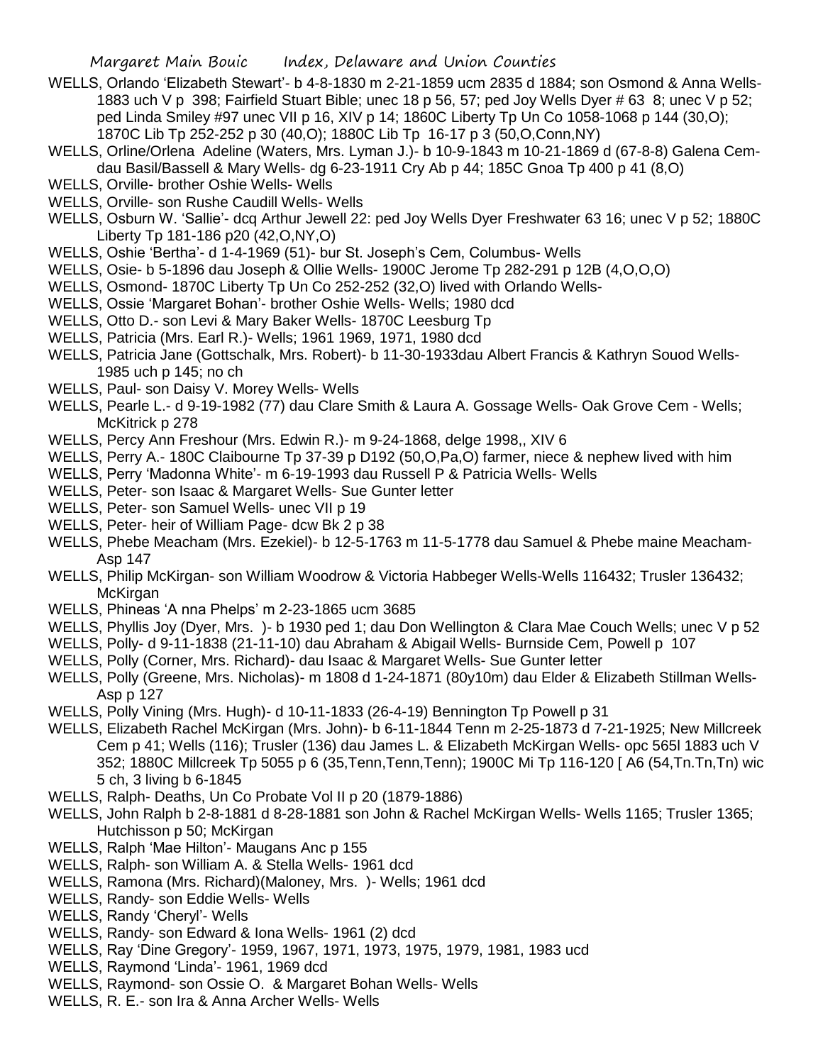WELLS, Orlando 'Elizabeth Stewart'- b 4-8-1830 m 2-21-1859 ucm 2835 d 1884; son Osmond & Anna Wells- 1883 uch V p 398; Fairfield Stuart Bible; unec 18 p 56, 57; ped Joy Wells Dyer # 63 8; unec V p 52; ped Linda Smiley #97 unec VII p 16, XIV p 14; 1860C Liberty Tp Un Co 1058-1068 p 144 (30,O); 1870C Lib Tp 252-252 p 30 (40,O); 1880C Lib Tp 16-17 p 3 (50,O,Conn,NY)

WELLS, Orline/Orlena Adeline (Waters, Mrs. Lyman J.)- b 10-9-1843 m 10-21-1869 d (67-8-8) Galena Cem- dau Basil/Bassell & Mary Wells- dg 6-23-1911 Cry Ab p 44; 185C Gnoa Tp 400 p 41 (8,O)

WELLS, Orville- brother Oshie Wells- Wells

WELLS, Orville- son Rushe Caudill Wells- Wells

WELLS, Osburn W. 'Sallie'- dcq Arthur Jewell 22: ped Joy Wells Dyer Freshwater 63 16; unec V p 52; 1880C Liberty Tp 181-186 p20 (42,O,NY,O)

WELLS, Oshie 'Bertha'- d 1-4-1969 (51)- bur St. Joseph's Cem, Columbus- Wells

WELLS, Osie- b 5-1896 dau Joseph & Ollie Wells- 1900C Jerome Tp 282-291 p 12B (4,O,O,O)

WELLS, Osmond- 1870C Liberty Tp Un Co 252-252 (32,O) lived with Orlando Wells-

WELLS, Ossie 'Margaret Bohan'- brother Oshie Wells- Wells; 1980 dcd

WELLS, Otto D.- son Levi & Mary Baker Wells- 1870C Leesburg Tp

WELLS, Patricia (Mrs. Earl R.)- Wells; 1961 1969, 1971, 1980 dcd

WELLS, Patricia Jane (Gottschalk, Mrs. Robert)- b 11-30-1933dau Albert Francis & Kathryn Souod Wells- 1985 uch p 145; no ch

WELLS, Paul- son Daisy V. Morey Wells- Wells

WELLS, Pearle L.- d 9-19-1982 (77) dau Clare Smith & Laura A. Gossage Wells- Oak Grove Cem - Wells; McKitrick p 278

WELLS, Percy Ann Freshour (Mrs. Edwin R.)- m 9-24-1868, delge 1998,, XIV 6

WELLS, Perry A.- 180C Claibourne Tp 37-39 p D192 (50,O,Pa,O) farmer, niece & nephew lived with him

WELLS, Perry 'Madonna White'- m 6-19-1993 dau Russell P & Patricia Wells- Wells

WELLS, Peter- son Isaac & Margaret Wells- Sue Gunter letter

WELLS, Peter- son Samuel Wells- unec VII p 19

WELLS, Peter- heir of William Page- dcw Bk 2 p 38

WELLS, Phebe Meacham (Mrs. Ezekiel)- b 12-5-1763 m 11-5-1778 dau Samuel & Phebe maine Meacham- Asp 147

WELLS, Philip McKirgan- son William Woodrow & Victoria Habbeger Wells-Wells 116432; Trusler 136432; McKirgan

WELLS, Phineas 'A nna Phelps' m 2-23-1865 ucm 3685

WELLS, Phyllis Joy (Dyer, Mrs. )- b 1930 ped 1; dau Don Wellington & Clara Mae Couch Wells; unec V p 52

WELLS, Polly- d 9-11-1838 (21-11-10) dau Abraham & Abigail Wells- Burnside Cem, Powell p 107

WELLS, Polly (Corner, Mrs. Richard)- dau Isaac & Margaret Wells- Sue Gunter letter

WELLS, Polly (Greene, Mrs. Nicholas)- m 1808 d 1-24-1871 (80y10m) dau Elder & Elizabeth Stillman Wells- Asp p 127

WELLS, Polly Vining (Mrs. Hugh)- d 10-11-1833 (26-4-19) Bennington Tp Powell p 31

WELLS, Elizabeth Rachel McKirgan (Mrs. John)- b 6-11-1844 Tenn m 2-25-1873 d 7-21-1925; New Millcreek Cem p 41; Wells (116); Trusler (136) dau James L. & Elizabeth McKirgan Wells- opc 565l 1883 uch V 352; 1880C Millcreek Tp 5055 p 6 (35,Tenn,Tenn,Tenn); 1900C Mi Tp 116-120 [ A6 (54,Tn.Tn,Tn) wic 5 ch, 3 living b 6-1845

WELLS, Ralph- Deaths, Un Co Probate Vol II p 20 (1879-1886)

WELLS, John Ralph b 2-8-1881 d 8-28-1881 son John & Rachel McKirgan Wells- Wells 1165; Trusler 1365; Hutchisson p 50; McKirgan

WELLS, Ralph 'Mae Hilton'- Maugans Anc p 155

WELLS, Ralph- son William A. & Stella Wells- 1961 dcd

WELLS, Ramona (Mrs. Richard)(Maloney, Mrs. )- Wells; 1961 dcd

WELLS, Randy- son Eddie Wells- Wells

WELLS, Randy 'Cheryl'- Wells

WELLS, Randy- son Edward & Iona Wells- 1961 (2) dcd

WELLS, Ray 'Dine Gregory'- 1959, 1967, 1971, 1973, 1975, 1979, 1981, 1983 ucd

WELLS, Raymond 'Linda'- 1961, 1969 dcd

WELLS, Raymond- son Ossie O. & Margaret Bohan Wells- Wells

WELLS, R. E.- son Ira & Anna Archer Wells- Wells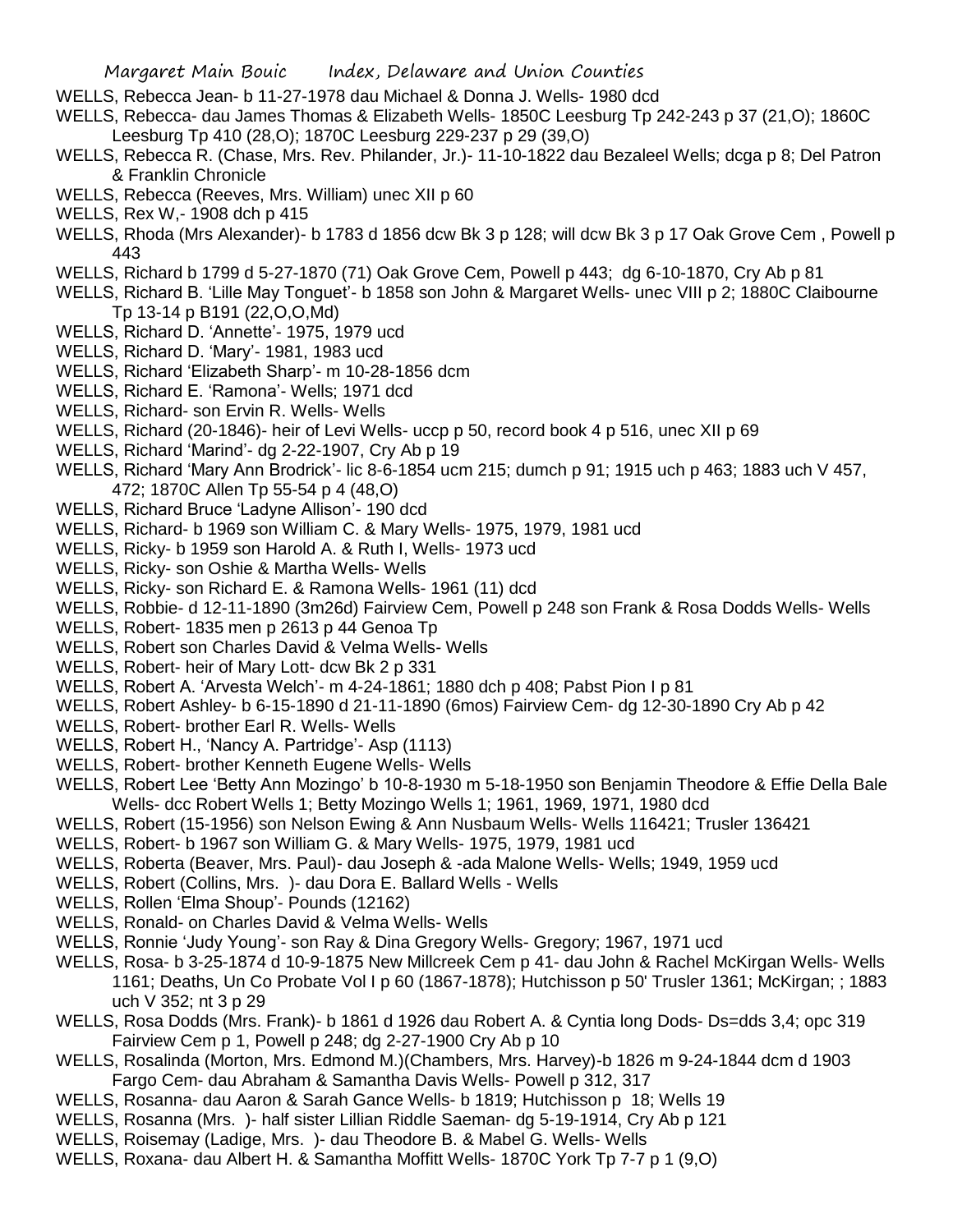WELLS, Rebecca Jean- b 11-27-1978 dau Michael & Donna J. Wells- 1980 dcd

WELLS, Rebecca- dau James Thomas & Elizabeth Wells- 1850C Leesburg Tp 242-243 p 37 (21,O); 1860C Leesburg Tp 410 (28,O); 1870C Leesburg 229-237 p 29 (39,O)

WELLS, Rebecca R. (Chase, Mrs. Rev. Philander, Jr.)- 11-10-1822 dau Bezaleel Wells; dcga p 8; Del Patron & Franklin Chronicle

WELLS, Rebecca (Reeves, Mrs. William) unec XII p 60

WELLS, Rex W,- 1908 dch p 415

WELLS, Rhoda (Mrs Alexander)- b 1783 d 1856 dcw Bk 3 p 128; will dcw Bk 3 p 17 Oak Grove Cem , Powell p 443

WELLS, Richard b 1799 d 5-27-1870 (71) Oak Grove Cem, Powell p 443; dg 6-10-1870, Cry Ab p 81

WELLS, Richard B. 'Lille May Tonguet'- b 1858 son John & Margaret Wells- unec VIII p 2; 1880C Claibourne Tp 13-14 p B191 (22,O,O,Md)

WELLS, Richard D. 'Annette'- 1975, 1979 ucd

WELLS, Richard D. 'Mary'- 1981, 1983 ucd

WELLS, Richard 'Elizabeth Sharp'- m 10-28-1856 dcm

WELLS, Richard E. 'Ramona'- Wells; 1971 dcd

WELLS, Richard- son Ervin R. Wells- Wells

WELLS, Richard (20-1846)- heir of Levi Wells- uccp p 50, record book 4 p 516, unec XII p 69

WELLS, Richard 'Marind'- dg 2-22-1907, Cry Ab p 19

WELLS, Richard 'Mary Ann Brodrick'- lic 8-6-1854 ucm 215; dumch p 91; 1915 uch p 463; 1883 uch V 457, 472; 1870C Allen Tp 55-54 p 4 (48,O)

WELLS, Richard Bruce 'Ladyne Allison'- 190 dcd

WELLS, Richard- b 1969 son William C. & Mary Wells- 1975, 1979, 1981 ucd

WELLS, Ricky- b 1959 son Harold A. & Ruth I, Wells- 1973 ucd

WELLS, Ricky- son Oshie & Martha Wells- Wells

WELLS, Ricky- son Richard E. & Ramona Wells- 1961 (11) dcd

WELLS, Robbie- d 12-11-1890 (3m26d) Fairview Cem, Powell p 248 son Frank & Rosa Dodds Wells- Wells

WELLS, Robert- 1835 men p 2613 p 44 Genoa Tp

WELLS, Robert son Charles David & Velma Wells- Wells

WELLS, Robert- heir of Mary Lott- dcw Bk 2 p 331

WELLS, Robert A. 'Arvesta Welch'- m 4-24-1861; 1880 dch p 408; Pabst Pion I p 81

WELLS, Robert Ashley- b 6-15-1890 d 21-11-1890 (6mos) Fairview Cem- dg 12-30-1890 Cry Ab p 42

WELLS, Robert- brother Earl R. Wells- Wells

WELLS, Robert H., 'Nancy A. Partridge'- Asp (1113)

WELLS, Robert- brother Kenneth Eugene Wells- Wells

WELLS, Robert Lee 'Betty Ann Mozingo' b 10-8-1930 m 5-18-1950 son Benjamin Theodore & Effie Della Bale Wells- dcc Robert Wells 1; Betty Mozingo Wells 1; 1961, 1969, 1971, 1980 dcd

WELLS, Robert (15-1956) son Nelson Ewing & Ann Nusbaum Wells- Wells 116421; Trusler 136421

WELLS, Robert- b 1967 son William G. & Mary Wells- 1975, 1979, 1981 ucd

WELLS, Roberta (Beaver, Mrs. Paul)- dau Joseph & -ada Malone Wells- Wells; 1949, 1959 ucd

WELLS, Robert (Collins, Mrs. )- dau Dora E. Ballard Wells - Wells

WELLS, Rollen 'Elma Shoup'- Pounds (12162)

WELLS, Ronald- on Charles David & Velma Wells- Wells

WELLS, Ronnie 'Judy Young'- son Ray & Dina Gregory Wells- Gregory; 1967, 1971 ucd

WELLS, Rosa- b 3-25-1874 d 10-9-1875 New Millcreek Cem p 41- dau John & Rachel McKirgan Wells- Wells 1161; Deaths, Un Co Probate Vol I p 60 (1867-1878); Hutchisson p 50' Trusler 1361; McKirgan; ; 1883 uch V 352; nt 3 p 29

WELLS, Rosa Dodds (Mrs. Frank)- b 1861 d 1926 dau Robert A. & Cyntia long Dods- Ds=dds 3,4; opc 319 Fairview Cem p 1, Powell p 248; dg 2-27-1900 Cry Ab p 10

WELLS, Rosalinda (Morton, Mrs. Edmond M.)(Chambers, Mrs. Harvey)-b 1826 m 9-24-1844 dcm d 1903 Fargo Cem- dau Abraham & Samantha Davis Wells- Powell p 312, 317

WELLS, Rosanna- dau Aaron & Sarah Gance Wells- b 1819; Hutchisson p 18; Wells 19

WELLS, Rosanna (Mrs. )- half sister Lillian Riddle Saeman- dg 5-19-1914, Cry Ab p 121

WELLS, Roisemay (Ladige, Mrs. )- dau Theodore B. & Mabel G. Wells- Wells

WELLS, Roxana- dau Albert H. & Samantha Moffitt Wells- 1870C York Tp 7-7 p 1 (9,O)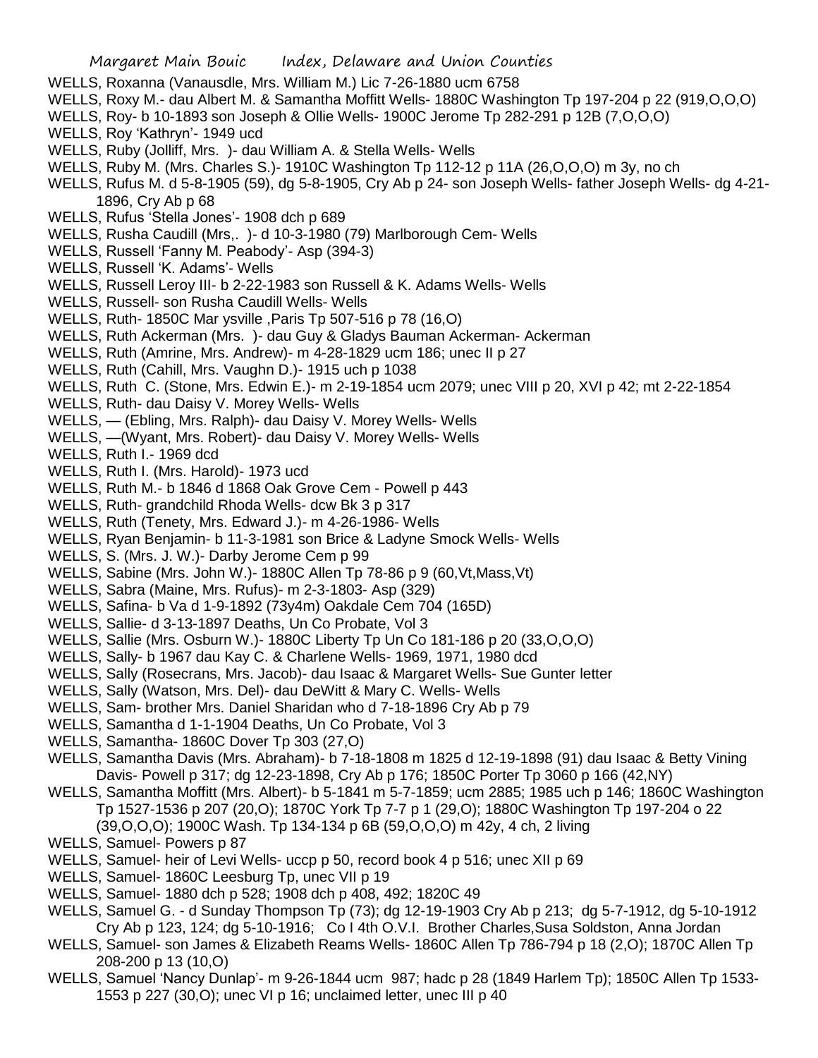WELLS, Roxanna (Vanausdle, Mrs. William M.) Lic 7-26-1880 ucm 6758

WELLS, Roxy M.- dau Albert M. & Samantha Moffitt Wells- 1880C Washington Tp 197-204 p 22 (919,O,O,O)

WELLS, Roy- b 10-1893 son Joseph & Ollie Wells- 1900C Jerome Tp 282-291 p 12B (7,O,O,O)

WELLS, Roy 'Kathryn'- 1949 ucd

WELLS, Ruby (Jolliff, Mrs. )- dau William A. & Stella Wells- Wells

WELLS, Ruby M. (Mrs. Charles S.)- 1910C Washington Tp 112-12 p 11A (26,O,O,O) m 3y, no ch

WELLS, Rufus M. d 5-8-1905 (59), dg 5-8-1905, Cry Ab p 24- son Joseph Wells- father Joseph Wells- dg 4-21-1896, Cry Ab p 68

WELLS, Rufus 'Stella Jones'- 1908 dch p 689

WELLS, Rusha Caudill (Mrs,. )- d 10-3-1980 (79) Marlborough Cem- Wells

WELLS, Russell 'Fanny M. Peabody'- Asp (394-3)

WELLS, Russell 'K. Adams'- Wells

WELLS, Russell Leroy III- b 2-22-1983 son Russell & K. Adams Wells- Wells

WELLS, Russell- son Rusha Caudill Wells- Wells

WELLS, Ruth- 1850C Mar ysville ,Paris Tp 507-516 p 78 (16,O)

WELLS, Ruth Ackerman (Mrs. )- dau Guy & Gladys Bauman Ackerman- Ackerman

WELLS, Ruth (Amrine, Mrs. Andrew)- m 4-28-1829 ucm 186; unec II p 27

WELLS, Ruth (Cahill, Mrs. Vaughn D.)- 1915 uch p 1038

WELLS, Ruth C. (Stone, Mrs. Edwin E.)- m 2-19-1854 ucm 2079; unec VIII p 20, XVI p 42; mt 2-22-1854

WELLS, Ruth- dau Daisy V. Morey Wells- Wells

WELLS, — (Ebling, Mrs. Ralph)- dau Daisy V. Morey Wells- Wells

WELLS, —(Wyant, Mrs. Robert)- dau Daisy V. Morey Wells- Wells

WELLS, Ruth I.- 1969 dcd

WELLS, Ruth I. (Mrs. Harold)- 1973 ucd

WELLS, Ruth M.- b 1846 d 1868 Oak Grove Cem - Powell p 443

WELLS, Ruth- grandchild Rhoda Wells- dcw Bk 3 p 317

WELLS, Ruth (Tenety, Mrs. Edward J.)- m 4-26-1986- Wells

WELLS, Ryan Benjamin- b 11-3-1981 son Brice & Ladyne Smock Wells- Wells

WELLS, S. (Mrs. J. W.)- Darby Jerome Cem p 99

WELLS, Sabine (Mrs. John W.)- 1880C Allen Tp 78-86 p 9 (60,Vt,Mass,Vt)

WELLS, Sabra (Maine, Mrs. Rufus)- m 2-3-1803- Asp (329)

WELLS, Safina- b Va d 1-9-1892 (73y4m) Oakdale Cem 704 (165D)

WELLS, Sallie- d 3-13-1897 Deaths, Un Co Probate, Vol 3

WELLS, Sallie (Mrs. Osburn W.)- 1880C Liberty Tp Un Co 181-186 p 20 (33,O,O,O)

WELLS, Sally- b 1967 dau Kay C. & Charlene Wells- 1969, 1971, 1980 dcd

WELLS, Sally (Rosecrans, Mrs. Jacob)- dau Isaac & Margaret Wells- Sue Gunter letter

WELLS, Sally (Watson, Mrs. Del)- dau DeWitt & Mary C. Wells- Wells

WELLS, Sam- brother Mrs. Daniel Sharidan who d 7-18-1896 Cry Ab p 79

WELLS, Samantha d 1-1-1904 Deaths, Un Co Probate, Vol 3

WELLS, Samantha- 1860C Dover Tp 303 (27,O)

WELLS, Samantha Davis (Mrs. Abraham)- b 7-18-1808 m 1825 d 12-19-1898 (91) dau Isaac & Betty Vining Davis- Powell p 317; dg 12-23-1898, Cry Ab p 176; 1850C Porter Tp 3060 p 166 (42,NY)

WELLS, Samantha Moffitt (Mrs. Albert)- b 5-1841 m 5-7-1859; ucm 2885; 1985 uch p 146; 1860C Washington Tp 1527-1536 p 207 (20,O); 1870C York Tp 7-7 p 1 (29,O); 1880C Washington Tp 197-204 o 22 (39,O,O,O); 1900C Wash. Tp 134-134 p 6B (59,O,O,O) m 42y, 4 ch, 2 living

WELLS, Samuel- Powers p 87

WELLS, Samuel- heir of Levi Wells- uccp p 50, record book 4 p 516; unec XII p 69

WELLS, Samuel- 1860C Leesburg Tp, unec VII p 19

WELLS, Samuel- 1880 dch p 528; 1908 dch p 408, 492; 1820C 49

WELLS, Samuel G. - d Sunday Thompson Tp (73); dg 12-19-1903 Cry Ab p 213; dg 5-7-1912, dg 5-10-1912 Cry Ab p 123, 124; dg 5-10-1916; Co I 4th O.V.I. Brother Charles,Susa Soldston, Anna Jordan

WELLS, Samuel- son James & Elizabeth Reams Wells- 1860C Allen Tp 786-794 p 18 (2,O); 1870C Allen Tp 208-200 p 13 (10,O)

WELLS, Samuel 'Nancy Dunlap'- m 9-26-1844 ucm 987; hadc p 28 (1849 Harlem Tp); 1850C Allen Tp 1533-1553 p 227 (30,O); unec VI p 16; unclaimed letter, unec III p 40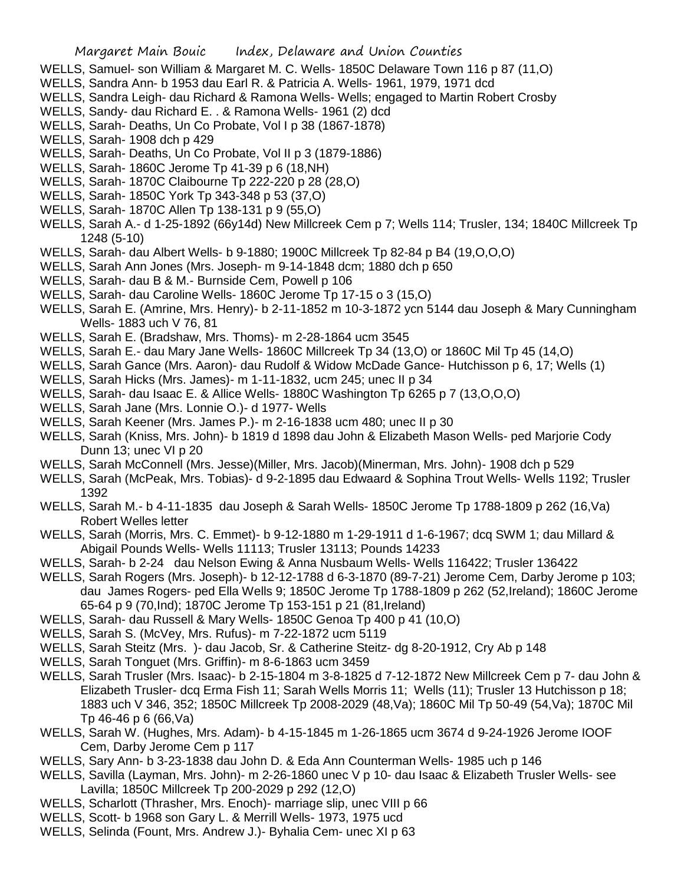WELLS, Samuel- son William & Margaret M. C. Wells- 1850C Delaware Town 116 p 87 (11,O)

WELLS, Sandra Ann- b 1953 dau Earl R. & Patricia A. Wells- 1961, 1979, 1971 dcd

WELLS, Sandra Leigh- dau Richard & Ramona Wells- Wells; engaged to Martin Robert Crosby

WELLS, Sandy- dau Richard E. . & Ramona Wells- 1961 (2) dcd

WELLS, Sarah- Deaths, Un Co Probate, Vol I p 38 (1867-1878)

WELLS, Sarah- 1908 dch p 429

WELLS, Sarah- Deaths, Un Co Probate, Vol II p 3 (1879-1886)

WELLS, Sarah- 1860C Jerome Tp 41-39 p 6 (18,NH)

WELLS, Sarah- 1870C Claibourne Tp 222-220 p 28 (28,O)

WELLS, Sarah- 1850C York Tp 343-348 p 53 (37,O)

WELLS, Sarah- 1870C Allen Tp 138-131 p 9 (55,O)

WELLS, Sarah A.- d 1-25-1892 (66y14d) New Millcreek Cem p 7; Wells 114; Trusler, 134; 1840C Millcreek Tp 1248 (5-10)

WELLS, Sarah- dau Albert Wells- b 9-1880; 1900C Millcreek Tp 82-84 p B4 (19,O,O,O)

WELLS, Sarah Ann Jones (Mrs. Joseph- m 9-14-1848 dcm; 1880 dch p 650

WELLS, Sarah- dau B & M.- Burnside Cem, Powell p 106

WELLS, Sarah- dau Caroline Wells- 1860C Jerome Tp 17-15 o 3 (15,O)

WELLS, Sarah E. (Amrine, Mrs. Henry)- b 2-11-1852 m 10-3-1872 ycn 5144 dau Joseph & Mary Cunningham Wells- 1883 uch V 76, 81

WELLS, Sarah E. (Bradshaw, Mrs. Thoms)- m 2-28-1864 ucm 3545

WELLS, Sarah E.- dau Mary Jane Wells- 1860C Millcreek Tp 34 (13,O) or 1860C Mil Tp 45 (14,O)

WELLS, Sarah Gance (Mrs. Aaron)- dau Rudolf & Widow McDade Gance- Hutchisson p 6, 17; Wells (1)

WELLS, Sarah Hicks (Mrs. James)- m 1-11-1832, ucm 245; unec II p 34

WELLS, Sarah- dau Isaac E. & Allice Wells- 1880C Washington Tp 6265 p 7 (13,O,O,O)

WELLS, Sarah Jane (Mrs. Lonnie O.)- d 1977- Wells

WELLS, Sarah Keener (Mrs. James P.)- m 2-16-1838 ucm 480; unec II p 30

WELLS, Sarah (Kniss, Mrs. John)- b 1819 d 1898 dau John & Elizabeth Mason Wells- ped Marjorie Cody Dunn 13; unec VI p 20

WELLS, Sarah McConnell (Mrs. Jesse)(Miller, Mrs. Jacob)(Minerman, Mrs. John)- 1908 dch p 529

WELLS, Sarah (McPeak, Mrs. Tobias)- d 9-2-1895 dau Edwaard & Sophina Trout Wells- Wells 1192; Trusler 1392

WELLS, Sarah M.- b 4-11-1835 dau Joseph & Sarah Wells- 1850C Jerome Tp 1788-1809 p 262 (16,Va) Robert Welles letter

WELLS, Sarah (Morris, Mrs. C. Emmet)- b 9-12-1880 m 1-29-1911 d 1-6-1967; dcq SWM 1; dau Millard & Abigail Pounds Wells- Wells 11113; Trusler 13113; Pounds 14233

WELLS, Sarah- b 2-24 dau Nelson Ewing & Anna Nusbaum Wells- Wells 116422; Trusler 136422

WELLS, Sarah Rogers (Mrs. Joseph)- b 12-12-1788 d 6-3-1870 (89-7-21) Jerome Cem, Darby Jerome p 103; dau James Rogers- ped Ella Wells 9; 1850C Jerome Tp 1788-1809 p 262 (52,Ireland); 1860C Jerome 65-64 p 9 (70,Ind); 1870C Jerome Tp 153-151 p 21 (81,Ireland)

WELLS, Sarah- dau Russell & Mary Wells- 1850C Genoa Tp 400 p 41 (10,O)

WELLS, Sarah S. (McVey, Mrs. Rufus)- m 7-22-1872 ucm 5119

WELLS, Sarah Steitz (Mrs. )- dau Jacob, Sr. & Catherine Steitz- dg 8-20-1912, Cry Ab p 148

WELLS, Sarah Tonguet (Mrs. Griffin)- m 8-6-1863 ucm 3459

WELLS, Sarah Trusler (Mrs. Isaac)- b 2-15-1804 m 3-8-1825 d 7-12-1872 New Millcreek Cem p 7- dau John & Elizabeth Trusler- dcq Erma Fish 11; Sarah Wells Morris 11; Wells (11); Trusler 13 Hutchisson p 18; 1883 uch V 346, 352; 1850C Millcreek Tp 2008-2029 (48,Va); 1860C Mil Tp 50-49 (54,Va); 1870C Mil Tp 46-46 p 6 (66,Va)

WELLS, Sarah W. (Hughes, Mrs. Adam)- b 4-15-1845 m 1-26-1865 ucm 3674 d 9-24-1926 Jerome IOOF Cem, Darby Jerome Cem p 117

WELLS, Sary Ann- b 3-23-1838 dau John D. & Eda Ann Counterman Wells- 1985 uch p 146

WELLS, Savilla (Layman, Mrs. John)- m 2-26-1860 unec V p 10- dau Isaac & Elizabeth Trusler Wells- see Lavilla; 1850C Millcreek Tp 200-2029 p 292 (12,O)

WELLS, Scharlott (Thrasher, Mrs. Enoch)- marriage slip, unec VIII p 66

WELLS, Scott- b 1968 son Gary L. & Merrill Wells- 1973, 1975 ucd

WELLS, Selinda (Fount, Mrs. Andrew J.)- Byhalia Cem- unec XI p 63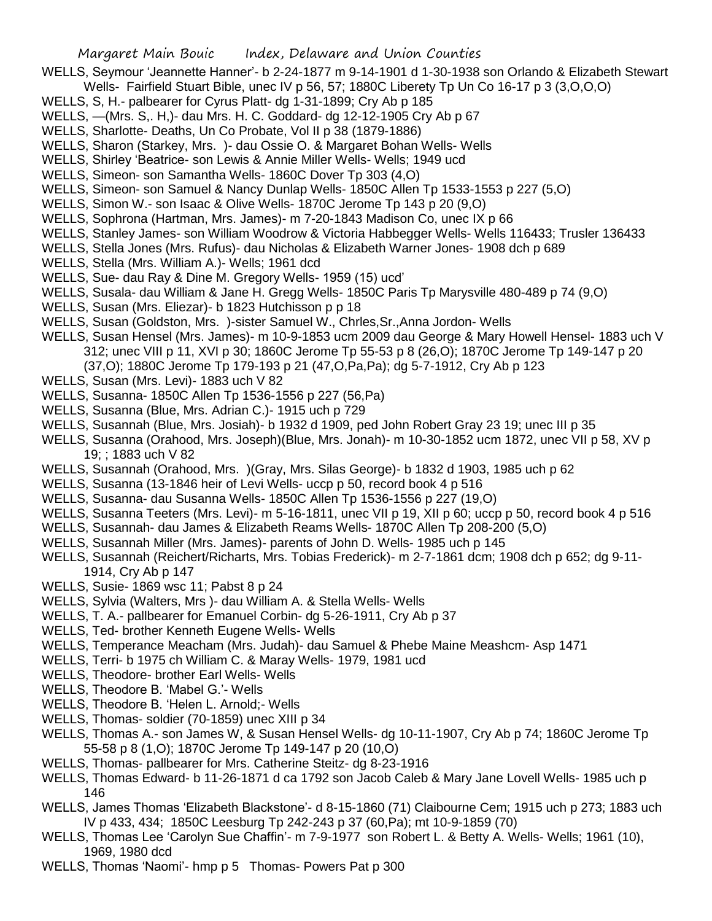WELLS, Seymour 'Jeannette Hanner'- b 2-24-1877 m 9-14-1901 d 1-30-1938 son Orlando & Elizabeth Stewart Wells- Fairfield Stuart Bible, unec IV p 56, 57; 1880C Liberety Tp Un Co 16-17 p 3 (3,O,O,O)

WELLS, S, H.- palbearer for Cyrus Platt- dg 1-31-1899; Cry Ab p 185

WELLS, —(Mrs. S,. H,)- dau Mrs. H. C. Goddard- dg 12-12-1905 Cry Ab p 67

WELLS, Sharlotte- Deaths, Un Co Probate, Vol II p 38 (1879-1886)

WELLS, Sharon (Starkey, Mrs. )- dau Ossie O. & Margaret Bohan Wells- Wells

WELLS, Shirley 'Beatrice- son Lewis & Annie Miller Wells- Wells; 1949 ucd

WELLS, Simeon- son Samantha Wells- 1860C Dover Tp 303 (4,O)

WELLS, Simeon- son Samuel & Nancy Dunlap Wells- 1850C Allen Tp 1533-1553 p 227 (5,O)

WELLS, Simon W.- son Isaac & Olive Wells- 1870C Jerome Tp 143 p 20 (9,O)

WELLS, Sophrona (Hartman, Mrs. James)- m 7-20-1843 Madison Co, unec IX p 66

WELLS, Stanley James- son William Woodrow & Victoria Habbegger Wells- Wells 116433; Trusler 136433

WELLS, Stella Jones (Mrs. Rufus)- dau Nicholas & Elizabeth Warner Jones- 1908 dch p 689

WELLS, Stella (Mrs. William A.)- Wells; 1961 dcd

WELLS, Sue- dau Ray & Dine M. Gregory Wells- 1959 (15) ucd'

WELLS, Susala- dau William & Jane H. Gregg Wells- 1850C Paris Tp Marysville 480-489 p 74 (9,O)

WELLS, Susan (Mrs. Eliezar)- b 1823 Hutchisson p p 18

WELLS, Susan (Goldston, Mrs. )-sister Samuel W., Chrles,Sr.,Anna Jordon- Wells

WELLS, Susan Hensel (Mrs. James)- m 10-9-1853 ucm 2009 dau George & Mary Howell Hensel- 1883 uch V 312; unec VIII p 11, XVI p 30; 1860C Jerome Tp 55-53 p 8 (26,O); 1870C Jerome Tp 149-147 p 20 (37,O); 1880C Jerome Tp 179-193 p 21 (47,O,Pa,Pa); dg 5-7-1912, Cry Ab p 123

WELLS, Susan (Mrs. Levi)- 1883 uch V 82

WELLS, Susanna- 1850C Allen Tp 1536-1556 p 227 (56,Pa)

WELLS, Susanna (Blue, Mrs. Adrian C.)- 1915 uch p 729

WELLS, Susannah (Blue, Mrs. Josiah)- b 1932 d 1909, ped John Robert Gray 23 19; unec III p 35

WELLS, Susanna (Orahood, Mrs. Joseph)(Blue, Mrs. Jonah)- m 10-30-1852 ucm 1872, unec VII p 58, XV p 19; ; 1883 uch V 82

WELLS, Susannah (Orahood, Mrs. )(Gray, Mrs. Silas George)- b 1832 d 1903, 1985 uch p 62

WELLS, Susanna (13-1846 heir of Levi Wells- uccp p 50, record book 4 p 516

WELLS, Susanna- dau Susanna Wells- 1850C Allen Tp 1536-1556 p 227 (19,O)

WELLS, Susanna Teeters (Mrs. Levi)- m 5-16-1811, unec VII p 19, XII p 60; uccp p 50, record book 4 p 516

WELLS, Susannah- dau James & Elizabeth Reams Wells- 1870C Allen Tp 208-200 (5,O)

WELLS, Susannah Miller (Mrs. James)- parents of John D. Wells- 1985 uch p 145

WELLS, Susannah (Reichert/Richarts, Mrs. Tobias Frederick)- m 2-7-1861 dcm; 1908 dch p 652; dg 9-11-1914, Cry Ab p 147

WELLS, Susie- 1869 wsc 11; Pabst 8 p 24

WELLS, Sylvia (Walters, Mrs )- dau William A. & Stella Wells- Wells

WELLS, T. A.- pallbearer for Emanuel Corbin- dg 5-26-1911, Cry Ab p 37

WELLS, Ted- brother Kenneth Eugene Wells- Wells

WELLS, Temperance Meacham (Mrs. Judah)- dau Samuel & Phebe Maine Meashcm- Asp 1471

WELLS, Terri- b 1975 ch William C. & Maray Wells- 1979, 1981 ucd

WELLS, Theodore- brother Earl Wells- Wells

WELLS, Theodore B. 'Mabel G.'- Wells

WELLS, Theodore B. 'Helen L. Arnold;- Wells

WELLS, Thomas- soldier (70-1859) unec XIII p 34

WELLS, Thomas A.- son James W, & Susan Hensel Wells- dg 10-11-1907, Cry Ab p 74; 1860C Jerome Tp 55-58 p 8 (1,O); 1870C Jerome Tp 149-147 p 20 (10,O)

WELLS, Thomas- pallbearer for Mrs. Catherine Steitz- dg 8-23-1916

WELLS, Thomas Edward- b 11-26-1871 d ca 1792 son Jacob Caleb & Mary Jane Lovell Wells- 1985 uch p 146

WELLS, James Thomas 'Elizabeth Blackstone'- d 8-15-1860 (71) Claibourne Cem; 1915 uch p 273; 1883 uch IV p 433, 434; 1850C Leesburg Tp 242-243 p 37 (60,Pa); mt 10-9-1859 (70)

WELLS, Thomas Lee 'Carolyn Sue Chaffin'- m 7-9-1977 son Robert L. & Betty A. Wells- Wells; 1961 (10), 1969, 1980 dcd

WELLS, Thomas 'Naomi'- hmp p 5 Thomas- Powers Pat p 300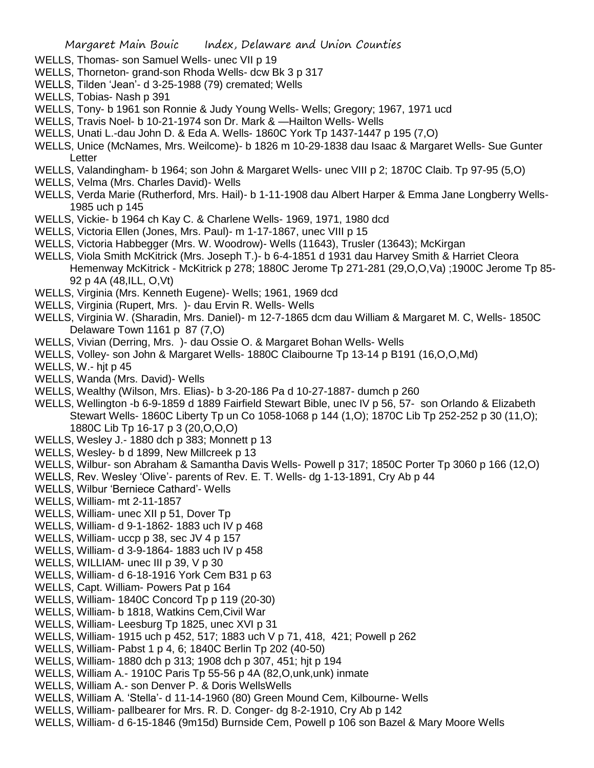WELLS, Thomas- son Samuel Wells- unec VII p 19
WELLS, Thorneton- grand-son Rhoda Wells- dcw Bk 3 p 317
WELLS, Tilden 'Jean'- d 3-25-1988 (79) cremated; Wells
WELLS, Tobias- Nash p 391
WELLS, Tony- b 1961 son Ronnie & Judy Young Wells- Wells; Gregory; 1967, 1971 ucd
WELLS, Travis Noel- b 10-21-1974 son Dr. Mark & —Hailton Wells- Wells
WELLS, Unati L.-dau John D. & Eda A. Wells- 1860C York Tp 1437-1447 p 195 (7,O)
WELLS, Unice (McNames, Mrs. Weilcome)- b 1826 m 10-29-1838 dau Isaac & Margaret Wells- Sue Gunter Letter
WELLS, Valandingham- b 1964; son John & Margaret Wells- unec VIII p 2; 1870C Claib. Tp 97-95 (5,O)
WELLS, Velma (Mrs. Charles David)- Wells
WELLS, Verda Marie (Rutherford, Mrs. Hail)- b 1-11-1908 dau Albert Harper & Emma Jane Longberry Wells- 1985 uch p 145
WELLS, Vickie- b 1964 ch Kay C. & Charlene Wells- 1969, 1971, 1980 dcd
WELLS, Victoria Ellen (Jones, Mrs. Paul)- m 1-17-1867, unec VIII p 15
WELLS, Victoria Habbegger (Mrs. W. Woodrow)- Wells (11643), Trusler (13643); McKirgan
WELLS, Viola Smith McKitrick (Mrs. Joseph T.)- b 6-4-1851 d 1931 dau Harvey Smith & Harriet Cleora Hemenway McKitrick - McKitrick p 278; 1880C Jerome Tp 271-281 (29,O,O,Va) ;1900C Jerome Tp 85-92 p 4A (48,ILL, O,Vt)
WELLS, Virginia (Mrs. Kenneth Eugene)- Wells; 1961, 1969 dcd
WELLS, Virginia (Rupert, Mrs. )- dau Ervin R. Wells- Wells
WELLS, Virginia W. (Sharadin, Mrs. Daniel)- m 12-7-1865 dcm dau William & Margaret M. C, Wells- 1850C Delaware Town 1161 p 87 (7,O)
WELLS, Vivian (Derring, Mrs. )- dau Ossie O. & Margaret Bohan Wells- Wells
WELLS, Volley- son John & Margaret Wells- 1880C Claibourne Tp 13-14 p B191 (16,O,O,Md)
WELLS, W.- hjt p 45
WELLS, Wanda (Mrs. David)- Wells
WELLS, Wealthy (Wilson, Mrs. Elias)- b 3-20-186 Pa d 10-27-1887- dumch p 260
WELLS, Wellington -b 6-9-1859 d 1889 Fairfield Stewart Bible, unec IV p 56, 57- son Orlando & Elizabeth Stewart Wells- 1860C Liberty Tp un Co 1058-1068 p 144 (1,O); 1870C Lib Tp 252-252 p 30 (11,O); 1880C Lib Tp 16-17 p 3 (20,O,O,O)
WELLS, Wesley J.- 1880 dch p 383; Monnett p 13
WELLS, Wesley- b d 1899, New Millcreek p 13
WELLS, Wilbur- son Abraham & Samantha Davis Wells- Powell p 317; 1850C Porter Tp 3060 p 166 (12,O)
WELLS, Rev. Wesley 'Olive'- parents of Rev. E. T. Wells- dg 1-13-1891, Cry Ab p 44
WELLS, Wilbur 'Berniece Cathard'- Wells
WELLS, William- mt 2-11-1857
WELLS, William- unec XII p 51, Dover Tp
WELLS, William- d 9-1-1862- 1883 uch IV p 468
WELLS, William- uccp p 38, sec JV 4 p 157
WELLS, William- d 3-9-1864- 1883 uch IV p 458
WELLS, WILLIAM- unec III p 39, V p 30
WELLS, William- d 6-18-1916 York Cem B31 p 63
WELLS, Capt. William- Powers Pat p 164
WELLS, William- 1840C Concord Tp p 119 (20-30)
WELLS, William- b 1818, Watkins Cem,Civil War
WELLS, William- Leesburg Tp 1825, unec XVI p 31
WELLS, William- 1915 uch p 452, 517; 1883 uch V p 71, 418, 421; Powell p 262
WELLS, William- Pabst 1 p 4, 6; 1840C Berlin Tp 202 (40-50)
WELLS, William- 1880 dch p 313; 1908 dch p 307, 451; hjt p 194
WELLS, William A.- 1910C Paris Tp 55-56 p 4A (82,O,unk,unk) inmate
WELLS, William A.- son Denver P. & Doris WellsWells
WELLS, William A. 'Stella'- d 11-14-1960 (80) Green Mound Cem, Kilbourne- Wells
WELLS, William- pallbearer for Mrs. R. D. Conger- dg 8-2-1910, Cry Ab p 142
WELLS, William- d 6-15-1846 (9m15d) Burnside Cem, Powell p 106 son Bazel & Mary Moore Wells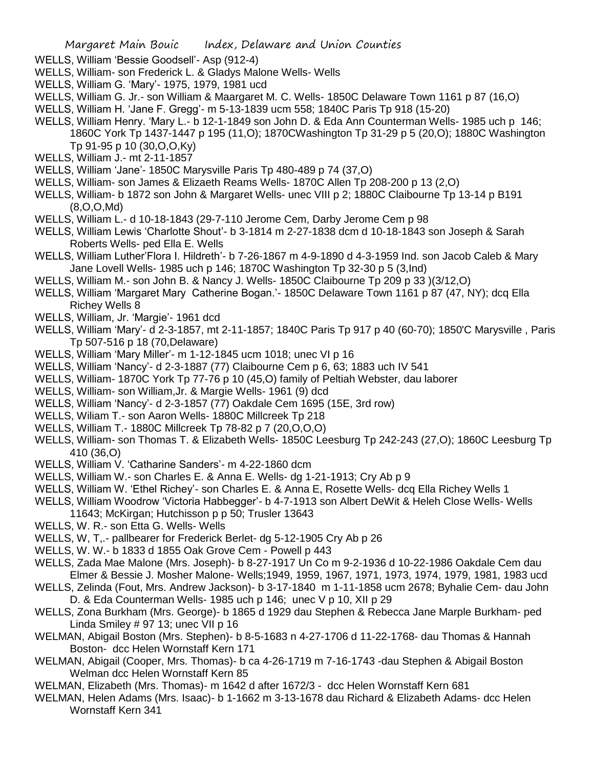WELLS, William 'Bessie Goodsell'- Asp (912-4)

WELLS, William- son Frederick L. & Gladys Malone Wells- Wells

WELLS, William G. 'Mary'- 1975, 1979, 1981 ucd

WELLS, William G. Jr.- son William & Maargaret M. C. Wells- 1850C Delaware Town 1161 p 87 (16,O)

WELLS, William H. 'Jane F. Gregg'- m 5-13-1839 ucm 558; 1840C Paris Tp 918 (15-20)

WELLS, William Henry. 'Mary L.- b 12-1-1849 son John D. & Eda Ann Counterman Wells- 1985 uch p 146; 1860C York Tp 1437-1447 p 195 (11,O); 1870CWashington Tp 31-29 p 5 (20,O); 1880C Washington Tp 91-95 p 10 (30,O,O,Ky)

WELLS, William J.- mt 2-11-1857

WELLS, William 'Jane'- 1850C Marysville Paris Tp 480-489 p 74 (37,O)

WELLS, William- son James & Elizaeth Reams Wells- 1870C Allen Tp 208-200 p 13 (2,O)

WELLS, William- b 1872 son John & Margaret Wells- unec VIII p 2; 1880C Claibourne Tp 13-14 p B191 (8,O,O,Md)

WELLS, William L.- d 10-18-1843 (29-7-110 Jerome Cem, Darby Jerome Cem p 98

WELLS, William Lewis 'Charlotte Shout'- b 3-1814 m 2-27-1838 dcm d 10-18-1843 son Joseph & Sarah Roberts Wells- ped Ella E. Wells

WELLS, William Luther'Flora I. Hildreth'- b 7-26-1867 m 4-9-1890 d 4-3-1959 Ind. son Jacob Caleb & Mary Jane Lovell Wells- 1985 uch p 146; 1870C Washington Tp 32-30 p 5 (3,Ind)

WELLS, William M.- son John B. & Nancy J. Wells- 1850C Claibourne Tp 209 p 33 )(3/12,O)

WELLS, William 'Margaret Mary Catherine Bogan.'- 1850C Delaware Town 1161 p 87 (47, NY); dcq Ella Richey Wells 8

WELLS, William, Jr. 'Margie'- 1961 dcd

WELLS, William 'Mary'- d 2-3-1857, mt 2-11-1857; 1840C Paris Tp 917 p 40 (60-70); 1850'C Marysville , Paris Tp 507-516 p 18 (70,Delaware)

WELLS, William 'Mary Miller'- m 1-12-1845 ucm 1018; unec VI p 16

WELLS, William 'Nancy'- d 2-3-1887 (77) Claibourne Cem p 6, 63; 1883 uch IV 541

WELLS, William- 1870C York Tp 77-76 p 10 (45,O) family of Peltiah Webster, dau laborer

WELLS, William- son William,Jr. & Margie Wells- 1961 (9) dcd

WELLS, William 'Nancy'- d 2-3-1857 (77) Oakdale Cem 1695 (15E, 3rd row)

WELLS, Wiliam T.- son Aaron Wells- 1880C Millcreek Tp 218

WELLS, William T.- 1880C Millcreek Tp 78-82 p 7 (20,O,O,O)

WELLS, William- son Thomas T. & Elizabeth Wells- 1850C Leesburg Tp 242-243 (27,O); 1860C Leesburg Tp 410 (36,O)

WELLS, William V. 'Catharine Sanders'- m 4-22-1860 dcm

WELLS, William W.- son Charles E. & Anna E. Wells- dg 1-21-1913; Cry Ab p 9

WELLS, William W. 'Ethel Richey'- son Charles E. & Anna E, Rosette Wells- dcq Ella Richey Wells 1

WELLS, William Woodrow 'Victoria Habbegger'- b 4-7-1913 son Albert DeWit & Heleh Close Wells- Wells 11643; McKirgan; Hutchisson p p 50; Trusler 13643

WELLS, W. R.- son Etta G. Wells- Wells

WELLS, W, T,.- pallbearer for Frederick Berlet- dg 5-12-1905 Cry Ab p 26

WELLS, W. W.- b 1833 d 1855 Oak Grove Cem - Powell p 443

WELLS, Zada Mae Malone (Mrs. Joseph)- b 8-27-1917 Un Co m 9-2-1936 d 10-22-1986 Oakdale Cem dau Elmer & Bessie J. Mosher Malone- Wells;1949, 1959, 1967, 1971, 1973, 1974, 1979, 1981, 1983 ucd

WELLS, Zelinda (Fout, Mrs. Andrew Jackson)- b 3-17-1840 m 1-11-1858 ucm 2678; Byhalie Cem- dau John D. & Eda Counterman Wells- 1985 uch p 146; unec V p 10, XII p 29

WELLS, Zona Burkham (Mrs. George)- b 1865 d 1929 dau Stephen & Rebecca Jane Marple Burkham- ped Linda Smiley # 97 13; unec VII p 16

WELMAN, Abigail Boston (Mrs. Stephen)- b 8-5-1683 n 4-27-1706 d 11-22-1768- dau Thomas & Hannah Boston- dcc Helen Wornstaff Kern 171

WELMAN, Abigail (Cooper, Mrs. Thomas)- b ca 4-26-1719 m 7-16-1743 -dau Stephen & Abigail Boston Welman dcc Helen Wornstaff Kern 85

WELMAN, Elizabeth (Mrs. Thomas)- m 1642 d after 1672/3 - dcc Helen Wornstaff Kern 681

WELMAN, Helen Adams (Mrs. Isaac)- b 1-1662 m 3-13-1678 dau Richard & Elizabeth Adams- dcc Helen Wornstaff Kern 341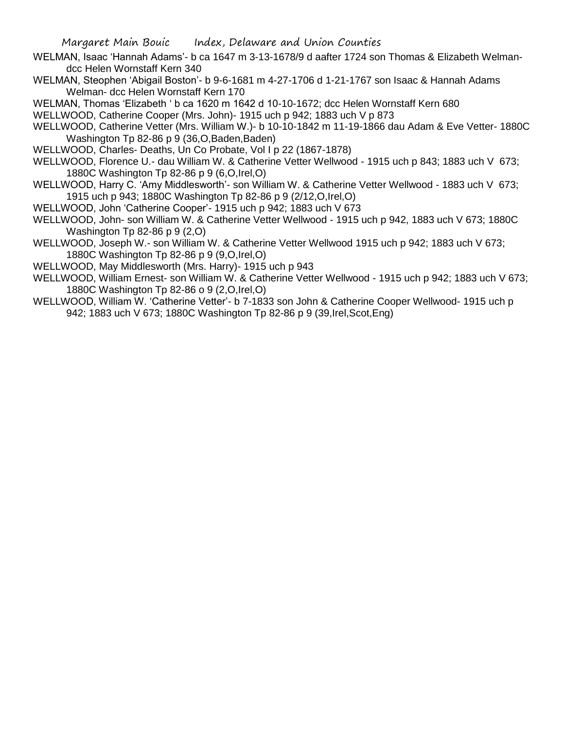WELMAN, Isaac 'Hannah Adams'- b ca 1647 m 3-13-1678/9 d aafter 1724 son Thomas & Elizabeth Welman- dcc Helen Wornstaff Kern 340

WELMAN, Steophen 'Abigail Boston'- b 9-6-1681 m 4-27-1706 d 1-21-1767 son Isaac & Hannah Adams Welman- dcc Helen Wornstaff Kern 170

WELMAN, Thomas 'Elizabeth ' b ca 1620 m 1642 d 10-10-1672; dcc Helen Wornstaff Kern 680

WELLWOOD, Catherine Cooper (Mrs. John)- 1915 uch p 942; 1883 uch V p 873

WELLWOOD, Catherine Vetter (Mrs. William W.)- b 10-10-1842 m 11-19-1866 dau Adam & Eve Vetter- 1880C Washington Tp 82-86 p 9 (36,O,Baden,Baden)

WELLWOOD, Charles- Deaths, Un Co Probate, Vol I p 22 (1867-1878)

WELLWOOD, Florence U.- dau William W. & Catherine Vetter Wellwood - 1915 uch p 843; 1883 uch V 673; 1880C Washington Tp 82-86 p 9 (6,O,Irel,O)

WELLWOOD, Harry C. 'Amy Middlesworth'- son William W. & Catherine Vetter Wellwood - 1883 uch V 673; 1915 uch p 943; 1880C Washington Tp 82-86 p 9 (2/12,O,Irel,O)

WELLWOOD, John 'Catherine Cooper'- 1915 uch p 942; 1883 uch V 673

WELLWOOD, John- son William W. & Catherine Vetter Wellwood - 1915 uch p 942, 1883 uch V 673; 1880C Washington Tp 82-86 p 9 (2,O)

WELLWOOD, Joseph W.- son William W. & Catherine Vetter Wellwood 1915 uch p 942; 1883 uch V 673; 1880C Washington Tp 82-86 p 9 (9,O,Irel,O)

WELLWOOD, May Middlesworth (Mrs. Harry)- 1915 uch p 943

WELLWOOD, William Ernest- son William W. & Catherine Vetter Wellwood - 1915 uch p 942; 1883 uch V 673; 1880C Washington Tp 82-86 o 9 (2,O,Irel,O)

WELLWOOD, William W. 'Catherine Vetter'- b 7-1833 son John & Catherine Cooper Wellwood- 1915 uch p 942; 1883 uch V 673; 1880C Washington Tp 82-86 p 9 (39,Irel,Scot,Eng)